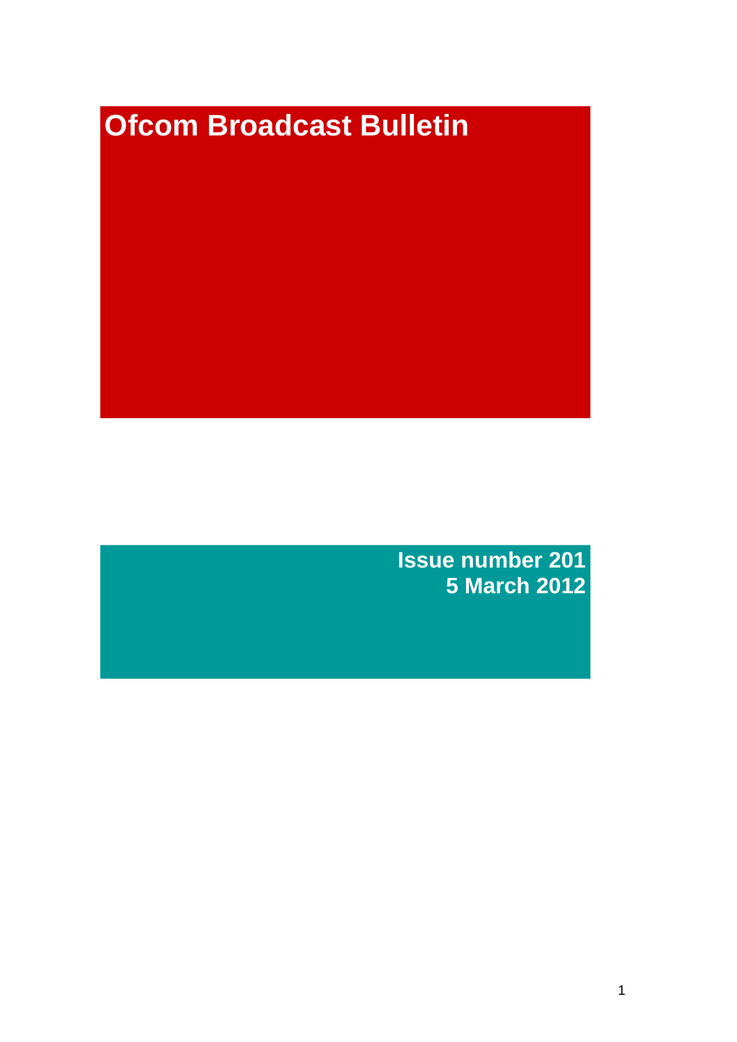# Ofcom Broadcast Bulletin

**Issue number 201**
**5 March 2012**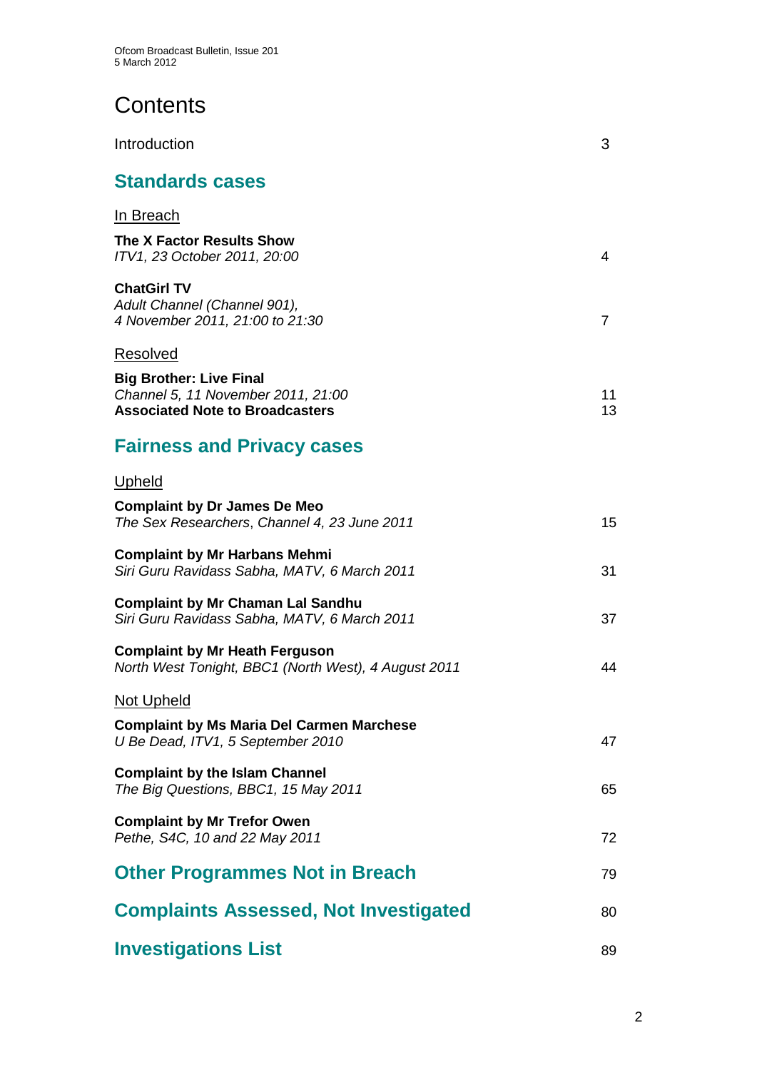# Contents

Introduction 3

## Standards cases

In Breach

**The X Factor Results Show**
*ITV1, 23 October 2011, 20:00* 4

**ChatGirl TV**
*Adult Channel (Channel 901),*
*4 November 2011, 21:00 to 21:30* 7

Resolved

**Big Brother: Live Final**
*Channel 5, 11 November 2011, 21:00* 11
**Associated Note to Broadcasters** 13

## Fairness and Privacy cases

Upheld

**Complaint by Dr James De Meo**
*The Sex Researchers, Channel 4, 23 June 2011* 15

**Complaint by Mr Harbans Mehmi**
*Siri Guru Ravidass Sabha, MATV, 6 March 2011* 31

**Complaint by Mr Chaman Lal Sandhu**
*Siri Guru Ravidass Sabha, MATV, 6 March 2011* 37

**Complaint by Mr Heath Ferguson**
*North West Tonight, BBC1 (North West), 4 August 2011* 44

Not Upheld

**Complaint by Ms Maria Del Carmen Marchese**
*U Be Dead, ITV1, 5 September 2010* 47

**Complaint by the Islam Channel**
*The Big Questions, BBC1, 15 May 2011* 65

**Complaint by Mr Trefor Owen**
*Pethe, S4C, 10 and 22 May 2011* 72

## Other Programmes Not in Breach 79

## Complaints Assessed, Not Investigated 80

## Investigations List 89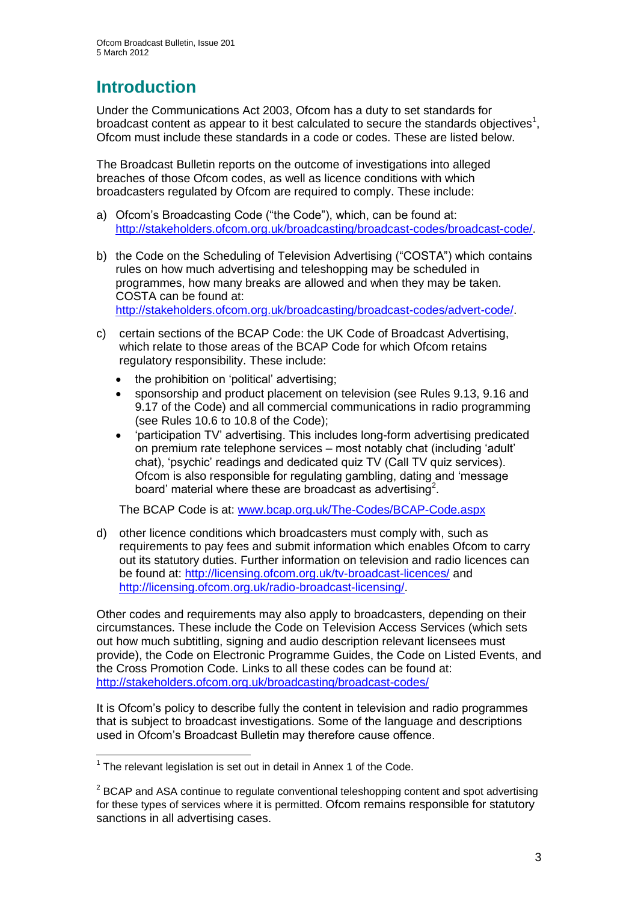# Introduction

Under the Communications Act 2003, Ofcom has a duty to set standards for broadcast content as appear to it best calculated to secure the standards objectives[1], Ofcom must include these standards in a code or codes. These are listed below.

The Broadcast Bulletin reports on the outcome of investigations into alleged breaches of those Ofcom codes, as well as licence conditions with which broadcasters regulated by Ofcom are required to comply. These include:

a) Ofcom's Broadcasting Code ("the Code"), which, can be found at: http://stakeholders.ofcom.org.uk/broadcasting/broadcast-codes/broadcast-code/.

b) the Code on the Scheduling of Television Advertising ("COSTA") which contains rules on how much advertising and teleshopping may be scheduled in programmes, how many breaks are allowed and when they may be taken. COSTA can be found at: http://stakeholders.ofcom.org.uk/broadcasting/broadcast-codes/advert-code/.

c) certain sections of the BCAP Code: the UK Code of Broadcast Advertising, which relate to those areas of the BCAP Code for which Ofcom retains regulatory responsibility. These include:

- the prohibition on 'political' advertising;
- sponsorship and product placement on television (see Rules 9.13, 9.16 and 9.17 of the Code) and all commercial communications in radio programming (see Rules 10.6 to 10.8 of the Code);
- 'participation TV' advertising. This includes long-form advertising predicated on premium rate telephone services – most notably chat (including 'adult' chat), 'psychic' readings and dedicated quiz TV (Call TV quiz services). Ofcom is also responsible for regulating gambling, dating and 'message board' material where these are broadcast as advertising[2].

The BCAP Code is at: www.bcap.org.uk/The-Codes/BCAP-Code.aspx

d) other licence conditions which broadcasters must comply with, such as requirements to pay fees and submit information which enables Ofcom to carry out its statutory duties. Further information on television and radio licences can be found at: http://licensing.ofcom.org.uk/tv-broadcast-licences/ and http://licensing.ofcom.org.uk/radio-broadcast-licensing/.

Other codes and requirements may also apply to broadcasters, depending on their circumstances. These include the Code on Television Access Services (which sets out how much subtitling, signing and audio description relevant licensees must provide), the Code on Electronic Programme Guides, the Code on Listed Events, and the Cross Promotion Code. Links to all these codes can be found at: http://stakeholders.ofcom.org.uk/broadcasting/broadcast-codes/

It is Ofcom's policy to describe fully the content in television and radio programmes that is subject to broadcast investigations. Some of the language and descriptions used in Ofcom's Broadcast Bulletin may therefore cause offence.

---

[1] The relevant legislation is set out in detail in Annex 1 of the Code.

[2] BCAP and ASA continue to regulate conventional teleshopping content and spot advertising for these types of services where it is permitted. Ofcom remains responsible for statutory sanctions in all advertising cases.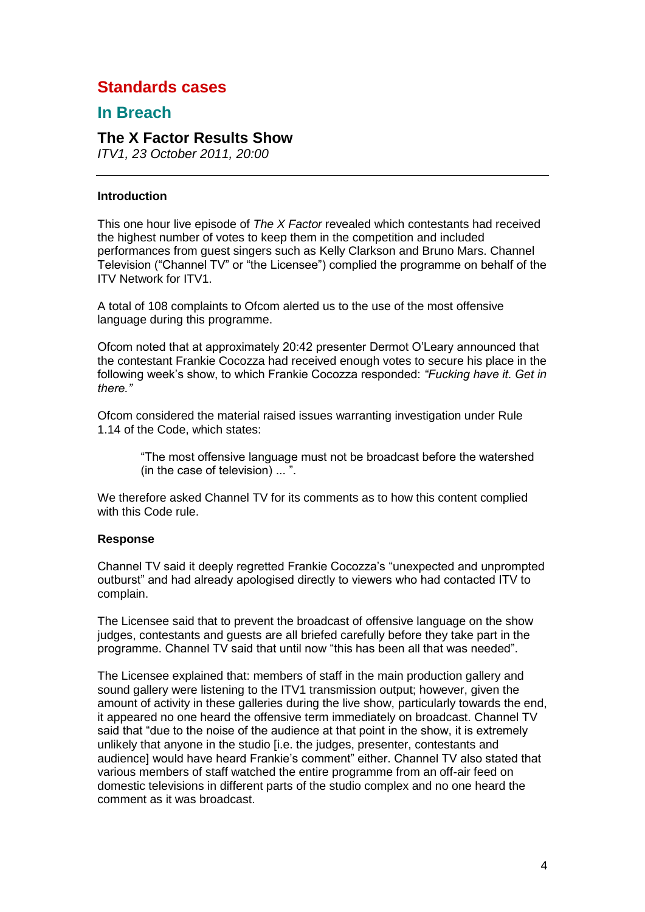# Standards cases

## In Breach

### The X Factor Results Show

*ITV1, 23 October 2011, 20:00*

---

**Introduction**

This one hour live episode of *The X Factor* revealed which contestants had received the highest number of votes to keep them in the competition and included performances from guest singers such as Kelly Clarkson and Bruno Mars. Channel Television ("Channel TV" or "the Licensee") complied the programme on behalf of the ITV Network for ITV1.

A total of 108 complaints to Ofcom alerted us to the use of the most offensive language during this programme.

Ofcom noted that at approximately 20:42 presenter Dermot O'Leary announced that the contestant Frankie Cocozza had received enough votes to secure his place in the following week's show, to which Frankie Cocozza responded: *"Fucking have it. Get in there."*

Ofcom considered the material raised issues warranting investigation under Rule 1.14 of the Code, which states:

> "The most offensive language must not be broadcast before the watershed (in the case of television) ... ".

We therefore asked Channel TV for its comments as to how this content complied with this Code rule.

**Response**

Channel TV said it deeply regretted Frankie Cocozza's "unexpected and unprompted outburst" and had already apologised directly to viewers who had contacted ITV to complain.

The Licensee said that to prevent the broadcast of offensive language on the show judges, contestants and guests are all briefed carefully before they take part in the programme. Channel TV said that until now "this has been all that was needed".

The Licensee explained that: members of staff in the main production gallery and sound gallery were listening to the ITV1 transmission output; however, given the amount of activity in these galleries during the live show, particularly towards the end, it appeared no one heard the offensive term immediately on broadcast. Channel TV said that "due to the noise of the audience at that point in the show, it is extremely unlikely that anyone in the studio [i.e. the judges, presenter, contestants and audience] would have heard Frankie's comment" either. Channel TV also stated that various members of staff watched the entire programme from an off-air feed on domestic televisions in different parts of the studio complex and no one heard the comment as it was broadcast.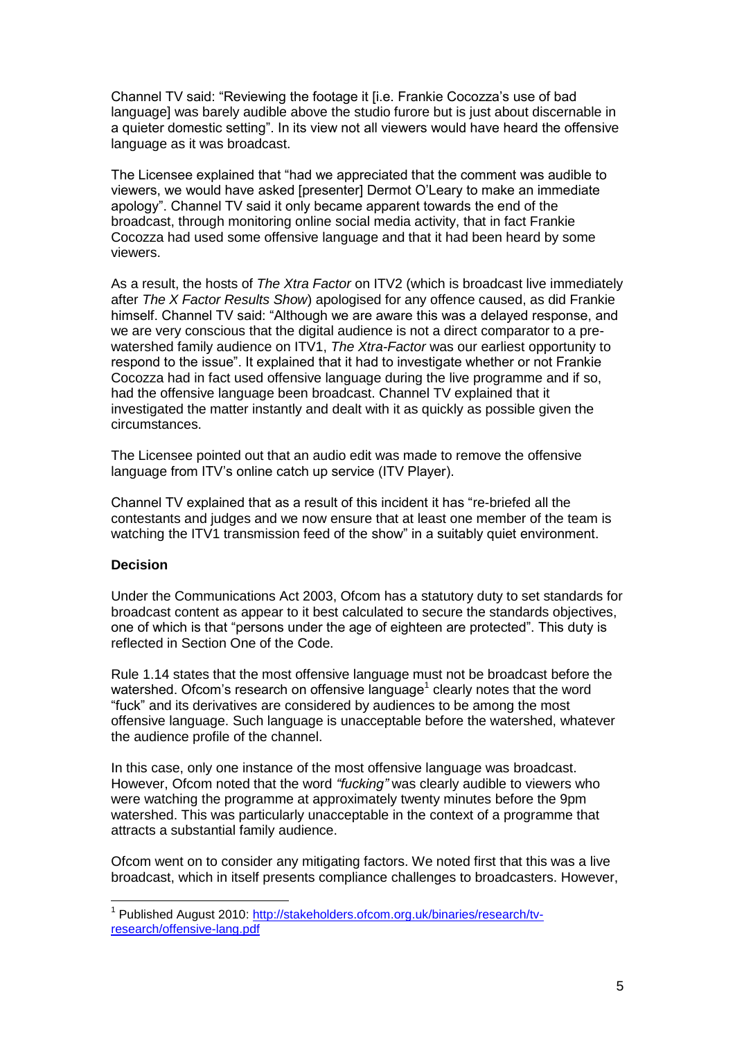Channel TV said: "Reviewing the footage it [i.e. Frankie Cocozza's use of bad language] was barely audible above the studio furore but is just about discernable in a quieter domestic setting". In its view not all viewers would have heard the offensive language as it was broadcast.

The Licensee explained that "had we appreciated that the comment was audible to viewers, we would have asked [presenter] Dermot O'Leary to make an immediate apology". Channel TV said it only became apparent towards the end of the broadcast, through monitoring online social media activity, that in fact Frankie Cocozza had used some offensive language and that it had been heard by some viewers.

As a result, the hosts of *The Xtra Factor* on ITV2 (which is broadcast live immediately after *The X Factor Results Show*) apologised for any offence caused, as did Frankie himself. Channel TV said: "Although we are aware this was a delayed response, and we are very conscious that the digital audience is not a direct comparator to a pre-watershed family audience on ITV1, *The Xtra-Factor* was our earliest opportunity to respond to the issue". It explained that it had to investigate whether or not Frankie Cocozza had in fact used offensive language during the live programme and if so, had the offensive language been broadcast. Channel TV explained that it investigated the matter instantly and dealt with it as quickly as possible given the circumstances.

The Licensee pointed out that an audio edit was made to remove the offensive language from ITV's online catch up service (ITV Player).

Channel TV explained that as a result of this incident it has "re-briefed all the contestants and judges and we now ensure that at least one member of the team is watching the ITV1 transmission feed of the show" in a suitably quiet environment.

**Decision**

Under the Communications Act 2003, Ofcom has a statutory duty to set standards for broadcast content as appear to it best calculated to secure the standards objectives, one of which is that "persons under the age of eighteen are protected". This duty is reflected in Section One of the Code.

Rule 1.14 states that the most offensive language must not be broadcast before the watershed. Ofcom's research on offensive language[1] clearly notes that the word "fuck" and its derivatives are considered by audiences to be among the most offensive language. Such language is unacceptable before the watershed, whatever the audience profile of the channel.

In this case, only one instance of the most offensive language was broadcast. However, Ofcom noted that the word *"fucking"* was clearly audible to viewers who were watching the programme at approximately twenty minutes before the 9pm watershed. This was particularly unacceptable in the context of a programme that attracts a substantial family audience.

Ofcom went on to consider any mitigating factors. We noted first that this was a live broadcast, which in itself presents compliance challenges to broadcasters. However,

[1] Published August 2010: http://stakeholders.ofcom.org.uk/binaries/research/tv-research/offensive-lang.pdf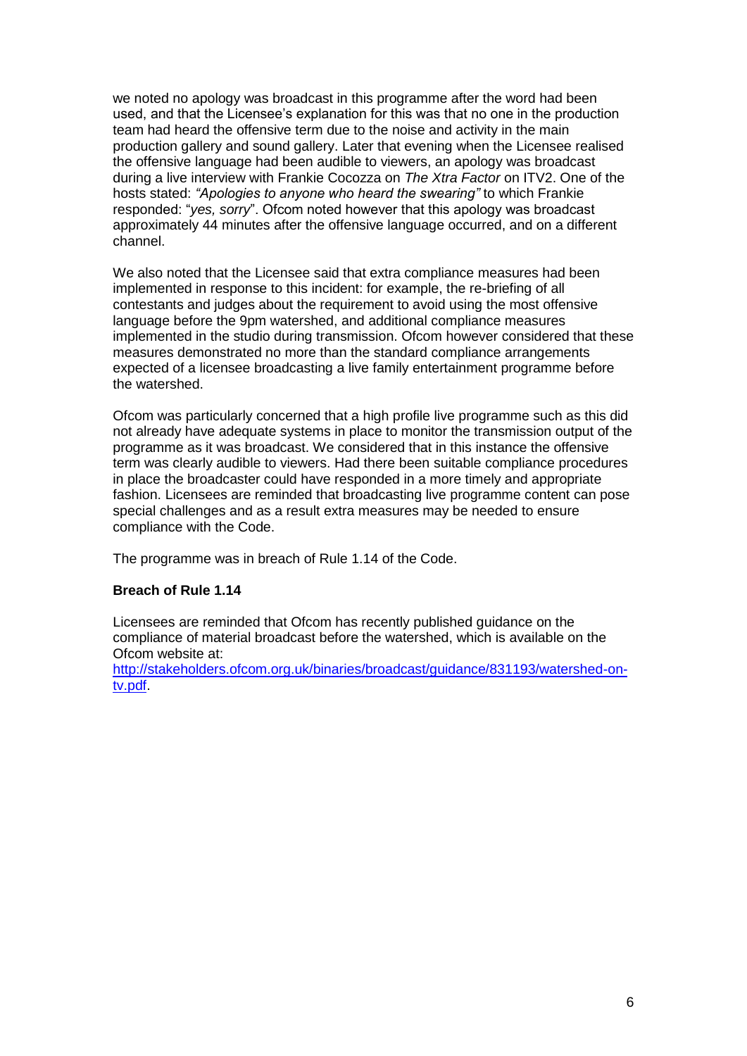we noted no apology was broadcast in this programme after the word had been used, and that the Licensee's explanation for this was that no one in the production team had heard the offensive term due to the noise and activity in the main production gallery and sound gallery. Later that evening when the Licensee realised the offensive language had been audible to viewers, an apology was broadcast during a live interview with Frankie Cocozza on *The Xtra Factor* on ITV2. One of the hosts stated: *"Apologies to anyone who heard the swearing"* to which Frankie responded: "*yes, sorry*". Ofcom noted however that this apology was broadcast approximately 44 minutes after the offensive language occurred, and on a different channel.

We also noted that the Licensee said that extra compliance measures had been implemented in response to this incident: for example, the re-briefing of all contestants and judges about the requirement to avoid using the most offensive language before the 9pm watershed, and additional compliance measures implemented in the studio during transmission. Ofcom however considered that these measures demonstrated no more than the standard compliance arrangements expected of a licensee broadcasting a live family entertainment programme before the watershed.

Ofcom was particularly concerned that a high profile live programme such as this did not already have adequate systems in place to monitor the transmission output of the programme as it was broadcast. We considered that in this instance the offensive term was clearly audible to viewers. Had there been suitable compliance procedures in place the broadcaster could have responded in a more timely and appropriate fashion. Licensees are reminded that broadcasting live programme content can pose special challenges and as a result extra measures may be needed to ensure compliance with the Code.

The programme was in breach of Rule 1.14 of the Code.

**Breach of Rule 1.14**

Licensees are reminded that Ofcom has recently published guidance on the compliance of material broadcast before the watershed, which is available on the Ofcom website at:
[http://stakeholders.ofcom.org.uk/binaries/broadcast/guidance/831193/watershed-on-tv.pdf](http://stakeholders.ofcom.org.uk/binaries/broadcast/guidance/831193/watershed-on-tv.pdf).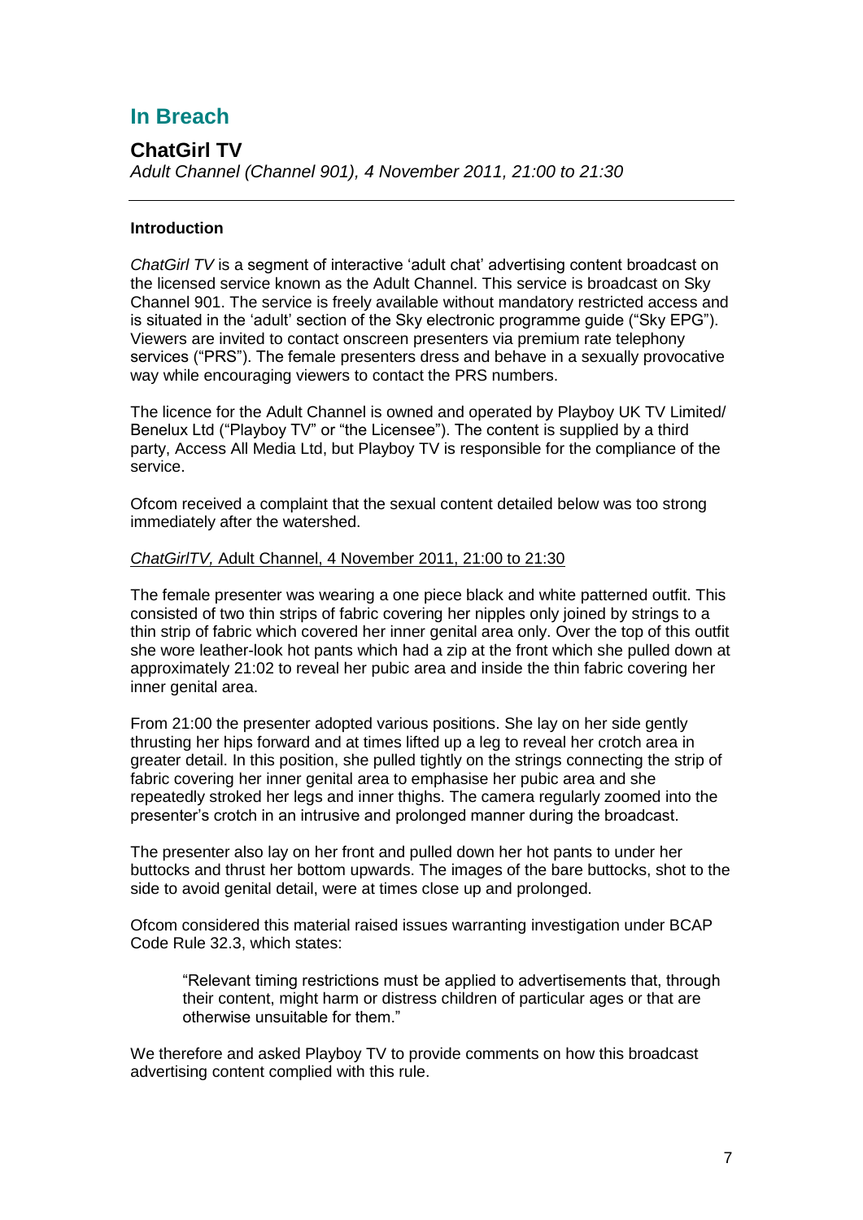## In Breach

### ChatGirl TV

*Adult Channel (Channel 901), 4 November 2011, 21:00 to 21:30*

---

**Introduction**

*ChatGirl TV* is a segment of interactive 'adult chat' advertising content broadcast on the licensed service known as the Adult Channel. This service is broadcast on Sky Channel 901. The service is freely available without mandatory restricted access and is situated in the 'adult' section of the Sky electronic programme guide ("Sky EPG"). Viewers are invited to contact onscreen presenters via premium rate telephony services ("PRS"). The female presenters dress and behave in a sexually provocative way while encouraging viewers to contact the PRS numbers.

The licence for the Adult Channel is owned and operated by Playboy UK TV Limited/ Benelux Ltd ("Playboy TV" or "the Licensee"). The content is supplied by a third party, Access All Media Ltd, but Playboy TV is responsible for the compliance of the service.

Ofcom received a complaint that the sexual content detailed below was too strong immediately after the watershed.

<u>*ChatGirlTV,* Adult Channel, 4 November 2011, 21:00 to 21:30</u>

The female presenter was wearing a one piece black and white patterned outfit. This consisted of two thin strips of fabric covering her nipples only joined by strings to a thin strip of fabric which covered her inner genital area only. Over the top of this outfit she wore leather-look hot pants which had a zip at the front which she pulled down at approximately 21:02 to reveal her pubic area and inside the thin fabric covering her inner genital area.

From 21:00 the presenter adopted various positions. She lay on her side gently thrusting her hips forward and at times lifted up a leg to reveal her crotch area in greater detail. In this position, she pulled tightly on the strings connecting the strip of fabric covering her inner genital area to emphasise her pubic area and she repeatedly stroked her legs and inner thighs. The camera regularly zoomed into the presenter's crotch in an intrusive and prolonged manner during the broadcast.

The presenter also lay on her front and pulled down her hot pants to under her buttocks and thrust her bottom upwards. The images of the bare buttocks, shot to the side to avoid genital detail, were at times close up and prolonged.

Ofcom considered this material raised issues warranting investigation under BCAP Code Rule 32.3, which states:

> "Relevant timing restrictions must be applied to advertisements that, through their content, might harm or distress children of particular ages or that are otherwise unsuitable for them."

We therefore and asked Playboy TV to provide comments on how this broadcast advertising content complied with this rule.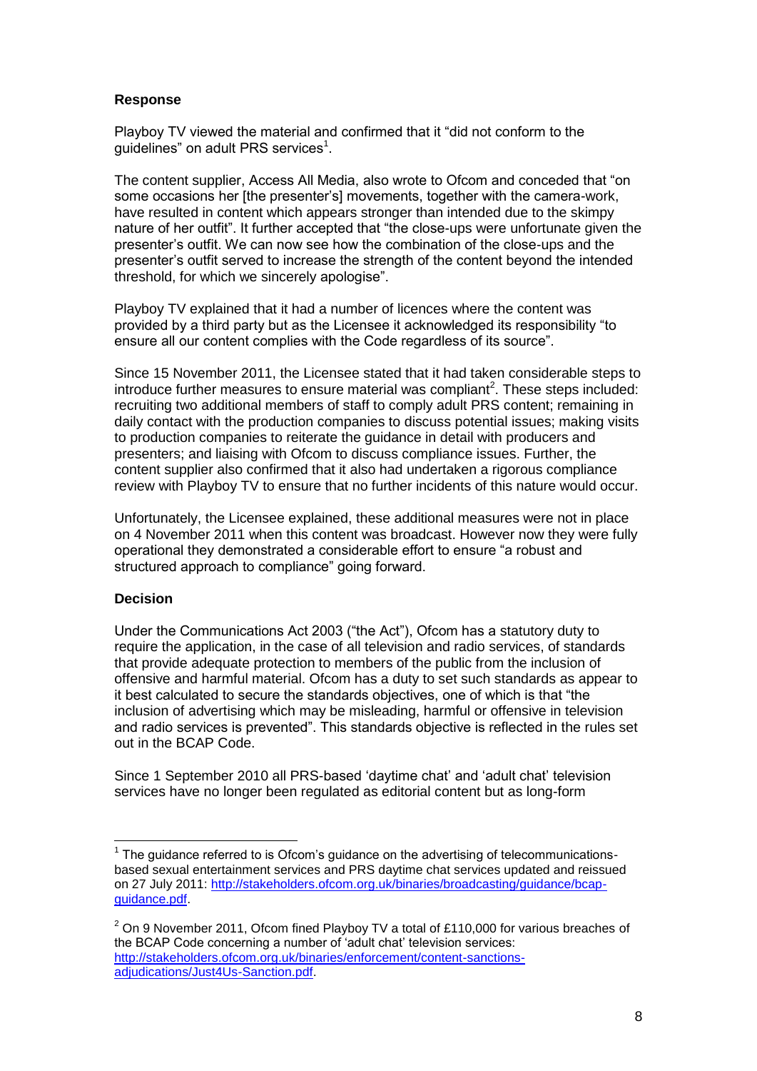**Response**

Playboy TV viewed the material and confirmed that it "did not conform to the guidelines" on adult PRS services[1].

The content supplier, Access All Media, also wrote to Ofcom and conceded that "on some occasions her [the presenter's] movements, together with the camera-work, have resulted in content which appears stronger than intended due to the skimpy nature of her outfit". It further accepted that "the close-ups were unfortunate given the presenter's outfit. We can now see how the combination of the close-ups and the presenter's outfit served to increase the strength of the content beyond the intended threshold, for which we sincerely apologise".

Playboy TV explained that it had a number of licences where the content was provided by a third party but as the Licensee it acknowledged its responsibility "to ensure all our content complies with the Code regardless of its source".

Since 15 November 2011, the Licensee stated that it had taken considerable steps to introduce further measures to ensure material was compliant[2]. These steps included: recruiting two additional members of staff to comply adult PRS content; remaining in daily contact with the production companies to discuss potential issues; making visits to production companies to reiterate the guidance in detail with producers and presenters; and liaising with Ofcom to discuss compliance issues. Further, the content supplier also confirmed that it also had undertaken a rigorous compliance review with Playboy TV to ensure that no further incidents of this nature would occur.

Unfortunately, the Licensee explained, these additional measures were not in place on 4 November 2011 when this content was broadcast. However now they were fully operational they demonstrated a considerable effort to ensure "a robust and structured approach to compliance" going forward.

**Decision**

Under the Communications Act 2003 ("the Act"), Ofcom has a statutory duty to require the application, in the case of all television and radio services, of standards that provide adequate protection to members of the public from the inclusion of offensive and harmful material. Ofcom has a duty to set such standards as appear to it best calculated to secure the standards objectives, one of which is that "the inclusion of advertising which may be misleading, harmful or offensive in television and radio services is prevented". This standards objective is reflected in the rules set out in the BCAP Code.

Since 1 September 2010 all PRS-based 'daytime chat' and 'adult chat' television services have no longer been regulated as editorial content but as long-form

---

[1] The guidance referred to is Ofcom's guidance on the advertising of telecommunications-based sexual entertainment services and PRS daytime chat services updated and reissued on 27 July 2011: http://stakeholders.ofcom.org.uk/binaries/broadcasting/guidance/bcap-guidance.pdf.

[2] On 9 November 2011, Ofcom fined Playboy TV a total of £110,000 for various breaches of the BCAP Code concerning a number of 'adult chat' television services: http://stakeholders.ofcom.org.uk/binaries/enforcement/content-sanctions-adjudications/Just4Us-Sanction.pdf.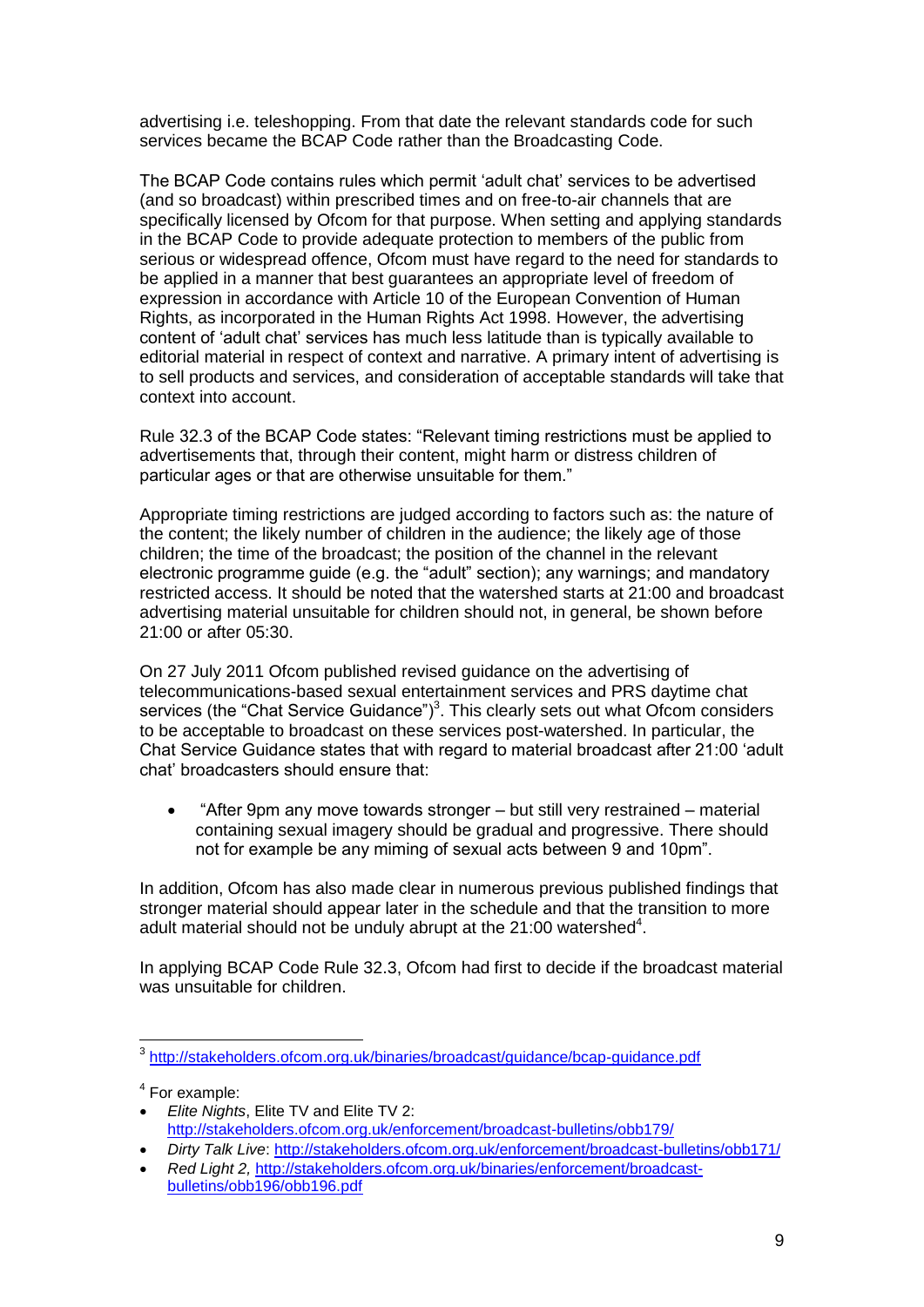advertising i.e. teleshopping. From that date the relevant standards code for such services became the BCAP Code rather than the Broadcasting Code.

The BCAP Code contains rules which permit 'adult chat' services to be advertised (and so broadcast) within prescribed times and on free-to-air channels that are specifically licensed by Ofcom for that purpose. When setting and applying standards in the BCAP Code to provide adequate protection to members of the public from serious or widespread offence, Ofcom must have regard to the need for standards to be applied in a manner that best guarantees an appropriate level of freedom of expression in accordance with Article 10 of the European Convention of Human Rights, as incorporated in the Human Rights Act 1998. However, the advertising content of 'adult chat' services has much less latitude than is typically available to editorial material in respect of context and narrative. A primary intent of advertising is to sell products and services, and consideration of acceptable standards will take that context into account.

Rule 32.3 of the BCAP Code states: "Relevant timing restrictions must be applied to advertisements that, through their content, might harm or distress children of particular ages or that are otherwise unsuitable for them."

Appropriate timing restrictions are judged according to factors such as: the nature of the content; the likely number of children in the audience; the likely age of those children; the time of the broadcast; the position of the channel in the relevant electronic programme guide (e.g. the "adult" section); any warnings; and mandatory restricted access. It should be noted that the watershed starts at 21:00 and broadcast advertising material unsuitable for children should not, in general, be shown before 21:00 or after 05:30.

On 27 July 2011 Ofcom published revised guidance on the advertising of telecommunications-based sexual entertainment services and PRS daytime chat services (the "Chat Service Guidance")[3]. This clearly sets out what Ofcom considers to be acceptable to broadcast on these services post-watershed. In particular, the Chat Service Guidance states that with regard to material broadcast after 21:00 'adult chat' broadcasters should ensure that:

- "After 9pm any move towards stronger – but still very restrained – material containing sexual imagery should be gradual and progressive. There should not for example be any miming of sexual acts between 9 and 10pm".

In addition, Ofcom has also made clear in numerous previous published findings that stronger material should appear later in the schedule and that the transition to more adult material should not be unduly abrupt at the 21:00 watershed[4].

In applying BCAP Code Rule 32.3, Ofcom had first to decide if the broadcast material was unsuitable for children.

---

[3] http://stakeholders.ofcom.org.uk/binaries/broadcast/guidance/bcap-guidance.pdf

[4] For example:

- *Elite Nights*, Elite TV and Elite TV 2: http://stakeholders.ofcom.org.uk/enforcement/broadcast-bulletins/obb179/
- *Dirty Talk Live*: http://stakeholders.ofcom.org.uk/enforcement/broadcast-bulletins/obb171/
- *Red Light 2*, http://stakeholders.ofcom.org.uk/binaries/enforcement/broadcast-bulletins/obb196/obb196.pdf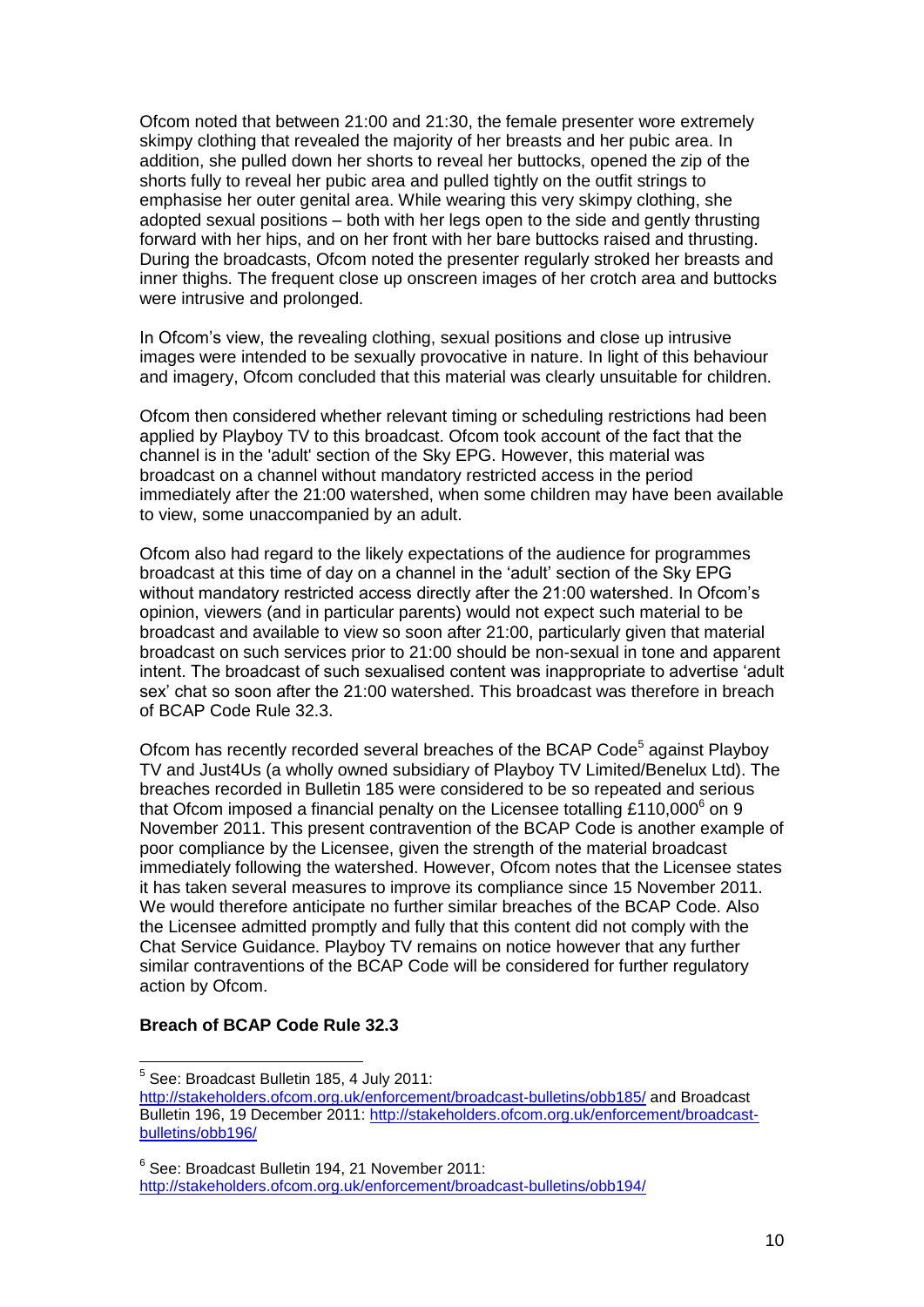Ofcom noted that between 21:00 and 21:30, the female presenter wore extremely skimpy clothing that revealed the majority of her breasts and her pubic area. In addition, she pulled down her shorts to reveal her buttocks, opened the zip of the shorts fully to reveal her pubic area and pulled tightly on the outfit strings to emphasise her outer genital area. While wearing this very skimpy clothing, she adopted sexual positions – both with her legs open to the side and gently thrusting forward with her hips, and on her front with her bare buttocks raised and thrusting. During the broadcasts, Ofcom noted the presenter regularly stroked her breasts and inner thighs. The frequent close up onscreen images of her crotch area and buttocks were intrusive and prolonged.

In Ofcom's view, the revealing clothing, sexual positions and close up intrusive images were intended to be sexually provocative in nature. In light of this behaviour and imagery, Ofcom concluded that this material was clearly unsuitable for children.

Ofcom then considered whether relevant timing or scheduling restrictions had been applied by Playboy TV to this broadcast. Ofcom took account of the fact that the channel is in the 'adult' section of the Sky EPG. However, this material was broadcast on a channel without mandatory restricted access in the period immediately after the 21:00 watershed, when some children may have been available to view, some unaccompanied by an adult.

Ofcom also had regard to the likely expectations of the audience for programmes broadcast at this time of day on a channel in the 'adult' section of the Sky EPG without mandatory restricted access directly after the 21:00 watershed. In Ofcom's opinion, viewers (and in particular parents) would not expect such material to be broadcast and available to view so soon after 21:00, particularly given that material broadcast on such services prior to 21:00 should be non-sexual in tone and apparent intent. The broadcast of such sexualised content was inappropriate to advertise 'adult sex' chat so soon after the 21:00 watershed. This broadcast was therefore in breach of BCAP Code Rule 32.3.

Ofcom has recently recorded several breaches of the BCAP Code[5] against Playboy TV and Just4Us (a wholly owned subsidiary of Playboy TV Limited/Benelux Ltd). The breaches recorded in Bulletin 185 were considered to be so repeated and serious that Ofcom imposed a financial penalty on the Licensee totalling £110,000[6] on 9 November 2011. This present contravention of the BCAP Code is another example of poor compliance by the Licensee, given the strength of the material broadcast immediately following the watershed. However, Ofcom notes that the Licensee states it has taken several measures to improve its compliance since 15 November 2011. We would therefore anticipate no further similar breaches of the BCAP Code. Also the Licensee admitted promptly and fully that this content did not comply with the Chat Service Guidance. Playboy TV remains on notice however that any further similar contraventions of the BCAP Code will be considered for further regulatory action by Ofcom.

**Breach of BCAP Code Rule 32.3**

---

[5] See: Broadcast Bulletin 185, 4 July 2011: http://stakeholders.ofcom.org.uk/enforcement/broadcast-bulletins/obb185/ and Broadcast Bulletin 196, 19 December 2011: http://stakeholders.ofcom.org.uk/enforcement/broadcast-bulletins/obb196/

[6] See: Broadcast Bulletin 194, 21 November 2011: http://stakeholders.ofcom.org.uk/enforcement/broadcast-bulletins/obb194/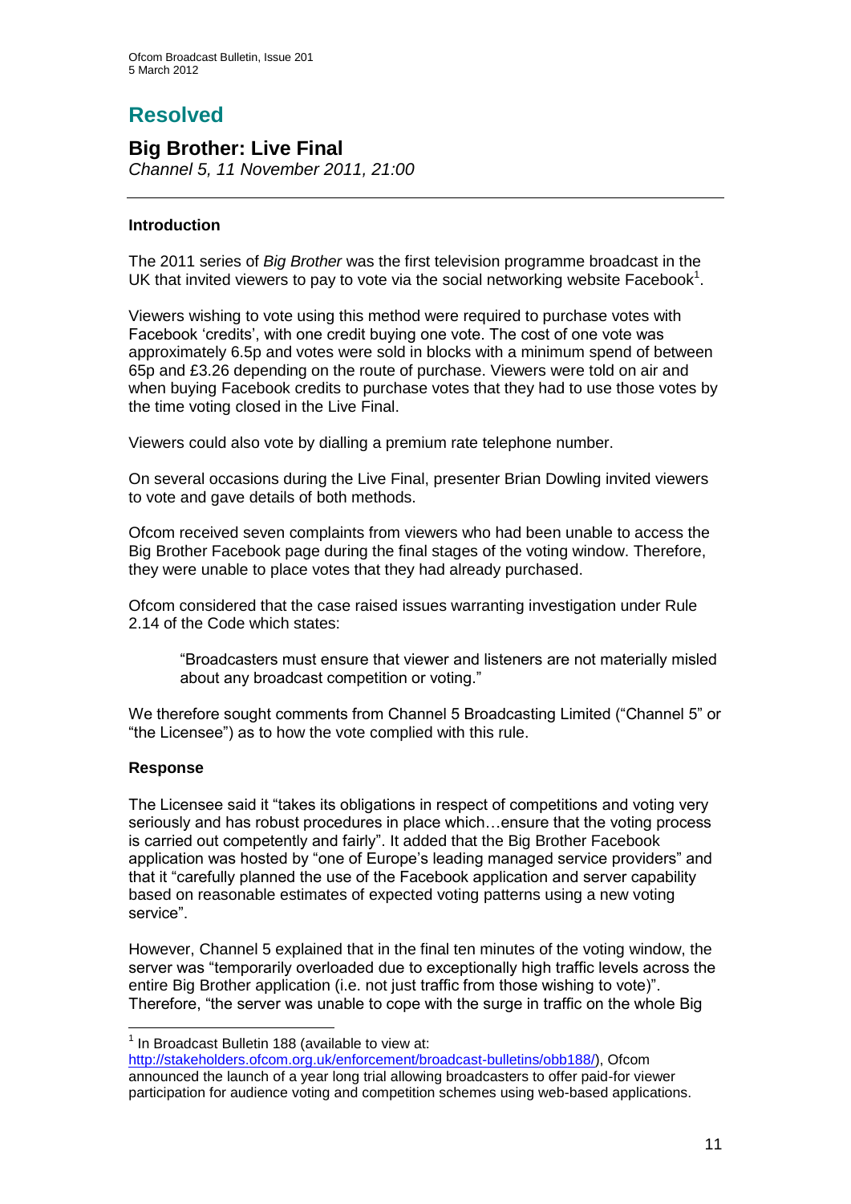# Resolved

## Big Brother: Live Final

*Channel 5, 11 November 2011, 21:00*

---

### Introduction

The 2011 series of *Big Brother* was the first television programme broadcast in the UK that invited viewers to pay to vote via the social networking website Facebook[1].

Viewers wishing to vote using this method were required to purchase votes with Facebook 'credits', with one credit buying one vote. The cost of one vote was approximately 6.5p and votes were sold in blocks with a minimum spend of between 65p and £3.26 depending on the route of purchase. Viewers were told on air and when buying Facebook credits to purchase votes that they had to use those votes by the time voting closed in the Live Final.

Viewers could also vote by dialling a premium rate telephone number.

On several occasions during the Live Final, presenter Brian Dowling invited viewers to vote and gave details of both methods.

Ofcom received seven complaints from viewers who had been unable to access the Big Brother Facebook page during the final stages of the voting window. Therefore, they were unable to place votes that they had already purchased.

Ofcom considered that the case raised issues warranting investigation under Rule 2.14 of the Code which states:

> "Broadcasters must ensure that viewer and listeners are not materially misled about any broadcast competition or voting."

We therefore sought comments from Channel 5 Broadcasting Limited ("Channel 5" or "the Licensee") as to how the vote complied with this rule.

### Response

The Licensee said it "takes its obligations in respect of competitions and voting very seriously and has robust procedures in place which…ensure that the voting process is carried out competently and fairly". It added that the Big Brother Facebook application was hosted by "one of Europe's leading managed service providers" and that it "carefully planned the use of the Facebook application and server capability based on reasonable estimates of expected voting patterns using a new voting service".

However, Channel 5 explained that in the final ten minutes of the voting window, the server was "temporarily overloaded due to exceptionally high traffic levels across the entire Big Brother application (i.e. not just traffic from those wishing to vote)". Therefore, "the server was unable to cope with the surge in traffic on the whole Big

---

[1] In Broadcast Bulletin 188 (available to view at: http://stakeholders.ofcom.org.uk/enforcement/broadcast-bulletins/obb188/), Ofcom announced the launch of a year long trial allowing broadcasters to offer paid-for viewer participation for audience voting and competition schemes using web-based applications.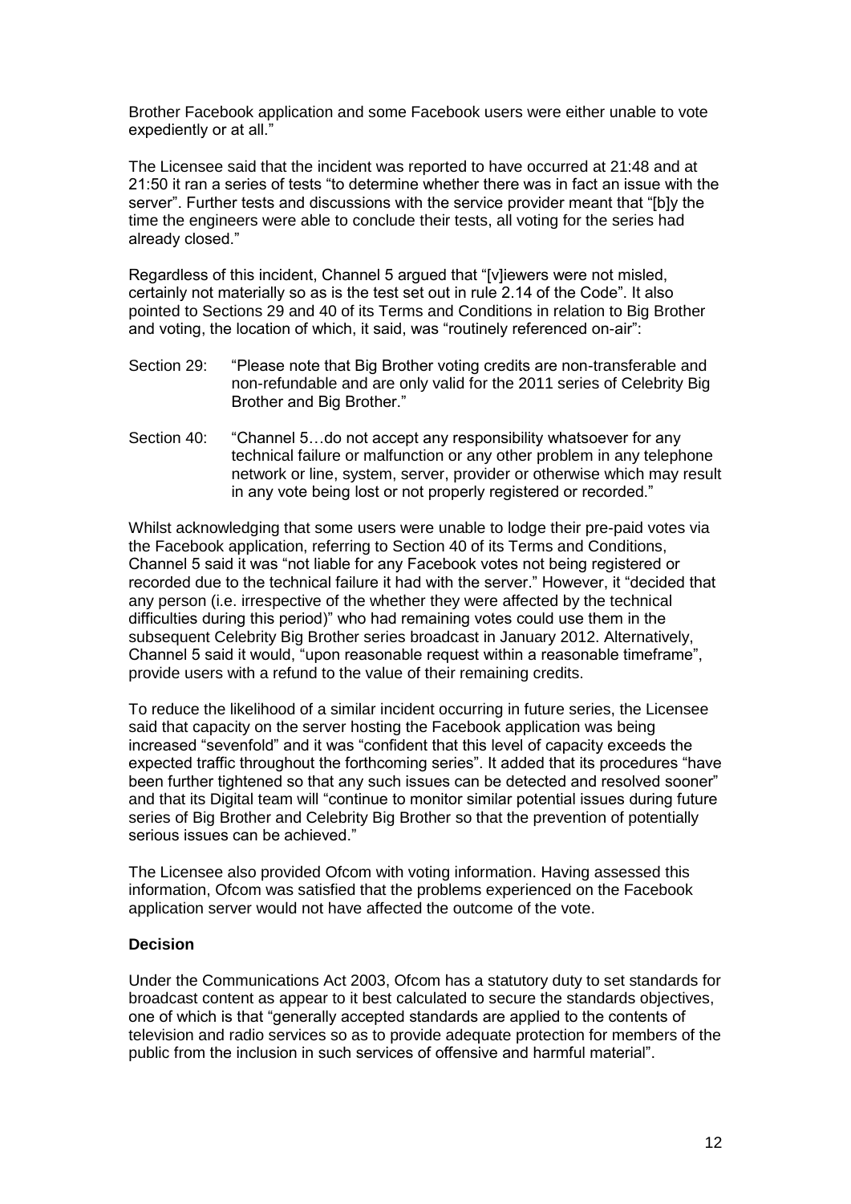Brother Facebook application and some Facebook users were either unable to vote expediently or at all."

The Licensee said that the incident was reported to have occurred at 21:48 and at 21:50 it ran a series of tests "to determine whether there was in fact an issue with the server". Further tests and discussions with the service provider meant that "[b]y the time the engineers were able to conclude their tests, all voting for the series had already closed."

Regardless of this incident, Channel 5 argued that "[v]iewers were not misled, certainly not materially so as is the test set out in rule 2.14 of the Code". It also pointed to Sections 29 and 40 of its Terms and Conditions in relation to Big Brother and voting, the location of which, it said, was "routinely referenced on-air":

Section 29: "Please note that Big Brother voting credits are non-transferable and non-refundable and are only valid for the 2011 series of Celebrity Big Brother and Big Brother."

Section 40: "Channel 5…do not accept any responsibility whatsoever for any technical failure or malfunction or any other problem in any telephone network or line, system, server, provider or otherwise which may result in any vote being lost or not properly registered or recorded."

Whilst acknowledging that some users were unable to lodge their pre-paid votes via the Facebook application, referring to Section 40 of its Terms and Conditions, Channel 5 said it was "not liable for any Facebook votes not being registered or recorded due to the technical failure it had with the server." However, it "decided that any person (i.e. irrespective of the whether they were affected by the technical difficulties during this period)" who had remaining votes could use them in the subsequent Celebrity Big Brother series broadcast in January 2012. Alternatively, Channel 5 said it would, "upon reasonable request within a reasonable timeframe", provide users with a refund to the value of their remaining credits.

To reduce the likelihood of a similar incident occurring in future series, the Licensee said that capacity on the server hosting the Facebook application was being increased "sevenfold" and it was "confident that this level of capacity exceeds the expected traffic throughout the forthcoming series". It added that its procedures "have been further tightened so that any such issues can be detected and resolved sooner" and that its Digital team will "continue to monitor similar potential issues during future series of Big Brother and Celebrity Big Brother so that the prevention of potentially serious issues can be achieved."

The Licensee also provided Ofcom with voting information. Having assessed this information, Ofcom was satisfied that the problems experienced on the Facebook application server would not have affected the outcome of the vote.

**Decision**

Under the Communications Act 2003, Ofcom has a statutory duty to set standards for broadcast content as appear to it best calculated to secure the standards objectives, one of which is that "generally accepted standards are applied to the contents of television and radio services so as to provide adequate protection for members of the public from the inclusion in such services of offensive and harmful material".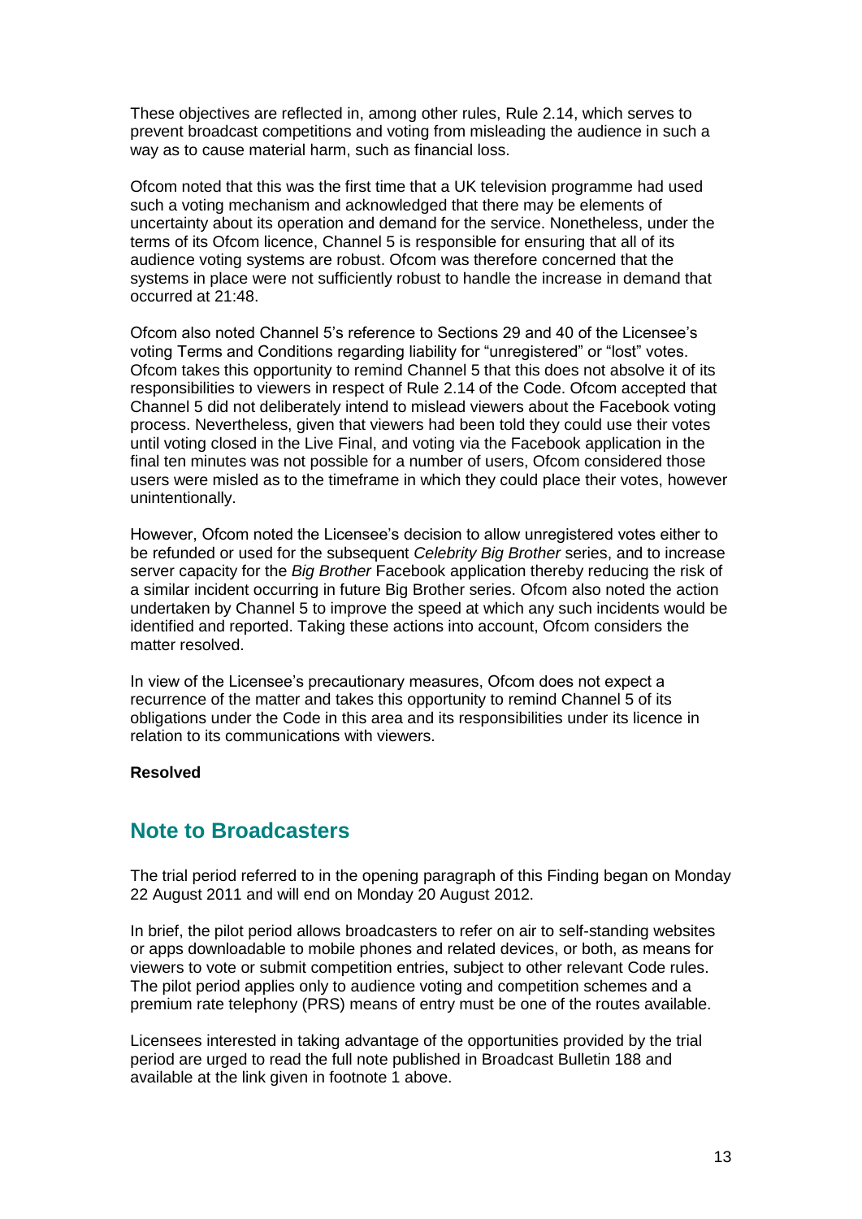These objectives are reflected in, among other rules, Rule 2.14, which serves to prevent broadcast competitions and voting from misleading the audience in such a way as to cause material harm, such as financial loss.

Ofcom noted that this was the first time that a UK television programme had used such a voting mechanism and acknowledged that there may be elements of uncertainty about its operation and demand for the service. Nonetheless, under the terms of its Ofcom licence, Channel 5 is responsible for ensuring that all of its audience voting systems are robust. Ofcom was therefore concerned that the systems in place were not sufficiently robust to handle the increase in demand that occurred at 21:48.

Ofcom also noted Channel 5's reference to Sections 29 and 40 of the Licensee's voting Terms and Conditions regarding liability for "unregistered" or "lost" votes. Ofcom takes this opportunity to remind Channel 5 that this does not absolve it of its responsibilities to viewers in respect of Rule 2.14 of the Code. Ofcom accepted that Channel 5 did not deliberately intend to mislead viewers about the Facebook voting process. Nevertheless, given that viewers had been told they could use their votes until voting closed in the Live Final, and voting via the Facebook application in the final ten minutes was not possible for a number of users, Ofcom considered those users were misled as to the timeframe in which they could place their votes, however unintentionally.

However, Ofcom noted the Licensee's decision to allow unregistered votes either to be refunded or used for the subsequent *Celebrity Big Brother* series, and to increase server capacity for the *Big Brother* Facebook application thereby reducing the risk of a similar incident occurring in future Big Brother series. Ofcom also noted the action undertaken by Channel 5 to improve the speed at which any such incidents would be identified and reported. Taking these actions into account, Ofcom considers the matter resolved.

In view of the Licensee's precautionary measures, Ofcom does not expect a recurrence of the matter and takes this opportunity to remind Channel 5 of its obligations under the Code in this area and its responsibilities under its licence in relation to its communications with viewers.

**Resolved**

## Note to Broadcasters

The trial period referred to in the opening paragraph of this Finding began on Monday 22 August 2011 and will end on Monday 20 August 2012.

In brief, the pilot period allows broadcasters to refer on air to self-standing websites or apps downloadable to mobile phones and related devices, or both, as means for viewers to vote or submit competition entries, subject to other relevant Code rules. The pilot period applies only to audience voting and competition schemes and a premium rate telephony (PRS) means of entry must be one of the routes available.

Licensees interested in taking advantage of the opportunities provided by the trial period are urged to read the full note published in Broadcast Bulletin 188 and available at the link given in footnote 1 above.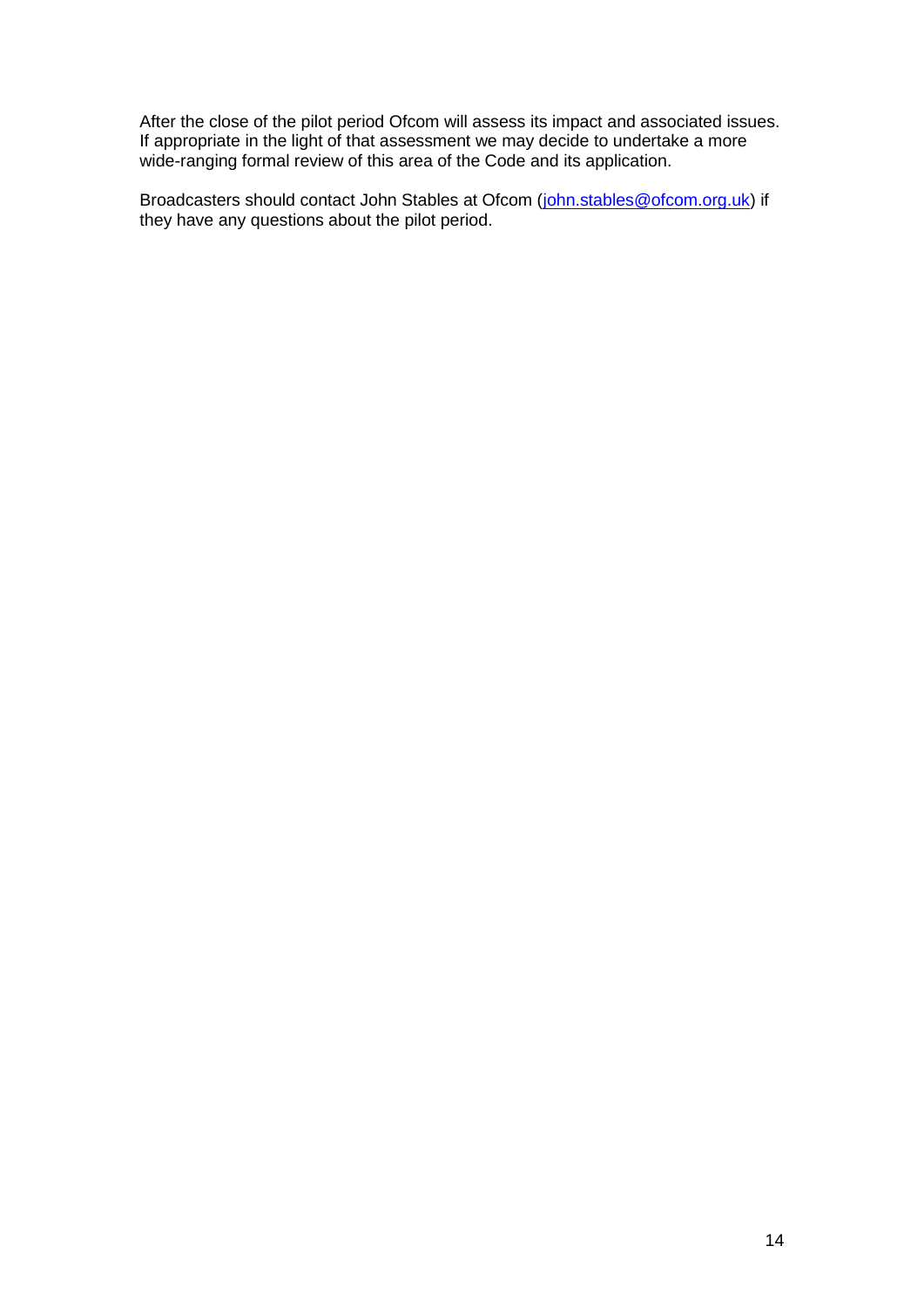After the close of the pilot period Ofcom will assess its impact and associated issues. If appropriate in the light of that assessment we may decide to undertake a more wide-ranging formal review of this area of the Code and its application.

Broadcasters should contact John Stables at Ofcom (john.stables@ofcom.org.uk) if they have any questions about the pilot period.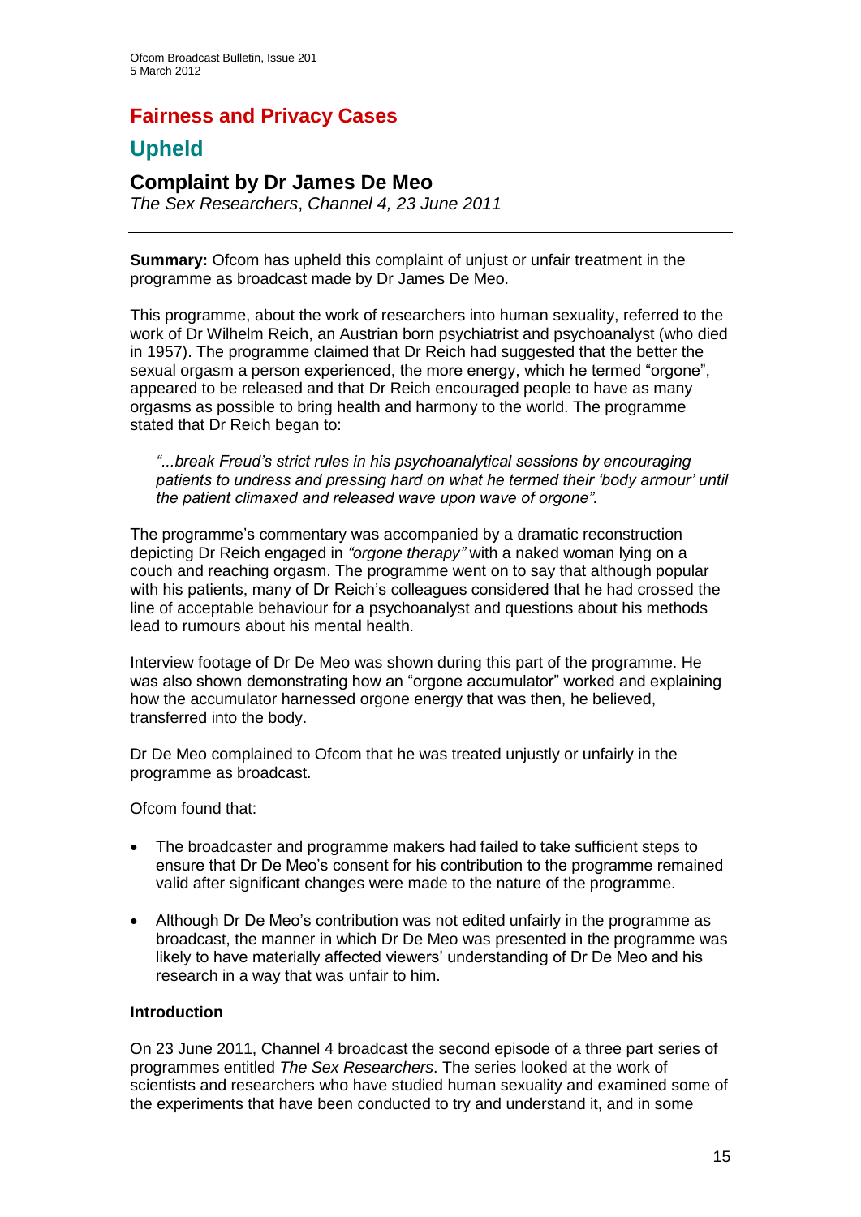# Fairness and Privacy Cases

## Upheld

### Complaint by Dr James De Meo

*The Sex Researchers*, *Channel 4, 23 June 2011*

---

**Summary:** Ofcom has upheld this complaint of unjust or unfair treatment in the programme as broadcast made by Dr James De Meo.

This programme, about the work of researchers into human sexuality, referred to the work of Dr Wilhelm Reich, an Austrian born psychiatrist and psychoanalyst (who died in 1957). The programme claimed that Dr Reich had suggested that the better the sexual orgasm a person experienced, the more energy, which he termed "orgone", appeared to be released and that Dr Reich encouraged people to have as many orgasms as possible to bring health and harmony to the world. The programme stated that Dr Reich began to:

> *"...break Freud's strict rules in his psychoanalytical sessions by encouraging patients to undress and pressing hard on what he termed their 'body armour' until the patient climaxed and released wave upon wave of orgone".*

The programme's commentary was accompanied by a dramatic reconstruction depicting Dr Reich engaged in *"orgone therapy"* with a naked woman lying on a couch and reaching orgasm. The programme went on to say that although popular with his patients, many of Dr Reich's colleagues considered that he had crossed the line of acceptable behaviour for a psychoanalyst and questions about his methods lead to rumours about his mental health.

Interview footage of Dr De Meo was shown during this part of the programme. He was also shown demonstrating how an "orgone accumulator" worked and explaining how the accumulator harnessed orgone energy that was then, he believed, transferred into the body.

Dr De Meo complained to Ofcom that he was treated unjustly or unfairly in the programme as broadcast.

Ofcom found that:

- The broadcaster and programme makers had failed to take sufficient steps to ensure that Dr De Meo's consent for his contribution to the programme remained valid after significant changes were made to the nature of the programme.
- Although Dr De Meo's contribution was not edited unfairly in the programme as broadcast, the manner in which Dr De Meo was presented in the programme was likely to have materially affected viewers' understanding of Dr De Meo and his research in a way that was unfair to him.

**Introduction**

On 23 June 2011, Channel 4 broadcast the second episode of a three part series of programmes entitled *The Sex Researchers*. The series looked at the work of scientists and researchers who have studied human sexuality and examined some of the experiments that have been conducted to try and understand it, and in some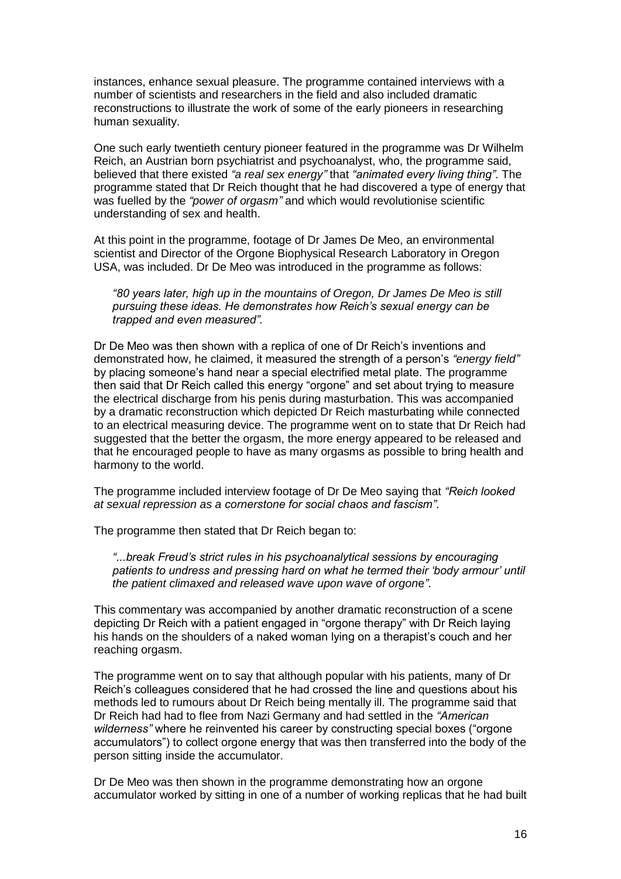instances, enhance sexual pleasure. The programme contained interviews with a number of scientists and researchers in the field and also included dramatic reconstructions to illustrate the work of some of the early pioneers in researching human sexuality.

One such early twentieth century pioneer featured in the programme was Dr Wilhelm Reich, an Austrian born psychiatrist and psychoanalyst, who, the programme said, believed that there existed *"a real sex energy"* that *"animated every living thing"*. The programme stated that Dr Reich thought that he had discovered a type of energy that was fuelled by the *"power of orgasm"* and which would revolutionise scientific understanding of sex and health.

At this point in the programme, footage of Dr James De Meo, an environmental scientist and Director of the Orgone Biophysical Research Laboratory in Oregon USA, was included. Dr De Meo was introduced in the programme as follows:

> *"80 years later, high up in the mountains of Oregon, Dr James De Meo is still pursuing these ideas. He demonstrates how Reich's sexual energy can be trapped and even measured".*

Dr De Meo was then shown with a replica of one of Dr Reich's inventions and demonstrated how, he claimed, it measured the strength of a person's *"energy field"* by placing someone's hand near a special electrified metal plate. The programme then said that Dr Reich called this energy "orgone" and set about trying to measure the electrical discharge from his penis during masturbation. This was accompanied by a dramatic reconstruction which depicted Dr Reich masturbating while connected to an electrical measuring device. The programme went on to state that Dr Reich had suggested that the better the orgasm, the more energy appeared to be released and that he encouraged people to have as many orgasms as possible to bring health and harmony to the world.

The programme included interview footage of Dr De Meo saying that *"Reich looked at sexual repression as a cornerstone for social chaos and fascism"*.

The programme then stated that Dr Reich began to:

> *"...break Freud's strict rules in his psychoanalytical sessions by encouraging patients to undress and pressing hard on what he termed their 'body armour' until the patient climaxed and released wave upon wave of orgone".*

This commentary was accompanied by another dramatic reconstruction of a scene depicting Dr Reich with a patient engaged in "orgone therapy" with Dr Reich laying his hands on the shoulders of a naked woman lying on a therapist's couch and her reaching orgasm.

The programme went on to say that although popular with his patients, many of Dr Reich's colleagues considered that he had crossed the line and questions about his methods led to rumours about Dr Reich being mentally ill. The programme said that Dr Reich had had to flee from Nazi Germany and had settled in the *"American wilderness"* where he reinvented his career by constructing special boxes ("orgone accumulators") to collect orgone energy that was then transferred into the body of the person sitting inside the accumulator.

Dr De Meo was then shown in the programme demonstrating how an orgone accumulator worked by sitting in one of a number of working replicas that he had built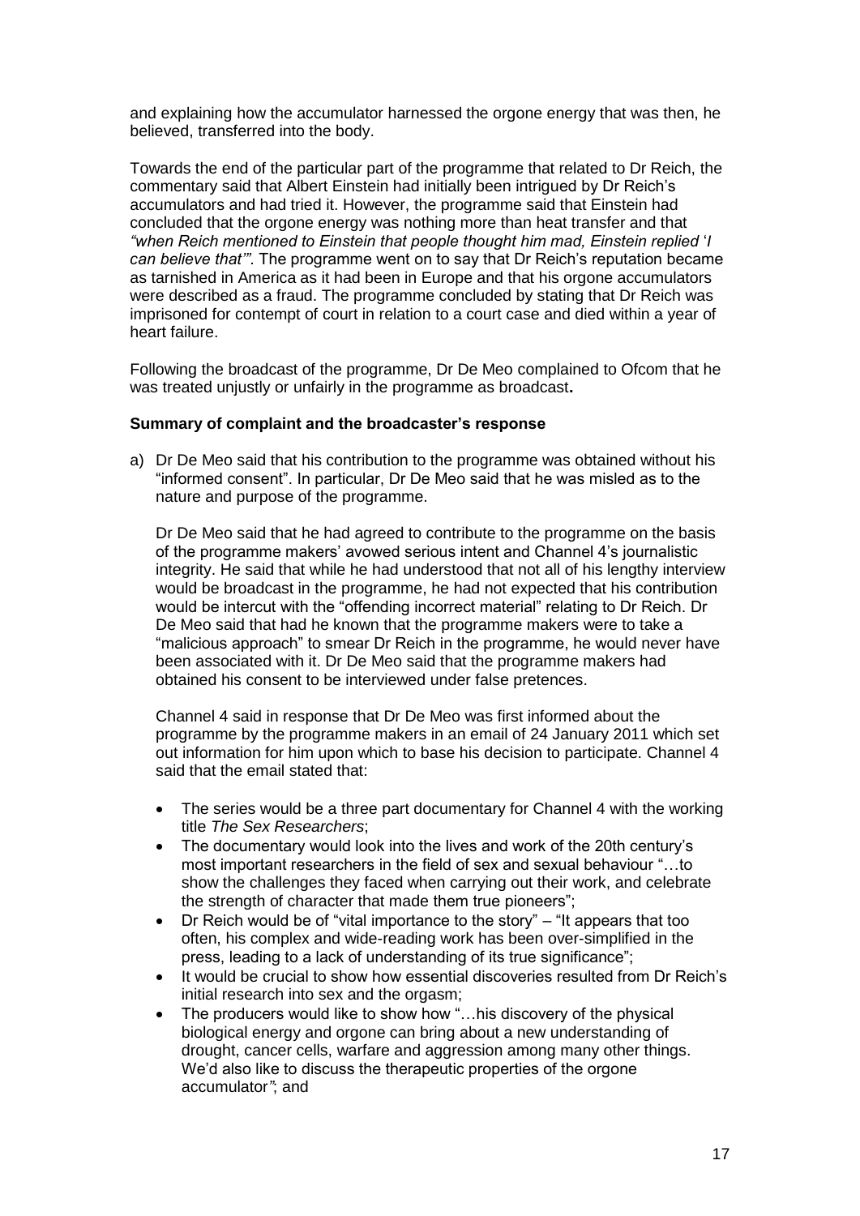and explaining how the accumulator harnessed the orgone energy that was then, he believed, transferred into the body.

Towards the end of the particular part of the programme that related to Dr Reich, the commentary said that Albert Einstein had initially been intrigued by Dr Reich's accumulators and had tried it. However, the programme said that Einstein had concluded that the orgone energy was nothing more than heat transfer and that *"when Reich mentioned to Einstein that people thought him mad, Einstein replied 'I can believe that'"*. The programme went on to say that Dr Reich's reputation became as tarnished in America as it had been in Europe and that his orgone accumulators were described as a fraud. The programme concluded by stating that Dr Reich was imprisoned for contempt of court in relation to a court case and died within a year of heart failure.

Following the broadcast of the programme, Dr De Meo complained to Ofcom that he was treated unjustly or unfairly in the programme as broadcast**.**

**Summary of complaint and the broadcaster's response**

a) Dr De Meo said that his contribution to the programme was obtained without his "informed consent". In particular, Dr De Meo said that he was misled as to the nature and purpose of the programme.

   Dr De Meo said that he had agreed to contribute to the programme on the basis of the programme makers' avowed serious intent and Channel 4's journalistic integrity. He said that while he had understood that not all of his lengthy interview would be broadcast in the programme, he had not expected that his contribution would be intercut with the "offending incorrect material" relating to Dr Reich. Dr De Meo said that had he known that the programme makers were to take a "malicious approach" to smear Dr Reich in the programme, he would never have been associated with it. Dr De Meo said that the programme makers had obtained his consent to be interviewed under false pretences.

   Channel 4 said in response that Dr De Meo was first informed about the programme by the programme makers in an email of 24 January 2011 which set out information for him upon which to base his decision to participate. Channel 4 said that the email stated that:

   - The series would be a three part documentary for Channel 4 with the working title *The Sex Researchers*;
   - The documentary would look into the lives and work of the 20th century's most important researchers in the field of sex and sexual behaviour "…to show the challenges they faced when carrying out their work, and celebrate the strength of character that made them true pioneers";
   - Dr Reich would be of "vital importance to the story" – "It appears that too often, his complex and wide-reading work has been over-simplified in the press, leading to a lack of understanding of its true significance";
   - It would be crucial to show how essential discoveries resulted from Dr Reich's initial research into sex and the orgasm;
   - The producers would like to show how "…his discovery of the physical biological energy and orgone can bring about a new understanding of drought, cancer cells, warfare and aggression among many other things. We'd also like to discuss the therapeutic properties of the orgone accumulator*"*; and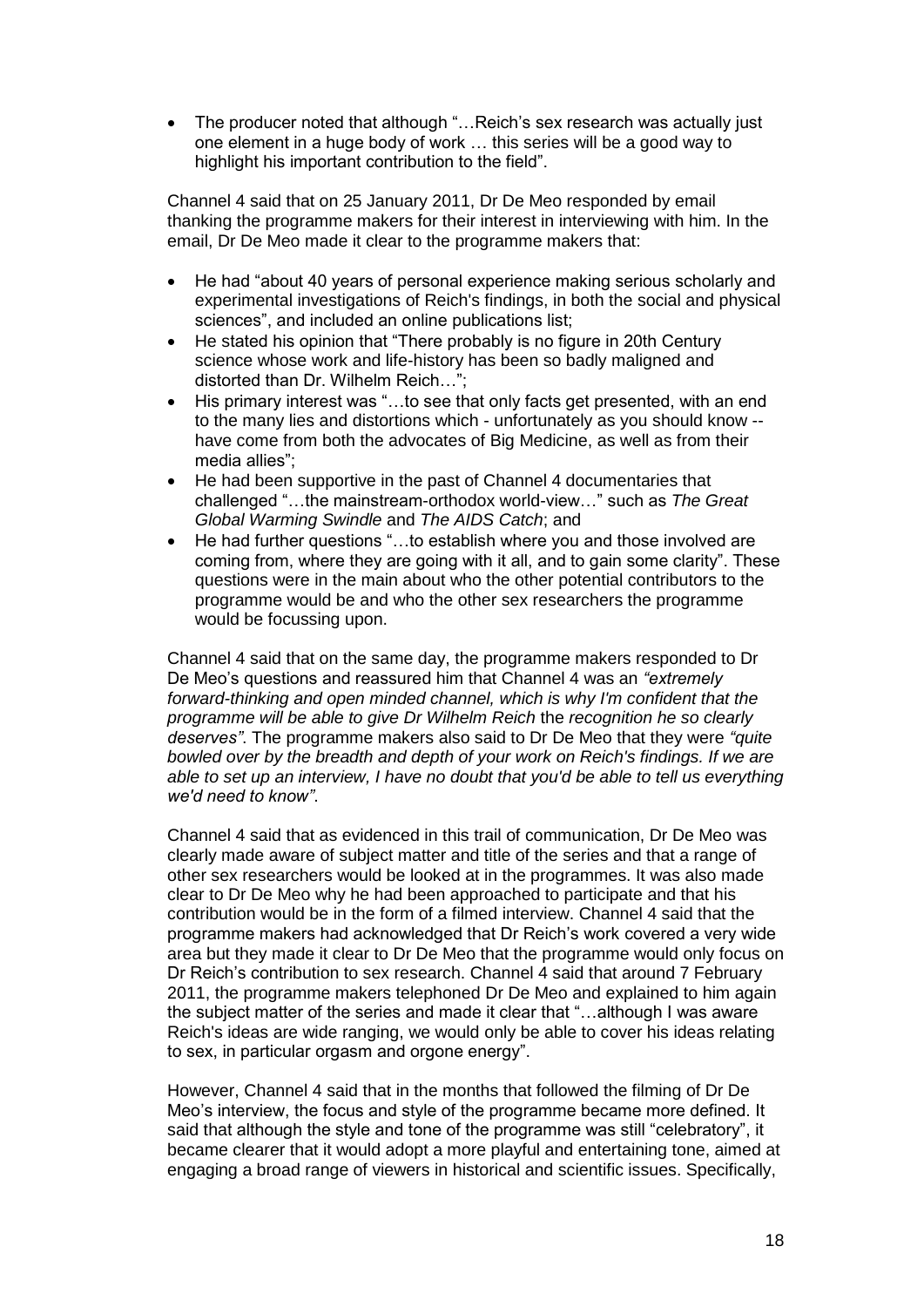- The producer noted that although "…Reich's sex research was actually just one element in a huge body of work … this series will be a good way to highlight his important contribution to the field".

Channel 4 said that on 25 January 2011, Dr De Meo responded by email thanking the programme makers for their interest in interviewing with him. In the email, Dr De Meo made it clear to the programme makers that:

- He had "about 40 years of personal experience making serious scholarly and experimental investigations of Reich's findings, in both the social and physical sciences", and included an online publications list;
- He stated his opinion that "There probably is no figure in 20th Century science whose work and life-history has been so badly maligned and distorted than Dr. Wilhelm Reich…";
- His primary interest was "…to see that only facts get presented, with an end to the many lies and distortions which - unfortunately as you should know -- have come from both the advocates of Big Medicine, as well as from their media allies";
- He had been supportive in the past of Channel 4 documentaries that challenged "…the mainstream-orthodox world-view…" such as *The Great Global Warming Swindle* and *The AIDS Catch*; and
- He had further questions "…to establish where you and those involved are coming from, where they are going with it all, and to gain some clarity". These questions were in the main about who the other potential contributors to the programme would be and who the other sex researchers the programme would be focussing upon.

Channel 4 said that on the same day, the programme makers responded to Dr De Meo's questions and reassured him that Channel 4 was an *"extremely forward-thinking and open minded channel, which is why I'm confident that the programme will be able to give Dr Wilhelm Reich* the *recognition he so clearly deserves"*. The programme makers also said to Dr De Meo that they were *"quite bowled over by the breadth and depth of your work on Reich's findings. If we are able to set up an interview, I have no doubt that you'd be able to tell us everything we'd need to know"*.

Channel 4 said that as evidenced in this trail of communication, Dr De Meo was clearly made aware of subject matter and title of the series and that a range of other sex researchers would be looked at in the programmes. It was also made clear to Dr De Meo why he had been approached to participate and that his contribution would be in the form of a filmed interview. Channel 4 said that the programme makers had acknowledged that Dr Reich's work covered a very wide area but they made it clear to Dr De Meo that the programme would only focus on Dr Reich's contribution to sex research. Channel 4 said that around 7 February 2011, the programme makers telephoned Dr De Meo and explained to him again the subject matter of the series and made it clear that "…although I was aware Reich's ideas are wide ranging, we would only be able to cover his ideas relating to sex, in particular orgasm and orgone energy".

However, Channel 4 said that in the months that followed the filming of Dr De Meo's interview, the focus and style of the programme became more defined. It said that although the style and tone of the programme was still "celebratory", it became clearer that it would adopt a more playful and entertaining tone, aimed at engaging a broad range of viewers in historical and scientific issues. Specifically,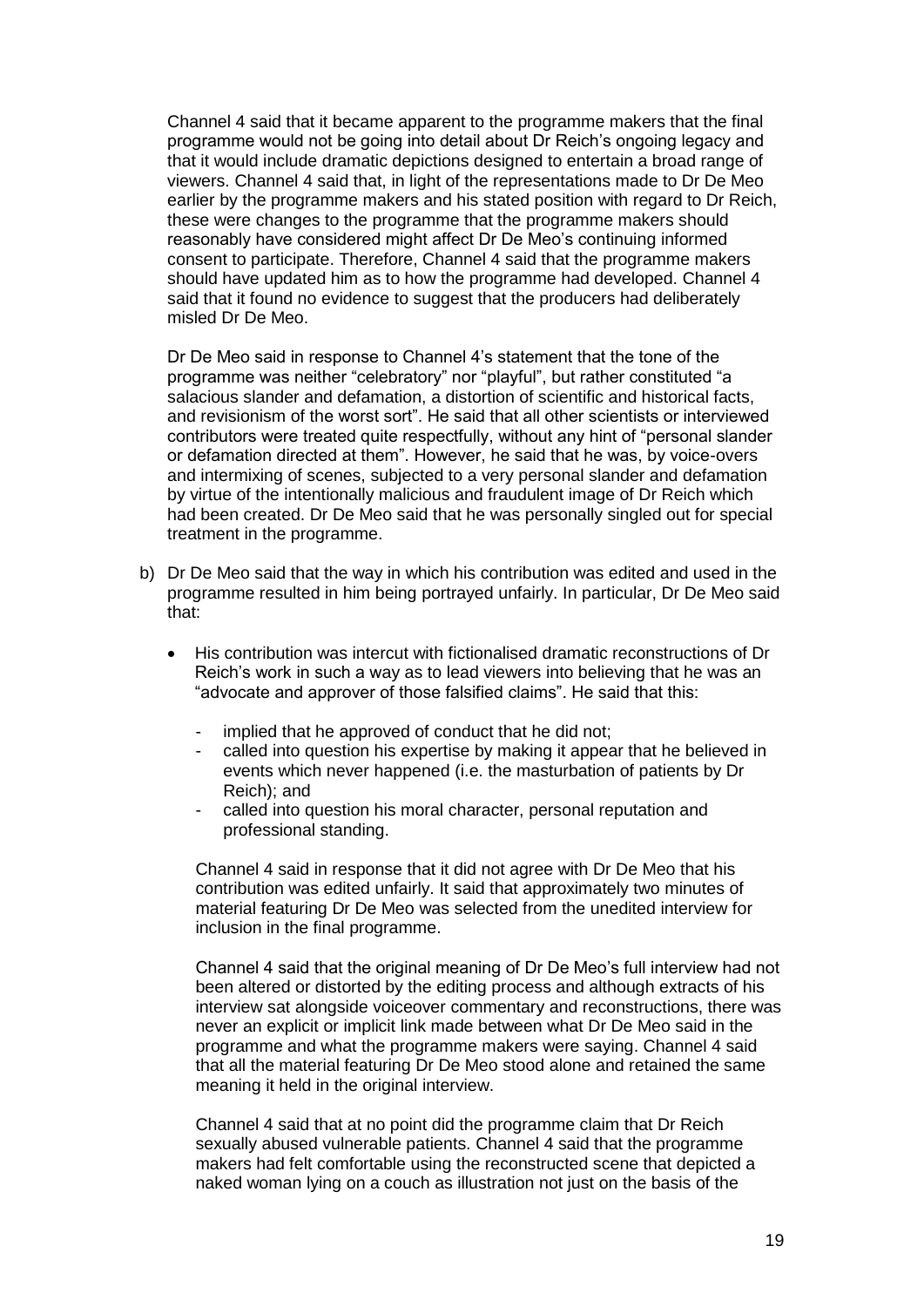Channel 4 said that it became apparent to the programme makers that the final programme would not be going into detail about Dr Reich's ongoing legacy and that it would include dramatic depictions designed to entertain a broad range of viewers. Channel 4 said that, in light of the representations made to Dr De Meo earlier by the programme makers and his stated position with regard to Dr Reich, these were changes to the programme that the programme makers should reasonably have considered might affect Dr De Meo's continuing informed consent to participate. Therefore, Channel 4 said that the programme makers should have updated him as to how the programme had developed. Channel 4 said that it found no evidence to suggest that the producers had deliberately misled Dr De Meo.

Dr De Meo said in response to Channel 4's statement that the tone of the programme was neither "celebratory" nor "playful", but rather constituted "a salacious slander and defamation, a distortion of scientific and historical facts, and revisionism of the worst sort". He said that all other scientists or interviewed contributors were treated quite respectfully, without any hint of "personal slander or defamation directed at them". However, he said that he was, by voice-overs and intermixing of scenes, subjected to a very personal slander and defamation by virtue of the intentionally malicious and fraudulent image of Dr Reich which had been created. Dr De Meo said that he was personally singled out for special treatment in the programme.

b) Dr De Meo said that the way in which his contribution was edited and used in the programme resulted in him being portrayed unfairly. In particular, Dr De Meo said that:

- His contribution was intercut with fictionalised dramatic reconstructions of Dr Reich's work in such a way as to lead viewers into believing that he was an "advocate and approver of those falsified claims". He said that this:
  - implied that he approved of conduct that he did not;
  - called into question his expertise by making it appear that he believed in events which never happened (i.e. the masturbation of patients by Dr Reich); and
  - called into question his moral character, personal reputation and professional standing.

Channel 4 said in response that it did not agree with Dr De Meo that his contribution was edited unfairly. It said that approximately two minutes of material featuring Dr De Meo was selected from the unedited interview for inclusion in the final programme.

Channel 4 said that the original meaning of Dr De Meo's full interview had not been altered or distorted by the editing process and although extracts of his interview sat alongside voiceover commentary and reconstructions, there was never an explicit or implicit link made between what Dr De Meo said in the programme and what the programme makers were saying. Channel 4 said that all the material featuring Dr De Meo stood alone and retained the same meaning it held in the original interview.

Channel 4 said that at no point did the programme claim that Dr Reich sexually abused vulnerable patients. Channel 4 said that the programme makers had felt comfortable using the reconstructed scene that depicted a naked woman lying on a couch as illustration not just on the basis of the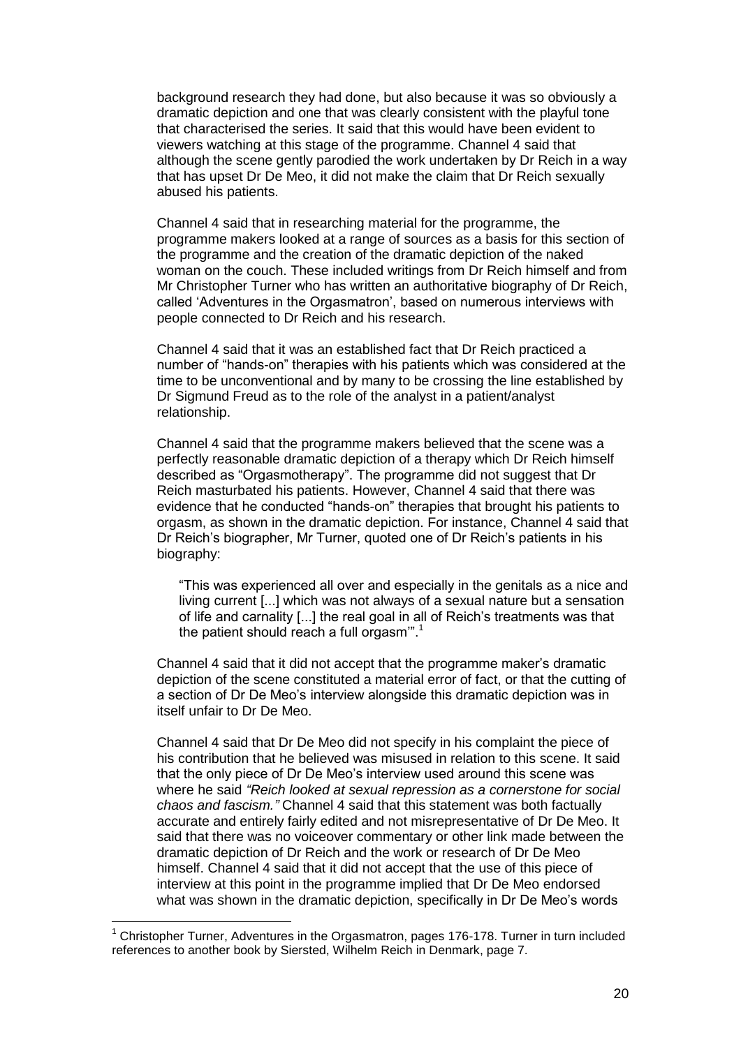background research they had done, but also because it was so obviously a dramatic depiction and one that was clearly consistent with the playful tone that characterised the series. It said that this would have been evident to viewers watching at this stage of the programme. Channel 4 said that although the scene gently parodied the work undertaken by Dr Reich in a way that has upset Dr De Meo, it did not make the claim that Dr Reich sexually abused his patients.

Channel 4 said that in researching material for the programme, the programme makers looked at a range of sources as a basis for this section of the programme and the creation of the dramatic depiction of the naked woman on the couch. These included writings from Dr Reich himself and from Mr Christopher Turner who has written an authoritative biography of Dr Reich, called 'Adventures in the Orgasmatron', based on numerous interviews with people connected to Dr Reich and his research.

Channel 4 said that it was an established fact that Dr Reich practiced a number of "hands-on" therapies with his patients which was considered at the time to be unconventional and by many to be crossing the line established by Dr Sigmund Freud as to the role of the analyst in a patient/analyst relationship.

Channel 4 said that the programme makers believed that the scene was a perfectly reasonable dramatic depiction of a therapy which Dr Reich himself described as "Orgasmotherapy". The programme did not suggest that Dr Reich masturbated his patients. However, Channel 4 said that there was evidence that he conducted "hands-on" therapies that brought his patients to orgasm, as shown in the dramatic depiction. For instance, Channel 4 said that Dr Reich's biographer, Mr Turner, quoted one of Dr Reich's patients in his biography:

> "This was experienced all over and especially in the genitals as a nice and living current [...] which was not always of a sexual nature but a sensation of life and carnality [...] the real goal in all of Reich's treatments was that the patient should reach a full orgasm'".[1]

Channel 4 said that it did not accept that the programme maker's dramatic depiction of the scene constituted a material error of fact, or that the cutting of a section of Dr De Meo's interview alongside this dramatic depiction was in itself unfair to Dr De Meo.

Channel 4 said that Dr De Meo did not specify in his complaint the piece of his contribution that he believed was misused in relation to this scene. It said that the only piece of Dr De Meo's interview used around this scene was where he said *"Reich looked at sexual repression as a cornerstone for social chaos and fascism."* Channel 4 said that this statement was both factually accurate and entirely fairly edited and not misrepresentative of Dr De Meo. It said that there was no voiceover commentary or other link made between the dramatic depiction of Dr Reich and the work or research of Dr De Meo himself. Channel 4 said that it did not accept that the use of this piece of interview at this point in the programme implied that Dr De Meo endorsed what was shown in the dramatic depiction, specifically in Dr De Meo's words

[1] Christopher Turner, Adventures in the Orgasmatron, pages 176-178. Turner in turn included references to another book by Siersted, Wilhelm Reich in Denmark, page 7.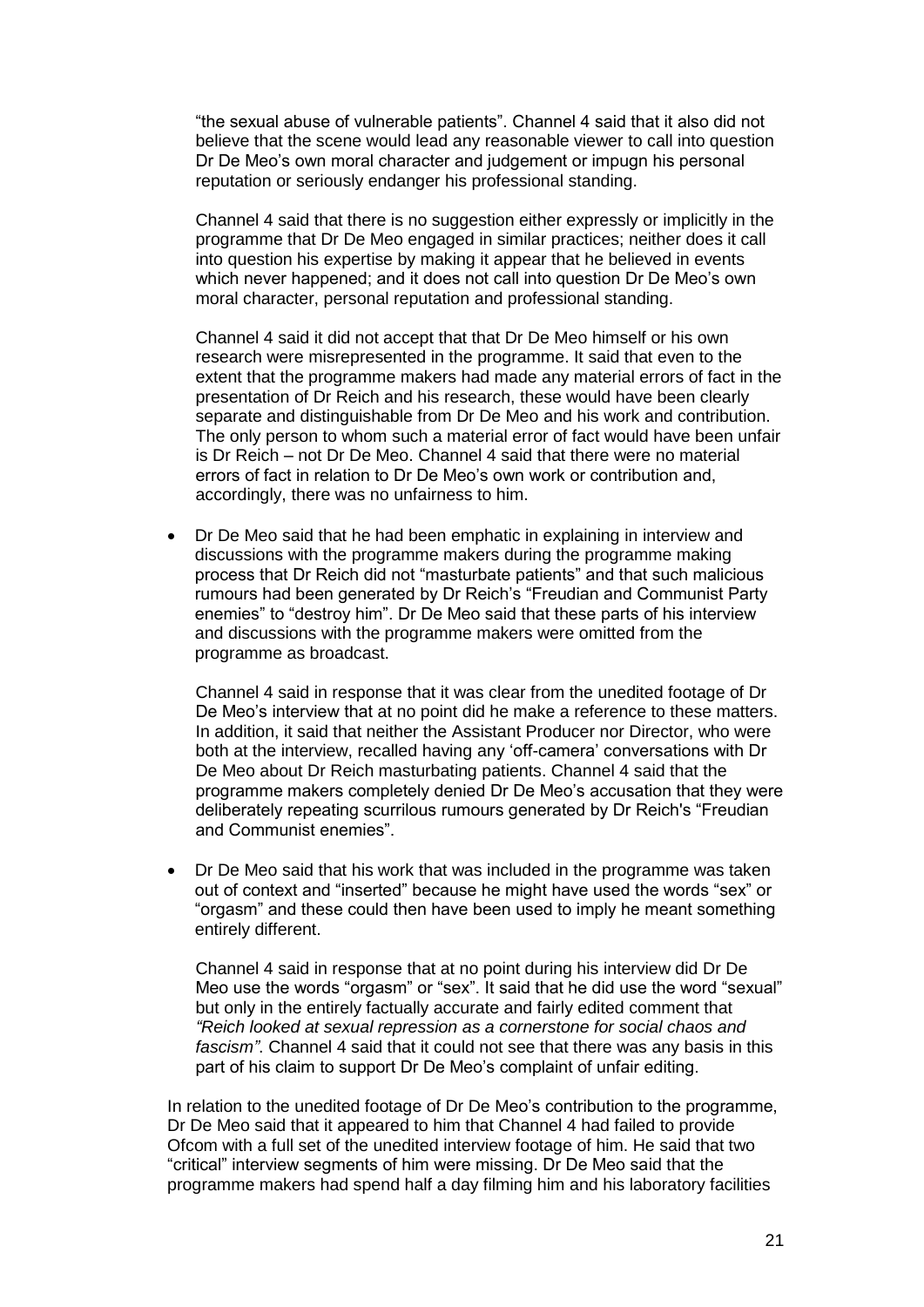"the sexual abuse of vulnerable patients". Channel 4 said that it also did not believe that the scene would lead any reasonable viewer to call into question Dr De Meo's own moral character and judgement or impugn his personal reputation or seriously endanger his professional standing.

Channel 4 said that there is no suggestion either expressly or implicitly in the programme that Dr De Meo engaged in similar practices; neither does it call into question his expertise by making it appear that he believed in events which never happened; and it does not call into question Dr De Meo's own moral character, personal reputation and professional standing.

Channel 4 said it did not accept that that Dr De Meo himself or his own research were misrepresented in the programme. It said that even to the extent that the programme makers had made any material errors of fact in the presentation of Dr Reich and his research, these would have been clearly separate and distinguishable from Dr De Meo and his work and contribution. The only person to whom such a material error of fact would have been unfair is Dr Reich – not Dr De Meo. Channel 4 said that there were no material errors of fact in relation to Dr De Meo's own work or contribution and, accordingly, there was no unfairness to him.

- Dr De Meo said that he had been emphatic in explaining in interview and discussions with the programme makers during the programme making process that Dr Reich did not "masturbate patients" and that such malicious rumours had been generated by Dr Reich's "Freudian and Communist Party enemies" to "destroy him". Dr De Meo said that these parts of his interview and discussions with the programme makers were omitted from the programme as broadcast.

  Channel 4 said in response that it was clear from the unedited footage of Dr De Meo's interview that at no point did he make a reference to these matters. In addition, it said that neither the Assistant Producer nor Director, who were both at the interview, recalled having any 'off-camera' conversations with Dr De Meo about Dr Reich masturbating patients. Channel 4 said that the programme makers completely denied Dr De Meo's accusation that they were deliberately repeating scurrilous rumours generated by Dr Reich's "Freudian and Communist enemies".

- Dr De Meo said that his work that was included in the programme was taken out of context and "inserted" because he might have used the words "sex" or "orgasm" and these could then have been used to imply he meant something entirely different.

  Channel 4 said in response that at no point during his interview did Dr De Meo use the words "orgasm" or "sex". It said that he did use the word "sexual" but only in the entirely factually accurate and fairly edited comment that *"Reich looked at sexual repression as a cornerstone for social chaos and fascism"*. Channel 4 said that it could not see that there was any basis in this part of his claim to support Dr De Meo's complaint of unfair editing.

In relation to the unedited footage of Dr De Meo's contribution to the programme, Dr De Meo said that it appeared to him that Channel 4 had failed to provide Ofcom with a full set of the unedited interview footage of him. He said that two "critical" interview segments of him were missing. Dr De Meo said that the programme makers had spend half a day filming him and his laboratory facilities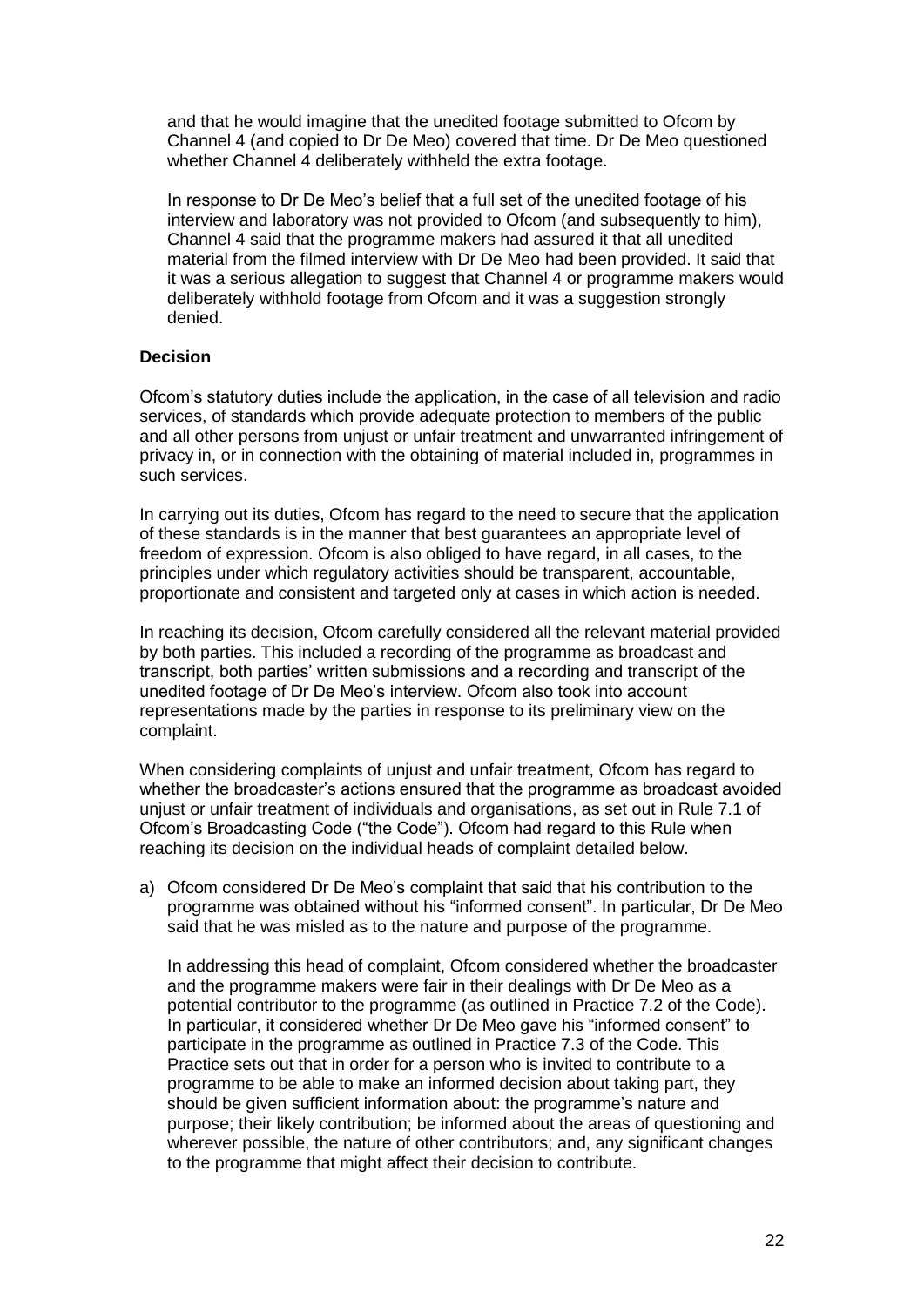and that he would imagine that the unedited footage submitted to Ofcom by Channel 4 (and copied to Dr De Meo) covered that time. Dr De Meo questioned whether Channel 4 deliberately withheld the extra footage.

In response to Dr De Meo's belief that a full set of the unedited footage of his interview and laboratory was not provided to Ofcom (and subsequently to him), Channel 4 said that the programme makers had assured it that all unedited material from the filmed interview with Dr De Meo had been provided. It said that it was a serious allegation to suggest that Channel 4 or programme makers would deliberately withhold footage from Ofcom and it was a suggestion strongly denied.

**Decision**

Ofcom's statutory duties include the application, in the case of all television and radio services, of standards which provide adequate protection to members of the public and all other persons from unjust or unfair treatment and unwarranted infringement of privacy in, or in connection with the obtaining of material included in, programmes in such services.

In carrying out its duties, Ofcom has regard to the need to secure that the application of these standards is in the manner that best guarantees an appropriate level of freedom of expression. Ofcom is also obliged to have regard, in all cases, to the principles under which regulatory activities should be transparent, accountable, proportionate and consistent and targeted only at cases in which action is needed.

In reaching its decision, Ofcom carefully considered all the relevant material provided by both parties. This included a recording of the programme as broadcast and transcript, both parties' written submissions and a recording and transcript of the unedited footage of Dr De Meo's interview. Ofcom also took into account representations made by the parties in response to its preliminary view on the complaint.

When considering complaints of unjust and unfair treatment, Ofcom has regard to whether the broadcaster's actions ensured that the programme as broadcast avoided unjust or unfair treatment of individuals and organisations, as set out in Rule 7.1 of Ofcom's Broadcasting Code ("the Code"). Ofcom had regard to this Rule when reaching its decision on the individual heads of complaint detailed below.

a) Ofcom considered Dr De Meo's complaint that said that his contribution to the programme was obtained without his "informed consent". In particular, Dr De Meo said that he was misled as to the nature and purpose of the programme.

   In addressing this head of complaint, Ofcom considered whether the broadcaster and the programme makers were fair in their dealings with Dr De Meo as a potential contributor to the programme (as outlined in Practice 7.2 of the Code). In particular, it considered whether Dr De Meo gave his "informed consent" to participate in the programme as outlined in Practice 7.3 of the Code. This Practice sets out that in order for a person who is invited to contribute to a programme to be able to make an informed decision about taking part, they should be given sufficient information about: the programme's nature and purpose; their likely contribution; be informed about the areas of questioning and wherever possible, the nature of other contributors; and, any significant changes to the programme that might affect their decision to contribute.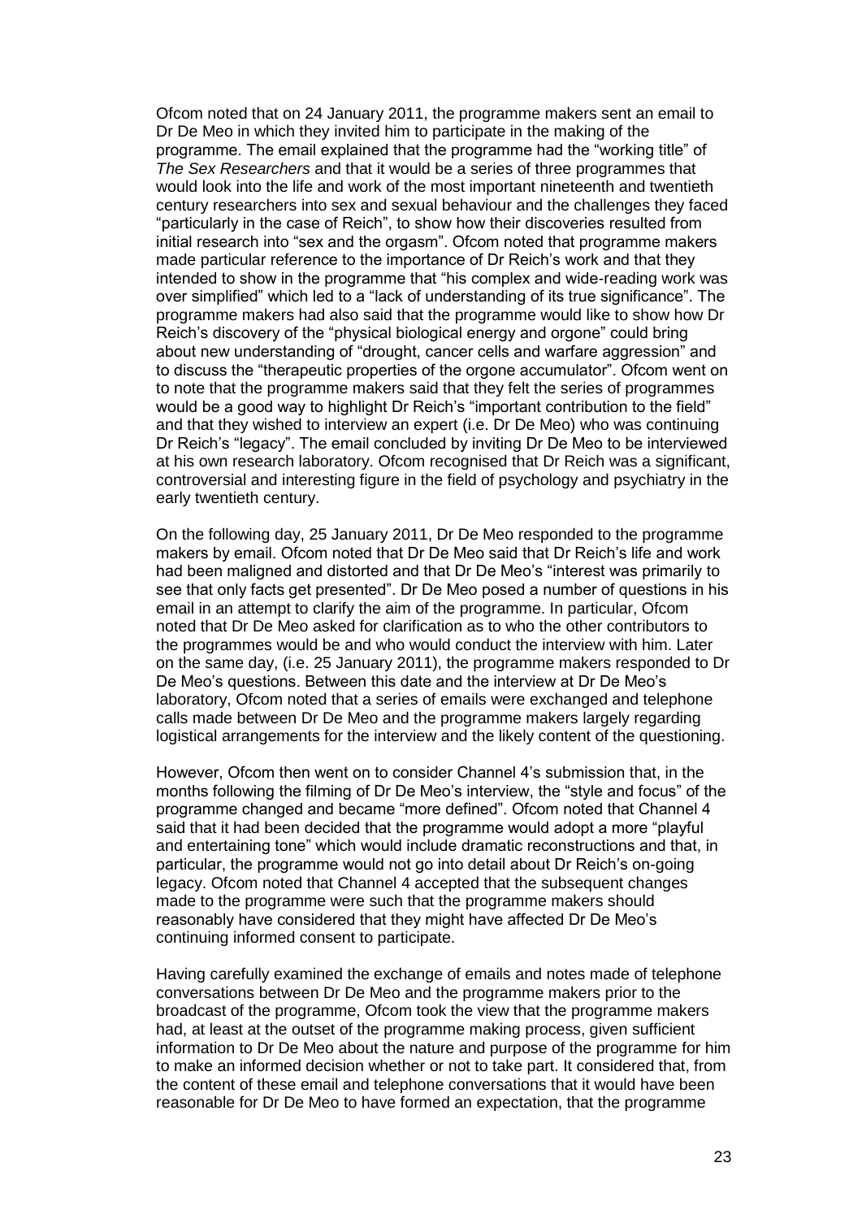Ofcom noted that on 24 January 2011, the programme makers sent an email to Dr De Meo in which they invited him to participate in the making of the programme. The email explained that the programme had the "working title" of *The Sex Researchers* and that it would be a series of three programmes that would look into the life and work of the most important nineteenth and twentieth century researchers into sex and sexual behaviour and the challenges they faced "particularly in the case of Reich", to show how their discoveries resulted from initial research into "sex and the orgasm". Ofcom noted that programme makers made particular reference to the importance of Dr Reich's work and that they intended to show in the programme that "his complex and wide-reading work was over simplified" which led to a "lack of understanding of its true significance". The programme makers had also said that the programme would like to show how Dr Reich's discovery of the "physical biological energy and orgone" could bring about new understanding of "drought, cancer cells and warfare aggression" and to discuss the "therapeutic properties of the orgone accumulator". Ofcom went on to note that the programme makers said that they felt the series of programmes would be a good way to highlight Dr Reich's "important contribution to the field" and that they wished to interview an expert (i.e. Dr De Meo) who was continuing Dr Reich's "legacy". The email concluded by inviting Dr De Meo to be interviewed at his own research laboratory. Ofcom recognised that Dr Reich was a significant, controversial and interesting figure in the field of psychology and psychiatry in the early twentieth century.

On the following day, 25 January 2011, Dr De Meo responded to the programme makers by email. Ofcom noted that Dr De Meo said that Dr Reich's life and work had been maligned and distorted and that Dr De Meo's "interest was primarily to see that only facts get presented". Dr De Meo posed a number of questions in his email in an attempt to clarify the aim of the programme. In particular, Ofcom noted that Dr De Meo asked for clarification as to who the other contributors to the programmes would be and who would conduct the interview with him. Later on the same day, (i.e. 25 January 2011), the programme makers responded to Dr De Meo's questions. Between this date and the interview at Dr De Meo's laboratory, Ofcom noted that a series of emails were exchanged and telephone calls made between Dr De Meo and the programme makers largely regarding logistical arrangements for the interview and the likely content of the questioning.

However, Ofcom then went on to consider Channel 4's submission that, in the months following the filming of Dr De Meo's interview, the "style and focus" of the programme changed and became "more defined". Ofcom noted that Channel 4 said that it had been decided that the programme would adopt a more "playful and entertaining tone" which would include dramatic reconstructions and that, in particular, the programme would not go into detail about Dr Reich's on-going legacy. Ofcom noted that Channel 4 accepted that the subsequent changes made to the programme were such that the programme makers should reasonably have considered that they might have affected Dr De Meo's continuing informed consent to participate.

Having carefully examined the exchange of emails and notes made of telephone conversations between Dr De Meo and the programme makers prior to the broadcast of the programme, Ofcom took the view that the programme makers had, at least at the outset of the programme making process, given sufficient information to Dr De Meo about the nature and purpose of the programme for him to make an informed decision whether or not to take part. It considered that, from the content of these email and telephone conversations that it would have been reasonable for Dr De Meo to have formed an expectation, that the programme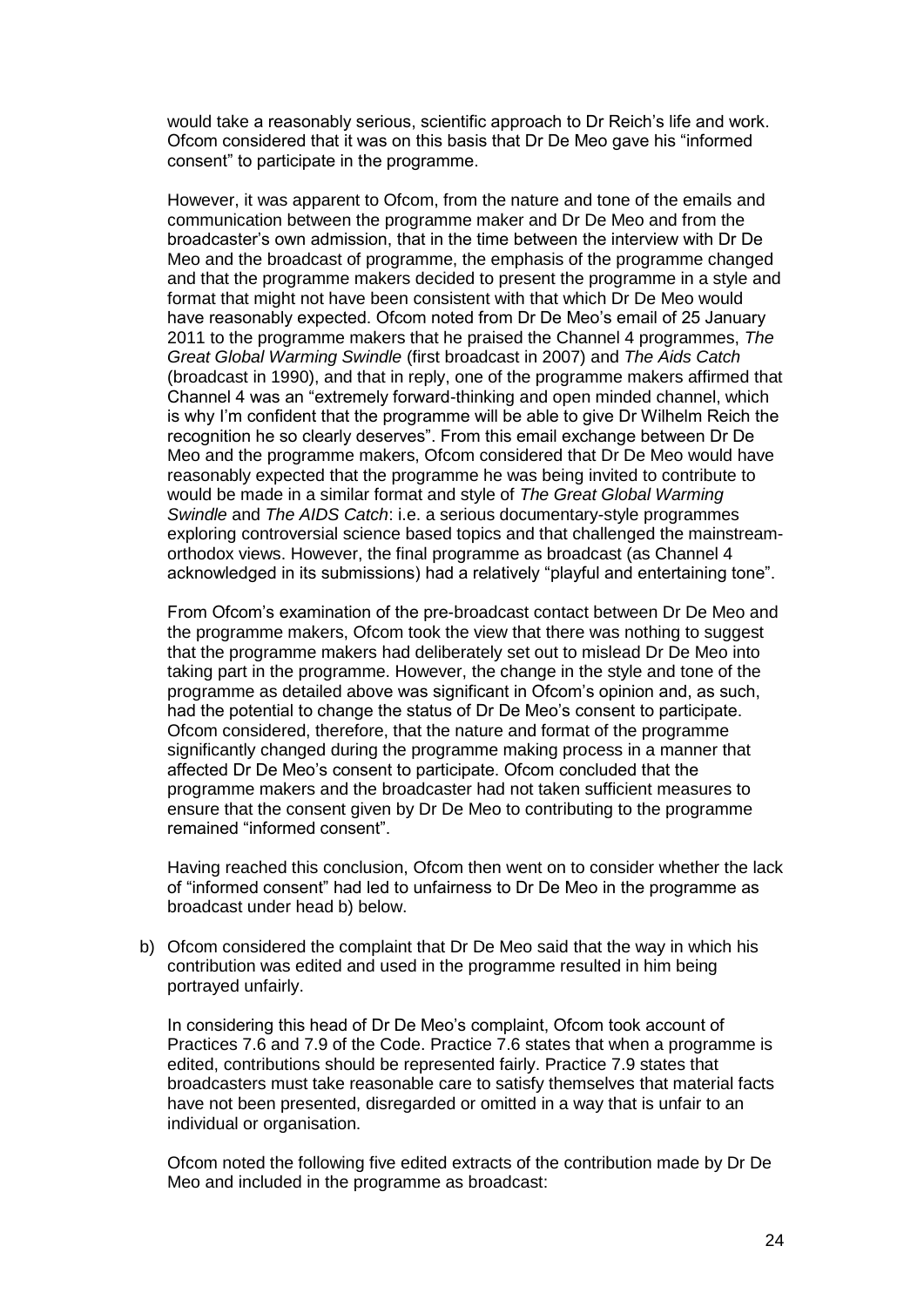would take a reasonably serious, scientific approach to Dr Reich's life and work. Ofcom considered that it was on this basis that Dr De Meo gave his "informed consent" to participate in the programme.

However, it was apparent to Ofcom, from the nature and tone of the emails and communication between the programme maker and Dr De Meo and from the broadcaster's own admission, that in the time between the interview with Dr De Meo and the broadcast of programme, the emphasis of the programme changed and that the programme makers decided to present the programme in a style and format that might not have been consistent with that which Dr De Meo would have reasonably expected. Ofcom noted from Dr De Meo's email of 25 January 2011 to the programme makers that he praised the Channel 4 programmes, *The Great Global Warming Swindle* (first broadcast in 2007) and *The Aids Catch* (broadcast in 1990), and that in reply, one of the programme makers affirmed that Channel 4 was an "extremely forward-thinking and open minded channel, which is why I'm confident that the programme will be able to give Dr Wilhelm Reich the recognition he so clearly deserves". From this email exchange between Dr De Meo and the programme makers, Ofcom considered that Dr De Meo would have reasonably expected that the programme he was being invited to contribute to would be made in a similar format and style of *The Great Global Warming Swindle* and *The AIDS Catch*: i.e. a serious documentary-style programmes exploring controversial science based topics and that challenged the mainstream-orthodox views. However, the final programme as broadcast (as Channel 4 acknowledged in its submissions) had a relatively "playful and entertaining tone".

From Ofcom's examination of the pre-broadcast contact between Dr De Meo and the programme makers, Ofcom took the view that there was nothing to suggest that the programme makers had deliberately set out to mislead Dr De Meo into taking part in the programme. However, the change in the style and tone of the programme as detailed above was significant in Ofcom's opinion and, as such, had the potential to change the status of Dr De Meo's consent to participate. Ofcom considered, therefore, that the nature and format of the programme significantly changed during the programme making process in a manner that affected Dr De Meo's consent to participate. Ofcom concluded that the programme makers and the broadcaster had not taken sufficient measures to ensure that the consent given by Dr De Meo to contributing to the programme remained "informed consent".

Having reached this conclusion, Ofcom then went on to consider whether the lack of "informed consent" had led to unfairness to Dr De Meo in the programme as broadcast under head b) below.

b) Ofcom considered the complaint that Dr De Meo said that the way in which his contribution was edited and used in the programme resulted in him being portrayed unfairly.

   In considering this head of Dr De Meo's complaint, Ofcom took account of Practices 7.6 and 7.9 of the Code. Practice 7.6 states that when a programme is edited, contributions should be represented fairly. Practice 7.9 states that broadcasters must take reasonable care to satisfy themselves that material facts have not been presented, disregarded or omitted in a way that is unfair to an individual or organisation.

   Ofcom noted the following five edited extracts of the contribution made by Dr De Meo and included in the programme as broadcast: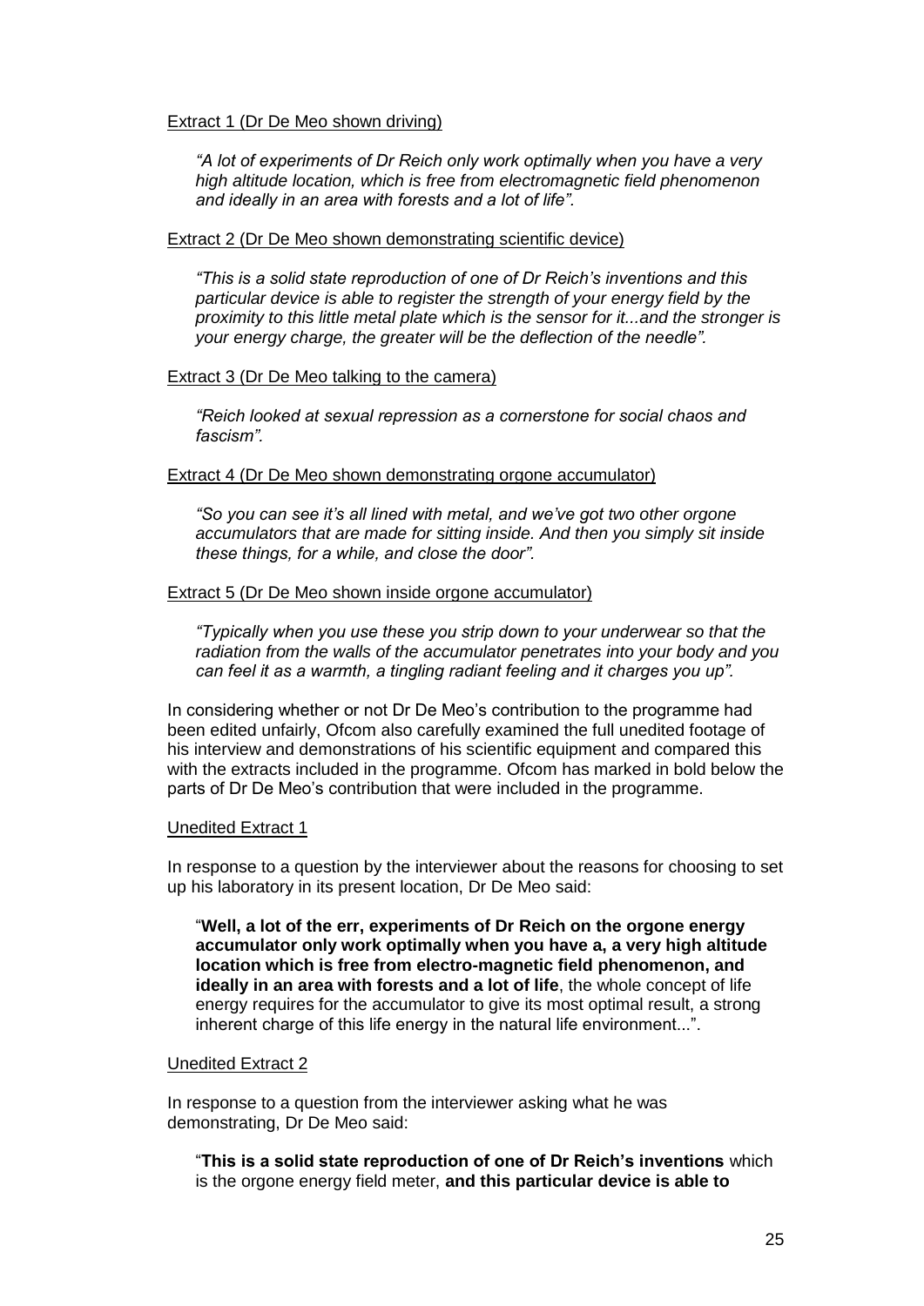Extract 1 (Dr De Meo shown driving)

> *"A lot of experiments of Dr Reich only work optimally when you have a very high altitude location, which is free from electromagnetic field phenomenon and ideally in an area with forests and a lot of life".*

Extract 2 (Dr De Meo shown demonstrating scientific device)

> *"This is a solid state reproduction of one of Dr Reich's inventions and this particular device is able to register the strength of your energy field by the proximity to this little metal plate which is the sensor for it...and the stronger is your energy charge, the greater will be the deflection of the needle".*

Extract 3 (Dr De Meo talking to the camera)

> *"Reich looked at sexual repression as a cornerstone for social chaos and fascism".*

Extract 4 (Dr De Meo shown demonstrating orgone accumulator)

> *"So you can see it's all lined with metal, and we've got two other orgone accumulators that are made for sitting inside. And then you simply sit inside these things, for a while, and close the door".*

Extract 5 (Dr De Meo shown inside orgone accumulator)

> *"Typically when you use these you strip down to your underwear so that the radiation from the walls of the accumulator penetrates into your body and you can feel it as a warmth, a tingling radiant feeling and it charges you up".*

In considering whether or not Dr De Meo's contribution to the programme had been edited unfairly, Ofcom also carefully examined the full unedited footage of his interview and demonstrations of his scientific equipment and compared this with the extracts included in the programme. Ofcom has marked in bold below the parts of Dr De Meo's contribution that were included in the programme.

Unedited Extract 1

In response to a question by the interviewer about the reasons for choosing to set up his laboratory in its present location, Dr De Meo said:

> "**Well, a lot of the err, experiments of Dr Reich on the orgone energy accumulator only work optimally when you have a, a very high altitude location which is free from electro-magnetic field phenomenon, and ideally in an area with forests and a lot of life**, the whole concept of life energy requires for the accumulator to give its most optimal result, a strong inherent charge of this life energy in the natural life environment...".

Unedited Extract 2

In response to a question from the interviewer asking what he was demonstrating, Dr De Meo said:

> "**This is a solid state reproduction of one of Dr Reich's inventions** which is the orgone energy field meter, **and this particular device is able to**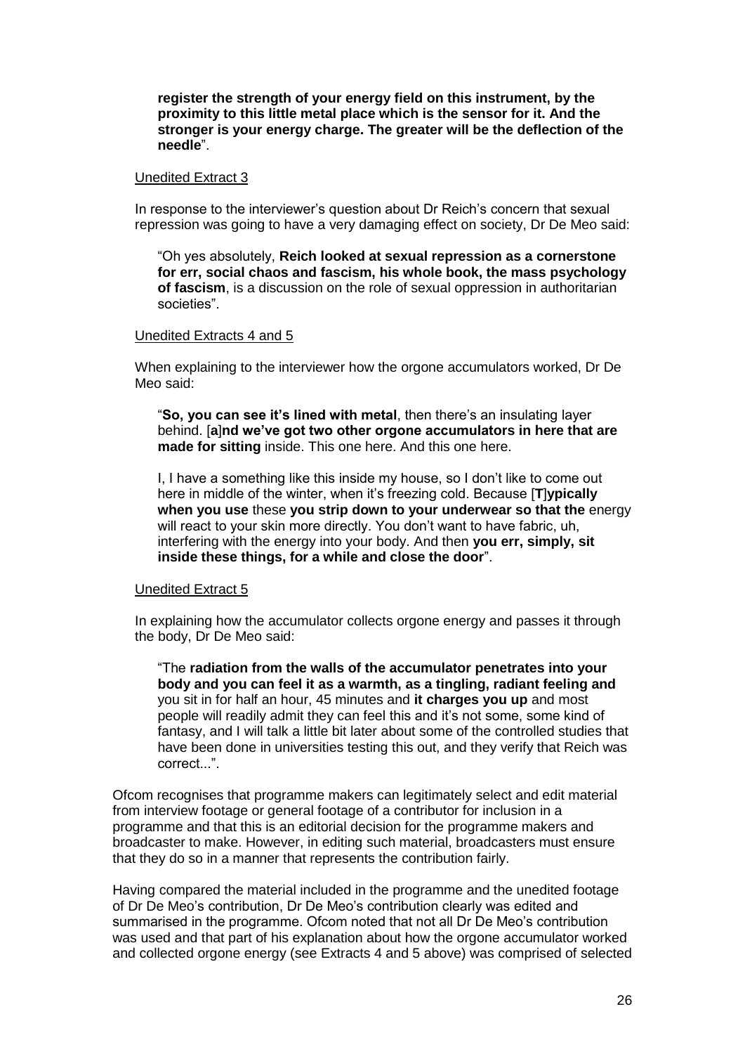**register the strength of your energy field on this instrument, by the proximity to this little metal place which is the sensor for it. And the stronger is your energy charge. The greater will be the deflection of the needle**".

Unedited Extract 3

In response to the interviewer's question about Dr Reich's concern that sexual repression was going to have a very damaging effect on society, Dr De Meo said:

"Oh yes absolutely, **Reich looked at sexual repression as a cornerstone for err, social chaos and fascism, his whole book, the mass psychology of fascism**, is a discussion on the role of sexual oppression in authoritarian societies".

Unedited Extracts 4 and 5

When explaining to the interviewer how the orgone accumulators worked, Dr De Meo said:

"**So, you can see it's lined with metal**, then there's an insulating layer behind. [**a**]**nd we've got two other orgone accumulators in here that are made for sitting** inside. This one here. And this one here.

I, I have a something like this inside my house, so I don't like to come out here in middle of the winter, when it's freezing cold. Because [**T**]**ypically when you use** these **you strip down to your underwear so that the** energy will react to your skin more directly. You don't want to have fabric, uh, interfering with the energy into your body. And then **you err, simply, sit inside these things, for a while and close the door**".

Unedited Extract 5

In explaining how the accumulator collects orgone energy and passes it through the body, Dr De Meo said:

"The **radiation from the walls of the accumulator penetrates into your body and you can feel it as a warmth, as a tingling, radiant feeling and** you sit in for half an hour, 45 minutes and **it charges you up** and most people will readily admit they can feel this and it's not some, some kind of fantasy, and I will talk a little bit later about some of the controlled studies that have been done in universities testing this out, and they verify that Reich was correct...".

Ofcom recognises that programme makers can legitimately select and edit material from interview footage or general footage of a contributor for inclusion in a programme and that this is an editorial decision for the programme makers and broadcaster to make. However, in editing such material, broadcasters must ensure that they do so in a manner that represents the contribution fairly.

Having compared the material included in the programme and the unedited footage of Dr De Meo's contribution, Dr De Meo's contribution clearly was edited and summarised in the programme. Ofcom noted that not all Dr De Meo's contribution was used and that part of his explanation about how the orgone accumulator worked and collected orgone energy (see Extracts 4 and 5 above) was comprised of selected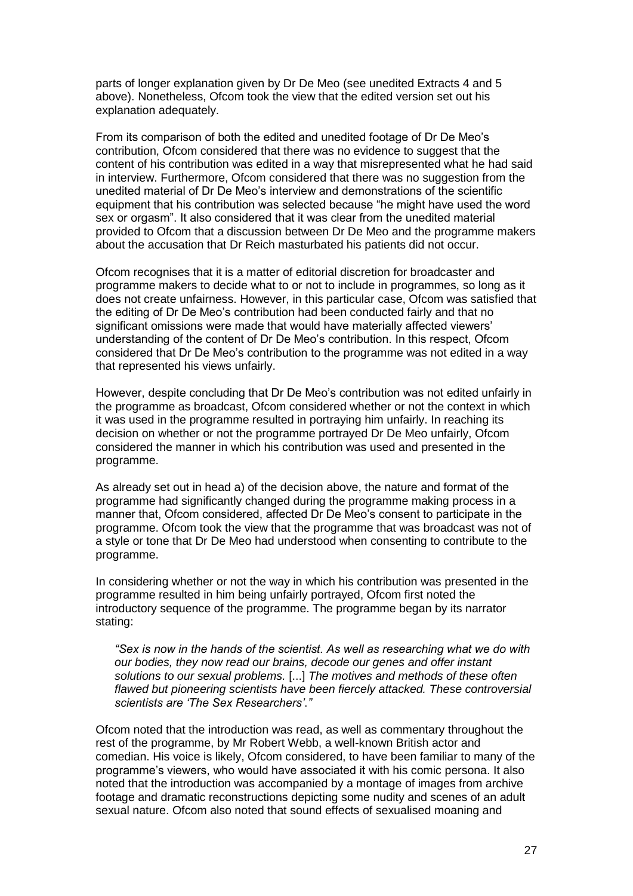parts of longer explanation given by Dr De Meo (see unedited Extracts 4 and 5 above). Nonetheless, Ofcom took the view that the edited version set out his explanation adequately.

From its comparison of both the edited and unedited footage of Dr De Meo's contribution, Ofcom considered that there was no evidence to suggest that the content of his contribution was edited in a way that misrepresented what he had said in interview. Furthermore, Ofcom considered that there was no suggestion from the unedited material of Dr De Meo's interview and demonstrations of the scientific equipment that his contribution was selected because "he might have used the word sex or orgasm". It also considered that it was clear from the unedited material provided to Ofcom that a discussion between Dr De Meo and the programme makers about the accusation that Dr Reich masturbated his patients did not occur.

Ofcom recognises that it is a matter of editorial discretion for broadcaster and programme makers to decide what to or not to include in programmes, so long as it does not create unfairness. However, in this particular case, Ofcom was satisfied that the editing of Dr De Meo's contribution had been conducted fairly and that no significant omissions were made that would have materially affected viewers' understanding of the content of Dr De Meo's contribution. In this respect, Ofcom considered that Dr De Meo's contribution to the programme was not edited in a way that represented his views unfairly.

However, despite concluding that Dr De Meo's contribution was not edited unfairly in the programme as broadcast, Ofcom considered whether or not the context in which it was used in the programme resulted in portraying him unfairly. In reaching its decision on whether or not the programme portrayed Dr De Meo unfairly, Ofcom considered the manner in which his contribution was used and presented in the programme.

As already set out in head a) of the decision above, the nature and format of the programme had significantly changed during the programme making process in a manner that, Ofcom considered, affected Dr De Meo's consent to participate in the programme. Ofcom took the view that the programme that was broadcast was not of a style or tone that Dr De Meo had understood when consenting to contribute to the programme.

In considering whether or not the way in which his contribution was presented in the programme resulted in him being unfairly portrayed, Ofcom first noted the introductory sequence of the programme. The programme began by its narrator stating:

> *"Sex is now in the hands of the scientist. As well as researching what we do with our bodies, they now read our brains, decode our genes and offer instant solutions to our sexual problems.* [...] *The motives and methods of these often flawed but pioneering scientists have been fiercely attacked. These controversial scientists are 'The Sex Researchers'."*

Ofcom noted that the introduction was read, as well as commentary throughout the rest of the programme, by Mr Robert Webb, a well-known British actor and comedian. His voice is likely, Ofcom considered, to have been familiar to many of the programme's viewers, who would have associated it with his comic persona. It also noted that the introduction was accompanied by a montage of images from archive footage and dramatic reconstructions depicting some nudity and scenes of an adult sexual nature. Ofcom also noted that sound effects of sexualised moaning and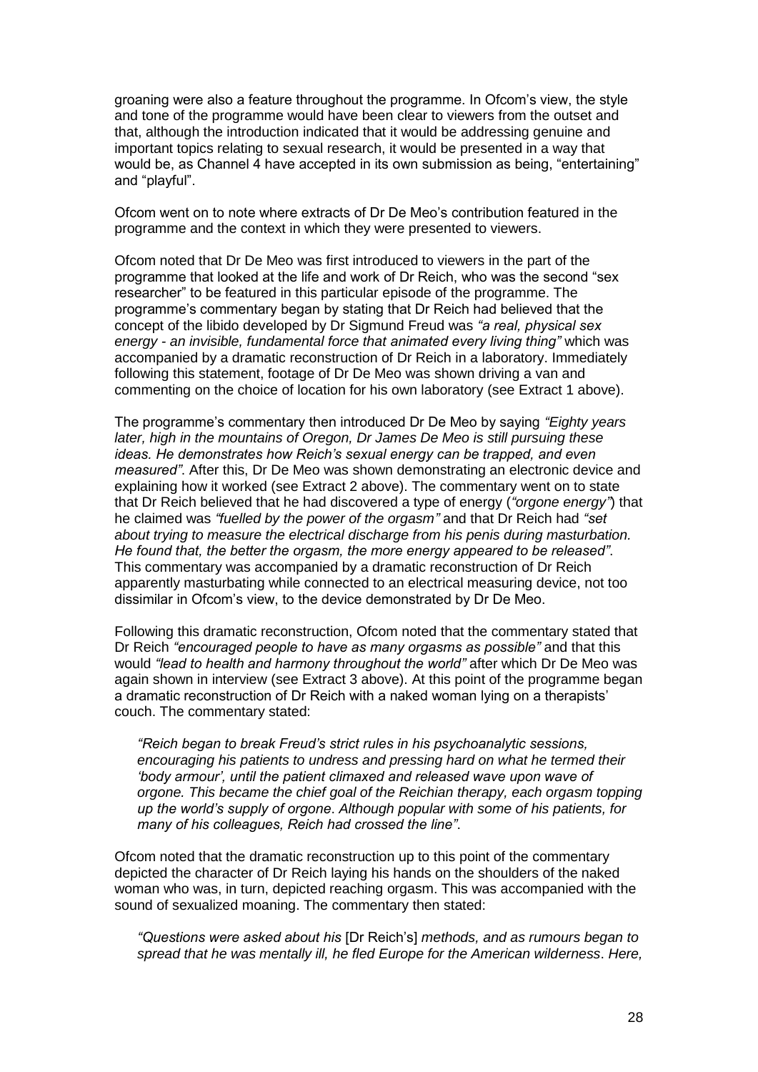groaning were also a feature throughout the programme. In Ofcom's view, the style and tone of the programme would have been clear to viewers from the outset and that, although the introduction indicated that it would be addressing genuine and important topics relating to sexual research, it would be presented in a way that would be, as Channel 4 have accepted in its own submission as being, "entertaining" and "playful".

Ofcom went on to note where extracts of Dr De Meo's contribution featured in the programme and the context in which they were presented to viewers.

Ofcom noted that Dr De Meo was first introduced to viewers in the part of the programme that looked at the life and work of Dr Reich, who was the second "sex researcher" to be featured in this particular episode of the programme. The programme's commentary began by stating that Dr Reich had believed that the concept of the libido developed by Dr Sigmund Freud was *"a real, physical sex energy - an invisible, fundamental force that animated every living thing"* which was accompanied by a dramatic reconstruction of Dr Reich in a laboratory. Immediately following this statement, footage of Dr De Meo was shown driving a van and commenting on the choice of location for his own laboratory (see Extract 1 above).

The programme's commentary then introduced Dr De Meo by saying *"Eighty years later, high in the mountains of Oregon, Dr James De Meo is still pursuing these ideas. He demonstrates how Reich's sexual energy can be trapped, and even measured"*. After this, Dr De Meo was shown demonstrating an electronic device and explaining how it worked (see Extract 2 above). The commentary went on to state that Dr Reich believed that he had discovered a type of energy (*"orgone energy"*) that he claimed was *"fuelled by the power of the orgasm"* and that Dr Reich had *"set about trying to measure the electrical discharge from his penis during masturbation. He found that, the better the orgasm, the more energy appeared to be released"*. This commentary was accompanied by a dramatic reconstruction of Dr Reich apparently masturbating while connected to an electrical measuring device, not too dissimilar in Ofcom's view, to the device demonstrated by Dr De Meo.

Following this dramatic reconstruction, Ofcom noted that the commentary stated that Dr Reich *"encouraged people to have as many orgasms as possible"* and that this would *"lead to health and harmony throughout the world"* after which Dr De Meo was again shown in interview (see Extract 3 above). At this point of the programme began a dramatic reconstruction of Dr Reich with a naked woman lying on a therapists' couch. The commentary stated:

> *"Reich began to break Freud's strict rules in his psychoanalytic sessions, encouraging his patients to undress and pressing hard on what he termed their 'body armour', until the patient climaxed and released wave upon wave of orgone. This became the chief goal of the Reichian therapy, each orgasm topping up the world's supply of orgone. Although popular with some of his patients, for many of his colleagues, Reich had crossed the line".*

Ofcom noted that the dramatic reconstruction up to this point of the commentary depicted the character of Dr Reich laying his hands on the shoulders of the naked woman who was, in turn, depicted reaching orgasm. This was accompanied with the sound of sexualized moaning. The commentary then stated:

> *"Questions were asked about his* [Dr Reich's] *methods, and as rumours began to spread that he was mentally ill, he fled Europe for the American wilderness. Here,*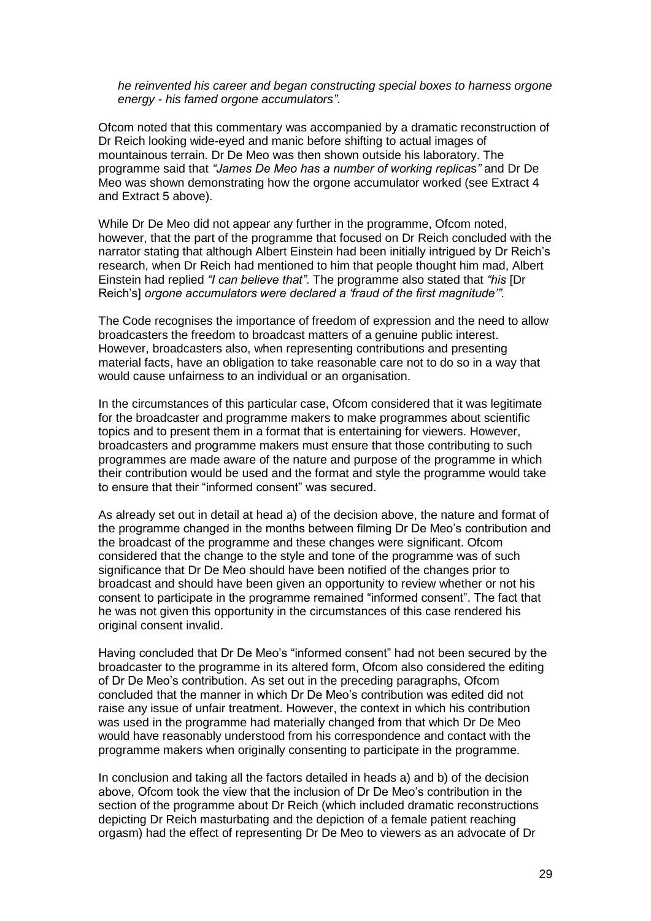*he reinvented his career and began constructing special boxes to harness orgone energy - his famed orgone accumulators"*.

Ofcom noted that this commentary was accompanied by a dramatic reconstruction of Dr Reich looking wide-eyed and manic before shifting to actual images of mountainous terrain. Dr De Meo was then shown outside his laboratory. The programme said that *"James De Meo has a number of working replicas"* and Dr De Meo was shown demonstrating how the orgone accumulator worked (see Extract 4 and Extract 5 above).

While Dr De Meo did not appear any further in the programme, Ofcom noted, however, that the part of the programme that focused on Dr Reich concluded with the narrator stating that although Albert Einstein had been initially intrigued by Dr Reich's research, when Dr Reich had mentioned to him that people thought him mad, Albert Einstein had replied *"I can believe that"*. The programme also stated that *"his* [Dr Reich's] *orgone accumulators were declared a 'fraud of the first magnitude'"*.

The Code recognises the importance of freedom of expression and the need to allow broadcasters the freedom to broadcast matters of a genuine public interest. However, broadcasters also, when representing contributions and presenting material facts, have an obligation to take reasonable care not to do so in a way that would cause unfairness to an individual or an organisation.

In the circumstances of this particular case, Ofcom considered that it was legitimate for the broadcaster and programme makers to make programmes about scientific topics and to present them in a format that is entertaining for viewers. However, broadcasters and programme makers must ensure that those contributing to such programmes are made aware of the nature and purpose of the programme in which their contribution would be used and the format and style the programme would take to ensure that their "informed consent" was secured.

As already set out in detail at head a) of the decision above, the nature and format of the programme changed in the months between filming Dr De Meo's contribution and the broadcast of the programme and these changes were significant. Ofcom considered that the change to the style and tone of the programme was of such significance that Dr De Meo should have been notified of the changes prior to broadcast and should have been given an opportunity to review whether or not his consent to participate in the programme remained "informed consent". The fact that he was not given this opportunity in the circumstances of this case rendered his original consent invalid.

Having concluded that Dr De Meo's "informed consent" had not been secured by the broadcaster to the programme in its altered form, Ofcom also considered the editing of Dr De Meo's contribution. As set out in the preceding paragraphs, Ofcom concluded that the manner in which Dr De Meo's contribution was edited did not raise any issue of unfair treatment. However, the context in which his contribution was used in the programme had materially changed from that which Dr De Meo would have reasonably understood from his correspondence and contact with the programme makers when originally consenting to participate in the programme.

In conclusion and taking all the factors detailed in heads a) and b) of the decision above, Ofcom took the view that the inclusion of Dr De Meo's contribution in the section of the programme about Dr Reich (which included dramatic reconstructions depicting Dr Reich masturbating and the depiction of a female patient reaching orgasm) had the effect of representing Dr De Meo to viewers as an advocate of Dr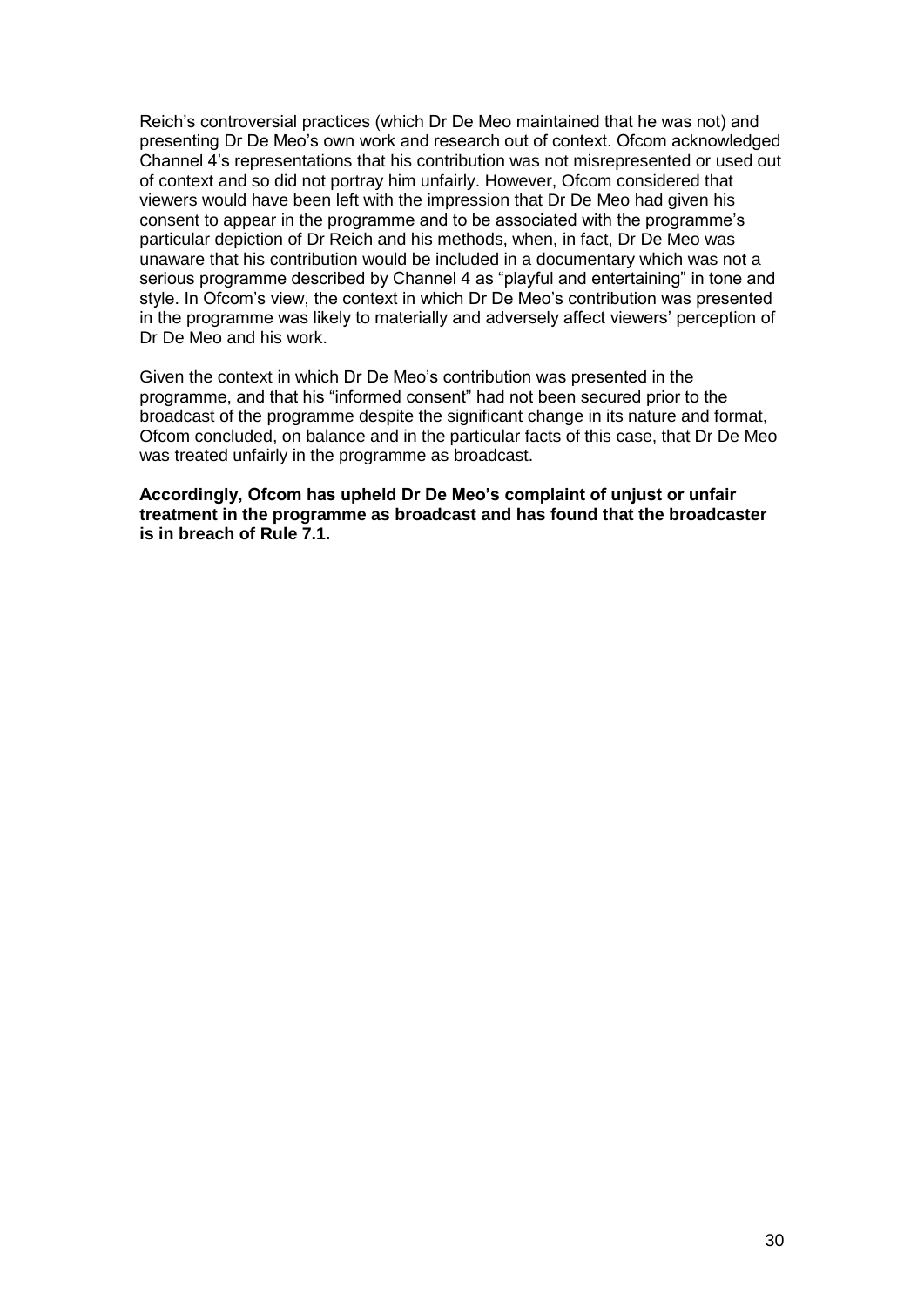Reich's controversial practices (which Dr De Meo maintained that he was not) and presenting Dr De Meo's own work and research out of context. Ofcom acknowledged Channel 4's representations that his contribution was not misrepresented or used out of context and so did not portray him unfairly. However, Ofcom considered that viewers would have been left with the impression that Dr De Meo had given his consent to appear in the programme and to be associated with the programme's particular depiction of Dr Reich and his methods, when, in fact, Dr De Meo was unaware that his contribution would be included in a documentary which was not a serious programme described by Channel 4 as "playful and entertaining" in tone and style. In Ofcom's view, the context in which Dr De Meo's contribution was presented in the programme was likely to materially and adversely affect viewers' perception of Dr De Meo and his work.

Given the context in which Dr De Meo's contribution was presented in the programme, and that his "informed consent" had not been secured prior to the broadcast of the programme despite the significant change in its nature and format, Ofcom concluded, on balance and in the particular facts of this case, that Dr De Meo was treated unfairly in the programme as broadcast.

**Accordingly, Ofcom has upheld Dr De Meo's complaint of unjust or unfair treatment in the programme as broadcast and has found that the broadcaster is in breach of Rule 7.1.**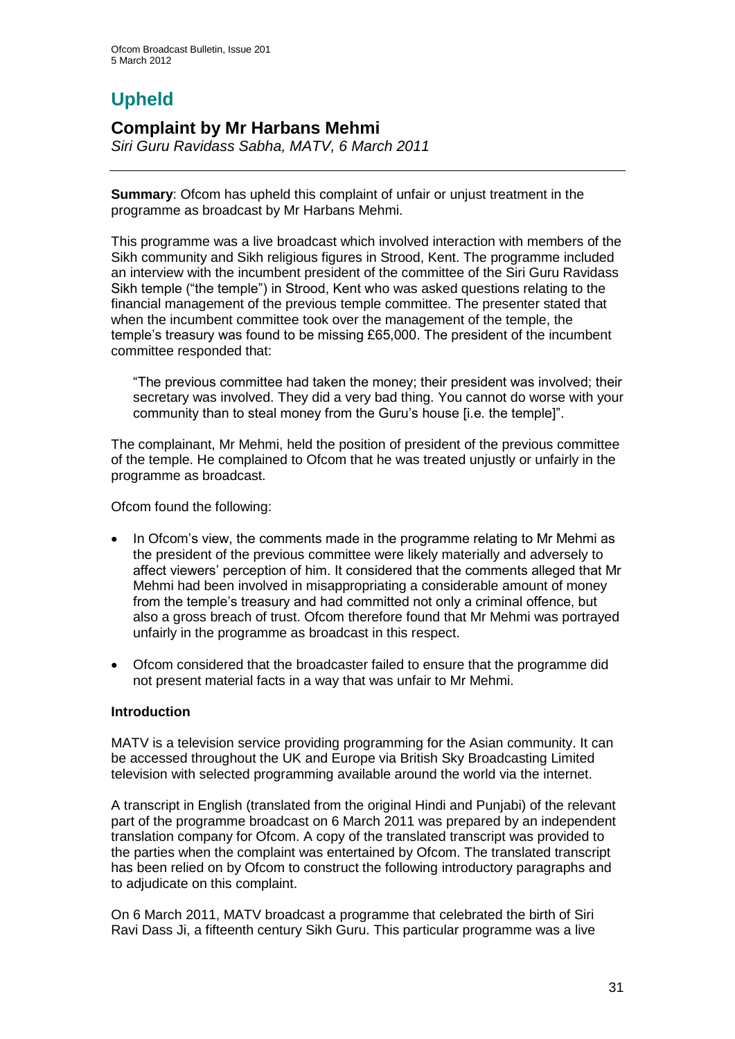# Upheld

## Complaint by Mr Harbans Mehmi

*Siri Guru Ravidass Sabha, MATV, 6 March 2011*

**Summary**: Ofcom has upheld this complaint of unfair or unjust treatment in the programme as broadcast by Mr Harbans Mehmi.

This programme was a live broadcast which involved interaction with members of the Sikh community and Sikh religious figures in Strood, Kent. The programme included an interview with the incumbent president of the committee of the Siri Guru Ravidass Sikh temple ("the temple") in Strood, Kent who was asked questions relating to the financial management of the previous temple committee. The presenter stated that when the incumbent committee took over the management of the temple, the temple's treasury was found to be missing £65,000. The president of the incumbent committee responded that:

> "The previous committee had taken the money; their president was involved; their secretary was involved. They did a very bad thing. You cannot do worse with your community than to steal money from the Guru's house [i.e. the temple]".

The complainant, Mr Mehmi, held the position of president of the previous committee of the temple. He complained to Ofcom that he was treated unjustly or unfairly in the programme as broadcast.

Ofcom found the following:

- In Ofcom's view, the comments made in the programme relating to Mr Mehmi as the president of the previous committee were likely materially and adversely to affect viewers' perception of him. It considered that the comments alleged that Mr Mehmi had been involved in misappropriating a considerable amount of money from the temple's treasury and had committed not only a criminal offence, but also a gross breach of trust. Ofcom therefore found that Mr Mehmi was portrayed unfairly in the programme as broadcast in this respect.
- Ofcom considered that the broadcaster failed to ensure that the programme did not present material facts in a way that was unfair to Mr Mehmi.

### Introduction

MATV is a television service providing programming for the Asian community. It can be accessed throughout the UK and Europe via British Sky Broadcasting Limited television with selected programming available around the world via the internet.

A transcript in English (translated from the original Hindi and Punjabi) of the relevant part of the programme broadcast on 6 March 2011 was prepared by an independent translation company for Ofcom. A copy of the translated transcript was provided to the parties when the complaint was entertained by Ofcom. The translated transcript has been relied on by Ofcom to construct the following introductory paragraphs and to adjudicate on this complaint.

On 6 March 2011, MATV broadcast a programme that celebrated the birth of Siri Ravi Dass Ji, a fifteenth century Sikh Guru. This particular programme was a live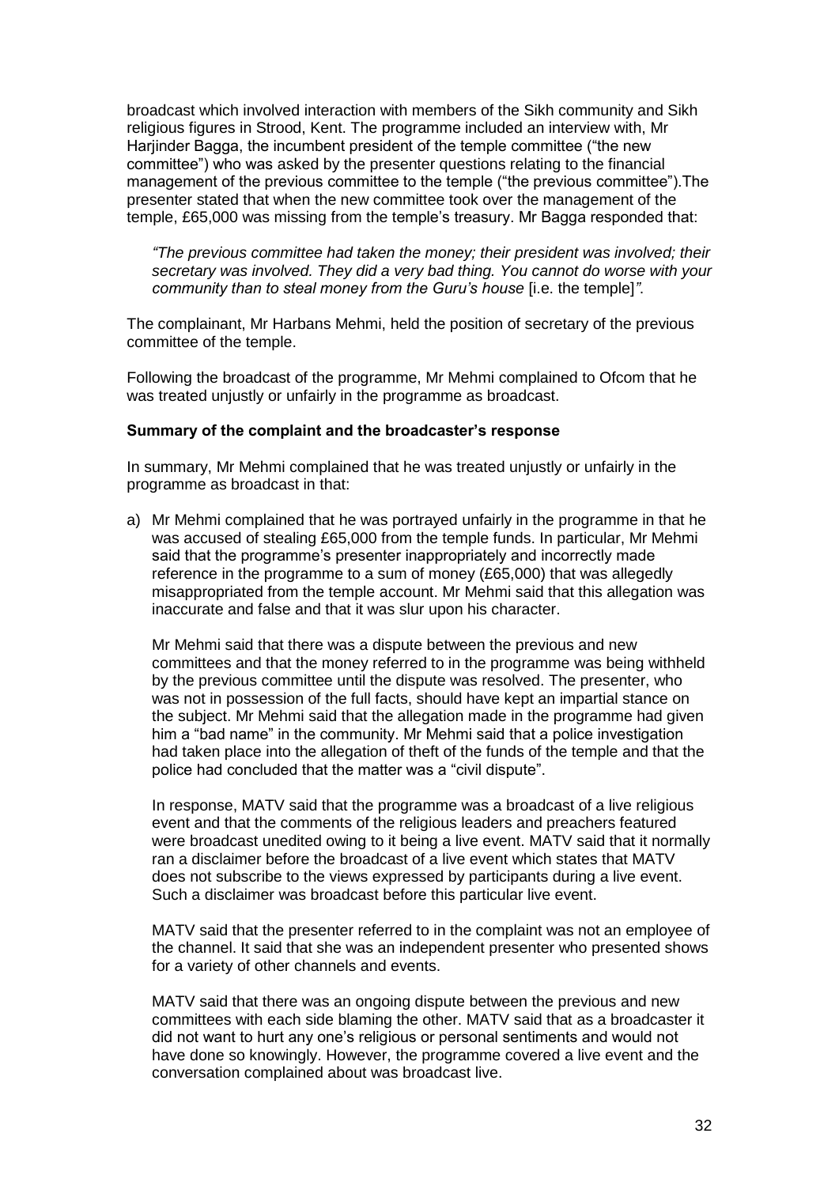broadcast which involved interaction with members of the Sikh community and Sikh religious figures in Strood, Kent. The programme included an interview with, Mr Harjinder Bagga, the incumbent president of the temple committee ("the new committee") who was asked by the presenter questions relating to the financial management of the previous committee to the temple ("the previous committee").The presenter stated that when the new committee took over the management of the temple, £65,000 was missing from the temple's treasury. Mr Bagga responded that:

> *"The previous committee had taken the money; their president was involved; their secretary was involved. They did a very bad thing. You cannot do worse with your community than to steal money from the Guru's house* [i.e. the temple]*".*

The complainant, Mr Harbans Mehmi, held the position of secretary of the previous committee of the temple.

Following the broadcast of the programme, Mr Mehmi complained to Ofcom that he was treated unjustly or unfairly in the programme as broadcast.

**Summary of the complaint and the broadcaster's response**

In summary, Mr Mehmi complained that he was treated unjustly or unfairly in the programme as broadcast in that:

a) Mr Mehmi complained that he was portrayed unfairly in the programme in that he was accused of stealing £65,000 from the temple funds. In particular, Mr Mehmi said that the programme's presenter inappropriately and incorrectly made reference in the programme to a sum of money (£65,000) that was allegedly misappropriated from the temple account. Mr Mehmi said that this allegation was inaccurate and false and that it was slur upon his character.

   Mr Mehmi said that there was a dispute between the previous and new committees and that the money referred to in the programme was being withheld by the previous committee until the dispute was resolved. The presenter, who was not in possession of the full facts, should have kept an impartial stance on the subject. Mr Mehmi said that the allegation made in the programme had given him a "bad name" in the community. Mr Mehmi said that a police investigation had taken place into the allegation of theft of the funds of the temple and that the police had concluded that the matter was a "civil dispute".

   In response, MATV said that the programme was a broadcast of a live religious event and that the comments of the religious leaders and preachers featured were broadcast unedited owing to it being a live event. MATV said that it normally ran a disclaimer before the broadcast of a live event which states that MATV does not subscribe to the views expressed by participants during a live event. Such a disclaimer was broadcast before this particular live event.

   MATV said that the presenter referred to in the complaint was not an employee of the channel. It said that she was an independent presenter who presented shows for a variety of other channels and events.

   MATV said that there was an ongoing dispute between the previous and new committees with each side blaming the other. MATV said that as a broadcaster it did not want to hurt any one's religious or personal sentiments and would not have done so knowingly. However, the programme covered a live event and the conversation complained about was broadcast live.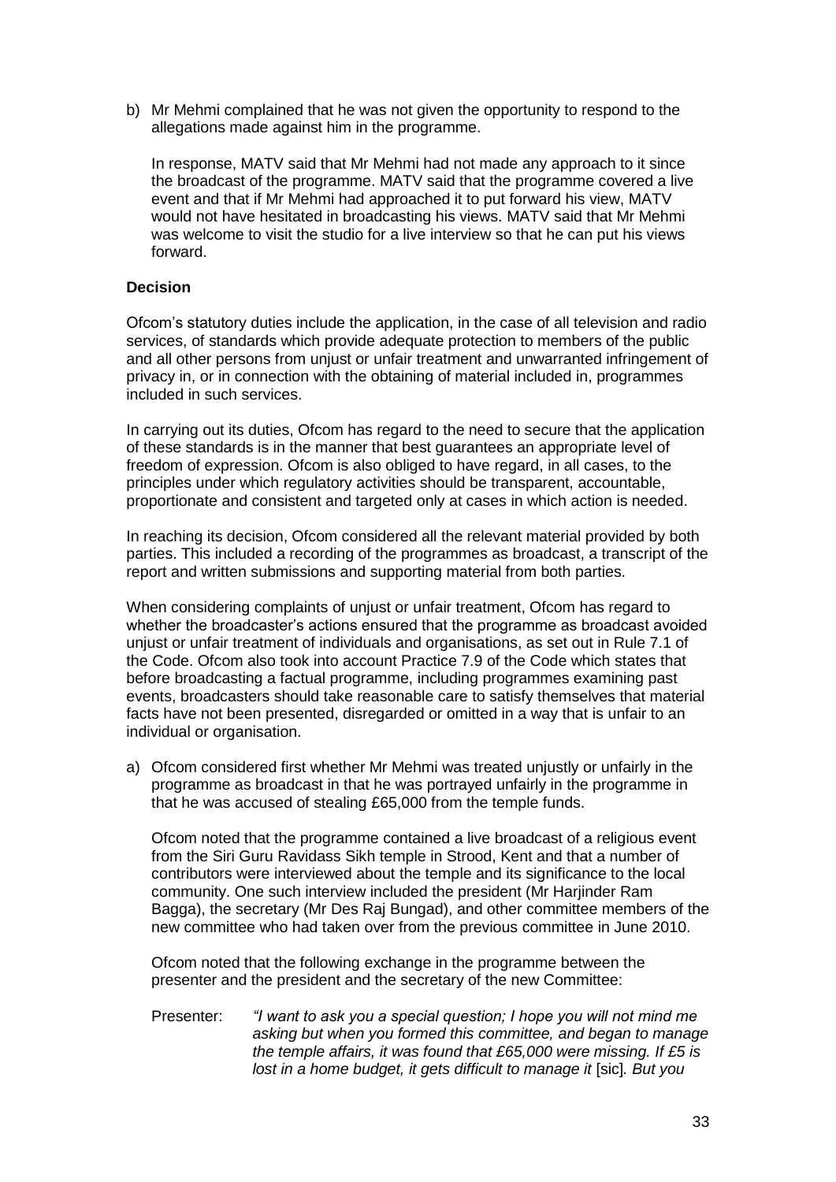b) Mr Mehmi complained that he was not given the opportunity to respond to the allegations made against him in the programme.

   In response, MATV said that Mr Mehmi had not made any approach to it since the broadcast of the programme. MATV said that the programme covered a live event and that if Mr Mehmi had approached it to put forward his view, MATV would not have hesitated in broadcasting his views. MATV said that Mr Mehmi was welcome to visit the studio for a live interview so that he can put his views forward.

**Decision**

Ofcom's statutory duties include the application, in the case of all television and radio services, of standards which provide adequate protection to members of the public and all other persons from unjust or unfair treatment and unwarranted infringement of privacy in, or in connection with the obtaining of material included in, programmes included in such services.

In carrying out its duties, Ofcom has regard to the need to secure that the application of these standards is in the manner that best guarantees an appropriate level of freedom of expression. Ofcom is also obliged to have regard, in all cases, to the principles under which regulatory activities should be transparent, accountable, proportionate and consistent and targeted only at cases in which action is needed.

In reaching its decision, Ofcom considered all the relevant material provided by both parties. This included a recording of the programmes as broadcast, a transcript of the report and written submissions and supporting material from both parties.

When considering complaints of unjust or unfair treatment, Ofcom has regard to whether the broadcaster's actions ensured that the programme as broadcast avoided unjust or unfair treatment of individuals and organisations, as set out in Rule 7.1 of the Code. Ofcom also took into account Practice 7.9 of the Code which states that before broadcasting a factual programme, including programmes examining past events, broadcasters should take reasonable care to satisfy themselves that material facts have not been presented, disregarded or omitted in a way that is unfair to an individual or organisation.

a) Ofcom considered first whether Mr Mehmi was treated unjustly or unfairly in the programme as broadcast in that he was portrayed unfairly in the programme in that he was accused of stealing £65,000 from the temple funds.

   Ofcom noted that the programme contained a live broadcast of a religious event from the Siri Guru Ravidass Sikh temple in Strood, Kent and that a number of contributors were interviewed about the temple and its significance to the local community. One such interview included the president (Mr Harjinder Ram Bagga), the secretary (Mr Des Raj Bungad), and other committee members of the new committee who had taken over from the previous committee in June 2010.

   Ofcom noted that the following exchange in the programme between the presenter and the president and the secretary of the new Committee:

   Presenter: *"I want to ask you a special question; I hope you will not mind me asking but when you formed this committee, and began to manage the temple affairs, it was found that £65,000 were missing. If £5 is lost in a home budget, it gets difficult to manage it* [sic]*. But you*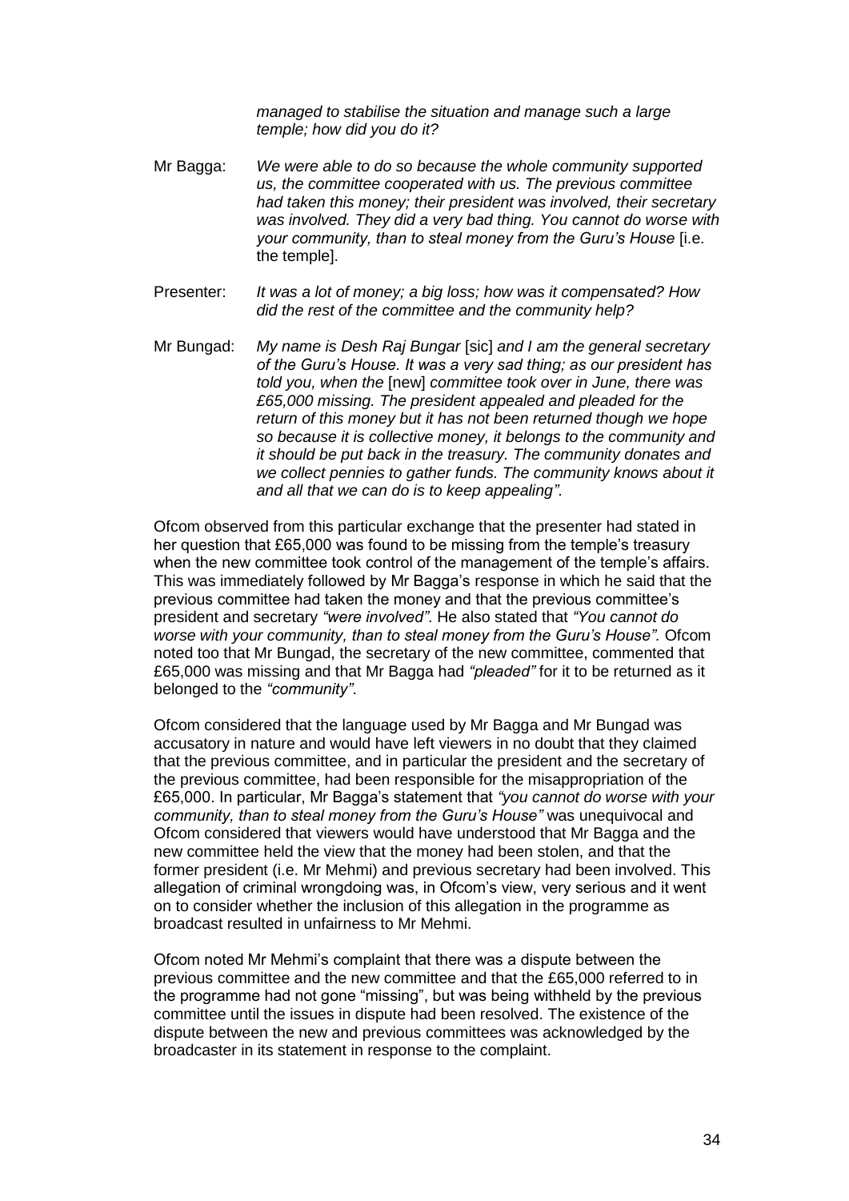*managed to stabilise the situation and manage such a large temple; how did you do it?*

Mr Bagga: *We were able to do so because the whole community supported us, the committee cooperated with us. The previous committee had taken this money; their president was involved, their secretary was involved. They did a very bad thing. You cannot do worse with your community, than to steal money from the Guru's House* [i.e. the temple].

Presenter: *It was a lot of money; a big loss; how was it compensated? How did the rest of the committee and the community help?*

Mr Bungad: *My name is Desh Raj Bungar* [sic] *and I am the general secretary of the Guru's House. It was a very sad thing; as our president has told you, when the* [new] *committee took over in June, there was £65,000 missing. The president appealed and pleaded for the return of this money but it has not been returned though we hope so because it is collective money, it belongs to the community and it should be put back in the treasury. The community donates and we collect pennies to gather funds. The community knows about it and all that we can do is to keep appealing"*.

Ofcom observed from this particular exchange that the presenter had stated in her question that £65,000 was found to be missing from the temple's treasury when the new committee took control of the management of the temple's affairs. This was immediately followed by Mr Bagga's response in which he said that the previous committee had taken the money and that the previous committee's president and secretary *"were involved"*. He also stated that *"You cannot do worse with your community, than to steal money from the Guru's House"*. Ofcom noted too that Mr Bungad, the secretary of the new committee, commented that £65,000 was missing and that Mr Bagga had *"pleaded"* for it to be returned as it belonged to the *"community"*.

Ofcom considered that the language used by Mr Bagga and Mr Bungad was accusatory in nature and would have left viewers in no doubt that they claimed that the previous committee, and in particular the president and the secretary of the previous committee, had been responsible for the misappropriation of the £65,000. In particular, Mr Bagga's statement that *"you cannot do worse with your community, than to steal money from the Guru's House"* was unequivocal and Ofcom considered that viewers would have understood that Mr Bagga and the new committee held the view that the money had been stolen, and that the former president (i.e. Mr Mehmi) and previous secretary had been involved. This allegation of criminal wrongdoing was, in Ofcom's view, very serious and it went on to consider whether the inclusion of this allegation in the programme as broadcast resulted in unfairness to Mr Mehmi.

Ofcom noted Mr Mehmi's complaint that there was a dispute between the previous committee and the new committee and that the £65,000 referred to in the programme had not gone "missing", but was being withheld by the previous committee until the issues in dispute had been resolved. The existence of the dispute between the new and previous committees was acknowledged by the broadcaster in its statement in response to the complaint.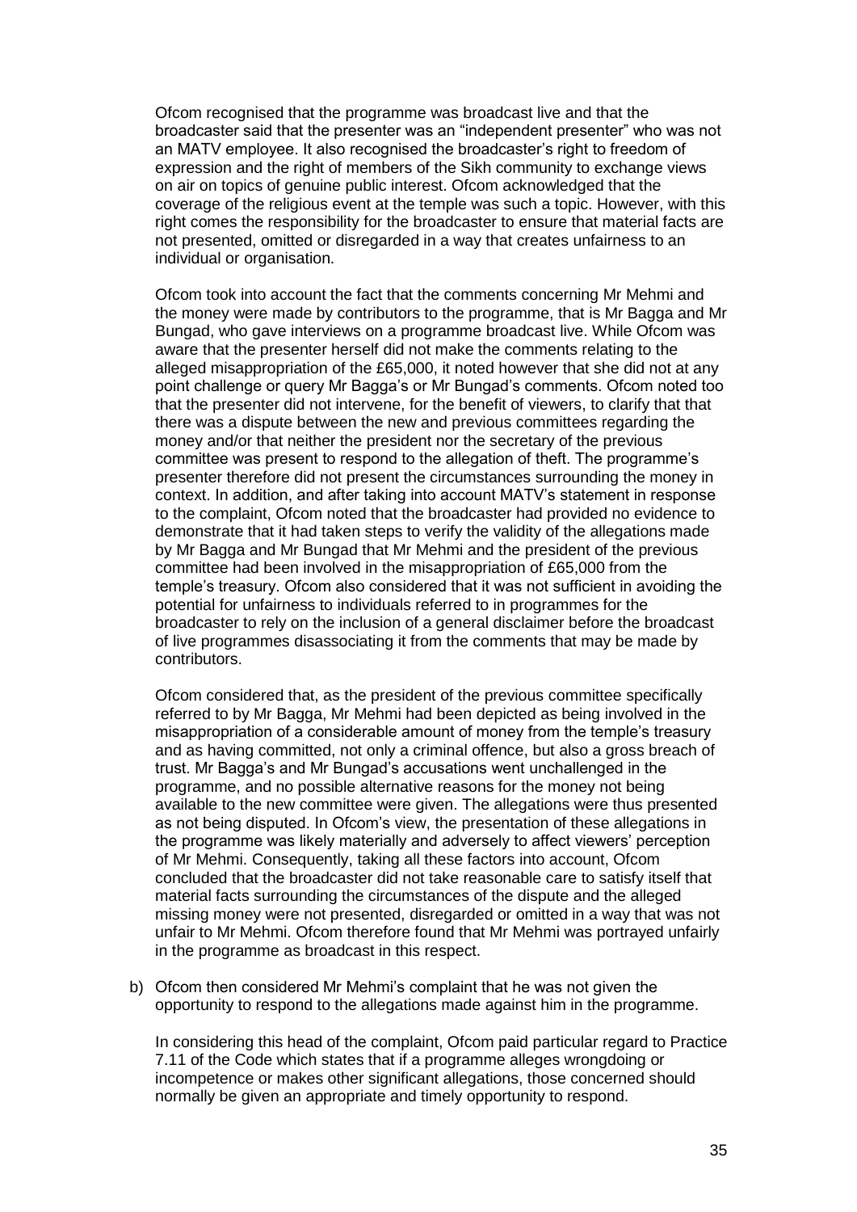Ofcom recognised that the programme was broadcast live and that the broadcaster said that the presenter was an "independent presenter" who was not an MATV employee. It also recognised the broadcaster's right to freedom of expression and the right of members of the Sikh community to exchange views on air on topics of genuine public interest. Ofcom acknowledged that the coverage of the religious event at the temple was such a topic. However, with this right comes the responsibility for the broadcaster to ensure that material facts are not presented, omitted or disregarded in a way that creates unfairness to an individual or organisation.

Ofcom took into account the fact that the comments concerning Mr Mehmi and the money were made by contributors to the programme, that is Mr Bagga and Mr Bungad, who gave interviews on a programme broadcast live. While Ofcom was aware that the presenter herself did not make the comments relating to the alleged misappropriation of the £65,000, it noted however that she did not at any point challenge or query Mr Bagga's or Mr Bungad's comments. Ofcom noted too that the presenter did not intervene, for the benefit of viewers, to clarify that that there was a dispute between the new and previous committees regarding the money and/or that neither the president nor the secretary of the previous committee was present to respond to the allegation of theft. The programme's presenter therefore did not present the circumstances surrounding the money in context. In addition, and after taking into account MATV's statement in response to the complaint, Ofcom noted that the broadcaster had provided no evidence to demonstrate that it had taken steps to verify the validity of the allegations made by Mr Bagga and Mr Bungad that Mr Mehmi and the president of the previous committee had been involved in the misappropriation of £65,000 from the temple's treasury. Ofcom also considered that it was not sufficient in avoiding the potential for unfairness to individuals referred to in programmes for the broadcaster to rely on the inclusion of a general disclaimer before the broadcast of live programmes disassociating it from the comments that may be made by contributors.

Ofcom considered that, as the president of the previous committee specifically referred to by Mr Bagga, Mr Mehmi had been depicted as being involved in the misappropriation of a considerable amount of money from the temple's treasury and as having committed, not only a criminal offence, but also a gross breach of trust. Mr Bagga's and Mr Bungad's accusations went unchallenged in the programme, and no possible alternative reasons for the money not being available to the new committee were given. The allegations were thus presented as not being disputed. In Ofcom's view, the presentation of these allegations in the programme was likely materially and adversely to affect viewers' perception of Mr Mehmi. Consequently, taking all these factors into account, Ofcom concluded that the broadcaster did not take reasonable care to satisfy itself that material facts surrounding the circumstances of the dispute and the alleged missing money were not presented, disregarded or omitted in a way that was not unfair to Mr Mehmi. Ofcom therefore found that Mr Mehmi was portrayed unfairly in the programme as broadcast in this respect.

b) Ofcom then considered Mr Mehmi's complaint that he was not given the opportunity to respond to the allegations made against him in the programme.

   In considering this head of the complaint, Ofcom paid particular regard to Practice 7.11 of the Code which states that if a programme alleges wrongdoing or incompetence or makes other significant allegations, those concerned should normally be given an appropriate and timely opportunity to respond.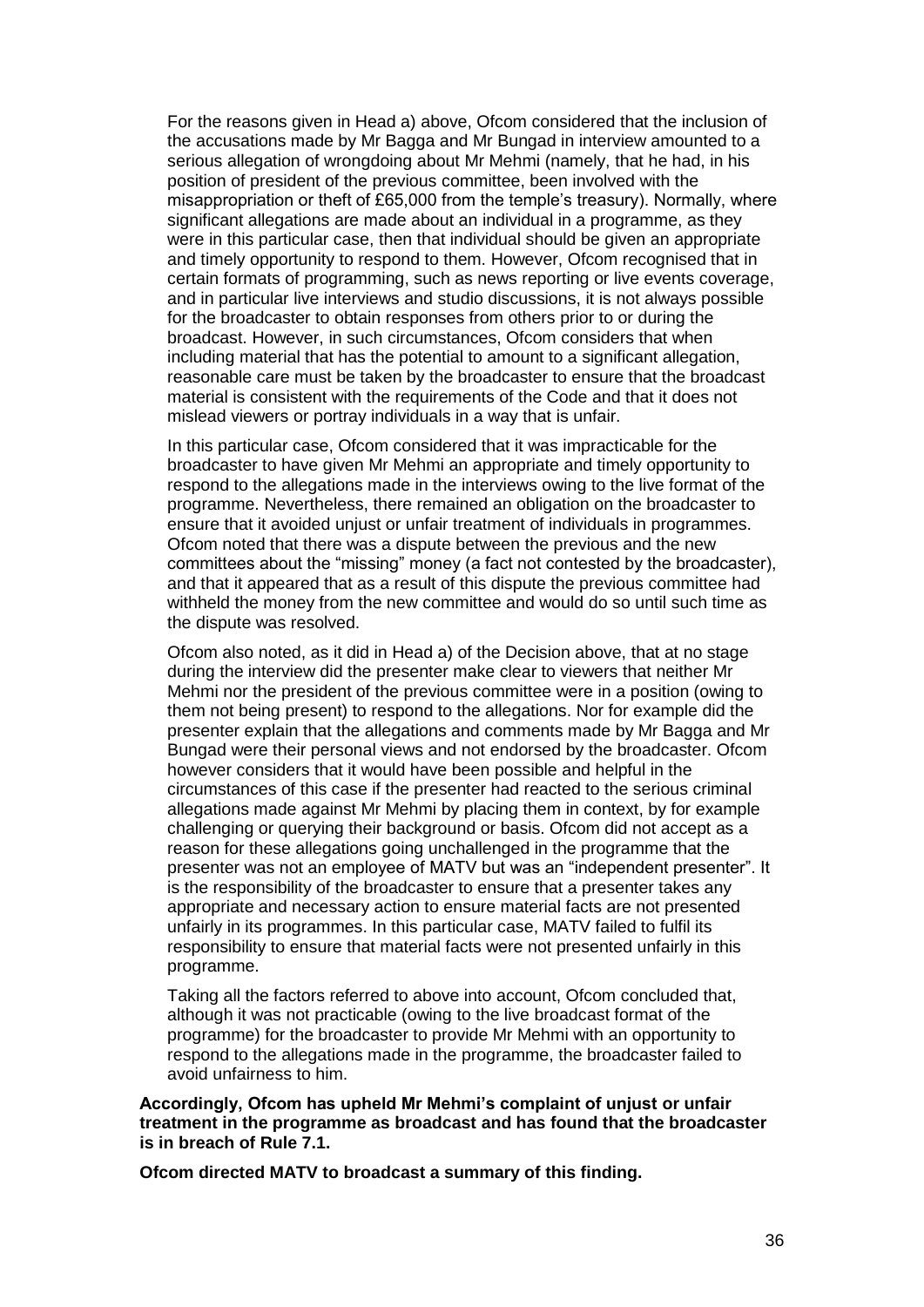For the reasons given in Head a) above, Ofcom considered that the inclusion of the accusations made by Mr Bagga and Mr Bungad in interview amounted to a serious allegation of wrongdoing about Mr Mehmi (namely, that he had, in his position of president of the previous committee, been involved with the misappropriation or theft of £65,000 from the temple's treasury). Normally, where significant allegations are made about an individual in a programme, as they were in this particular case, then that individual should be given an appropriate and timely opportunity to respond to them. However, Ofcom recognised that in certain formats of programming, such as news reporting or live events coverage, and in particular live interviews and studio discussions, it is not always possible for the broadcaster to obtain responses from others prior to or during the broadcast. However, in such circumstances, Ofcom considers that when including material that has the potential to amount to a significant allegation, reasonable care must be taken by the broadcaster to ensure that the broadcast material is consistent with the requirements of the Code and that it does not mislead viewers or portray individuals in a way that is unfair.

In this particular case, Ofcom considered that it was impracticable for the broadcaster to have given Mr Mehmi an appropriate and timely opportunity to respond to the allegations made in the interviews owing to the live format of the programme. Nevertheless, there remained an obligation on the broadcaster to ensure that it avoided unjust or unfair treatment of individuals in programmes. Ofcom noted that there was a dispute between the previous and the new committees about the "missing" money (a fact not contested by the broadcaster), and that it appeared that as a result of this dispute the previous committee had withheld the money from the new committee and would do so until such time as the dispute was resolved.

Ofcom also noted, as it did in Head a) of the Decision above, that at no stage during the interview did the presenter make clear to viewers that neither Mr Mehmi nor the president of the previous committee were in a position (owing to them not being present) to respond to the allegations. Nor for example did the presenter explain that the allegations and comments made by Mr Bagga and Mr Bungad were their personal views and not endorsed by the broadcaster. Ofcom however considers that it would have been possible and helpful in the circumstances of this case if the presenter had reacted to the serious criminal allegations made against Mr Mehmi by placing them in context, by for example challenging or querying their background or basis. Ofcom did not accept as a reason for these allegations going unchallenged in the programme that the presenter was not an employee of MATV but was an "independent presenter". It is the responsibility of the broadcaster to ensure that a presenter takes any appropriate and necessary action to ensure material facts are not presented unfairly in its programmes. In this particular case, MATV failed to fulfil its responsibility to ensure that material facts were not presented unfairly in this programme.

Taking all the factors referred to above into account, Ofcom concluded that, although it was not practicable (owing to the live broadcast format of the programme) for the broadcaster to provide Mr Mehmi with an opportunity to respond to the allegations made in the programme, the broadcaster failed to avoid unfairness to him.

**Accordingly, Ofcom has upheld Mr Mehmi's complaint of unjust or unfair treatment in the programme as broadcast and has found that the broadcaster is in breach of Rule 7.1.**

**Ofcom directed MATV to broadcast a summary of this finding.**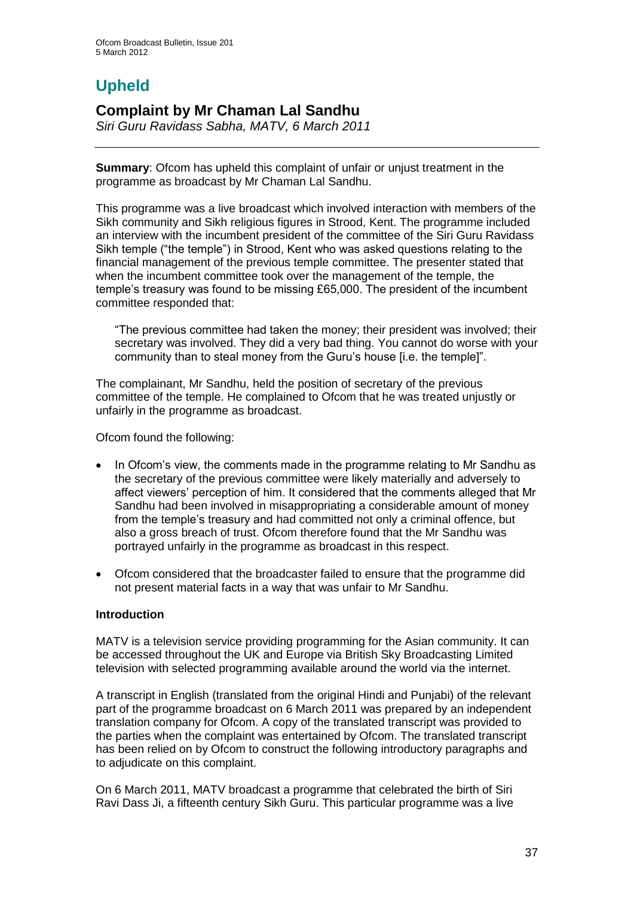# Upheld

## Complaint by Mr Chaman Lal Sandhu

*Siri Guru Ravidass Sabha, MATV, 6 March 2011*

**Summary**: Ofcom has upheld this complaint of unfair or unjust treatment in the programme as broadcast by Mr Chaman Lal Sandhu.

This programme was a live broadcast which involved interaction with members of the Sikh community and Sikh religious figures in Strood, Kent. The programme included an interview with the incumbent president of the committee of the Siri Guru Ravidass Sikh temple ("the temple") in Strood, Kent who was asked questions relating to the financial management of the previous temple committee. The presenter stated that when the incumbent committee took over the management of the temple, the temple's treasury was found to be missing £65,000. The president of the incumbent committee responded that:

> "The previous committee had taken the money; their president was involved; their secretary was involved. They did a very bad thing. You cannot do worse with your community than to steal money from the Guru's house [i.e. the temple]".

The complainant, Mr Sandhu, held the position of secretary of the previous committee of the temple. He complained to Ofcom that he was treated unjustly or unfairly in the programme as broadcast.

Ofcom found the following:

- In Ofcom's view, the comments made in the programme relating to Mr Sandhu as the secretary of the previous committee were likely materially and adversely to affect viewers' perception of him. It considered that the comments alleged that Mr Sandhu had been involved in misappropriating a considerable amount of money from the temple's treasury and had committed not only a criminal offence, but also a gross breach of trust. Ofcom therefore found that the Mr Sandhu was portrayed unfairly in the programme as broadcast in this respect.
- Ofcom considered that the broadcaster failed to ensure that the programme did not present material facts in a way that was unfair to Mr Sandhu.

### Introduction

MATV is a television service providing programming for the Asian community. It can be accessed throughout the UK and Europe via British Sky Broadcasting Limited television with selected programming available around the world via the internet.

A transcript in English (translated from the original Hindi and Punjabi) of the relevant part of the programme broadcast on 6 March 2011 was prepared by an independent translation company for Ofcom. A copy of the translated transcript was provided to the parties when the complaint was entertained by Ofcom. The translated transcript has been relied on by Ofcom to construct the following introductory paragraphs and to adjudicate on this complaint.

On 6 March 2011, MATV broadcast a programme that celebrated the birth of Siri Ravi Dass Ji, a fifteenth century Sikh Guru. This particular programme was a live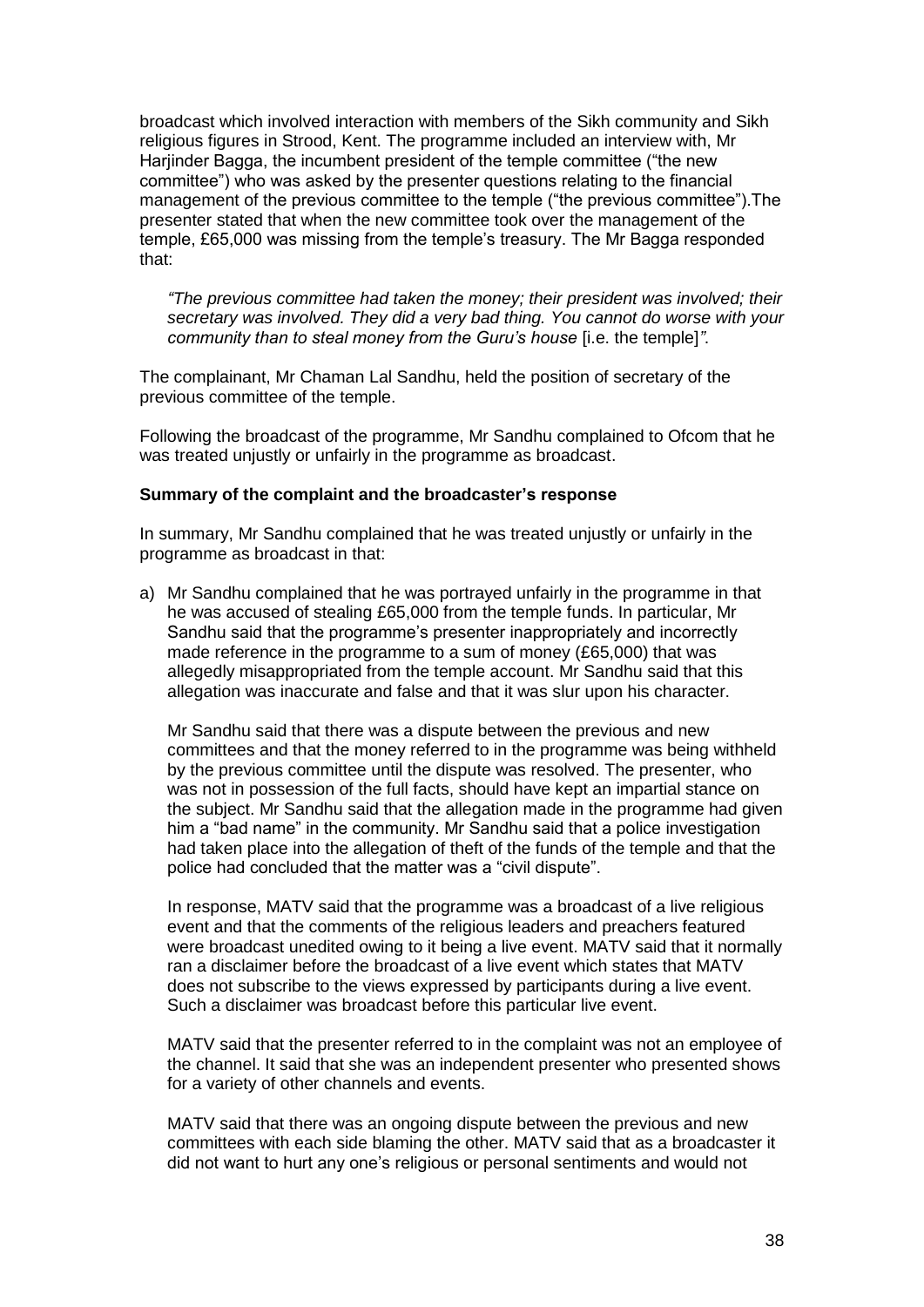broadcast which involved interaction with members of the Sikh community and Sikh religious figures in Strood, Kent. The programme included an interview with, Mr Harjinder Bagga, the incumbent president of the temple committee ("the new committee") who was asked by the presenter questions relating to the financial management of the previous committee to the temple ("the previous committee").The presenter stated that when the new committee took over the management of the temple, £65,000 was missing from the temple's treasury. The Mr Bagga responded that:

> *"The previous committee had taken the money; their president was involved; their secretary was involved. They did a very bad thing. You cannot do worse with your community than to steal money from the Guru's house* [i.e. the temple]*".*

The complainant, Mr Chaman Lal Sandhu, held the position of secretary of the previous committee of the temple.

Following the broadcast of the programme, Mr Sandhu complained to Ofcom that he was treated unjustly or unfairly in the programme as broadcast.

**Summary of the complaint and the broadcaster's response**

In summary, Mr Sandhu complained that he was treated unjustly or unfairly in the programme as broadcast in that:

a) Mr Sandhu complained that he was portrayed unfairly in the programme in that he was accused of stealing £65,000 from the temple funds. In particular, Mr Sandhu said that the programme's presenter inappropriately and incorrectly made reference in the programme to a sum of money (£65,000) that was allegedly misappropriated from the temple account. Mr Sandhu said that this allegation was inaccurate and false and that it was slur upon his character.

   Mr Sandhu said that there was a dispute between the previous and new committees and that the money referred to in the programme was being withheld by the previous committee until the dispute was resolved. The presenter, who was not in possession of the full facts, should have kept an impartial stance on the subject. Mr Sandhu said that the allegation made in the programme had given him a "bad name" in the community. Mr Sandhu said that a police investigation had taken place into the allegation of theft of the funds of the temple and that the police had concluded that the matter was a "civil dispute".

   In response, MATV said that the programme was a broadcast of a live religious event and that the comments of the religious leaders and preachers featured were broadcast unedited owing to it being a live event. MATV said that it normally ran a disclaimer before the broadcast of a live event which states that MATV does not subscribe to the views expressed by participants during a live event. Such a disclaimer was broadcast before this particular live event.

   MATV said that the presenter referred to in the complaint was not an employee of the channel. It said that she was an independent presenter who presented shows for a variety of other channels and events.

   MATV said that there was an ongoing dispute between the previous and new committees with each side blaming the other. MATV said that as a broadcaster it did not want to hurt any one's religious or personal sentiments and would not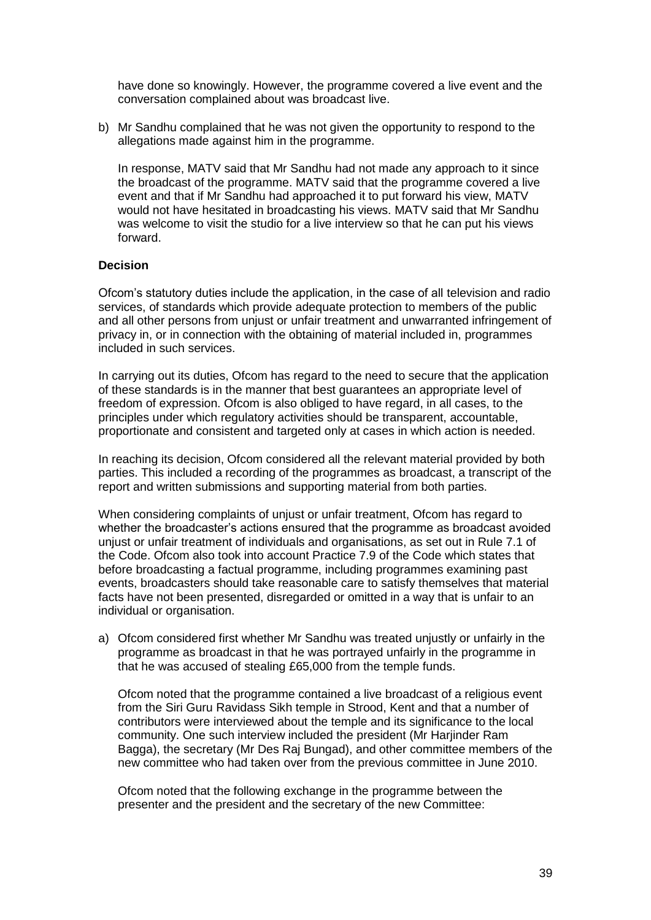have done so knowingly. However, the programme covered a live event and the conversation complained about was broadcast live.

b) Mr Sandhu complained that he was not given the opportunity to respond to the allegations made against him in the programme.

   In response, MATV said that Mr Sandhu had not made any approach to it since the broadcast of the programme. MATV said that the programme covered a live event and that if Mr Sandhu had approached it to put forward his view, MATV would not have hesitated in broadcasting his views. MATV said that Mr Sandhu was welcome to visit the studio for a live interview so that he can put his views forward.

**Decision**

Ofcom's statutory duties include the application, in the case of all television and radio services, of standards which provide adequate protection to members of the public and all other persons from unjust or unfair treatment and unwarranted infringement of privacy in, or in connection with the obtaining of material included in, programmes included in such services.

In carrying out its duties, Ofcom has regard to the need to secure that the application of these standards is in the manner that best guarantees an appropriate level of freedom of expression. Ofcom is also obliged to have regard, in all cases, to the principles under which regulatory activities should be transparent, accountable, proportionate and consistent and targeted only at cases in which action is needed.

In reaching its decision, Ofcom considered all the relevant material provided by both parties. This included a recording of the programmes as broadcast, a transcript of the report and written submissions and supporting material from both parties.

When considering complaints of unjust or unfair treatment, Ofcom has regard to whether the broadcaster's actions ensured that the programme as broadcast avoided unjust or unfair treatment of individuals and organisations, as set out in Rule 7.1 of the Code. Ofcom also took into account Practice 7.9 of the Code which states that before broadcasting a factual programme, including programmes examining past events, broadcasters should take reasonable care to satisfy themselves that material facts have not been presented, disregarded or omitted in a way that is unfair to an individual or organisation.

a) Ofcom considered first whether Mr Sandhu was treated unjustly or unfairly in the programme as broadcast in that he was portrayed unfairly in the programme in that he was accused of stealing £65,000 from the temple funds.

   Ofcom noted that the programme contained a live broadcast of a religious event from the Siri Guru Ravidass Sikh temple in Strood, Kent and that a number of contributors were interviewed about the temple and its significance to the local community. One such interview included the president (Mr Harjinder Ram Bagga), the secretary (Mr Des Raj Bungad), and other committee members of the new committee who had taken over from the previous committee in June 2010.

   Ofcom noted that the following exchange in the programme between the presenter and the president and the secretary of the new Committee: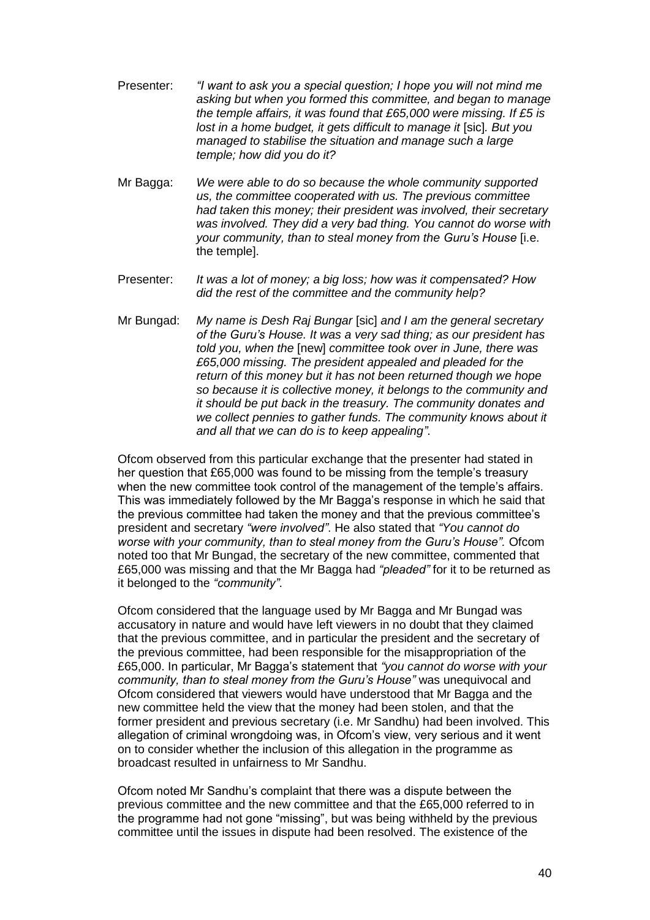Presenter: *"I want to ask you a special question; I hope you will not mind me asking but when you formed this committee, and began to manage the temple affairs, it was found that £65,000 were missing. If £5 is lost in a home budget, it gets difficult to manage it* [sic]*. But you managed to stabilise the situation and manage such a large temple; how did you do it?*

Mr Bagga: *We were able to do so because the whole community supported us, the committee cooperated with us. The previous committee had taken this money; their president was involved, their secretary was involved. They did a very bad thing. You cannot do worse with your community, than to steal money from the Guru's House* [i.e. the temple].

Presenter: *It was a lot of money; a big loss; how was it compensated? How did the rest of the committee and the community help?*

Mr Bungad: *My name is Desh Raj Bungar* [sic] *and I am the general secretary of the Guru's House. It was a very sad thing; as our president has told you, when the* [new] *committee took over in June, there was £65,000 missing. The president appealed and pleaded for the return of this money but it has not been returned though we hope so because it is collective money, it belongs to the community and it should be put back in the treasury. The community donates and we collect pennies to gather funds. The community knows about it and all that we can do is to keep appealing"*.

Ofcom observed from this particular exchange that the presenter had stated in her question that £65,000 was found to be missing from the temple's treasury when the new committee took control of the management of the temple's affairs. This was immediately followed by the Mr Bagga's response in which he said that the previous committee had taken the money and that the previous committee's president and secretary *"were involved"*. He also stated that *"You cannot do worse with your community, than to steal money from the Guru's House".* Ofcom noted too that Mr Bungad, the secretary of the new committee, commented that £65,000 was missing and that the Mr Bagga had *"pleaded"* for it to be returned as it belonged to the *"community"*.

Ofcom considered that the language used by Mr Bagga and Mr Bungad was accusatory in nature and would have left viewers in no doubt that they claimed that the previous committee, and in particular the president and the secretary of the previous committee, had been responsible for the misappropriation of the £65,000. In particular, Mr Bagga's statement that *"you cannot do worse with your community, than to steal money from the Guru's House"* was unequivocal and Ofcom considered that viewers would have understood that Mr Bagga and the new committee held the view that the money had been stolen, and that the former president and previous secretary (i.e. Mr Sandhu) had been involved. This allegation of criminal wrongdoing was, in Ofcom's view, very serious and it went on to consider whether the inclusion of this allegation in the programme as broadcast resulted in unfairness to Mr Sandhu.

Ofcom noted Mr Sandhu's complaint that there was a dispute between the previous committee and the new committee and that the £65,000 referred to in the programme had not gone "missing", but was being withheld by the previous committee until the issues in dispute had been resolved. The existence of the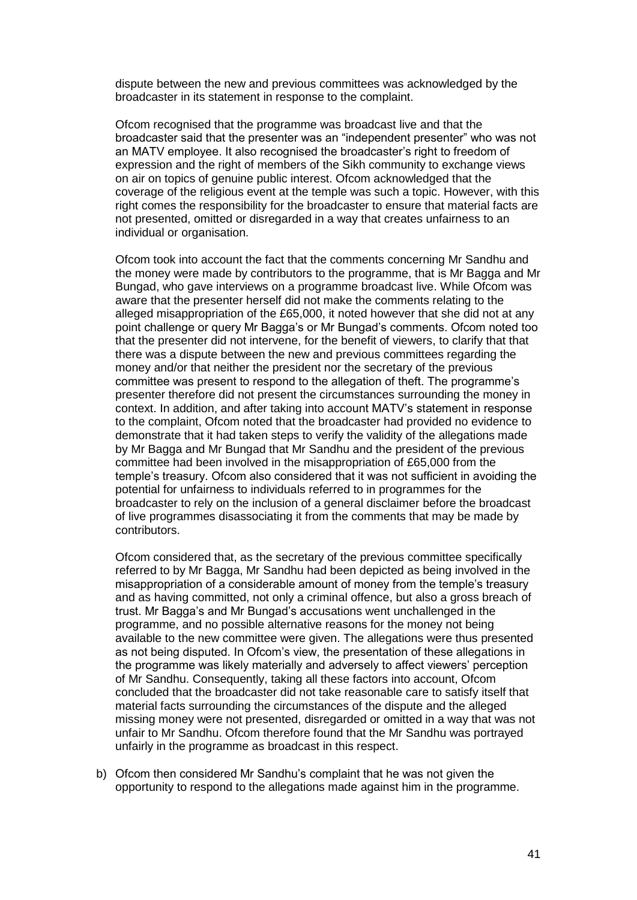dispute between the new and previous committees was acknowledged by the broadcaster in its statement in response to the complaint.

Ofcom recognised that the programme was broadcast live and that the broadcaster said that the presenter was an "independent presenter" who was not an MATV employee. It also recognised the broadcaster's right to freedom of expression and the right of members of the Sikh community to exchange views on air on topics of genuine public interest. Ofcom acknowledged that the coverage of the religious event at the temple was such a topic. However, with this right comes the responsibility for the broadcaster to ensure that material facts are not presented, omitted or disregarded in a way that creates unfairness to an individual or organisation.

Ofcom took into account the fact that the comments concerning Mr Sandhu and the money were made by contributors to the programme, that is Mr Bagga and Mr Bungad, who gave interviews on a programme broadcast live. While Ofcom was aware that the presenter herself did not make the comments relating to the alleged misappropriation of the £65,000, it noted however that she did not at any point challenge or query Mr Bagga's or Mr Bungad's comments. Ofcom noted too that the presenter did not intervene, for the benefit of viewers, to clarify that that there was a dispute between the new and previous committees regarding the money and/or that neither the president nor the secretary of the previous committee was present to respond to the allegation of theft. The programme's presenter therefore did not present the circumstances surrounding the money in context. In addition, and after taking into account MATV's statement in response to the complaint, Ofcom noted that the broadcaster had provided no evidence to demonstrate that it had taken steps to verify the validity of the allegations made by Mr Bagga and Mr Bungad that Mr Sandhu and the president of the previous committee had been involved in the misappropriation of £65,000 from the temple's treasury. Ofcom also considered that it was not sufficient in avoiding the potential for unfairness to individuals referred to in programmes for the broadcaster to rely on the inclusion of a general disclaimer before the broadcast of live programmes disassociating it from the comments that may be made by contributors.

Ofcom considered that, as the secretary of the previous committee specifically referred to by Mr Bagga, Mr Sandhu had been depicted as being involved in the misappropriation of a considerable amount of money from the temple's treasury and as having committed, not only a criminal offence, but also a gross breach of trust. Mr Bagga's and Mr Bungad's accusations went unchallenged in the programme, and no possible alternative reasons for the money not being available to the new committee were given. The allegations were thus presented as not being disputed. In Ofcom's view, the presentation of these allegations in the programme was likely materially and adversely to affect viewers' perception of Mr Sandhu. Consequently, taking all these factors into account, Ofcom concluded that the broadcaster did not take reasonable care to satisfy itself that material facts surrounding the circumstances of the dispute and the alleged missing money were not presented, disregarded or omitted in a way that was not unfair to Mr Sandhu. Ofcom therefore found that the Mr Sandhu was portrayed unfairly in the programme as broadcast in this respect.

b) Ofcom then considered Mr Sandhu's complaint that he was not given the opportunity to respond to the allegations made against him in the programme.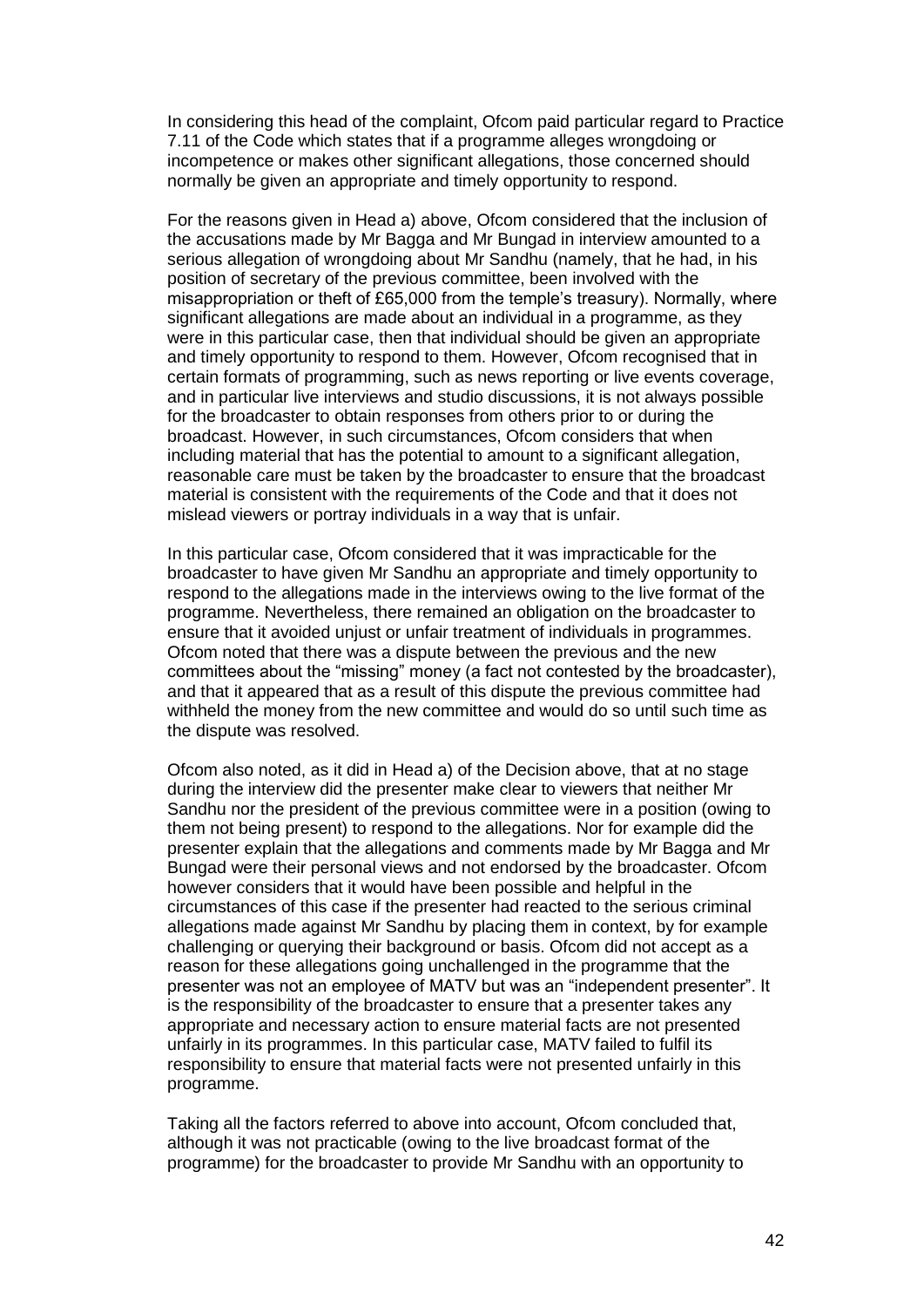In considering this head of the complaint, Ofcom paid particular regard to Practice 7.11 of the Code which states that if a programme alleges wrongdoing or incompetence or makes other significant allegations, those concerned should normally be given an appropriate and timely opportunity to respond.

For the reasons given in Head a) above, Ofcom considered that the inclusion of the accusations made by Mr Bagga and Mr Bungad in interview amounted to a serious allegation of wrongdoing about Mr Sandhu (namely, that he had, in his position of secretary of the previous committee, been involved with the misappropriation or theft of £65,000 from the temple's treasury). Normally, where significant allegations are made about an individual in a programme, as they were in this particular case, then that individual should be given an appropriate and timely opportunity to respond to them. However, Ofcom recognised that in certain formats of programming, such as news reporting or live events coverage, and in particular live interviews and studio discussions, it is not always possible for the broadcaster to obtain responses from others prior to or during the broadcast. However, in such circumstances, Ofcom considers that when including material that has the potential to amount to a significant allegation, reasonable care must be taken by the broadcaster to ensure that the broadcast material is consistent with the requirements of the Code and that it does not mislead viewers or portray individuals in a way that is unfair.

In this particular case, Ofcom considered that it was impracticable for the broadcaster to have given Mr Sandhu an appropriate and timely opportunity to respond to the allegations made in the interviews owing to the live format of the programme. Nevertheless, there remained an obligation on the broadcaster to ensure that it avoided unjust or unfair treatment of individuals in programmes. Ofcom noted that there was a dispute between the previous and the new committees about the "missing" money (a fact not contested by the broadcaster), and that it appeared that as a result of this dispute the previous committee had withheld the money from the new committee and would do so until such time as the dispute was resolved.

Ofcom also noted, as it did in Head a) of the Decision above, that at no stage during the interview did the presenter make clear to viewers that neither Mr Sandhu nor the president of the previous committee were in a position (owing to them not being present) to respond to the allegations. Nor for example did the presenter explain that the allegations and comments made by Mr Bagga and Mr Bungad were their personal views and not endorsed by the broadcaster. Ofcom however considers that it would have been possible and helpful in the circumstances of this case if the presenter had reacted to the serious criminal allegations made against Mr Sandhu by placing them in context, by for example challenging or querying their background or basis. Ofcom did not accept as a reason for these allegations going unchallenged in the programme that the presenter was not an employee of MATV but was an "independent presenter". It is the responsibility of the broadcaster to ensure that a presenter takes any appropriate and necessary action to ensure material facts are not presented unfairly in its programmes. In this particular case, MATV failed to fulfil its responsibility to ensure that material facts were not presented unfairly in this programme.

Taking all the factors referred to above into account, Ofcom concluded that, although it was not practicable (owing to the live broadcast format of the programme) for the broadcaster to provide Mr Sandhu with an opportunity to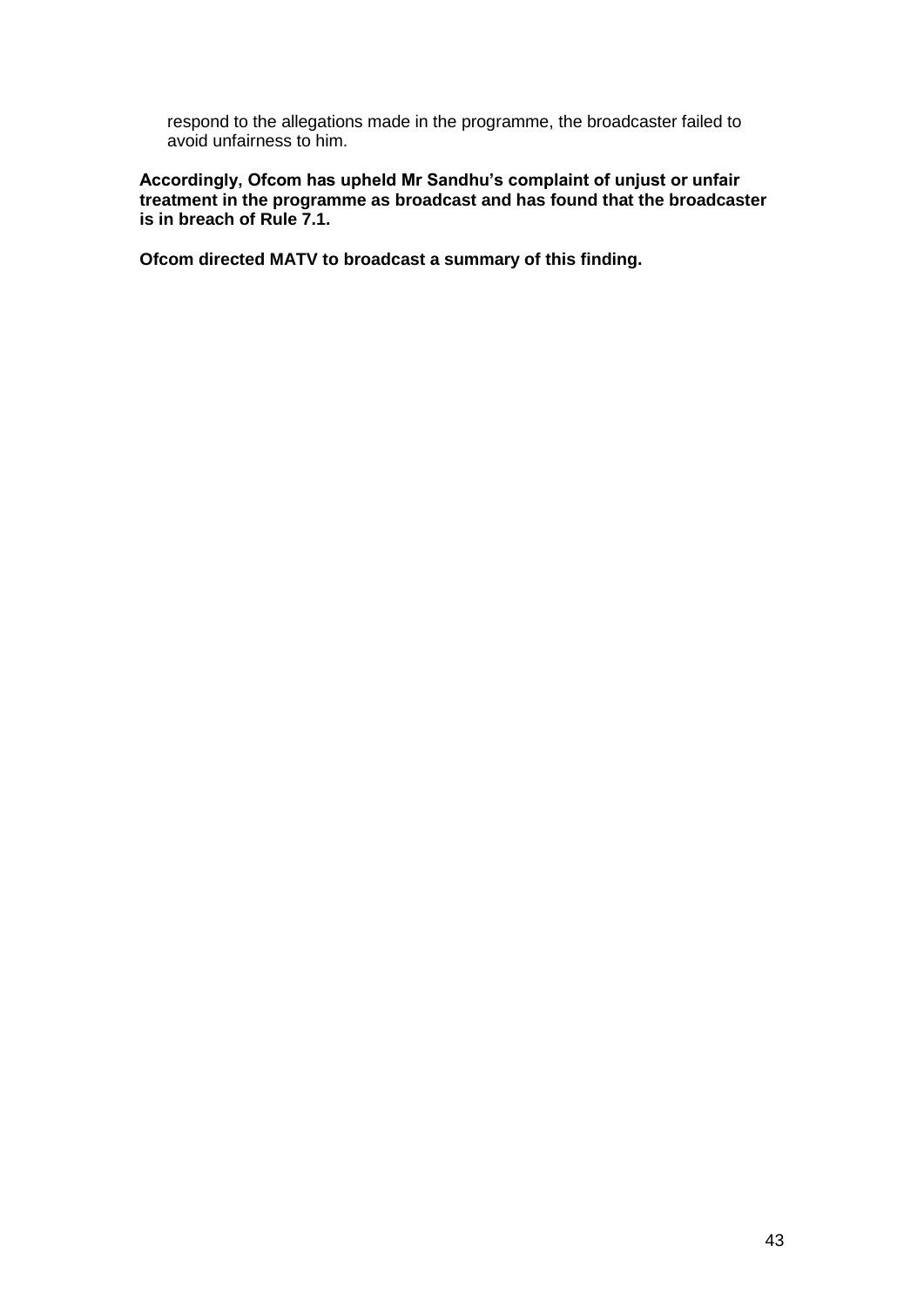respond to the allegations made in the programme, the broadcaster failed to avoid unfairness to him.

**Accordingly, Ofcom has upheld Mr Sandhu's complaint of unjust or unfair treatment in the programme as broadcast and has found that the broadcaster is in breach of Rule 7.1.**

**Ofcom directed MATV to broadcast a summary of this finding.**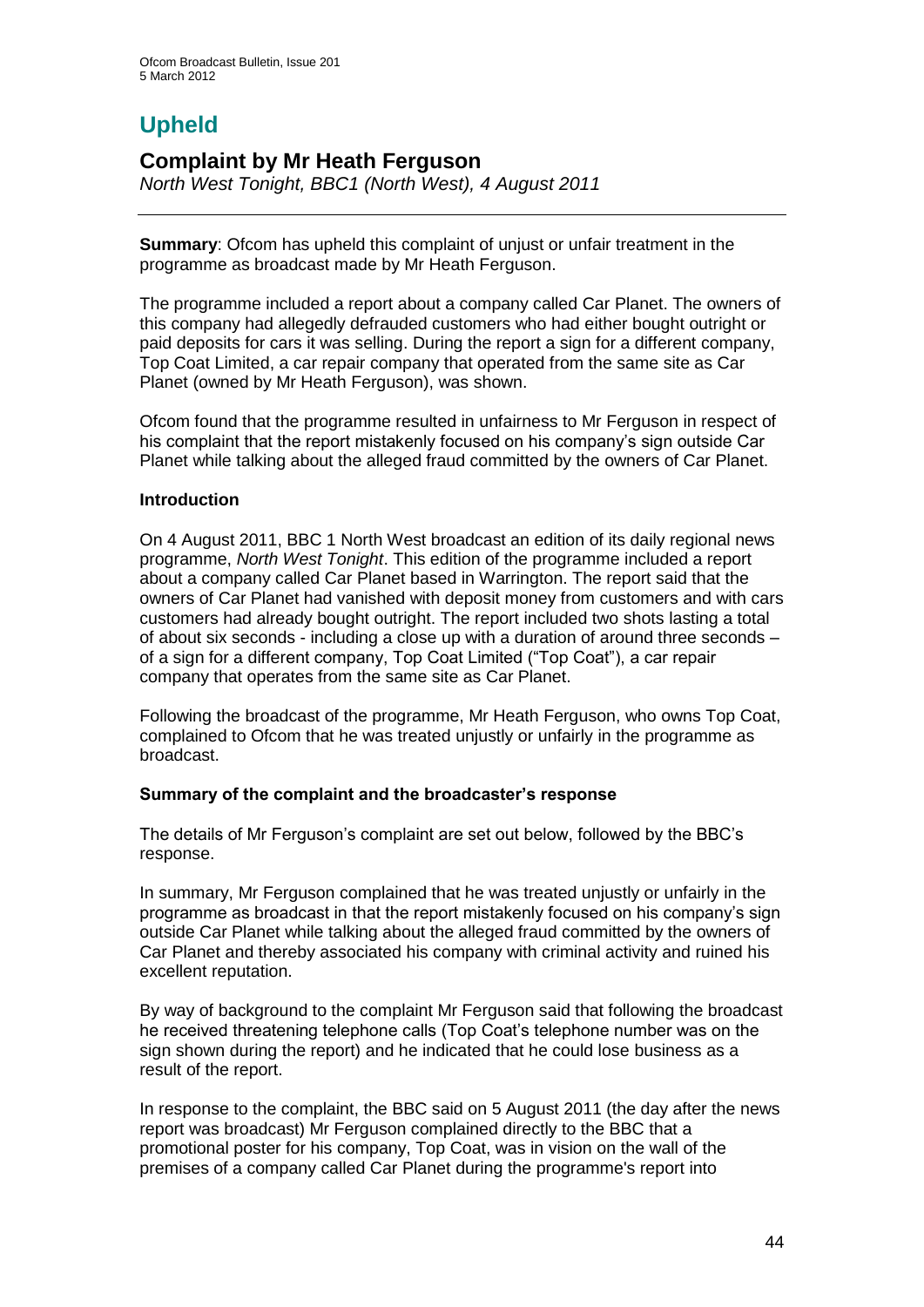# Upheld

## Complaint by Mr Heath Ferguson

*North West Tonight, BBC1 (North West), 4 August 2011*

---

**Summary**: Ofcom has upheld this complaint of unjust or unfair treatment in the programme as broadcast made by Mr Heath Ferguson.

The programme included a report about a company called Car Planet. The owners of this company had allegedly defrauded customers who had either bought outright or paid deposits for cars it was selling. During the report a sign for a different company, Top Coat Limited, a car repair company that operated from the same site as Car Planet (owned by Mr Heath Ferguson), was shown.

Ofcom found that the programme resulted in unfairness to Mr Ferguson in respect of his complaint that the report mistakenly focused on his company's sign outside Car Planet while talking about the alleged fraud committed by the owners of Car Planet.

### Introduction

On 4 August 2011, BBC 1 North West broadcast an edition of its daily regional news programme, *North West Tonight*. This edition of the programme included a report about a company called Car Planet based in Warrington. The report said that the owners of Car Planet had vanished with deposit money from customers and with cars customers had already bought outright. The report included two shots lasting a total of about six seconds - including a close up with a duration of around three seconds – of a sign for a different company, Top Coat Limited ("Top Coat"), a car repair company that operates from the same site as Car Planet.

Following the broadcast of the programme, Mr Heath Ferguson, who owns Top Coat, complained to Ofcom that he was treated unjustly or unfairly in the programme as broadcast.

### Summary of the complaint and the broadcaster's response

The details of Mr Ferguson's complaint are set out below, followed by the BBC's response.

In summary, Mr Ferguson complained that he was treated unjustly or unfairly in the programme as broadcast in that the report mistakenly focused on his company's sign outside Car Planet while talking about the alleged fraud committed by the owners of Car Planet and thereby associated his company with criminal activity and ruined his excellent reputation.

By way of background to the complaint Mr Ferguson said that following the broadcast he received threatening telephone calls (Top Coat's telephone number was on the sign shown during the report) and he indicated that he could lose business as a result of the report.

In response to the complaint, the BBC said on 5 August 2011 (the day after the news report was broadcast) Mr Ferguson complained directly to the BBC that a promotional poster for his company, Top Coat, was in vision on the wall of the premises of a company called Car Planet during the programme's report into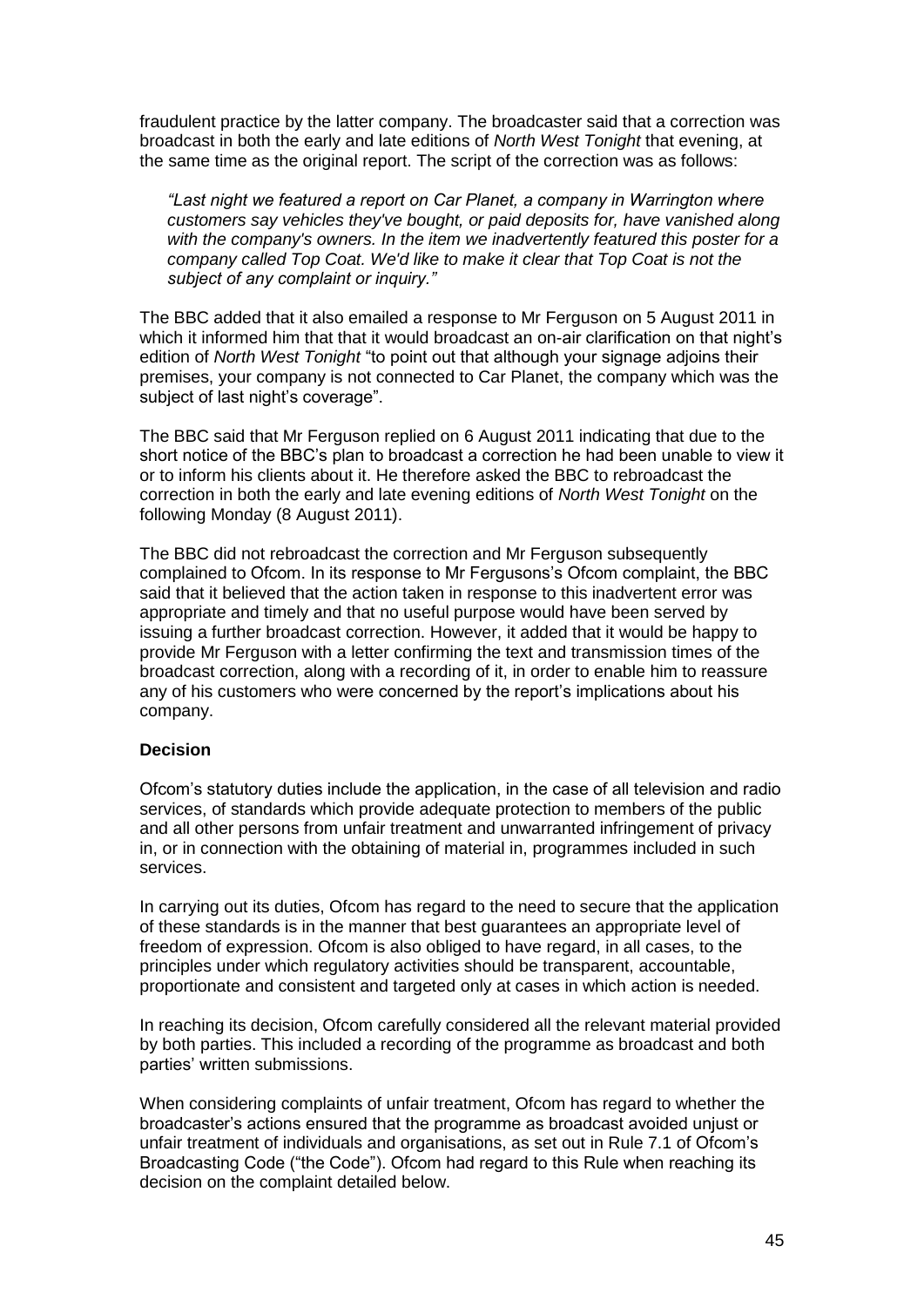fraudulent practice by the latter company. The broadcaster said that a correction was broadcast in both the early and late editions of *North West Tonight* that evening, at the same time as the original report. The script of the correction was as follows:

> *"Last night we featured a report on Car Planet, a company in Warrington where customers say vehicles they've bought, or paid deposits for, have vanished along with the company's owners. In the item we inadvertently featured this poster for a company called Top Coat. We'd like to make it clear that Top Coat is not the subject of any complaint or inquiry."*

The BBC added that it also emailed a response to Mr Ferguson on 5 August 2011 in which it informed him that that it would broadcast an on-air clarification on that night's edition of *North West Tonight* "to point out that although your signage adjoins their premises, your company is not connected to Car Planet, the company which was the subject of last night's coverage".

The BBC said that Mr Ferguson replied on 6 August 2011 indicating that due to the short notice of the BBC's plan to broadcast a correction he had been unable to view it or to inform his clients about it. He therefore asked the BBC to rebroadcast the correction in both the early and late evening editions of *North West Tonight* on the following Monday (8 August 2011).

The BBC did not rebroadcast the correction and Mr Ferguson subsequently complained to Ofcom. In its response to Mr Fergusons's Ofcom complaint, the BBC said that it believed that the action taken in response to this inadvertent error was appropriate and timely and that no useful purpose would have been served by issuing a further broadcast correction. However, it added that it would be happy to provide Mr Ferguson with a letter confirming the text and transmission times of the broadcast correction, along with a recording of it, in order to enable him to reassure any of his customers who were concerned by the report's implications about his company.

**Decision**

Ofcom's statutory duties include the application, in the case of all television and radio services, of standards which provide adequate protection to members of the public and all other persons from unfair treatment and unwarranted infringement of privacy in, or in connection with the obtaining of material in, programmes included in such services.

In carrying out its duties, Ofcom has regard to the need to secure that the application of these standards is in the manner that best guarantees an appropriate level of freedom of expression. Ofcom is also obliged to have regard, in all cases, to the principles under which regulatory activities should be transparent, accountable, proportionate and consistent and targeted only at cases in which action is needed.

In reaching its decision, Ofcom carefully considered all the relevant material provided by both parties. This included a recording of the programme as broadcast and both parties' written submissions.

When considering complaints of unfair treatment, Ofcom has regard to whether the broadcaster's actions ensured that the programme as broadcast avoided unjust or unfair treatment of individuals and organisations, as set out in Rule 7.1 of Ofcom's Broadcasting Code ("the Code"). Ofcom had regard to this Rule when reaching its decision on the complaint detailed below.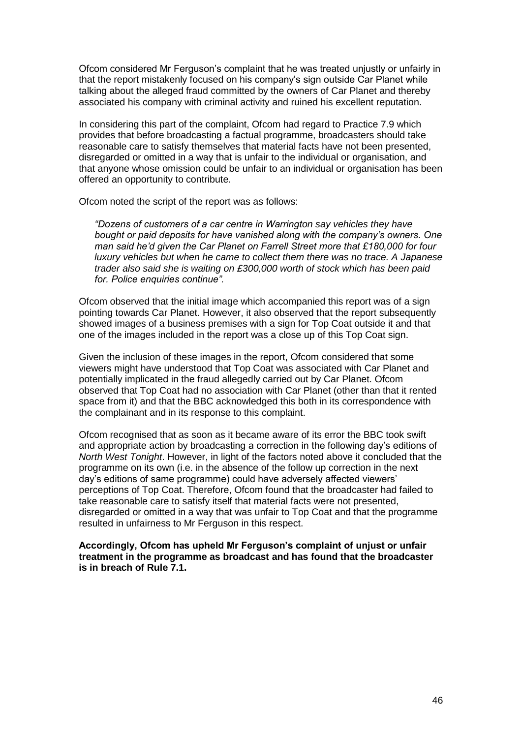Ofcom considered Mr Ferguson's complaint that he was treated unjustly or unfairly in that the report mistakenly focused on his company's sign outside Car Planet while talking about the alleged fraud committed by the owners of Car Planet and thereby associated his company with criminal activity and ruined his excellent reputation.

In considering this part of the complaint, Ofcom had regard to Practice 7.9 which provides that before broadcasting a factual programme, broadcasters should take reasonable care to satisfy themselves that material facts have not been presented, disregarded or omitted in a way that is unfair to the individual or organisation, and that anyone whose omission could be unfair to an individual or organisation has been offered an opportunity to contribute.

Ofcom noted the script of the report was as follows:

> *"Dozens of customers of a car centre in Warrington say vehicles they have bought or paid deposits for have vanished along with the company's owners. One man said he'd given the Car Planet on Farrell Street more that £180,000 for four luxury vehicles but when he came to collect them there was no trace. A Japanese trader also said she is waiting on £300,000 worth of stock which has been paid for. Police enquiries continue".*

Ofcom observed that the initial image which accompanied this report was of a sign pointing towards Car Planet. However, it also observed that the report subsequently showed images of a business premises with a sign for Top Coat outside it and that one of the images included in the report was a close up of this Top Coat sign.

Given the inclusion of these images in the report, Ofcom considered that some viewers might have understood that Top Coat was associated with Car Planet and potentially implicated in the fraud allegedly carried out by Car Planet. Ofcom observed that Top Coat had no association with Car Planet (other than that it rented space from it) and that the BBC acknowledged this both in its correspondence with the complainant and in its response to this complaint.

Ofcom recognised that as soon as it became aware of its error the BBC took swift and appropriate action by broadcasting a correction in the following day's editions of *North West Tonight*. However, in light of the factors noted above it concluded that the programme on its own (i.e. in the absence of the follow up correction in the next day's editions of same programme) could have adversely affected viewers' perceptions of Top Coat. Therefore, Ofcom found that the broadcaster had failed to take reasonable care to satisfy itself that material facts were not presented, disregarded or omitted in a way that was unfair to Top Coat and that the programme resulted in unfairness to Mr Ferguson in this respect.

**Accordingly, Ofcom has upheld Mr Ferguson's complaint of unjust or unfair treatment in the programme as broadcast and has found that the broadcaster is in breach of Rule 7.1.**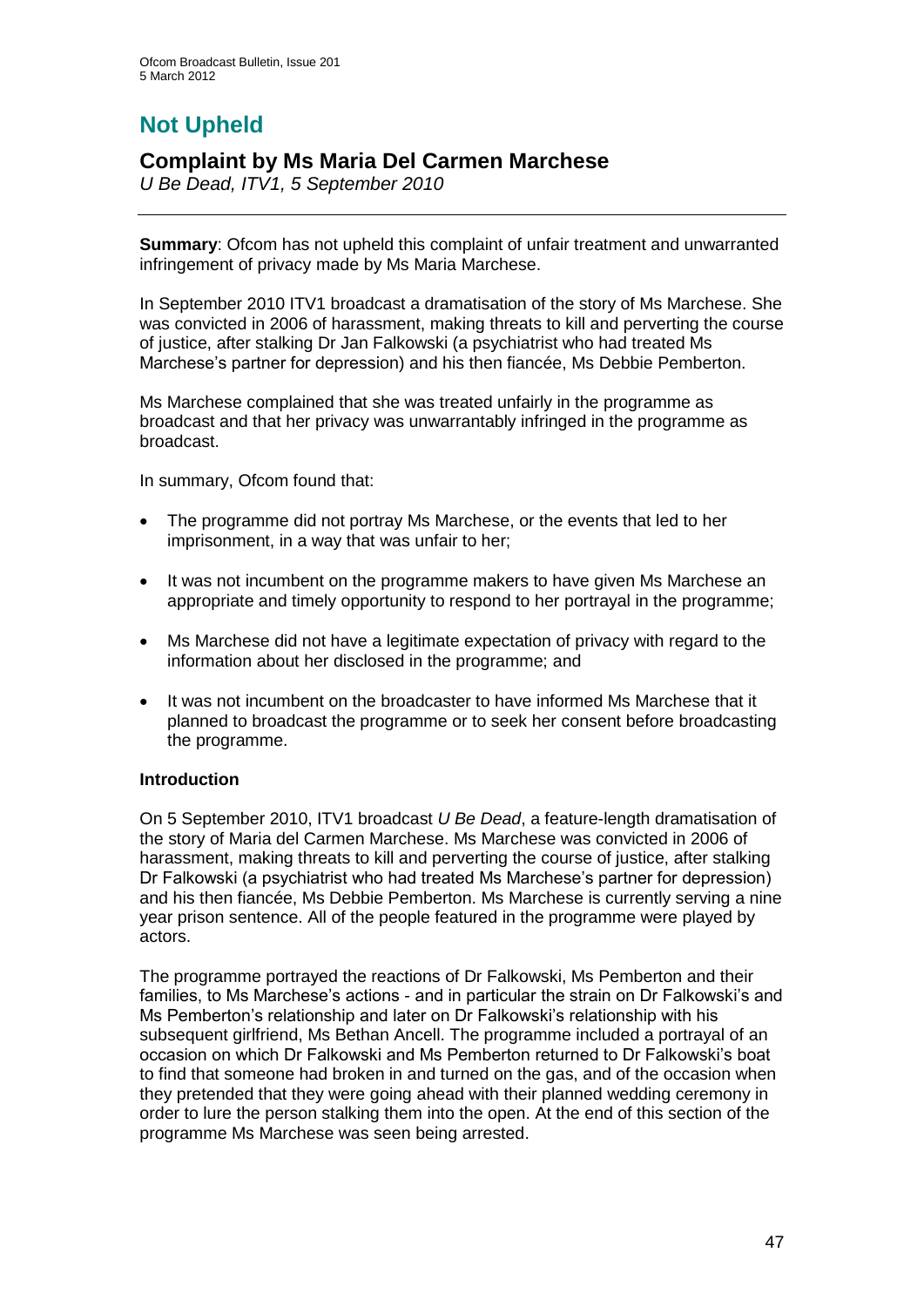# Not Upheld

## Complaint by Ms Maria Del Carmen Marchese

*U Be Dead, ITV1, 5 September 2010*

**Summary**: Ofcom has not upheld this complaint of unfair treatment and unwarranted infringement of privacy made by Ms Maria Marchese.

In September 2010 ITV1 broadcast a dramatisation of the story of Ms Marchese. She was convicted in 2006 of harassment, making threats to kill and perverting the course of justice, after stalking Dr Jan Falkowski (a psychiatrist who had treated Ms Marchese's partner for depression) and his then fiancée, Ms Debbie Pemberton.

Ms Marchese complained that she was treated unfairly in the programme as broadcast and that her privacy was unwarrantably infringed in the programme as broadcast.

In summary, Ofcom found that:

- The programme did not portray Ms Marchese, or the events that led to her imprisonment, in a way that was unfair to her;
- It was not incumbent on the programme makers to have given Ms Marchese an appropriate and timely opportunity to respond to her portrayal in the programme;
- Ms Marchese did not have a legitimate expectation of privacy with regard to the information about her disclosed in the programme; and
- It was not incumbent on the broadcaster to have informed Ms Marchese that it planned to broadcast the programme or to seek her consent before broadcasting the programme.

**Introduction**

On 5 September 2010, ITV1 broadcast *U Be Dead*, a feature-length dramatisation of the story of Maria del Carmen Marchese. Ms Marchese was convicted in 2006 of harassment, making threats to kill and perverting the course of justice, after stalking Dr Falkowski (a psychiatrist who had treated Ms Marchese's partner for depression) and his then fiancée, Ms Debbie Pemberton. Ms Marchese is currently serving a nine year prison sentence. All of the people featured in the programme were played by actors.

The programme portrayed the reactions of Dr Falkowski, Ms Pemberton and their families, to Ms Marchese's actions - and in particular the strain on Dr Falkowski's and Ms Pemberton's relationship and later on Dr Falkowski's relationship with his subsequent girlfriend, Ms Bethan Ancell. The programme included a portrayal of an occasion on which Dr Falkowski and Ms Pemberton returned to Dr Falkowski's boat to find that someone had broken in and turned on the gas, and of the occasion when they pretended that they were going ahead with their planned wedding ceremony in order to lure the person stalking them into the open. At the end of this section of the programme Ms Marchese was seen being arrested.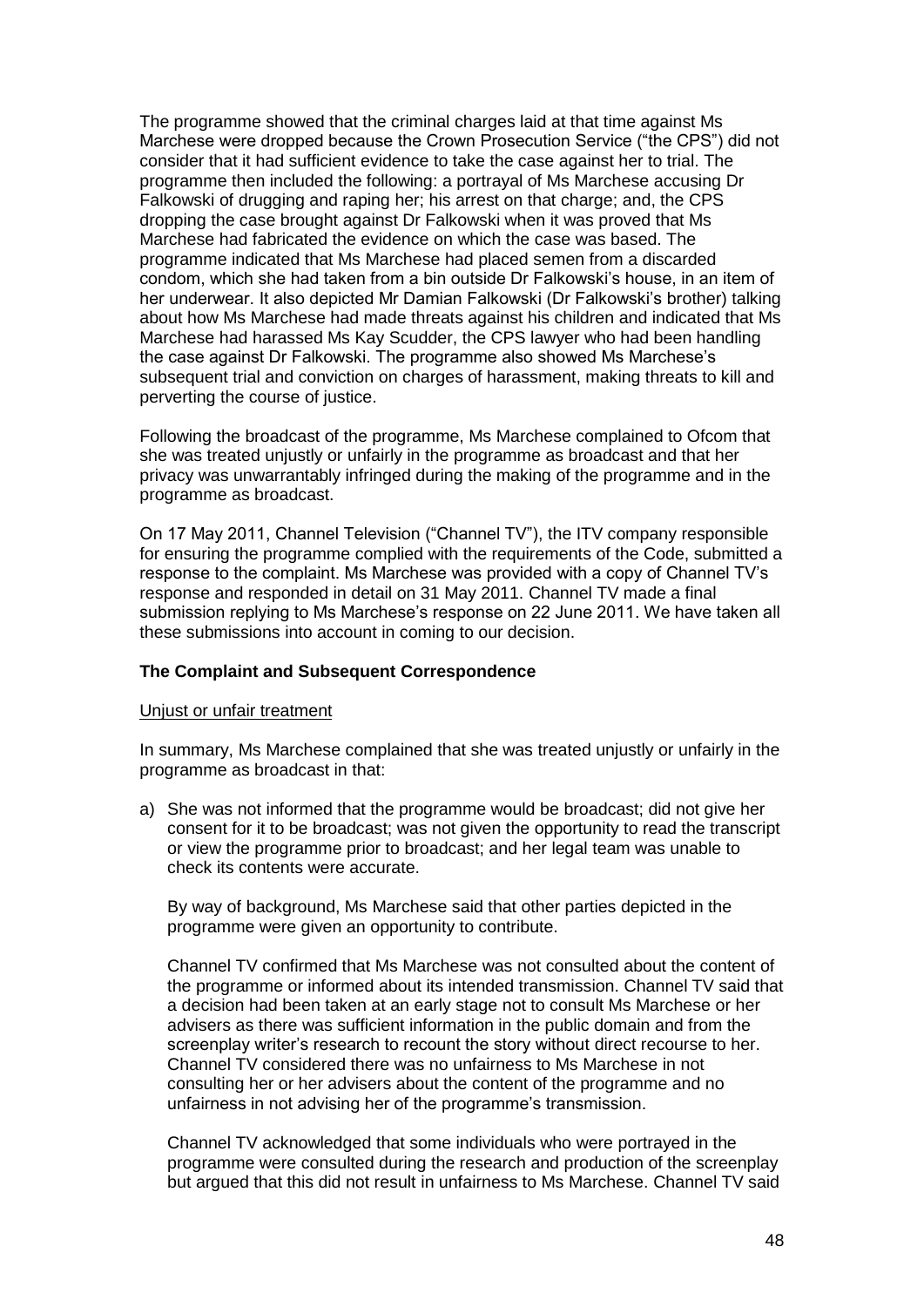The programme showed that the criminal charges laid at that time against Ms Marchese were dropped because the Crown Prosecution Service ("the CPS") did not consider that it had sufficient evidence to take the case against her to trial. The programme then included the following: a portrayal of Ms Marchese accusing Dr Falkowski of drugging and raping her; his arrest on that charge; and, the CPS dropping the case brought against Dr Falkowski when it was proved that Ms Marchese had fabricated the evidence on which the case was based. The programme indicated that Ms Marchese had placed semen from a discarded condom, which she had taken from a bin outside Dr Falkowski's house, in an item of her underwear. It also depicted Mr Damian Falkowski (Dr Falkowski's brother) talking about how Ms Marchese had made threats against his children and indicated that Ms Marchese had harassed Ms Kay Scudder, the CPS lawyer who had been handling the case against Dr Falkowski. The programme also showed Ms Marchese's subsequent trial and conviction on charges of harassment, making threats to kill and perverting the course of justice.

Following the broadcast of the programme, Ms Marchese complained to Ofcom that she was treated unjustly or unfairly in the programme as broadcast and that her privacy was unwarrantably infringed during the making of the programme and in the programme as broadcast.

On 17 May 2011, Channel Television ("Channel TV"), the ITV company responsible for ensuring the programme complied with the requirements of the Code, submitted a response to the complaint. Ms Marchese was provided with a copy of Channel TV's response and responded in detail on 31 May 2011. Channel TV made a final submission replying to Ms Marchese's response on 22 June 2011. We have taken all these submissions into account in coming to our decision.

**The Complaint and Subsequent Correspondence**

Unjust or unfair treatment

In summary, Ms Marchese complained that she was treated unjustly or unfairly in the programme as broadcast in that:

a) She was not informed that the programme would be broadcast; did not give her consent for it to be broadcast; was not given the opportunity to read the transcript or view the programme prior to broadcast; and her legal team was unable to check its contents were accurate.

   By way of background, Ms Marchese said that other parties depicted in the programme were given an opportunity to contribute.

   Channel TV confirmed that Ms Marchese was not consulted about the content of the programme or informed about its intended transmission. Channel TV said that a decision had been taken at an early stage not to consult Ms Marchese or her advisers as there was sufficient information in the public domain and from the screenplay writer's research to recount the story without direct recourse to her. Channel TV considered there was no unfairness to Ms Marchese in not consulting her or her advisers about the content of the programme and no unfairness in not advising her of the programme's transmission.

   Channel TV acknowledged that some individuals who were portrayed in the programme were consulted during the research and production of the screenplay but argued that this did not result in unfairness to Ms Marchese. Channel TV said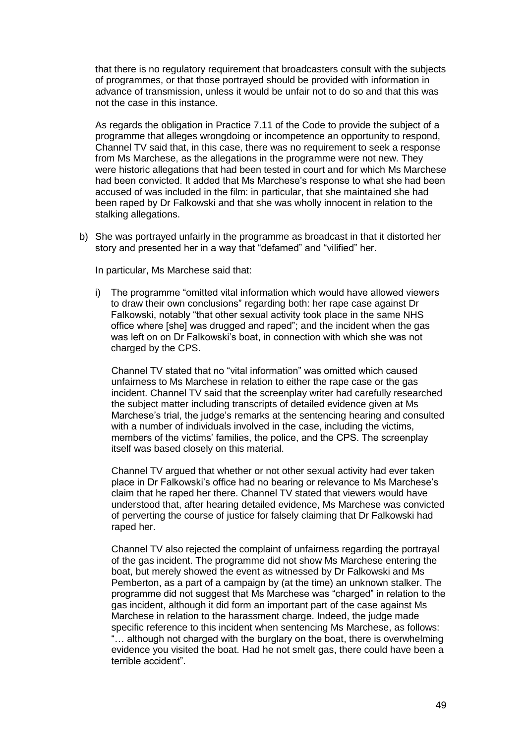that there is no regulatory requirement that broadcasters consult with the subjects of programmes, or that those portrayed should be provided with information in advance of transmission, unless it would be unfair not to do so and that this was not the case in this instance.

As regards the obligation in Practice 7.11 of the Code to provide the subject of a programme that alleges wrongdoing or incompetence an opportunity to respond, Channel TV said that, in this case, there was no requirement to seek a response from Ms Marchese, as the allegations in the programme were not new. They were historic allegations that had been tested in court and for which Ms Marchese had been convicted. It added that Ms Marchese's response to what she had been accused of was included in the film: in particular, that she maintained she had been raped by Dr Falkowski and that she was wholly innocent in relation to the stalking allegations.

b) She was portrayed unfairly in the programme as broadcast in that it distorted her story and presented her in a way that "defamed" and "vilified" her.

   In particular, Ms Marchese said that:

   i) The programme "omitted vital information which would have allowed viewers to draw their own conclusions" regarding both: her rape case against Dr Falkowski, notably "that other sexual activity took place in the same NHS office where [she] was drugged and raped"; and the incident when the gas was left on on Dr Falkowski's boat, in connection with which she was not charged by the CPS.

      Channel TV stated that no "vital information" was omitted which caused unfairness to Ms Marchese in relation to either the rape case or the gas incident. Channel TV said that the screenplay writer had carefully researched the subject matter including transcripts of detailed evidence given at Ms Marchese's trial, the judge's remarks at the sentencing hearing and consulted with a number of individuals involved in the case, including the victims, members of the victims' families, the police, and the CPS. The screenplay itself was based closely on this material.

      Channel TV argued that whether or not other sexual activity had ever taken place in Dr Falkowski's office had no bearing or relevance to Ms Marchese's claim that he raped her there. Channel TV stated that viewers would have understood that, after hearing detailed evidence, Ms Marchese was convicted of perverting the course of justice for falsely claiming that Dr Falkowski had raped her.

      Channel TV also rejected the complaint of unfairness regarding the portrayal of the gas incident. The programme did not show Ms Marchese entering the boat, but merely showed the event as witnessed by Dr Falkowski and Ms Pemberton, as a part of a campaign by (at the time) an unknown stalker. The programme did not suggest that Ms Marchese was "charged" in relation to the gas incident, although it did form an important part of the case against Ms Marchese in relation to the harassment charge. Indeed, the judge made specific reference to this incident when sentencing Ms Marchese, as follows: "… although not charged with the burglary on the boat, there is overwhelming evidence you visited the boat. Had he not smelt gas, there could have been a terrible accident".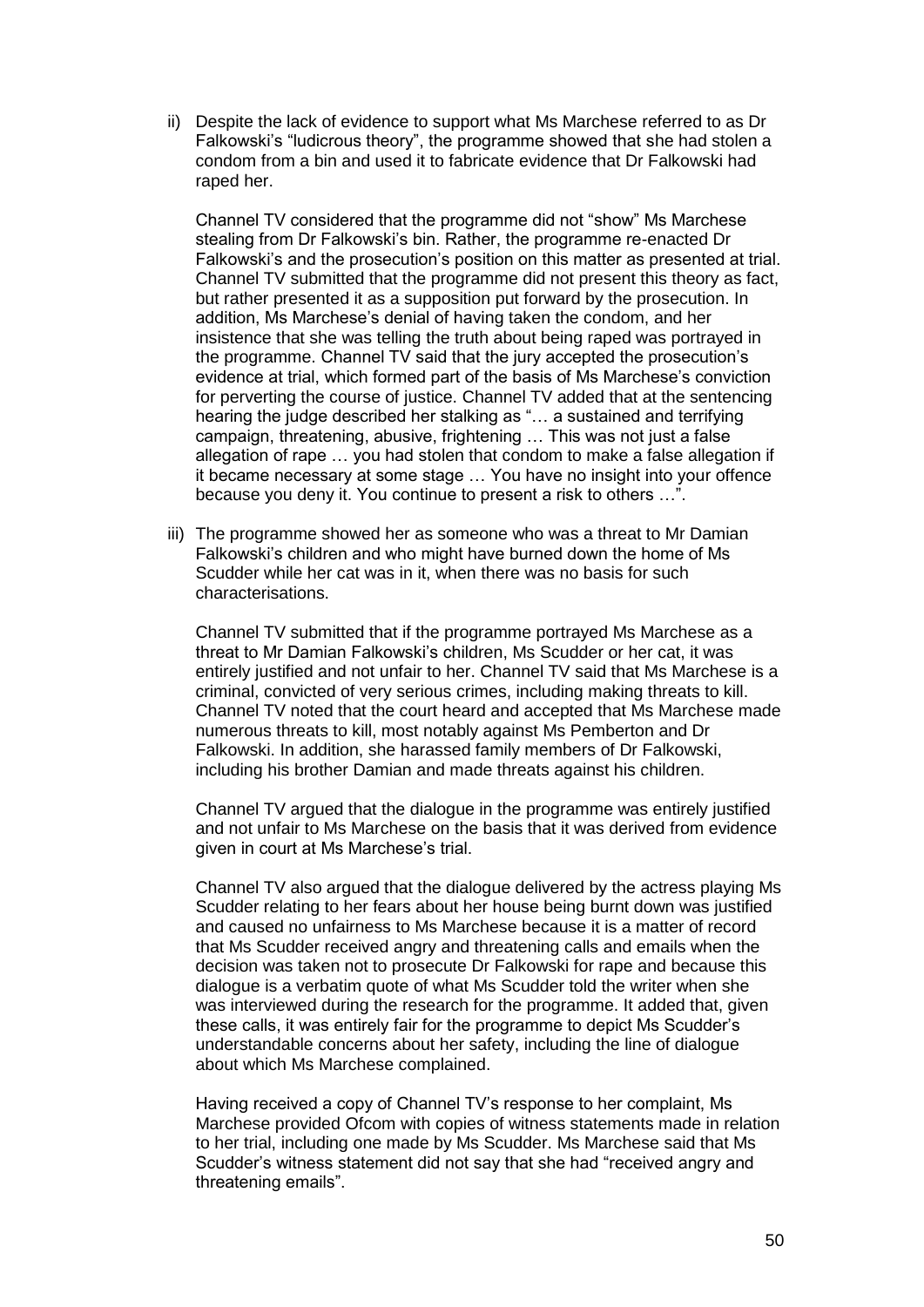ii) Despite the lack of evidence to support what Ms Marchese referred to as Dr Falkowski's "ludicrous theory", the programme showed that she had stolen a condom from a bin and used it to fabricate evidence that Dr Falkowski had raped her.

    Channel TV considered that the programme did not "show" Ms Marchese stealing from Dr Falkowski's bin. Rather, the programme re-enacted Dr Falkowski's and the prosecution's position on this matter as presented at trial. Channel TV submitted that the programme did not present this theory as fact, but rather presented it as a supposition put forward by the prosecution. In addition, Ms Marchese's denial of having taken the condom, and her insistence that she was telling the truth about being raped was portrayed in the programme. Channel TV said that the jury accepted the prosecution's evidence at trial, which formed part of the basis of Ms Marchese's conviction for perverting the course of justice. Channel TV added that at the sentencing hearing the judge described her stalking as "… a sustained and terrifying campaign, threatening, abusive, frightening … This was not just a false allegation of rape … you had stolen that condom to make a false allegation if it became necessary at some stage … You have no insight into your offence because you deny it. You continue to present a risk to others …".

iii) The programme showed her as someone who was a threat to Mr Damian Falkowski's children and who might have burned down the home of Ms Scudder while her cat was in it, when there was no basis for such characterisations.

    Channel TV submitted that if the programme portrayed Ms Marchese as a threat to Mr Damian Falkowski's children, Ms Scudder or her cat, it was entirely justified and not unfair to her. Channel TV said that Ms Marchese is a criminal, convicted of very serious crimes, including making threats to kill. Channel TV noted that the court heard and accepted that Ms Marchese made numerous threats to kill, most notably against Ms Pemberton and Dr Falkowski. In addition, she harassed family members of Dr Falkowski, including his brother Damian and made threats against his children.

    Channel TV argued that the dialogue in the programme was entirely justified and not unfair to Ms Marchese on the basis that it was derived from evidence given in court at Ms Marchese's trial.

    Channel TV also argued that the dialogue delivered by the actress playing Ms Scudder relating to her fears about her house being burnt down was justified and caused no unfairness to Ms Marchese because it is a matter of record that Ms Scudder received angry and threatening calls and emails when the decision was taken not to prosecute Dr Falkowski for rape and because this dialogue is a verbatim quote of what Ms Scudder told the writer when she was interviewed during the research for the programme. It added that, given these calls, it was entirely fair for the programme to depict Ms Scudder's understandable concerns about her safety, including the line of dialogue about which Ms Marchese complained.

    Having received a copy of Channel TV's response to her complaint, Ms Marchese provided Ofcom with copies of witness statements made in relation to her trial, including one made by Ms Scudder. Ms Marchese said that Ms Scudder's witness statement did not say that she had "received angry and threatening emails".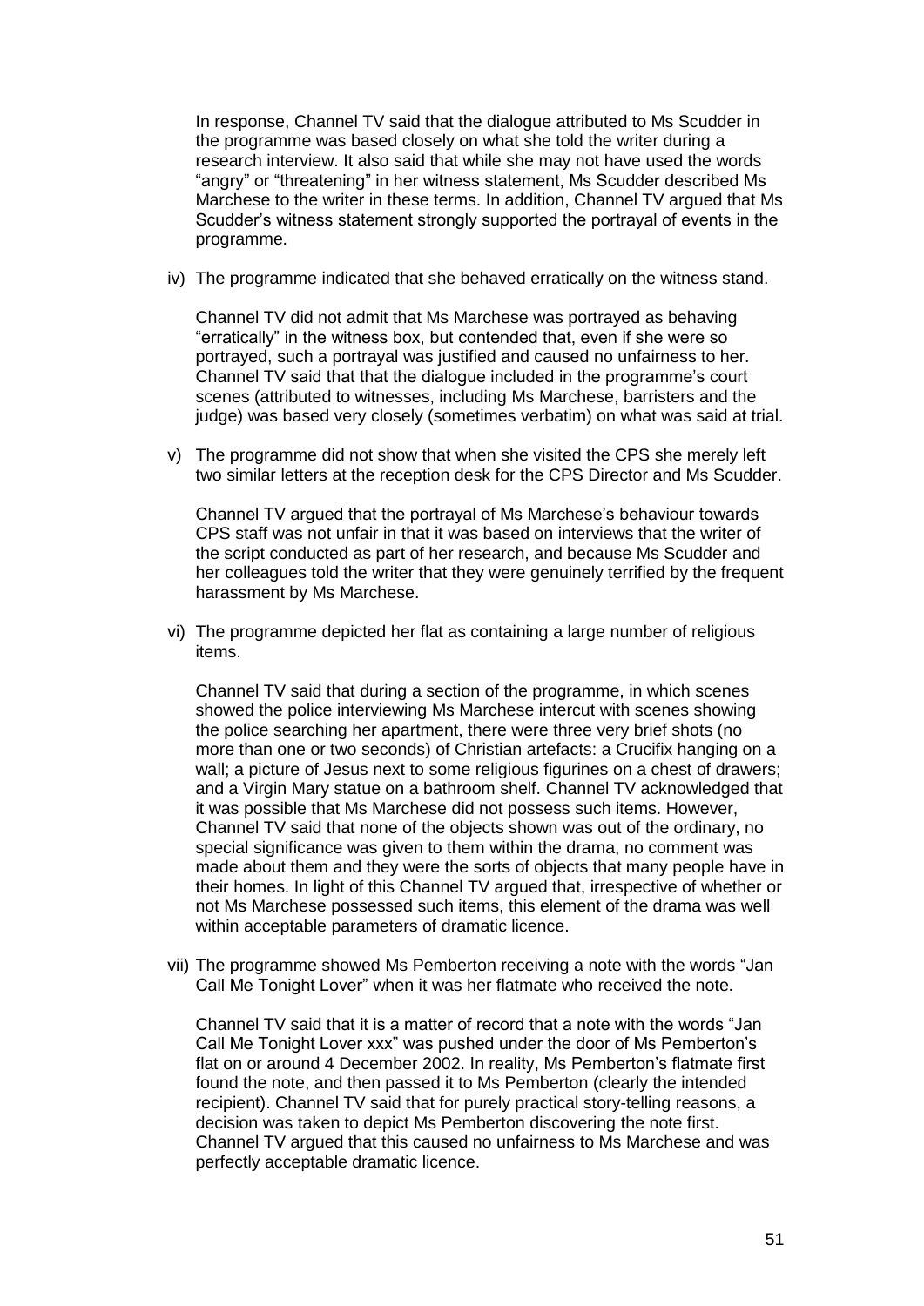In response, Channel TV said that the dialogue attributed to Ms Scudder in the programme was based closely on what she told the writer during a research interview. It also said that while she may not have used the words "angry" or "threatening" in her witness statement, Ms Scudder described Ms Marchese to the writer in these terms. In addition, Channel TV argued that Ms Scudder's witness statement strongly supported the portrayal of events in the programme.

iv) The programme indicated that she behaved erratically on the witness stand.

Channel TV did not admit that Ms Marchese was portrayed as behaving "erratically" in the witness box, but contended that, even if she were so portrayed, such a portrayal was justified and caused no unfairness to her. Channel TV said that that the dialogue included in the programme's court scenes (attributed to witnesses, including Ms Marchese, barristers and the judge) was based very closely (sometimes verbatim) on what was said at trial.

v) The programme did not show that when she visited the CPS she merely left two similar letters at the reception desk for the CPS Director and Ms Scudder.

Channel TV argued that the portrayal of Ms Marchese's behaviour towards CPS staff was not unfair in that it was based on interviews that the writer of the script conducted as part of her research, and because Ms Scudder and her colleagues told the writer that they were genuinely terrified by the frequent harassment by Ms Marchese.

vi) The programme depicted her flat as containing a large number of religious items.

Channel TV said that during a section of the programme, in which scenes showed the police interviewing Ms Marchese intercut with scenes showing the police searching her apartment, there were three very brief shots (no more than one or two seconds) of Christian artefacts: a Crucifix hanging on a wall; a picture of Jesus next to some religious figurines on a chest of drawers; and a Virgin Mary statue on a bathroom shelf. Channel TV acknowledged that it was possible that Ms Marchese did not possess such items. However, Channel TV said that none of the objects shown was out of the ordinary, no special significance was given to them within the drama, no comment was made about them and they were the sorts of objects that many people have in their homes. In light of this Channel TV argued that, irrespective of whether or not Ms Marchese possessed such items, this element of the drama was well within acceptable parameters of dramatic licence.

vii) The programme showed Ms Pemberton receiving a note with the words "Jan Call Me Tonight Lover" when it was her flatmate who received the note.

Channel TV said that it is a matter of record that a note with the words "Jan Call Me Tonight Lover xxx" was pushed under the door of Ms Pemberton's flat on or around 4 December 2002. In reality, Ms Pemberton's flatmate first found the note, and then passed it to Ms Pemberton (clearly the intended recipient). Channel TV said that for purely practical story-telling reasons, a decision was taken to depict Ms Pemberton discovering the note first. Channel TV argued that this caused no unfairness to Ms Marchese and was perfectly acceptable dramatic licence.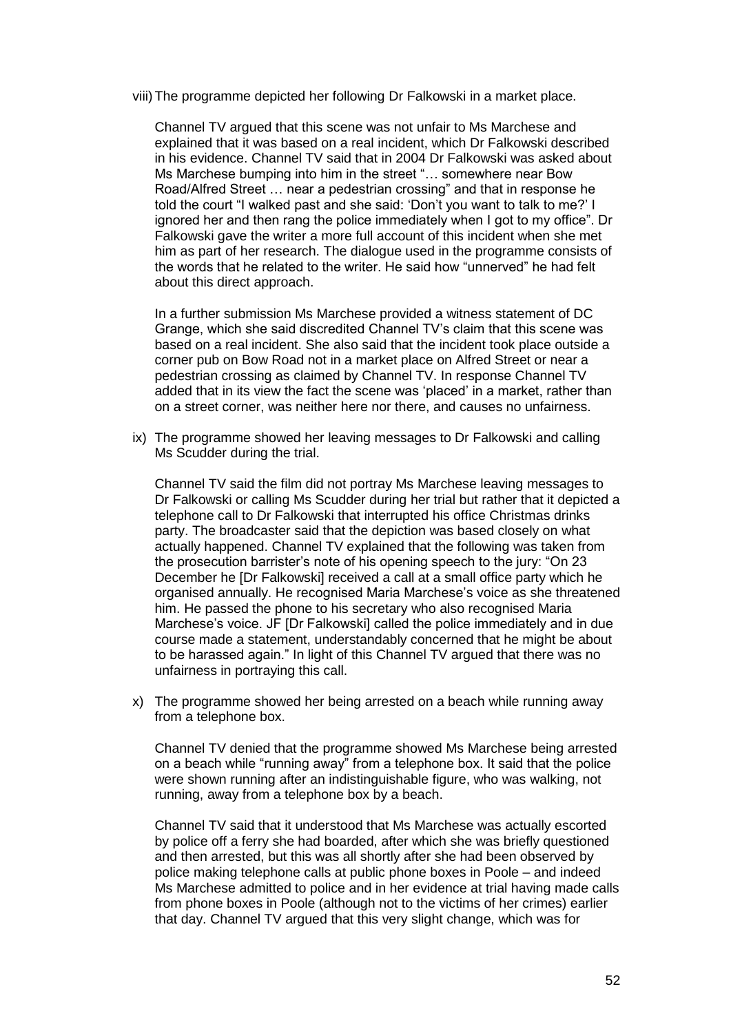viii) The programme depicted her following Dr Falkowski in a market place.

Channel TV argued that this scene was not unfair to Ms Marchese and explained that it was based on a real incident, which Dr Falkowski described in his evidence. Channel TV said that in 2004 Dr Falkowski was asked about Ms Marchese bumping into him in the street "… somewhere near Bow Road/Alfred Street … near a pedestrian crossing" and that in response he told the court "I walked past and she said: 'Don't you want to talk to me?' I ignored her and then rang the police immediately when I got to my office". Dr Falkowski gave the writer a more full account of this incident when she met him as part of her research. The dialogue used in the programme consists of the words that he related to the writer. He said how "unnerved" he had felt about this direct approach.

In a further submission Ms Marchese provided a witness statement of DC Grange, which she said discredited Channel TV's claim that this scene was based on a real incident. She also said that the incident took place outside a corner pub on Bow Road not in a market place on Alfred Street or near a pedestrian crossing as claimed by Channel TV. In response Channel TV added that in its view the fact the scene was 'placed' in a market, rather than on a street corner, was neither here nor there, and causes no unfairness.

ix) The programme showed her leaving messages to Dr Falkowski and calling Ms Scudder during the trial.

Channel TV said the film did not portray Ms Marchese leaving messages to Dr Falkowski or calling Ms Scudder during her trial but rather that it depicted a telephone call to Dr Falkowski that interrupted his office Christmas drinks party. The broadcaster said that the depiction was based closely on what actually happened. Channel TV explained that the following was taken from the prosecution barrister's note of his opening speech to the jury: "On 23 December he [Dr Falkowski] received a call at a small office party which he organised annually. He recognised Maria Marchese's voice as she threatened him. He passed the phone to his secretary who also recognised Maria Marchese's voice. JF [Dr Falkowski] called the police immediately and in due course made a statement, understandably concerned that he might be about to be harassed again." In light of this Channel TV argued that there was no unfairness in portraying this call.

x) The programme showed her being arrested on a beach while running away from a telephone box.

Channel TV denied that the programme showed Ms Marchese being arrested on a beach while "running away" from a telephone box. It said that the police were shown running after an indistinguishable figure, who was walking, not running, away from a telephone box by a beach.

Channel TV said that it understood that Ms Marchese was actually escorted by police off a ferry she had boarded, after which she was briefly questioned and then arrested, but this was all shortly after she had been observed by police making telephone calls at public phone boxes in Poole – and indeed Ms Marchese admitted to police and in her evidence at trial having made calls from phone boxes in Poole (although not to the victims of her crimes) earlier that day. Channel TV argued that this very slight change, which was for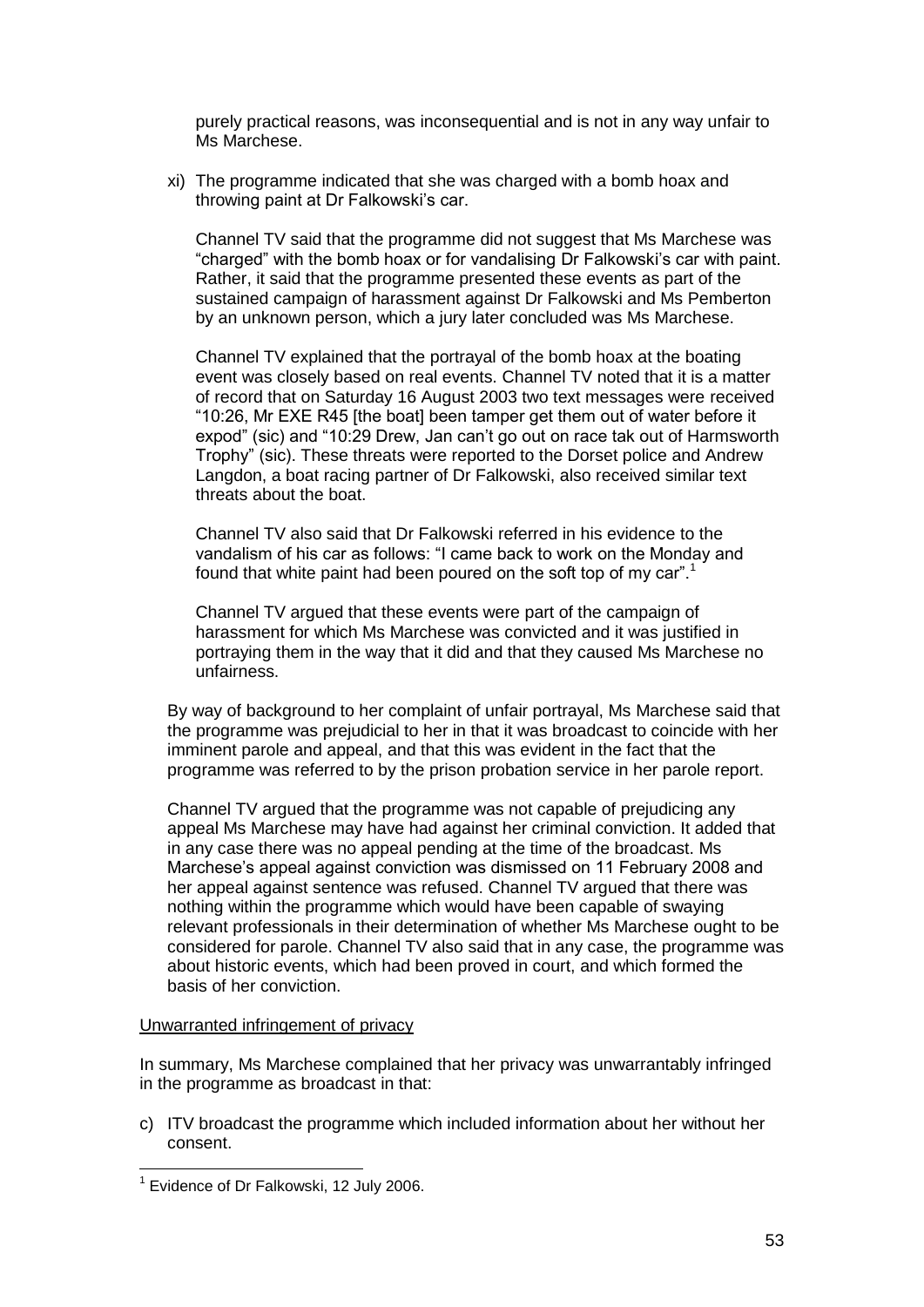purely practical reasons, was inconsequential and is not in any way unfair to Ms Marchese.

xi) The programme indicated that she was charged with a bomb hoax and throwing paint at Dr Falkowski's car.

Channel TV said that the programme did not suggest that Ms Marchese was "charged" with the bomb hoax or for vandalising Dr Falkowski's car with paint. Rather, it said that the programme presented these events as part of the sustained campaign of harassment against Dr Falkowski and Ms Pemberton by an unknown person, which a jury later concluded was Ms Marchese.

Channel TV explained that the portrayal of the bomb hoax at the boating event was closely based on real events. Channel TV noted that it is a matter of record that on Saturday 16 August 2003 two text messages were received "10:26, Mr EXE R45 [the boat] been tamper get them out of water before it expod" (sic) and "10:29 Drew, Jan can't go out on race tak out of Harmsworth Trophy" (sic). These threats were reported to the Dorset police and Andrew Langdon, a boat racing partner of Dr Falkowski, also received similar text threats about the boat.

Channel TV also said that Dr Falkowski referred in his evidence to the vandalism of his car as follows: "I came back to work on the Monday and found that white paint had been poured on the soft top of my car".[1]

Channel TV argued that these events were part of the campaign of harassment for which Ms Marchese was convicted and it was justified in portraying them in the way that it did and that they caused Ms Marchese no unfairness.

By way of background to her complaint of unfair portrayal, Ms Marchese said that the programme was prejudicial to her in that it was broadcast to coincide with her imminent parole and appeal, and that this was evident in the fact that the programme was referred to by the prison probation service in her parole report.

Channel TV argued that the programme was not capable of prejudicing any appeal Ms Marchese may have had against her criminal conviction. It added that in any case there was no appeal pending at the time of the broadcast. Ms Marchese's appeal against conviction was dismissed on 11 February 2008 and her appeal against sentence was refused. Channel TV argued that there was nothing within the programme which would have been capable of swaying relevant professionals in their determination of whether Ms Marchese ought to be considered for parole. Channel TV also said that in any case, the programme was about historic events, which had been proved in court, and which formed the basis of her conviction.

<u>Unwarranted infringement of privacy</u>

In summary, Ms Marchese complained that her privacy was unwarrantably infringed in the programme as broadcast in that:

c) ITV broadcast the programme which included information about her without her consent.

---

[1] Evidence of Dr Falkowski, 12 July 2006.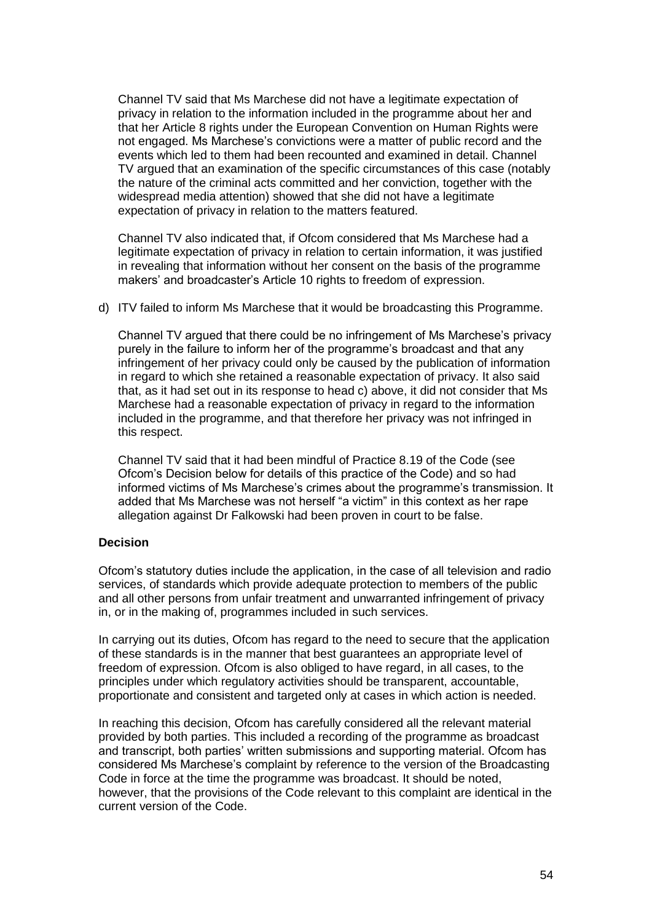Channel TV said that Ms Marchese did not have a legitimate expectation of privacy in relation to the information included in the programme about her and that her Article 8 rights under the European Convention on Human Rights were not engaged. Ms Marchese's convictions were a matter of public record and the events which led to them had been recounted and examined in detail. Channel TV argued that an examination of the specific circumstances of this case (notably the nature of the criminal acts committed and her conviction, together with the widespread media attention) showed that she did not have a legitimate expectation of privacy in relation to the matters featured.

Channel TV also indicated that, if Ofcom considered that Ms Marchese had a legitimate expectation of privacy in relation to certain information, it was justified in revealing that information without her consent on the basis of the programme makers' and broadcaster's Article 10 rights to freedom of expression.

d) ITV failed to inform Ms Marchese that it would be broadcasting this Programme.

Channel TV argued that there could be no infringement of Ms Marchese's privacy purely in the failure to inform her of the programme's broadcast and that any infringement of her privacy could only be caused by the publication of information in regard to which she retained a reasonable expectation of privacy. It also said that, as it had set out in its response to head c) above, it did not consider that Ms Marchese had a reasonable expectation of privacy in regard to the information included in the programme, and that therefore her privacy was not infringed in this respect.

Channel TV said that it had been mindful of Practice 8.19 of the Code (see Ofcom's Decision below for details of this practice of the Code) and so had informed victims of Ms Marchese's crimes about the programme's transmission. It added that Ms Marchese was not herself "a victim" in this context as her rape allegation against Dr Falkowski had been proven in court to be false.

**Decision**

Ofcom's statutory duties include the application, in the case of all television and radio services, of standards which provide adequate protection to members of the public and all other persons from unfair treatment and unwarranted infringement of privacy in, or in the making of, programmes included in such services.

In carrying out its duties, Ofcom has regard to the need to secure that the application of these standards is in the manner that best guarantees an appropriate level of freedom of expression. Ofcom is also obliged to have regard, in all cases, to the principles under which regulatory activities should be transparent, accountable, proportionate and consistent and targeted only at cases in which action is needed.

In reaching this decision, Ofcom has carefully considered all the relevant material provided by both parties. This included a recording of the programme as broadcast and transcript, both parties' written submissions and supporting material. Ofcom has considered Ms Marchese's complaint by reference to the version of the Broadcasting Code in force at the time the programme was broadcast. It should be noted, however, that the provisions of the Code relevant to this complaint are identical in the current version of the Code.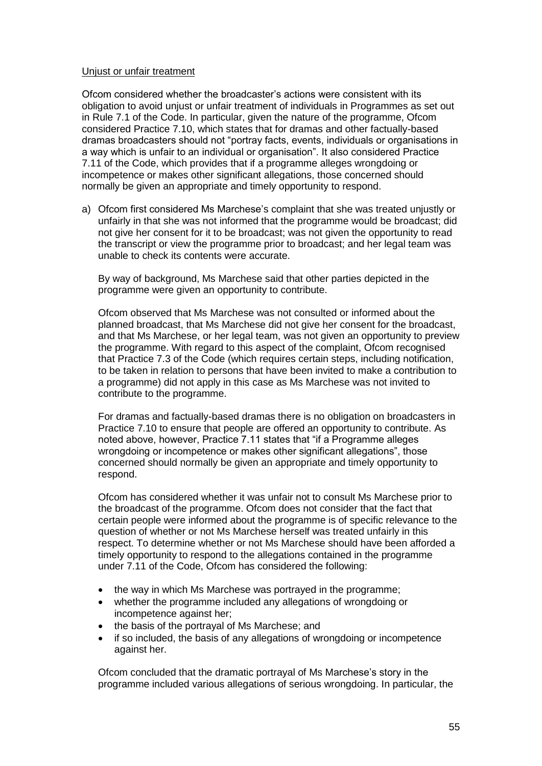Unjust or unfair treatment

Ofcom considered whether the broadcaster's actions were consistent with its obligation to avoid unjust or unfair treatment of individuals in Programmes as set out in Rule 7.1 of the Code. In particular, given the nature of the programme, Ofcom considered Practice 7.10, which states that for dramas and other factually-based dramas broadcasters should not "portray facts, events, individuals or organisations in a way which is unfair to an individual or organisation". It also considered Practice 7.11 of the Code, which provides that if a programme alleges wrongdoing or incompetence or makes other significant allegations, those concerned should normally be given an appropriate and timely opportunity to respond.

a) Ofcom first considered Ms Marchese's complaint that she was treated unjustly or unfairly in that she was not informed that the programme would be broadcast; did not give her consent for it to be broadcast; was not given the opportunity to read the transcript or view the programme prior to broadcast; and her legal team was unable to check its contents were accurate.

   By way of background, Ms Marchese said that other parties depicted in the programme were given an opportunity to contribute.

   Ofcom observed that Ms Marchese was not consulted or informed about the planned broadcast, that Ms Marchese did not give her consent for the broadcast, and that Ms Marchese, or her legal team, was not given an opportunity to preview the programme. With regard to this aspect of the complaint, Ofcom recognised that Practice 7.3 of the Code (which requires certain steps, including notification, to be taken in relation to persons that have been invited to make a contribution to a programme) did not apply in this case as Ms Marchese was not invited to contribute to the programme.

   For dramas and factually-based dramas there is no obligation on broadcasters in Practice 7.10 to ensure that people are offered an opportunity to contribute. As noted above, however, Practice 7.11 states that "if a Programme alleges wrongdoing or incompetence or makes other significant allegations", those concerned should normally be given an appropriate and timely opportunity to respond.

   Ofcom has considered whether it was unfair not to consult Ms Marchese prior to the broadcast of the programme. Ofcom does not consider that the fact that certain people were informed about the programme is of specific relevance to the question of whether or not Ms Marchese herself was treated unfairly in this respect. To determine whether or not Ms Marchese should have been afforded a timely opportunity to respond to the allegations contained in the programme under 7.11 of the Code, Ofcom has considered the following:

   - the way in which Ms Marchese was portrayed in the programme;
   - whether the programme included any allegations of wrongdoing or incompetence against her;
   - the basis of the portrayal of Ms Marchese; and
   - if so included, the basis of any allegations of wrongdoing or incompetence against her.

   Ofcom concluded that the dramatic portrayal of Ms Marchese's story in the programme included various allegations of serious wrongdoing. In particular, the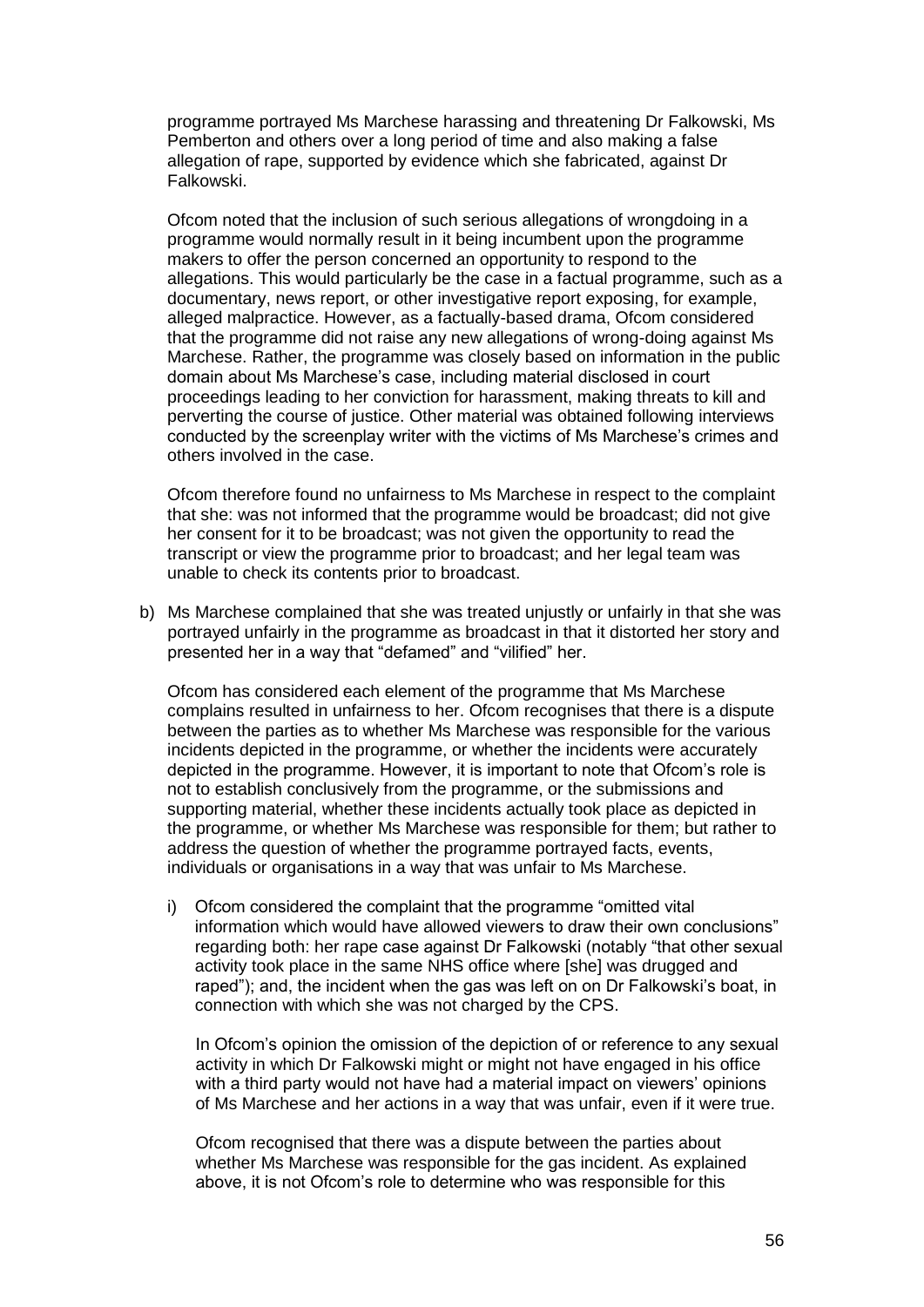programme portrayed Ms Marchese harassing and threatening Dr Falkowski, Ms Pemberton and others over a long period of time and also making a false allegation of rape, supported by evidence which she fabricated, against Dr Falkowski.

Ofcom noted that the inclusion of such serious allegations of wrongdoing in a programme would normally result in it being incumbent upon the programme makers to offer the person concerned an opportunity to respond to the allegations. This would particularly be the case in a factual programme, such as a documentary, news report, or other investigative report exposing, for example, alleged malpractice. However, as a factually-based drama, Ofcom considered that the programme did not raise any new allegations of wrong-doing against Ms Marchese. Rather, the programme was closely based on information in the public domain about Ms Marchese's case, including material disclosed in court proceedings leading to her conviction for harassment, making threats to kill and perverting the course of justice. Other material was obtained following interviews conducted by the screenplay writer with the victims of Ms Marchese's crimes and others involved in the case.

Ofcom therefore found no unfairness to Ms Marchese in respect to the complaint that she: was not informed that the programme would be broadcast; did not give her consent for it to be broadcast; was not given the opportunity to read the transcript or view the programme prior to broadcast; and her legal team was unable to check its contents prior to broadcast.

b) Ms Marchese complained that she was treated unjustly or unfairly in that she was portrayed unfairly in the programme as broadcast in that it distorted her story and presented her in a way that "defamed" and "vilified" her.

Ofcom has considered each element of the programme that Ms Marchese complains resulted in unfairness to her. Ofcom recognises that there is a dispute between the parties as to whether Ms Marchese was responsible for the various incidents depicted in the programme, or whether the incidents were accurately depicted in the programme. However, it is important to note that Ofcom's role is not to establish conclusively from the programme, or the submissions and supporting material, whether these incidents actually took place as depicted in the programme, or whether Ms Marchese was responsible for them; but rather to address the question of whether the programme portrayed facts, events, individuals or organisations in a way that was unfair to Ms Marchese.

i) Ofcom considered the complaint that the programme "omitted vital information which would have allowed viewers to draw their own conclusions" regarding both: her rape case against Dr Falkowski (notably "that other sexual activity took place in the same NHS office where [she] was drugged and raped"); and, the incident when the gas was left on on Dr Falkowski's boat, in connection with which she was not charged by the CPS.

   In Ofcom's opinion the omission of the depiction of or reference to any sexual activity in which Dr Falkowski might or might not have engaged in his office with a third party would not have had a material impact on viewers' opinions of Ms Marchese and her actions in a way that was unfair, even if it were true.

   Ofcom recognised that there was a dispute between the parties about whether Ms Marchese was responsible for the gas incident. As explained above, it is not Ofcom's role to determine who was responsible for this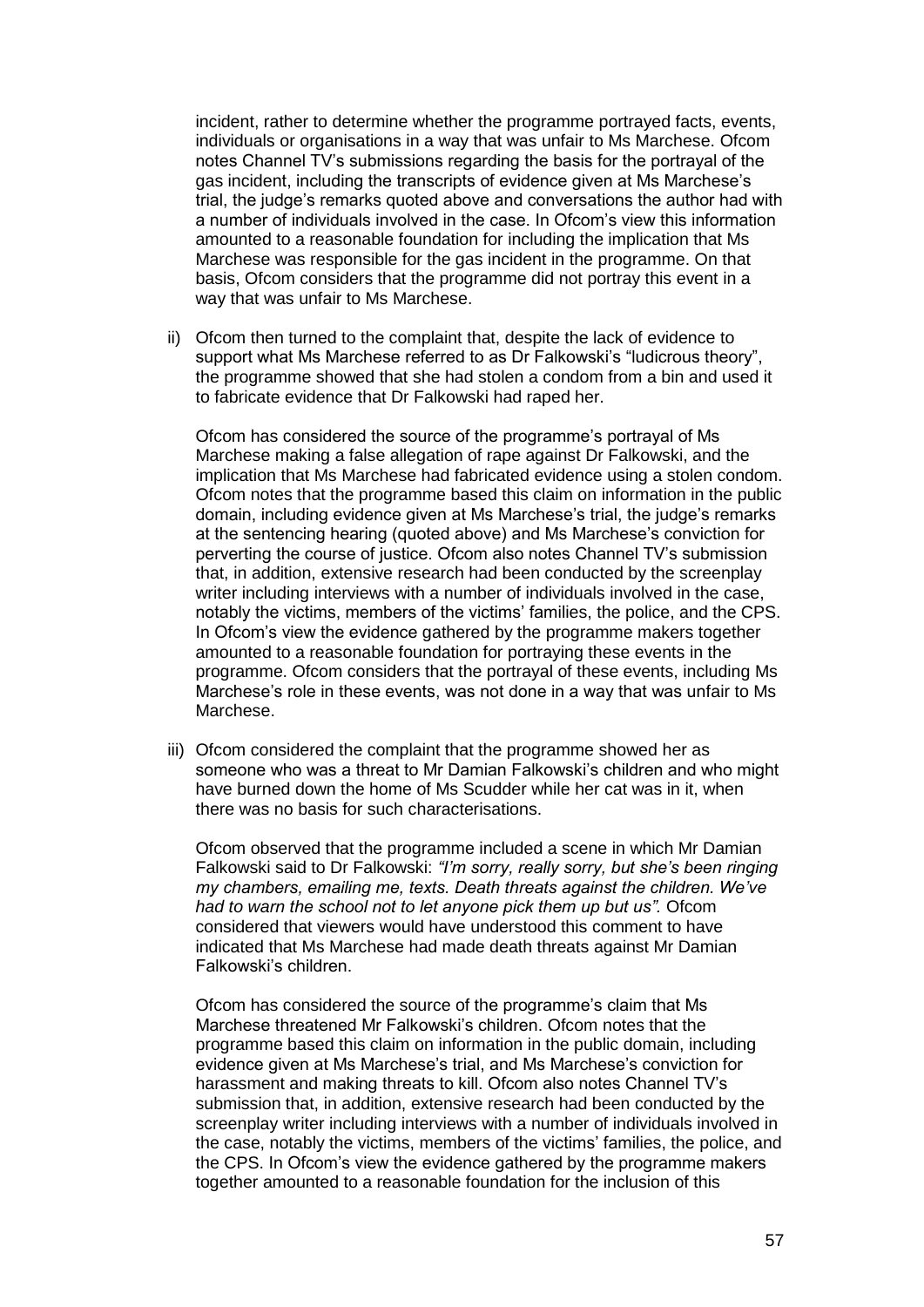incident, rather to determine whether the programme portrayed facts, events, individuals or organisations in a way that was unfair to Ms Marchese. Ofcom notes Channel TV's submissions regarding the basis for the portrayal of the gas incident, including the transcripts of evidence given at Ms Marchese's trial, the judge's remarks quoted above and conversations the author had with a number of individuals involved in the case. In Ofcom's view this information amounted to a reasonable foundation for including the implication that Ms Marchese was responsible for the gas incident in the programme. On that basis, Ofcom considers that the programme did not portray this event in a way that was unfair to Ms Marchese.

ii) Ofcom then turned to the complaint that, despite the lack of evidence to support what Ms Marchese referred to as Dr Falkowski's "ludicrous theory", the programme showed that she had stolen a condom from a bin and used it to fabricate evidence that Dr Falkowski had raped her.

Ofcom has considered the source of the programme's portrayal of Ms Marchese making a false allegation of rape against Dr Falkowski, and the implication that Ms Marchese had fabricated evidence using a stolen condom. Ofcom notes that the programme based this claim on information in the public domain, including evidence given at Ms Marchese's trial, the judge's remarks at the sentencing hearing (quoted above) and Ms Marchese's conviction for perverting the course of justice. Ofcom also notes Channel TV's submission that, in addition, extensive research had been conducted by the screenplay writer including interviews with a number of individuals involved in the case, notably the victims, members of the victims' families, the police, and the CPS. In Ofcom's view the evidence gathered by the programme makers together amounted to a reasonable foundation for portraying these events in the programme. Ofcom considers that the portrayal of these events, including Ms Marchese's role in these events, was not done in a way that was unfair to Ms Marchese.

iii) Ofcom considered the complaint that the programme showed her as someone who was a threat to Mr Damian Falkowski's children and who might have burned down the home of Ms Scudder while her cat was in it, when there was no basis for such characterisations.

Ofcom observed that the programme included a scene in which Mr Damian Falkowski said to Dr Falkowski: *"I'm sorry, really sorry, but she's been ringing my chambers, emailing me, texts. Death threats against the children. We've had to warn the school not to let anyone pick them up but us".* Ofcom considered that viewers would have understood this comment to have indicated that Ms Marchese had made death threats against Mr Damian Falkowski's children.

Ofcom has considered the source of the programme's claim that Ms Marchese threatened Mr Falkowski's children. Ofcom notes that the programme based this claim on information in the public domain, including evidence given at Ms Marchese's trial, and Ms Marchese's conviction for harassment and making threats to kill. Ofcom also notes Channel TV's submission that, in addition, extensive research had been conducted by the screenplay writer including interviews with a number of individuals involved in the case, notably the victims, members of the victims' families, the police, and the CPS. In Ofcom's view the evidence gathered by the programme makers together amounted to a reasonable foundation for the inclusion of this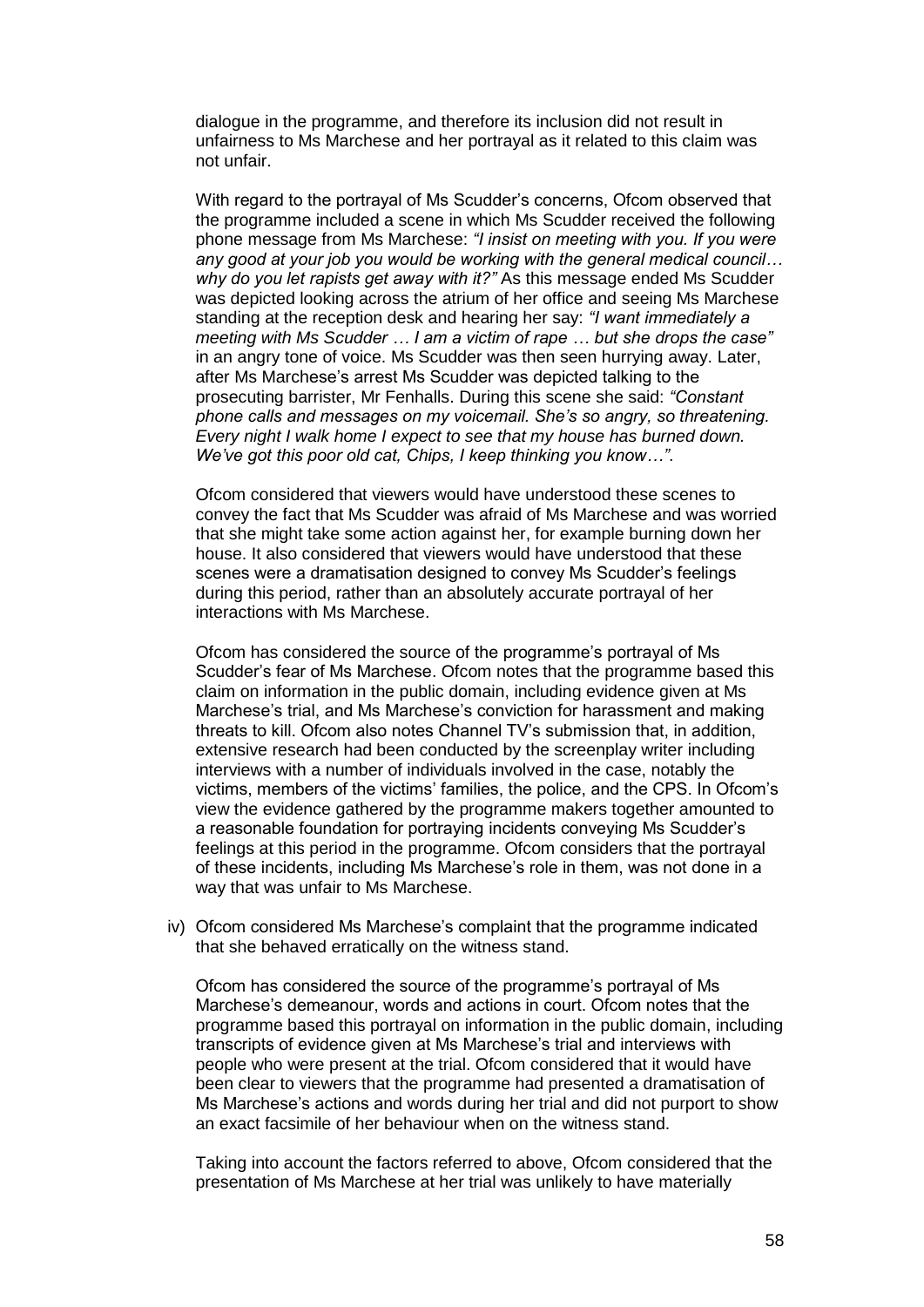dialogue in the programme, and therefore its inclusion did not result in unfairness to Ms Marchese and her portrayal as it related to this claim was not unfair.

With regard to the portrayal of Ms Scudder's concerns, Ofcom observed that the programme included a scene in which Ms Scudder received the following phone message from Ms Marchese: *"I insist on meeting with you. If you were any good at your job you would be working with the general medical council… why do you let rapists get away with it?"* As this message ended Ms Scudder was depicted looking across the atrium of her office and seeing Ms Marchese standing at the reception desk and hearing her say: *"I want immediately a meeting with Ms Scudder … I am a victim of rape … but she drops the case"* in an angry tone of voice. Ms Scudder was then seen hurrying away. Later, after Ms Marchese's arrest Ms Scudder was depicted talking to the prosecuting barrister, Mr Fenhalls. During this scene she said: *"Constant phone calls and messages on my voicemail. She's so angry, so threatening. Every night I walk home I expect to see that my house has burned down. We've got this poor old cat, Chips, I keep thinking you know…"*.

Ofcom considered that viewers would have understood these scenes to convey the fact that Ms Scudder was afraid of Ms Marchese and was worried that she might take some action against her, for example burning down her house. It also considered that viewers would have understood that these scenes were a dramatisation designed to convey Ms Scudder's feelings during this period, rather than an absolutely accurate portrayal of her interactions with Ms Marchese.

Ofcom has considered the source of the programme's portrayal of Ms Scudder's fear of Ms Marchese. Ofcom notes that the programme based this claim on information in the public domain, including evidence given at Ms Marchese's trial, and Ms Marchese's conviction for harassment and making threats to kill. Ofcom also notes Channel TV's submission that, in addition, extensive research had been conducted by the screenplay writer including interviews with a number of individuals involved in the case, notably the victims, members of the victims' families, the police, and the CPS. In Ofcom's view the evidence gathered by the programme makers together amounted to a reasonable foundation for portraying incidents conveying Ms Scudder's feelings at this period in the programme. Ofcom considers that the portrayal of these incidents, including Ms Marchese's role in them, was not done in a way that was unfair to Ms Marchese.

iv) Ofcom considered Ms Marchese's complaint that the programme indicated that she behaved erratically on the witness stand.

Ofcom has considered the source of the programme's portrayal of Ms Marchese's demeanour, words and actions in court. Ofcom notes that the programme based this portrayal on information in the public domain, including transcripts of evidence given at Ms Marchese's trial and interviews with people who were present at the trial. Ofcom considered that it would have been clear to viewers that the programme had presented a dramatisation of Ms Marchese's actions and words during her trial and did not purport to show an exact facsimile of her behaviour when on the witness stand.

Taking into account the factors referred to above, Ofcom considered that the presentation of Ms Marchese at her trial was unlikely to have materially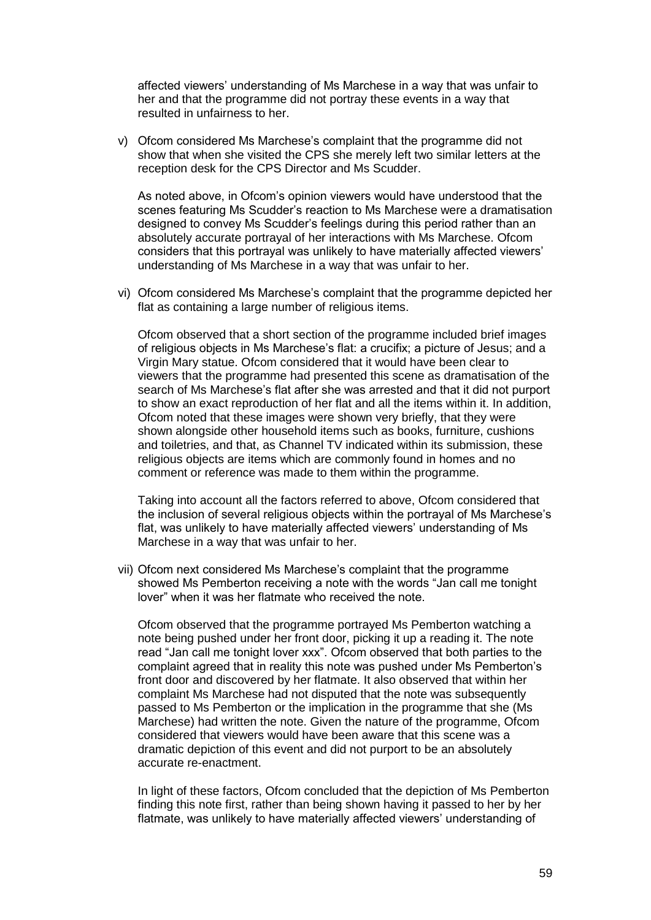affected viewers' understanding of Ms Marchese in a way that was unfair to her and that the programme did not portray these events in a way that resulted in unfairness to her.

v) Ofcom considered Ms Marchese's complaint that the programme did not show that when she visited the CPS she merely left two similar letters at the reception desk for the CPS Director and Ms Scudder.

   As noted above, in Ofcom's opinion viewers would have understood that the scenes featuring Ms Scudder's reaction to Ms Marchese were a dramatisation designed to convey Ms Scudder's feelings during this period rather than an absolutely accurate portrayal of her interactions with Ms Marchese. Ofcom considers that this portrayal was unlikely to have materially affected viewers' understanding of Ms Marchese in a way that was unfair to her.

vi) Ofcom considered Ms Marchese's complaint that the programme depicted her flat as containing a large number of religious items.

   Ofcom observed that a short section of the programme included brief images of religious objects in Ms Marchese's flat: a crucifix; a picture of Jesus; and a Virgin Mary statue. Ofcom considered that it would have been clear to viewers that the programme had presented this scene as dramatisation of the search of Ms Marchese's flat after she was arrested and that it did not purport to show an exact reproduction of her flat and all the items within it. In addition, Ofcom noted that these images were shown very briefly, that they were shown alongside other household items such as books, furniture, cushions and toiletries, and that, as Channel TV indicated within its submission, these religious objects are items which are commonly found in homes and no comment or reference was made to them within the programme.

   Taking into account all the factors referred to above, Ofcom considered that the inclusion of several religious objects within the portrayal of Ms Marchese's flat, was unlikely to have materially affected viewers' understanding of Ms Marchese in a way that was unfair to her.

vii) Ofcom next considered Ms Marchese's complaint that the programme showed Ms Pemberton receiving a note with the words "Jan call me tonight lover" when it was her flatmate who received the note.

   Ofcom observed that the programme portrayed Ms Pemberton watching a note being pushed under her front door, picking it up a reading it. The note read "Jan call me tonight lover xxx". Ofcom observed that both parties to the complaint agreed that in reality this note was pushed under Ms Pemberton's front door and discovered by her flatmate. It also observed that within her complaint Ms Marchese had not disputed that the note was subsequently passed to Ms Pemberton or the implication in the programme that she (Ms Marchese) had written the note. Given the nature of the programme, Ofcom considered that viewers would have been aware that this scene was a dramatic depiction of this event and did not purport to be an absolutely accurate re-enactment.

   In light of these factors, Ofcom concluded that the depiction of Ms Pemberton finding this note first, rather than being shown having it passed to her by her flatmate, was unlikely to have materially affected viewers' understanding of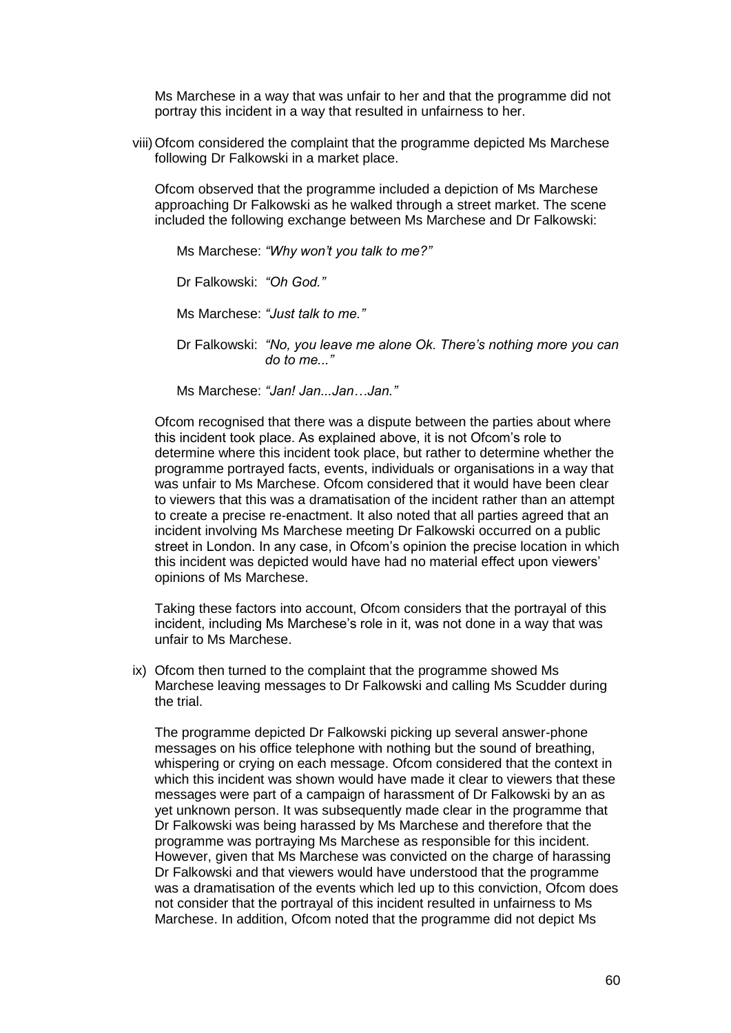Ms Marchese in a way that was unfair to her and that the programme did not portray this incident in a way that resulted in unfairness to her.

viii) Ofcom considered the complaint that the programme depicted Ms Marchese following Dr Falkowski in a market place.

Ofcom observed that the programme included a depiction of Ms Marchese approaching Dr Falkowski as he walked through a street market. The scene included the following exchange between Ms Marchese and Dr Falkowski:

> Ms Marchese: *"Why won't you talk to me?"*
>
> Dr Falkowski: *"Oh God."*
>
> Ms Marchese: *"Just talk to me."*
>
> Dr Falkowski: *"No, you leave me alone Ok. There's nothing more you can do to me..."*
>
> Ms Marchese: *"Jan! Jan...Jan…Jan."*

Ofcom recognised that there was a dispute between the parties about where this incident took place. As explained above, it is not Ofcom's role to determine where this incident took place, but rather to determine whether the programme portrayed facts, events, individuals or organisations in a way that was unfair to Ms Marchese. Ofcom considered that it would have been clear to viewers that this was a dramatisation of the incident rather than an attempt to create a precise re-enactment. It also noted that all parties agreed that an incident involving Ms Marchese meeting Dr Falkowski occurred on a public street in London. In any case, in Ofcom's opinion the precise location in which this incident was depicted would have had no material effect upon viewers' opinions of Ms Marchese.

Taking these factors into account, Ofcom considers that the portrayal of this incident, including Ms Marchese's role in it, was not done in a way that was unfair to Ms Marchese.

ix) Ofcom then turned to the complaint that the programme showed Ms Marchese leaving messages to Dr Falkowski and calling Ms Scudder during the trial.

The programme depicted Dr Falkowski picking up several answer-phone messages on his office telephone with nothing but the sound of breathing, whispering or crying on each message. Ofcom considered that the context in which this incident was shown would have made it clear to viewers that these messages were part of a campaign of harassment of Dr Falkowski by an as yet unknown person. It was subsequently made clear in the programme that Dr Falkowski was being harassed by Ms Marchese and therefore that the programme was portraying Ms Marchese as responsible for this incident. However, given that Ms Marchese was convicted on the charge of harassing Dr Falkowski and that viewers would have understood that the programme was a dramatisation of the events which led up to this conviction, Ofcom does not consider that the portrayal of this incident resulted in unfairness to Ms Marchese. In addition, Ofcom noted that the programme did not depict Ms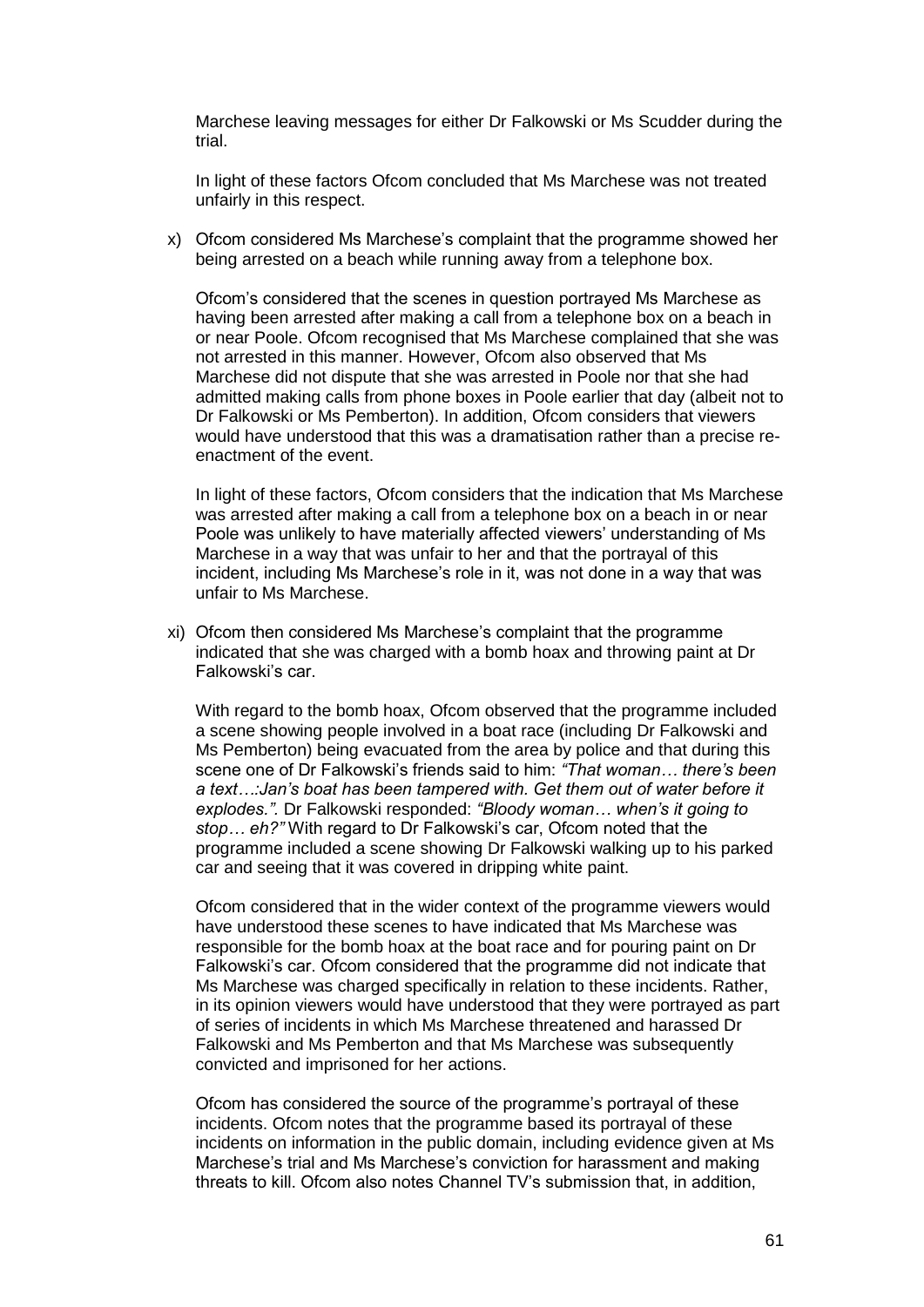Marchese leaving messages for either Dr Falkowski or Ms Scudder during the trial.

In light of these factors Ofcom concluded that Ms Marchese was not treated unfairly in this respect.

x) Ofcom considered Ms Marchese's complaint that the programme showed her being arrested on a beach while running away from a telephone box.

   Ofcom's considered that the scenes in question portrayed Ms Marchese as having been arrested after making a call from a telephone box on a beach in or near Poole. Ofcom recognised that Ms Marchese complained that she was not arrested in this manner. However, Ofcom also observed that Ms Marchese did not dispute that she was arrested in Poole nor that she had admitted making calls from phone boxes in Poole earlier that day (albeit not to Dr Falkowski or Ms Pemberton). In addition, Ofcom considers that viewers would have understood that this was a dramatisation rather than a precise re-enactment of the event.

   In light of these factors, Ofcom considers that the indication that Ms Marchese was arrested after making a call from a telephone box on a beach in or near Poole was unlikely to have materially affected viewers' understanding of Ms Marchese in a way that was unfair to her and that the portrayal of this incident, including Ms Marchese's role in it, was not done in a way that was unfair to Ms Marchese.

xi) Ofcom then considered Ms Marchese's complaint that the programme indicated that she was charged with a bomb hoax and throwing paint at Dr Falkowski's car.

   With regard to the bomb hoax, Ofcom observed that the programme included a scene showing people involved in a boat race (including Dr Falkowski and Ms Pemberton) being evacuated from the area by police and that during this scene one of Dr Falkowski's friends said to him: *"That woman… there's been a text….:Jan's boat has been tampered with. Get them out of water before it explodes."*. Dr Falkowski responded: *"Bloody woman… when's it going to stop… eh?"* With regard to Dr Falkowski's car, Ofcom noted that the programme included a scene showing Dr Falkowski walking up to his parked car and seeing that it was covered in dripping white paint.

   Ofcom considered that in the wider context of the programme viewers would have understood these scenes to have indicated that Ms Marchese was responsible for the bomb hoax at the boat race and for pouring paint on Dr Falkowski's car. Ofcom considered that the programme did not indicate that Ms Marchese was charged specifically in relation to these incidents. Rather, in its opinion viewers would have understood that they were portrayed as part of series of incidents in which Ms Marchese threatened and harassed Dr Falkowski and Ms Pemberton and that Ms Marchese was subsequently convicted and imprisoned for her actions.

   Ofcom has considered the source of the programme's portrayal of these incidents. Ofcom notes that the programme based its portrayal of these incidents on information in the public domain, including evidence given at Ms Marchese's trial and Ms Marchese's conviction for harassment and making threats to kill. Ofcom also notes Channel TV's submission that, in addition,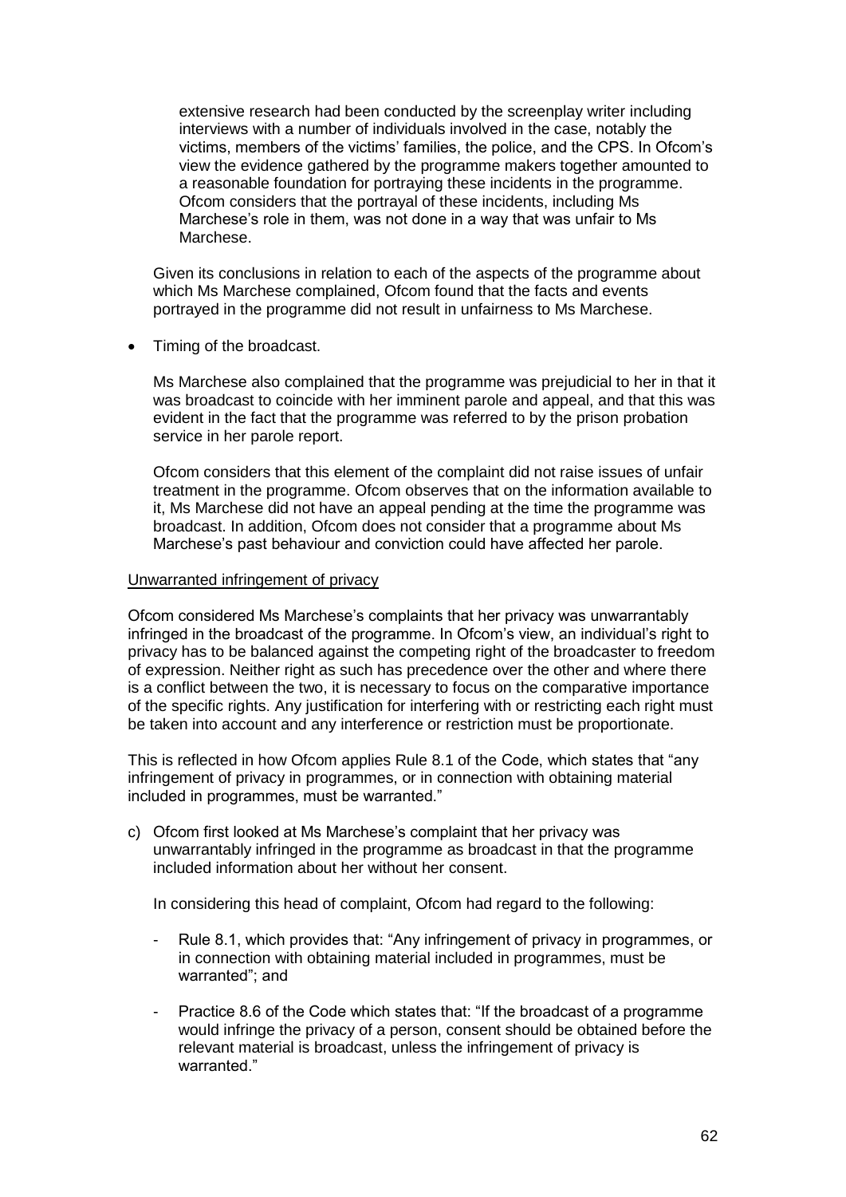extensive research had been conducted by the screenplay writer including interviews with a number of individuals involved in the case, notably the victims, members of the victims' families, the police, and the CPS. In Ofcom's view the evidence gathered by the programme makers together amounted to a reasonable foundation for portraying these incidents in the programme. Ofcom considers that the portrayal of these incidents, including Ms Marchese's role in them, was not done in a way that was unfair to Ms Marchese.

Given its conclusions in relation to each of the aspects of the programme about which Ms Marchese complained, Ofcom found that the facts and events portrayed in the programme did not result in unfairness to Ms Marchese.

- Timing of the broadcast.

  Ms Marchese also complained that the programme was prejudicial to her in that it was broadcast to coincide with her imminent parole and appeal, and that this was evident in the fact that the programme was referred to by the prison probation service in her parole report.

  Ofcom considers that this element of the complaint did not raise issues of unfair treatment in the programme. Ofcom observes that on the information available to it, Ms Marchese did not have an appeal pending at the time the programme was broadcast. In addition, Ofcom does not consider that a programme about Ms Marchese's past behaviour and conviction could have affected her parole.

Unwarranted infringement of privacy

Ofcom considered Ms Marchese's complaints that her privacy was unwarrantably infringed in the broadcast of the programme. In Ofcom's view, an individual's right to privacy has to be balanced against the competing right of the broadcaster to freedom of expression. Neither right as such has precedence over the other and where there is a conflict between the two, it is necessary to focus on the comparative importance of the specific rights. Any justification for interfering with or restricting each right must be taken into account and any interference or restriction must be proportionate.

This is reflected in how Ofcom applies Rule 8.1 of the Code, which states that "any infringement of privacy in programmes, or in connection with obtaining material included in programmes, must be warranted."

c) Ofcom first looked at Ms Marchese's complaint that her privacy was unwarrantably infringed in the programme as broadcast in that the programme included information about her without her consent.

   In considering this head of complaint, Ofcom had regard to the following:

   - Rule 8.1, which provides that: "Any infringement of privacy in programmes, or in connection with obtaining material included in programmes, must be warranted"; and

   - Practice 8.6 of the Code which states that: "If the broadcast of a programme would infringe the privacy of a person, consent should be obtained before the relevant material is broadcast, unless the infringement of privacy is warranted."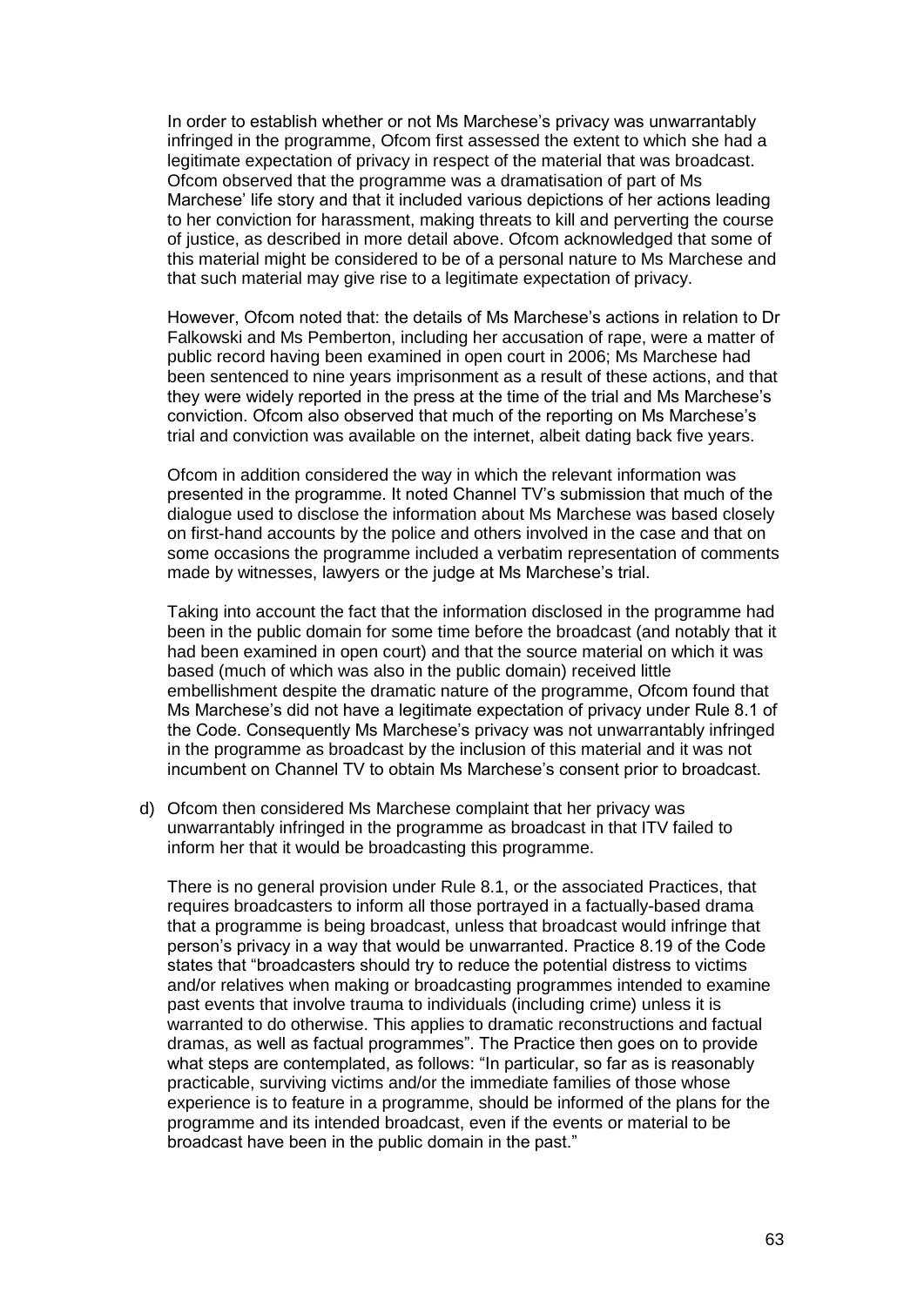In order to establish whether or not Ms Marchese's privacy was unwarrantably infringed in the programme, Ofcom first assessed the extent to which she had a legitimate expectation of privacy in respect of the material that was broadcast. Ofcom observed that the programme was a dramatisation of part of Ms Marchese' life story and that it included various depictions of her actions leading to her conviction for harassment, making threats to kill and perverting the course of justice, as described in more detail above. Ofcom acknowledged that some of this material might be considered to be of a personal nature to Ms Marchese and that such material may give rise to a legitimate expectation of privacy.

However, Ofcom noted that: the details of Ms Marchese's actions in relation to Dr Falkowski and Ms Pemberton, including her accusation of rape, were a matter of public record having been examined in open court in 2006; Ms Marchese had been sentenced to nine years imprisonment as a result of these actions, and that they were widely reported in the press at the time of the trial and Ms Marchese's conviction. Ofcom also observed that much of the reporting on Ms Marchese's trial and conviction was available on the internet, albeit dating back five years.

Ofcom in addition considered the way in which the relevant information was presented in the programme. It noted Channel TV's submission that much of the dialogue used to disclose the information about Ms Marchese was based closely on first-hand accounts by the police and others involved in the case and that on some occasions the programme included a verbatim representation of comments made by witnesses, lawyers or the judge at Ms Marchese's trial.

Taking into account the fact that the information disclosed in the programme had been in the public domain for some time before the broadcast (and notably that it had been examined in open court) and that the source material on which it was based (much of which was also in the public domain) received little embellishment despite the dramatic nature of the programme, Ofcom found that Ms Marchese's did not have a legitimate expectation of privacy under Rule 8.1 of the Code. Consequently Ms Marchese's privacy was not unwarrantably infringed in the programme as broadcast by the inclusion of this material and it was not incumbent on Channel TV to obtain Ms Marchese's consent prior to broadcast.

d) Ofcom then considered Ms Marchese complaint that her privacy was unwarrantably infringed in the programme as broadcast in that ITV failed to inform her that it would be broadcasting this programme.

   There is no general provision under Rule 8.1, or the associated Practices, that requires broadcasters to inform all those portrayed in a factually-based drama that a programme is being broadcast, unless that broadcast would infringe that person's privacy in a way that would be unwarranted. Practice 8.19 of the Code states that "broadcasters should try to reduce the potential distress to victims and/or relatives when making or broadcasting programmes intended to examine past events that involve trauma to individuals (including crime) unless it is warranted to do otherwise. This applies to dramatic reconstructions and factual dramas, as well as factual programmes". The Practice then goes on to provide what steps are contemplated, as follows: "In particular, so far as is reasonably practicable, surviving victims and/or the immediate families of those whose experience is to feature in a programme, should be informed of the plans for the programme and its intended broadcast, even if the events or material to be broadcast have been in the public domain in the past."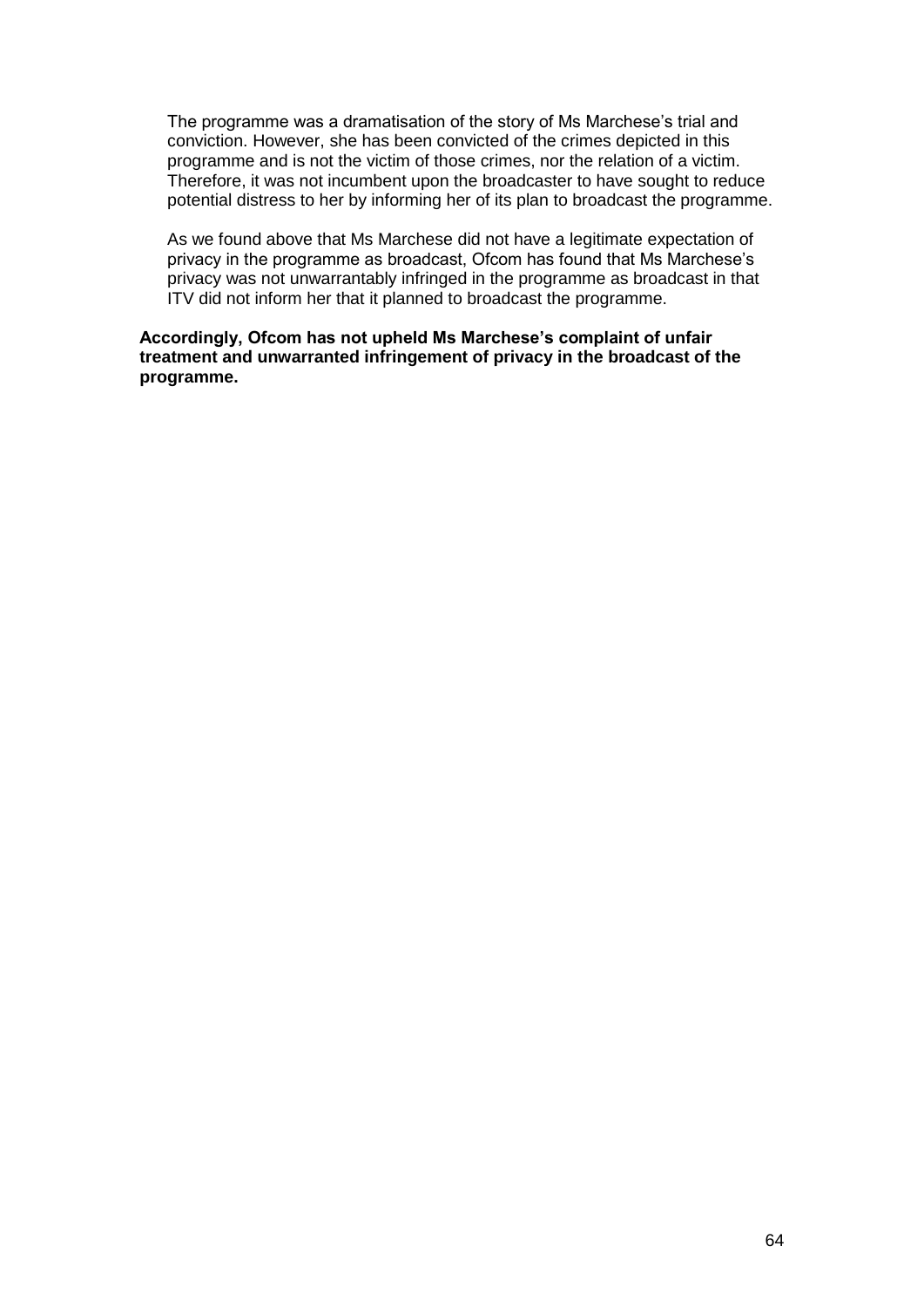The programme was a dramatisation of the story of Ms Marchese's trial and conviction. However, she has been convicted of the crimes depicted in this programme and is not the victim of those crimes, nor the relation of a victim. Therefore, it was not incumbent upon the broadcaster to have sought to reduce potential distress to her by informing her of its plan to broadcast the programme.

As we found above that Ms Marchese did not have a legitimate expectation of privacy in the programme as broadcast, Ofcom has found that Ms Marchese's privacy was not unwarrantably infringed in the programme as broadcast in that ITV did not inform her that it planned to broadcast the programme.

**Accordingly, Ofcom has not upheld Ms Marchese's complaint of unfair treatment and unwarranted infringement of privacy in the broadcast of the programme.**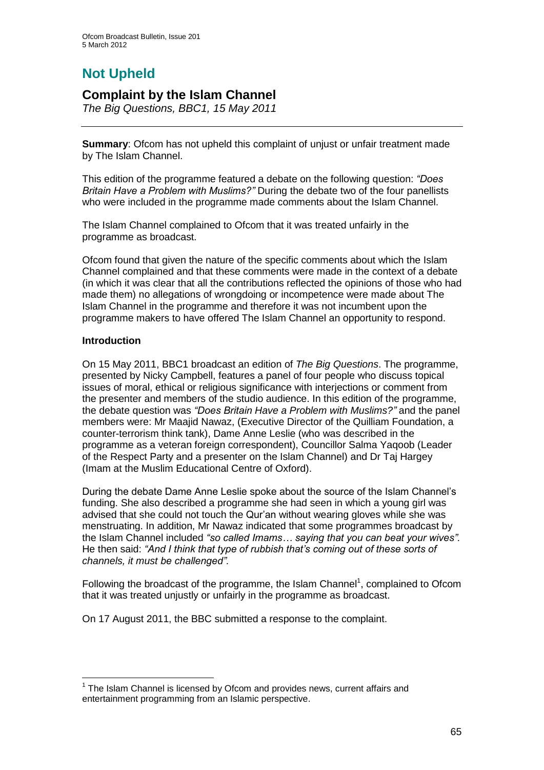# Not Upheld

## Complaint by the Islam Channel

*The Big Questions, BBC1, 15 May 2011*

---

**Summary**: Ofcom has not upheld this complaint of unjust or unfair treatment made by The Islam Channel.

This edition of the programme featured a debate on the following question: *"Does Britain Have a Problem with Muslims?"* During the debate two of the four panellists who were included in the programme made comments about the Islam Channel.

The Islam Channel complained to Ofcom that it was treated unfairly in the programme as broadcast.

Ofcom found that given the nature of the specific comments about which the Islam Channel complained and that these comments were made in the context of a debate (in which it was clear that all the contributions reflected the opinions of those who had made them) no allegations of wrongdoing or incompetence were made about The Islam Channel in the programme and therefore it was not incumbent upon the programme makers to have offered The Islam Channel an opportunity to respond.

**Introduction**

On 15 May 2011, BBC1 broadcast an edition of *The Big Questions*. The programme, presented by Nicky Campbell, features a panel of four people who discuss topical issues of moral, ethical or religious significance with interjections or comment from the presenter and members of the studio audience. In this edition of the programme, the debate question was *"Does Britain Have a Problem with Muslims?"* and the panel members were: Mr Maajid Nawaz, (Executive Director of the Quilliam Foundation, a counter-terrorism think tank), Dame Anne Leslie (who was described in the programme as a veteran foreign correspondent), Councillor Salma Yaqoob (Leader of the Respect Party and a presenter on the Islam Channel) and Dr Taj Hargey (Imam at the Muslim Educational Centre of Oxford).

During the debate Dame Anne Leslie spoke about the source of the Islam Channel's funding. She also described a programme she had seen in which a young girl was advised that she could not touch the Qur'an without wearing gloves while she was menstruating. In addition, Mr Nawaz indicated that some programmes broadcast by the Islam Channel included *"so called Imams… saying that you can beat your wives"*. He then said: *"And I think that type of rubbish that's coming out of these sorts of channels, it must be challenged"*.

Following the broadcast of the programme, the Islam Channel[1], complained to Ofcom that it was treated unjustly or unfairly in the programme as broadcast.

On 17 August 2011, the BBC submitted a response to the complaint.

---

[1] The Islam Channel is licensed by Ofcom and provides news, current affairs and entertainment programming from an Islamic perspective.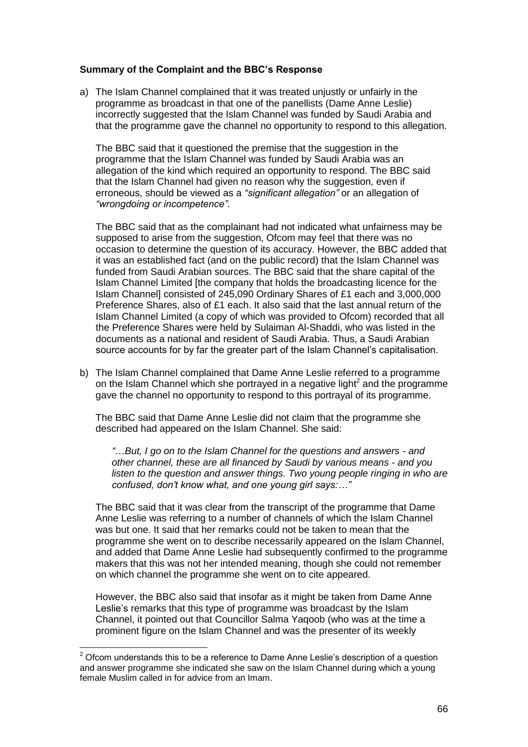**Summary of the Complaint and the BBC's Response**

a) The Islam Channel complained that it was treated unjustly or unfairly in the programme as broadcast in that one of the panellists (Dame Anne Leslie) incorrectly suggested that the Islam Channel was funded by Saudi Arabia and that the programme gave the channel no opportunity to respond to this allegation.

   The BBC said that it questioned the premise that the suggestion in the programme that the Islam Channel was funded by Saudi Arabia was an allegation of the kind which required an opportunity to respond. The BBC said that the Islam Channel had given no reason why the suggestion, even if erroneous, should be viewed as a *"significant allegation"* or an allegation of *"wrongdoing or incompetence"*.

   The BBC said that as the complainant had not indicated what unfairness may be supposed to arise from the suggestion, Ofcom may feel that there was no occasion to determine the question of its accuracy. However, the BBC added that it was an established fact (and on the public record) that the Islam Channel was funded from Saudi Arabian sources. The BBC said that the share capital of the Islam Channel Limited [the company that holds the broadcasting licence for the Islam Channel] consisted of 245,090 Ordinary Shares of £1 each and 3,000,000 Preference Shares, also of £1 each. It also said that the last annual return of the Islam Channel Limited (a copy of which was provided to Ofcom) recorded that all the Preference Shares were held by Sulaiman Al-Shaddi, who was listed in the documents as a national and resident of Saudi Arabia. Thus, a Saudi Arabian source accounts for by far the greater part of the Islam Channel's capitalisation.

b) The Islam Channel complained that Dame Anne Leslie referred to a programme on the Islam Channel which she portrayed in a negative light[2] and the programme gave the channel no opportunity to respond to this portrayal of its programme.

   The BBC said that Dame Anne Leslie did not claim that the programme she described had appeared on the Islam Channel. She said:

   > *"…But, I go on to the Islam Channel for the questions and answers - and other channel, these are all financed by Saudi by various means - and you listen to the question and answer things. Two young people ringing in who are confused, don't know what, and one young girl says:…"*

   The BBC said that it was clear from the transcript of the programme that Dame Anne Leslie was referring to a number of channels of which the Islam Channel was but one. It said that her remarks could not be taken to mean that the programme she went on to describe necessarily appeared on the Islam Channel, and added that Dame Anne Leslie had subsequently confirmed to the programme makers that this was not her intended meaning, though she could not remember on which channel the programme she went on to cite appeared.

   However, the BBC also said that insofar as it might be taken from Dame Anne Leslie's remarks that this type of programme was broadcast by the Islam Channel, it pointed out that Councillor Salma Yaqoob (who was at the time a prominent figure on the Islam Channel and was the presenter of its weekly

---

[2] Ofcom understands this to be a reference to Dame Anne Leslie's description of a question and answer programme she indicated she saw on the Islam Channel during which a young female Muslim called in for advice from an Imam.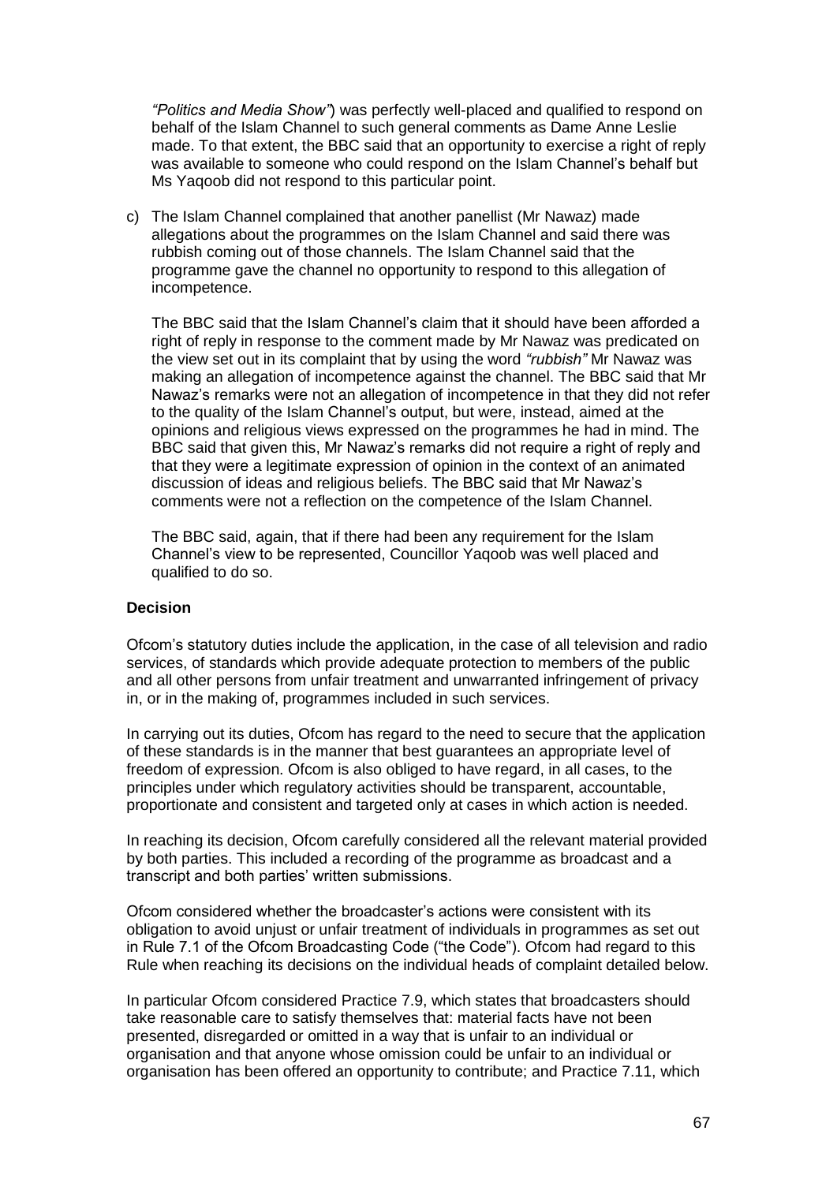*"Politics and Media Show"*) was perfectly well-placed and qualified to respond on behalf of the Islam Channel to such general comments as Dame Anne Leslie made. To that extent, the BBC said that an opportunity to exercise a right of reply was available to someone who could respond on the Islam Channel's behalf but Ms Yaqoob did not respond to this particular point.

c) The Islam Channel complained that another panellist (Mr Nawaz) made allegations about the programmes on the Islam Channel and said there was rubbish coming out of those channels. The Islam Channel said that the programme gave the channel no opportunity to respond to this allegation of incompetence.

   The BBC said that the Islam Channel's claim that it should have been afforded a right of reply in response to the comment made by Mr Nawaz was predicated on the view set out in its complaint that by using the word *"rubbish"* Mr Nawaz was making an allegation of incompetence against the channel. The BBC said that Mr Nawaz's remarks were not an allegation of incompetence in that they did not refer to the quality of the Islam Channel's output, but were, instead, aimed at the opinions and religious views expressed on the programmes he had in mind. The BBC said that given this, Mr Nawaz's remarks did not require a right of reply and that they were a legitimate expression of opinion in the context of an animated discussion of ideas and religious beliefs. The BBC said that Mr Nawaz's comments were not a reflection on the competence of the Islam Channel.

   The BBC said, again, that if there had been any requirement for the Islam Channel's view to be represented, Councillor Yaqoob was well placed and qualified to do so.

**Decision**

Ofcom's statutory duties include the application, in the case of all television and radio services, of standards which provide adequate protection to members of the public and all other persons from unfair treatment and unwarranted infringement of privacy in, or in the making of, programmes included in such services.

In carrying out its duties, Ofcom has regard to the need to secure that the application of these standards is in the manner that best guarantees an appropriate level of freedom of expression. Ofcom is also obliged to have regard, in all cases, to the principles under which regulatory activities should be transparent, accountable, proportionate and consistent and targeted only at cases in which action is needed.

In reaching its decision, Ofcom carefully considered all the relevant material provided by both parties. This included a recording of the programme as broadcast and a transcript and both parties' written submissions.

Ofcom considered whether the broadcaster's actions were consistent with its obligation to avoid unjust or unfair treatment of individuals in programmes as set out in Rule 7.1 of the Ofcom Broadcasting Code ("the Code"). Ofcom had regard to this Rule when reaching its decisions on the individual heads of complaint detailed below.

In particular Ofcom considered Practice 7.9, which states that broadcasters should take reasonable care to satisfy themselves that: material facts have not been presented, disregarded or omitted in a way that is unfair to an individual or organisation and that anyone whose omission could be unfair to an individual or organisation has been offered an opportunity to contribute; and Practice 7.11, which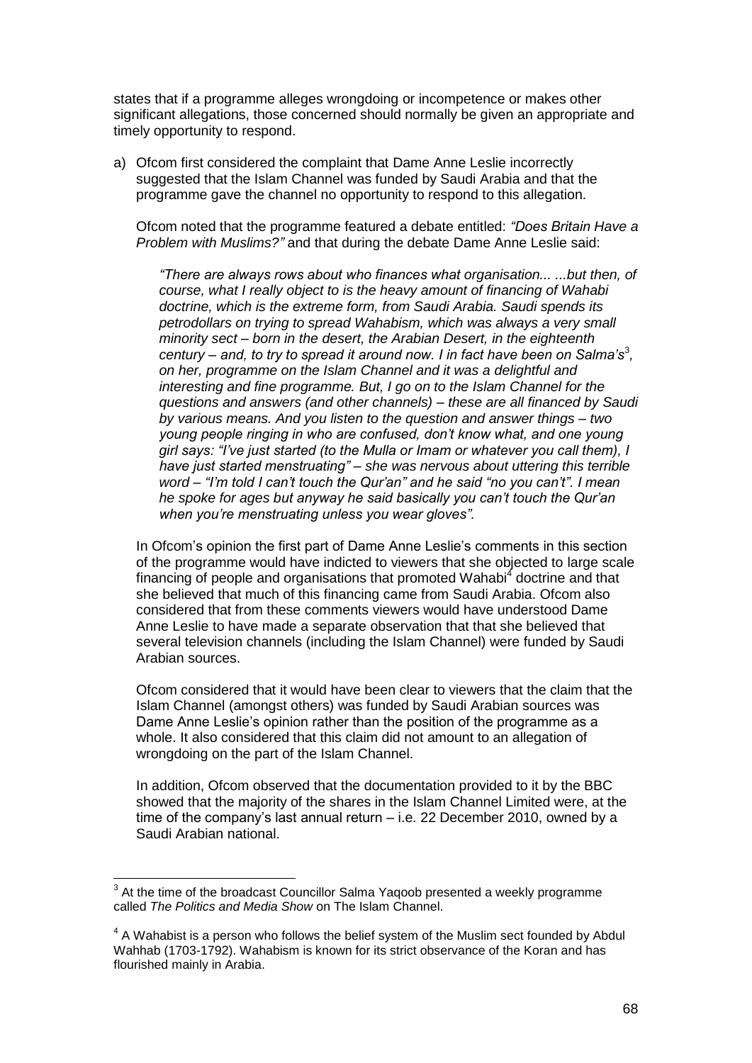states that if a programme alleges wrongdoing or incompetence or makes other significant allegations, those concerned should normally be given an appropriate and timely opportunity to respond.

a) Ofcom first considered the complaint that Dame Anne Leslie incorrectly suggested that the Islam Channel was funded by Saudi Arabia and that the programme gave the channel no opportunity to respond to this allegation.

   Ofcom noted that the programme featured a debate entitled: *"Does Britain Have a Problem with Muslims?"* and that during the debate Dame Anne Leslie said:

   > *"There are always rows about who finances what organisation... ...but then, of course, what I really object to is the heavy amount of financing of Wahabi doctrine, which is the extreme form, from Saudi Arabia. Saudi spends its petrodollars on trying to spread Wahabism, which was always a very small minority sect – born in the desert, the Arabian Desert, in the eighteenth century – and, to try to spread it around now. I in fact have been on Salma's*[3]*, on her, programme on the Islam Channel and it was a delightful and interesting and fine programme. But, I go on to the Islam Channel for the questions and answers (and other channels) – these are all financed by Saudi by various means. And you listen to the question and answer things – two young people ringing in who are confused, don't know what, and one young girl says: "I've just started (to the Mulla or Imam or whatever you call them), I have just started menstruating" – she was nervous about uttering this terrible word – "I'm told I can't touch the Qur'an" and he said "no you can't". I mean he spoke for ages but anyway he said basically you can't touch the Qur'an when you're menstruating unless you wear gloves".*

   In Ofcom's opinion the first part of Dame Anne Leslie's comments in this section of the programme would have indicted to viewers that she objected to large scale financing of people and organisations that promoted Wahabi[4] doctrine and that she believed that much of this financing came from Saudi Arabia. Ofcom also considered that from these comments viewers would have understood Dame Anne Leslie to have made a separate observation that that she believed that several television channels (including the Islam Channel) were funded by Saudi Arabian sources.

   Ofcom considered that it would have been clear to viewers that the claim that the Islam Channel (amongst others) was funded by Saudi Arabian sources was Dame Anne Leslie's opinion rather than the position of the programme as a whole. It also considered that this claim did not amount to an allegation of wrongdoing on the part of the Islam Channel.

   In addition, Ofcom observed that the documentation provided to it by the BBC showed that the majority of the shares in the Islam Channel Limited were, at the time of the company's last annual return – i.e. 22 December 2010, owned by a Saudi Arabian national.

---

[3] At the time of the broadcast Councillor Salma Yaqoob presented a weekly programme called *The Politics and Media Show* on The Islam Channel.

[4] A Wahabist is a person who follows the belief system of the Muslim sect founded by Abdul Wahhab (1703-1792). Wahabism is known for its strict observance of the Koran and has flourished mainly in Arabia.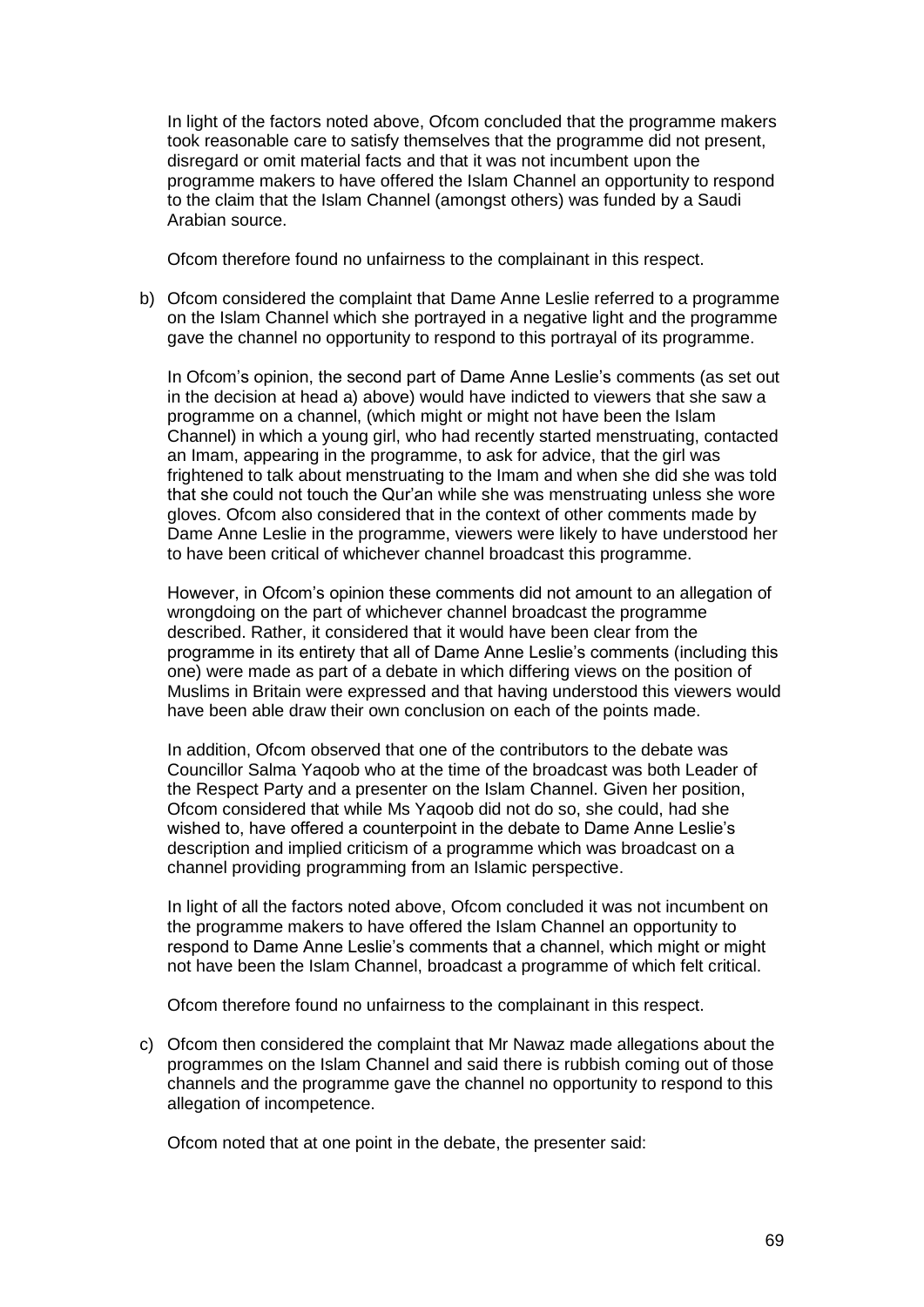In light of the factors noted above, Ofcom concluded that the programme makers took reasonable care to satisfy themselves that the programme did not present, disregard or omit material facts and that it was not incumbent upon the programme makers to have offered the Islam Channel an opportunity to respond to the claim that the Islam Channel (amongst others) was funded by a Saudi Arabian source.

Ofcom therefore found no unfairness to the complainant in this respect.

b) Ofcom considered the complaint that Dame Anne Leslie referred to a programme on the Islam Channel which she portrayed in a negative light and the programme gave the channel no opportunity to respond to this portrayal of its programme.

In Ofcom's opinion, the second part of Dame Anne Leslie's comments (as set out in the decision at head a) above) would have indicted to viewers that she saw a programme on a channel, (which might or might not have been the Islam Channel) in which a young girl, who had recently started menstruating, contacted an Imam, appearing in the programme, to ask for advice, that the girl was frightened to talk about menstruating to the Imam and when she did she was told that she could not touch the Qur'an while she was menstruating unless she wore gloves. Ofcom also considered that in the context of other comments made by Dame Anne Leslie in the programme, viewers were likely to have understood her to have been critical of whichever channel broadcast this programme.

However, in Ofcom's opinion these comments did not amount to an allegation of wrongdoing on the part of whichever channel broadcast the programme described. Rather, it considered that it would have been clear from the programme in its entirety that all of Dame Anne Leslie's comments (including this one) were made as part of a debate in which differing views on the position of Muslims in Britain were expressed and that having understood this viewers would have been able draw their own conclusion on each of the points made.

In addition, Ofcom observed that one of the contributors to the debate was Councillor Salma Yaqoob who at the time of the broadcast was both Leader of the Respect Party and a presenter on the Islam Channel. Given her position, Ofcom considered that while Ms Yaqoob did not do so, she could, had she wished to, have offered a counterpoint in the debate to Dame Anne Leslie's description and implied criticism of a programme which was broadcast on a channel providing programming from an Islamic perspective.

In light of all the factors noted above, Ofcom concluded it was not incumbent on the programme makers to have offered the Islam Channel an opportunity to respond to Dame Anne Leslie's comments that a channel, which might or might not have been the Islam Channel, broadcast a programme of which felt critical.

Ofcom therefore found no unfairness to the complainant in this respect.

c) Ofcom then considered the complaint that Mr Nawaz made allegations about the programmes on the Islam Channel and said there is rubbish coming out of those channels and the programme gave the channel no opportunity to respond to this allegation of incompetence.

Ofcom noted that at one point in the debate, the presenter said: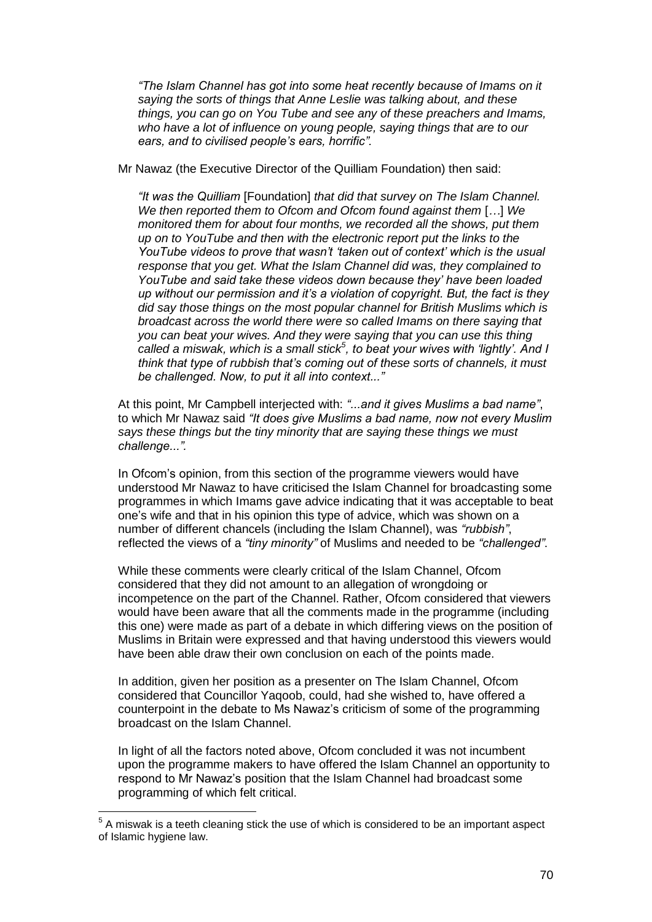*"The Islam Channel has got into some heat recently because of Imams on it saying the sorts of things that Anne Leslie was talking about, and these things, you can go on You Tube and see any of these preachers and Imams, who have a lot of influence on young people, saying things that are to our ears, and to civilised people's ears, horrific".*

Mr Nawaz (the Executive Director of the Quilliam Foundation) then said:

*"It was the Quilliam* [Foundation] *that did that survey on The Islam Channel. We then reported them to Ofcom and Ofcom found against them* […] *We monitored them for about four months, we recorded all the shows, put them up on to YouTube and then with the electronic report put the links to the YouTube videos to prove that wasn't 'taken out of context' which is the usual response that you get. What the Islam Channel did was, they complained to YouTube and said take these videos down because they' have been loaded up without our permission and it's a violation of copyright. But, the fact is they did say those things on the most popular channel for British Muslims which is broadcast across the world there were so called Imams on there saying that you can beat your wives. And they were saying that you can use this thing called a miswak, which is a small stick*[5]*, to beat your wives with 'lightly'. And I think that type of rubbish that's coming out of these sorts of channels, it must be challenged. Now, to put it all into context..."*

At this point, Mr Campbell interjected with: *"...and it gives Muslims a bad name"*, to which Mr Nawaz said *"It does give Muslims a bad name, now not every Muslim says these things but the tiny minority that are saying these things we must challenge...".*

In Ofcom's opinion, from this section of the programme viewers would have understood Mr Nawaz to have criticised the Islam Channel for broadcasting some programmes in which Imams gave advice indicating that it was acceptable to beat one's wife and that in his opinion this type of advice, which was shown on a number of different chancels (including the Islam Channel), was *"rubbish"*, reflected the views of a *"tiny minority"* of Muslims and needed to be *"challenged"*.

While these comments were clearly critical of the Islam Channel, Ofcom considered that they did not amount to an allegation of wrongdoing or incompetence on the part of the Channel. Rather, Ofcom considered that viewers would have been aware that all the comments made in the programme (including this one) were made as part of a debate in which differing views on the position of Muslims in Britain were expressed and that having understood this viewers would have been able draw their own conclusion on each of the points made.

In addition, given her position as a presenter on The Islam Channel, Ofcom considered that Councillor Yaqoob, could, had she wished to, have offered a counterpoint in the debate to Ms Nawaz's criticism of some of the programming broadcast on the Islam Channel.

In light of all the factors noted above, Ofcom concluded it was not incumbent upon the programme makers to have offered the Islam Channel an opportunity to respond to Mr Nawaz's position that the Islam Channel had broadcast some programming of which felt critical.

---

[5] A miswak is a teeth cleaning stick the use of which is considered to be an important aspect of Islamic hygiene law.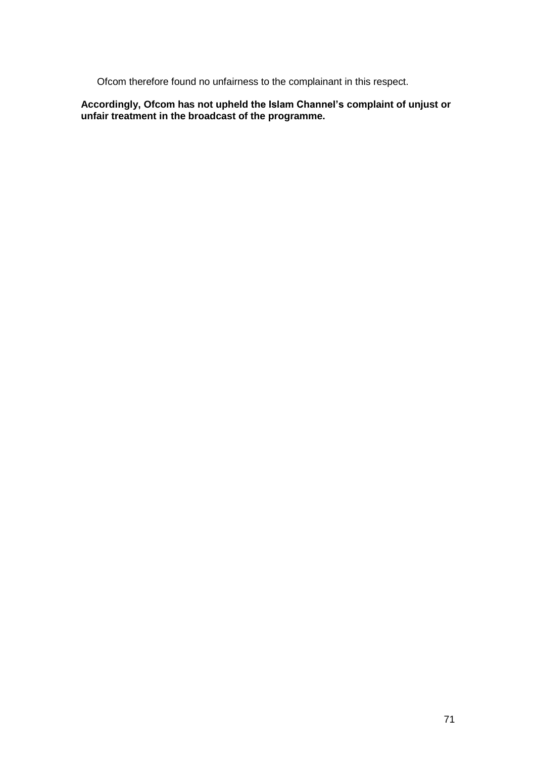Ofcom therefore found no unfairness to the complainant in this respect.

**Accordingly, Ofcom has not upheld the Islam Channel's complaint of unjust or unfair treatment in the broadcast of the programme.**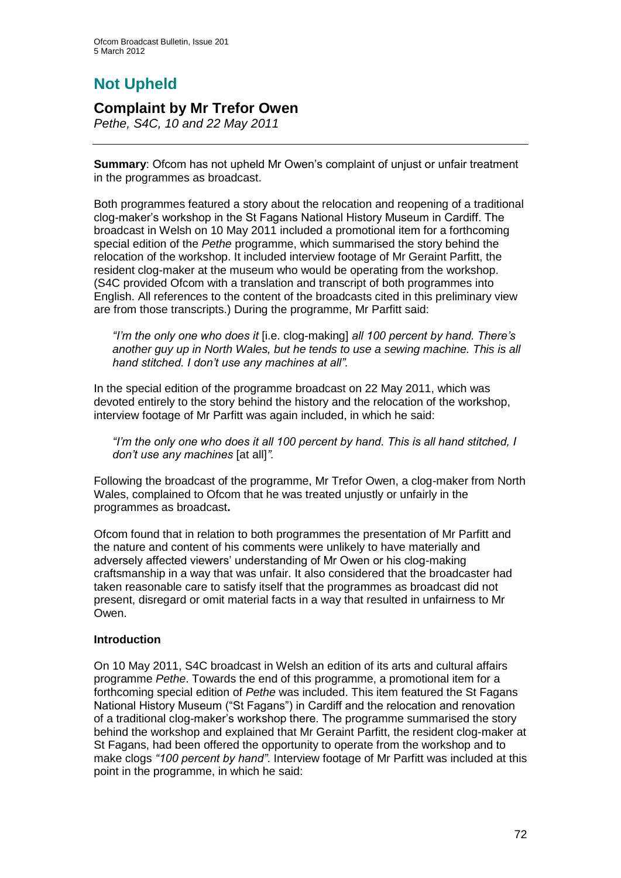# Not Upheld

## Complaint by Mr Trefor Owen

*Pethe, S4C, 10 and 22 May 2011*

---

**Summary**: Ofcom has not upheld Mr Owen's complaint of unjust or unfair treatment in the programmes as broadcast.

Both programmes featured a story about the relocation and reopening of a traditional clog-maker's workshop in the St Fagans National History Museum in Cardiff. The broadcast in Welsh on 10 May 2011 included a promotional item for a forthcoming special edition of the *Pethe* programme, which summarised the story behind the relocation of the workshop. It included interview footage of Mr Geraint Parfitt, the resident clog-maker at the museum who would be operating from the workshop. (S4C provided Ofcom with a translation and transcript of both programmes into English. All references to the content of the broadcasts cited in this preliminary view are from those transcripts.) During the programme, Mr Parfitt said:

> *"I'm the only one who does it* [i.e. clog-making] *all 100 percent by hand. There's another guy up in North Wales, but he tends to use a sewing machine. This is all hand stitched. I don't use any machines at all".*

In the special edition of the programme broadcast on 22 May 2011, which was devoted entirely to the story behind the history and the relocation of the workshop, interview footage of Mr Parfitt was again included, in which he said:

> *"I'm the only one who does it all 100 percent by hand. This is all hand stitched, I don't use any machines* [at all]*".*

Following the broadcast of the programme, Mr Trefor Owen, a clog-maker from North Wales, complained to Ofcom that he was treated unjustly or unfairly in the programmes as broadcast**.**

Ofcom found that in relation to both programmes the presentation of Mr Parfitt and the nature and content of his comments were unlikely to have materially and adversely affected viewers' understanding of Mr Owen or his clog-making craftsmanship in a way that was unfair. It also considered that the broadcaster had taken reasonable care to satisfy itself that the programmes as broadcast did not present, disregard or omit material facts in a way that resulted in unfairness to Mr Owen.

### Introduction

On 10 May 2011, S4C broadcast in Welsh an edition of its arts and cultural affairs programme *Pethe*. Towards the end of this programme, a promotional item for a forthcoming special edition of *Pethe* was included. This item featured the St Fagans National History Museum ("St Fagans") in Cardiff and the relocation and renovation of a traditional clog-maker's workshop there. The programme summarised the story behind the workshop and explained that Mr Geraint Parfitt, the resident clog-maker at St Fagans, had been offered the opportunity to operate from the workshop and to make clogs *"100 percent by hand"*. Interview footage of Mr Parfitt was included at this point in the programme, in which he said: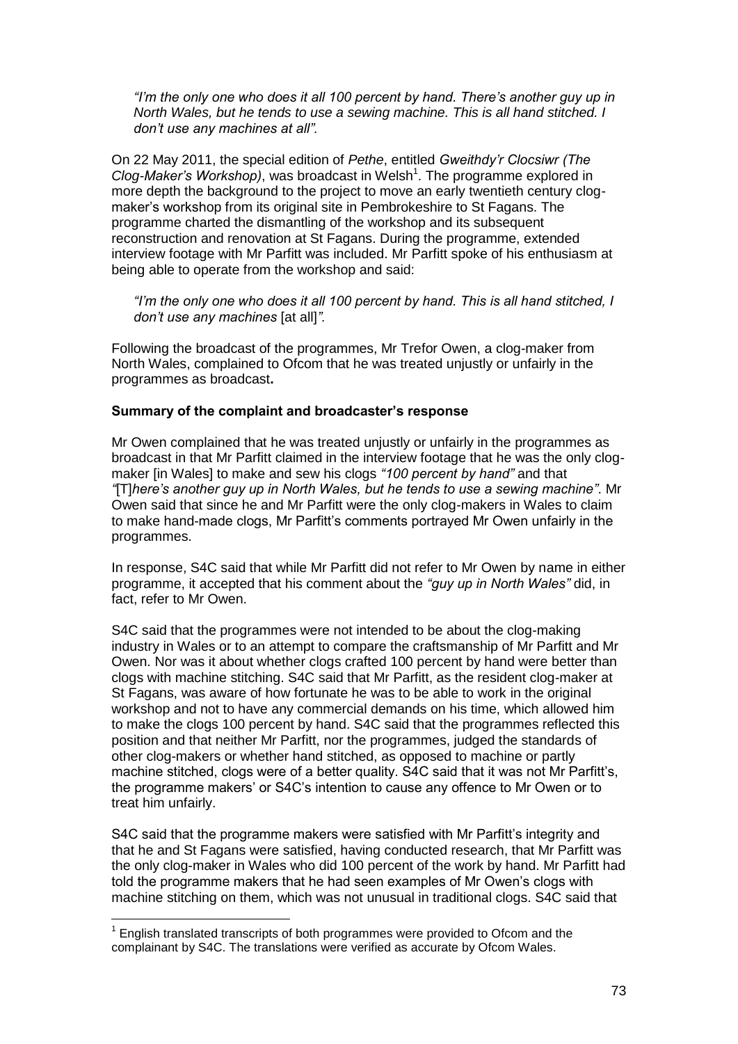*"I'm the only one who does it all 100 percent by hand. There's another guy up in North Wales, but he tends to use a sewing machine. This is all hand stitched. I don't use any machines at all".*

On 22 May 2011, the special edition of *Pethe*, entitled *Gweithdy'r Clocsiwr (The Clog-Maker's Workshop)*, was broadcast in Welsh[1]. The programme explored in more depth the background to the project to move an early twentieth century clog-maker's workshop from its original site in Pembrokeshire to St Fagans. The programme charted the dismantling of the workshop and its subsequent reconstruction and renovation at St Fagans. During the programme, extended interview footage with Mr Parfitt was included. Mr Parfitt spoke of his enthusiasm at being able to operate from the workshop and said:

*"I'm the only one who does it all 100 percent by hand. This is all hand stitched, I don't use any machines* [at all]*".*

Following the broadcast of the programmes, Mr Trefor Owen, a clog-maker from North Wales, complained to Ofcom that he was treated unjustly or unfairly in the programmes as broadcast**.**

**Summary of the complaint and broadcaster's response**

Mr Owen complained that he was treated unjustly or unfairly in the programmes as broadcast in that Mr Parfitt claimed in the interview footage that he was the only clog-maker [in Wales] to make and sew his clogs *"100 percent by hand"* and that *"*[T]*here's another guy up in North Wales, but he tends to use a sewing machine"*. Mr Owen said that since he and Mr Parfitt were the only clog-makers in Wales to claim to make hand-made clogs, Mr Parfitt's comments portrayed Mr Owen unfairly in the programmes.

In response, S4C said that while Mr Parfitt did not refer to Mr Owen by name in either programme, it accepted that his comment about the *"guy up in North Wales"* did, in fact, refer to Mr Owen.

S4C said that the programmes were not intended to be about the clog-making industry in Wales or to an attempt to compare the craftsmanship of Mr Parfitt and Mr Owen. Nor was it about whether clogs crafted 100 percent by hand were better than clogs with machine stitching. S4C said that Mr Parfitt, as the resident clog-maker at St Fagans, was aware of how fortunate he was to be able to work in the original workshop and not to have any commercial demands on his time, which allowed him to make the clogs 100 percent by hand. S4C said that the programmes reflected this position and that neither Mr Parfitt, nor the programmes, judged the standards of other clog-makers or whether hand stitched, as opposed to machine or partly machine stitched, clogs were of a better quality. S4C said that it was not Mr Parfitt's, the programme makers' or S4C's intention to cause any offence to Mr Owen or to treat him unfairly.

S4C said that the programme makers were satisfied with Mr Parfitt's integrity and that he and St Fagans were satisfied, having conducted research, that Mr Parfitt was the only clog-maker in Wales who did 100 percent of the work by hand. Mr Parfitt had told the programme makers that he had seen examples of Mr Owen's clogs with machine stitching on them, which was not unusual in traditional clogs. S4C said that

[1] English translated transcripts of both programmes were provided to Ofcom and the complainant by S4C. The translations were verified as accurate by Ofcom Wales.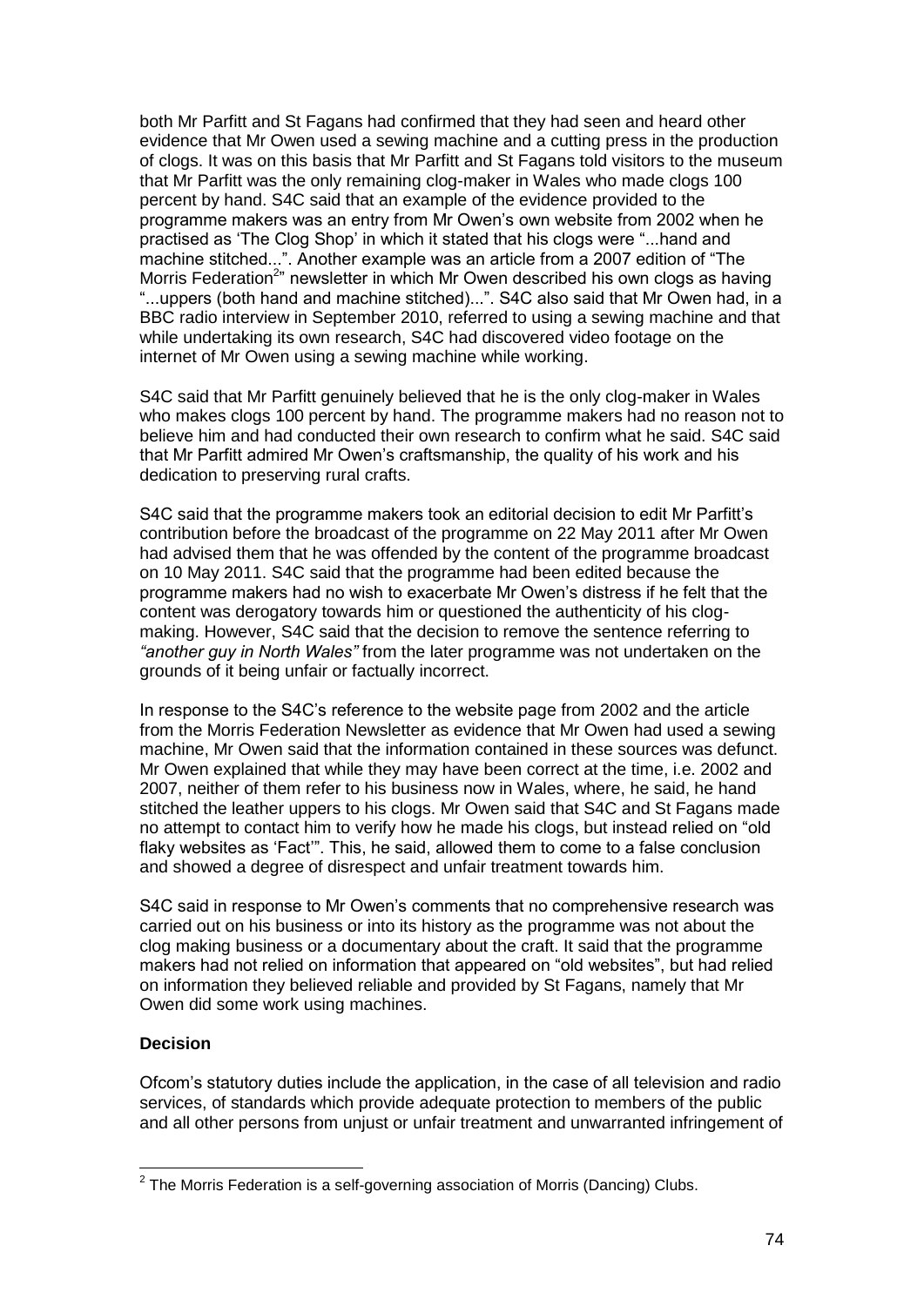both Mr Parfitt and St Fagans had confirmed that they had seen and heard other evidence that Mr Owen used a sewing machine and a cutting press in the production of clogs. It was on this basis that Mr Parfitt and St Fagans told visitors to the museum that Mr Parfitt was the only remaining clog-maker in Wales who made clogs 100 percent by hand. S4C said that an example of the evidence provided to the programme makers was an entry from Mr Owen's own website from 2002 when he practised as 'The Clog Shop' in which it stated that his clogs were "...hand and machine stitched...". Another example was an article from a 2007 edition of "The Morris Federation[2]" newsletter in which Mr Owen described his own clogs as having "...uppers (both hand and machine stitched)...". S4C also said that Mr Owen had, in a BBC radio interview in September 2010, referred to using a sewing machine and that while undertaking its own research, S4C had discovered video footage on the internet of Mr Owen using a sewing machine while working.

S4C said that Mr Parfitt genuinely believed that he is the only clog-maker in Wales who makes clogs 100 percent by hand. The programme makers had no reason not to believe him and had conducted their own research to confirm what he said. S4C said that Mr Parfitt admired Mr Owen's craftsmanship, the quality of his work and his dedication to preserving rural crafts.

S4C said that the programme makers took an editorial decision to edit Mr Parfitt's contribution before the broadcast of the programme on 22 May 2011 after Mr Owen had advised them that he was offended by the content of the programme broadcast on 10 May 2011. S4C said that the programme had been edited because the programme makers had no wish to exacerbate Mr Owen's distress if he felt that the content was derogatory towards him or questioned the authenticity of his clog-making. However, S4C said that the decision to remove the sentence referring to *"another guy in North Wales"* from the later programme was not undertaken on the grounds of it being unfair or factually incorrect.

In response to the S4C's reference to the website page from 2002 and the article from the Morris Federation Newsletter as evidence that Mr Owen had used a sewing machine, Mr Owen said that the information contained in these sources was defunct. Mr Owen explained that while they may have been correct at the time, i.e. 2002 and 2007, neither of them refer to his business now in Wales, where, he said, he hand stitched the leather uppers to his clogs. Mr Owen said that S4C and St Fagans made no attempt to contact him to verify how he made his clogs, but instead relied on "old flaky websites as 'Fact'". This, he said, allowed them to come to a false conclusion and showed a degree of disrespect and unfair treatment towards him.

S4C said in response to Mr Owen's comments that no comprehensive research was carried out on his business or into its history as the programme was not about the clog making business or a documentary about the craft. It said that the programme makers had not relied on information that appeared on "old websites", but had relied on information they believed reliable and provided by St Fagans, namely that Mr Owen did some work using machines.

**Decision**

Ofcom's statutory duties include the application, in the case of all television and radio services, of standards which provide adequate protection to members of the public and all other persons from unjust or unfair treatment and unwarranted infringement of

[2] The Morris Federation is a self-governing association of Morris (Dancing) Clubs.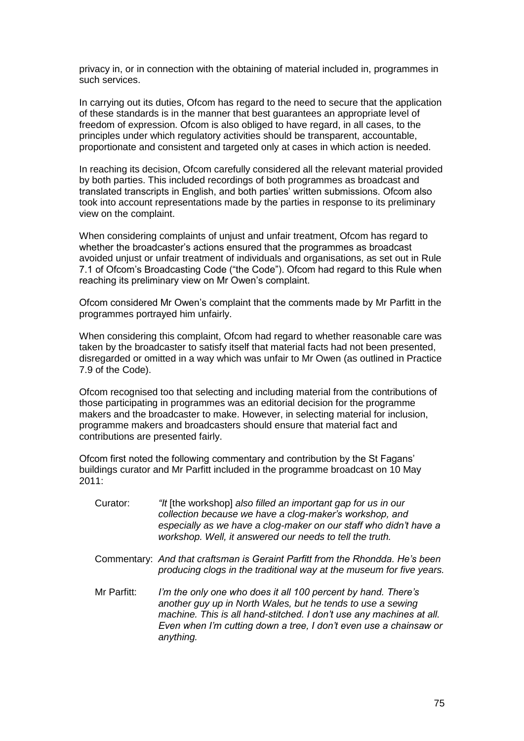privacy in, or in connection with the obtaining of material included in, programmes in such services.

In carrying out its duties, Ofcom has regard to the need to secure that the application of these standards is in the manner that best guarantees an appropriate level of freedom of expression. Ofcom is also obliged to have regard, in all cases, to the principles under which regulatory activities should be transparent, accountable, proportionate and consistent and targeted only at cases in which action is needed.

In reaching its decision, Ofcom carefully considered all the relevant material provided by both parties. This included recordings of both programmes as broadcast and translated transcripts in English, and both parties' written submissions. Ofcom also took into account representations made by the parties in response to its preliminary view on the complaint.

When considering complaints of unjust and unfair treatment, Ofcom has regard to whether the broadcaster's actions ensured that the programmes as broadcast avoided unjust or unfair treatment of individuals and organisations, as set out in Rule 7.1 of Ofcom's Broadcasting Code ("the Code"). Ofcom had regard to this Rule when reaching its preliminary view on Mr Owen's complaint.

Ofcom considered Mr Owen's complaint that the comments made by Mr Parfitt in the programmes portrayed him unfairly.

When considering this complaint, Ofcom had regard to whether reasonable care was taken by the broadcaster to satisfy itself that material facts had not been presented, disregarded or omitted in a way which was unfair to Mr Owen (as outlined in Practice 7.9 of the Code).

Ofcom recognised too that selecting and including material from the contributions of those participating in programmes was an editorial decision for the programme makers and the broadcaster to make. However, in selecting material for inclusion, programme makers and broadcasters should ensure that material fact and contributions are presented fairly.

Ofcom first noted the following commentary and contribution by the St Fagans' buildings curator and Mr Parfitt included in the programme broadcast on 10 May 2011:

> Curator: *"It* [the workshop] *also filled an important gap for us in our collection because we have a clog-maker's workshop, and especially as we have a clog-maker on our staff who didn't have a workshop. Well, it answered our needs to tell the truth.*
>
> Commentary: *And that craftsman is Geraint Parfitt from the Rhondda. He's been producing clogs in the traditional way at the museum for five years.*
>
> Mr Parfitt: *I'm the only one who does it all 100 percent by hand. There's another guy up in North Wales, but he tends to use a sewing machine. This is all hand-stitched. I don't use any machines at all. Even when I'm cutting down a tree, I don't even use a chainsaw or anything.*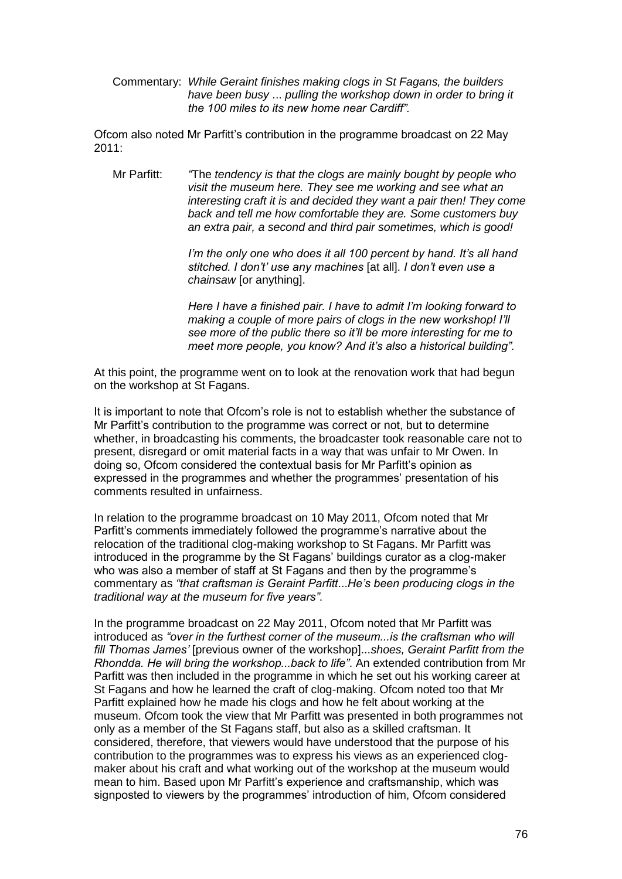Commentary: *While Geraint finishes making clogs in St Fagans, the builders have been busy ... pulling the workshop down in order to bring it the 100 miles to its new home near Cardiff".*

Ofcom also noted Mr Parfitt's contribution in the programme broadcast on 22 May 2011:

Mr Parfitt: *"The tendency is that the clogs are mainly bought by people who visit the museum here. They see me working and see what an interesting craft it is and decided they want a pair then! They come back and tell me how comfortable they are. Some customers buy an extra pair, a second and third pair sometimes, which is good!*

*I'm the only one who does it all 100 percent by hand. It's all hand stitched. I don't' use any machines* [at all]. *I don't even use a chainsaw* [or anything].

*Here I have a finished pair. I have to admit I'm looking forward to making a couple of more pairs of clogs in the new workshop! I'll see more of the public there so it'll be more interesting for me to meet more people, you know? And it's also a historical building"*.

At this point, the programme went on to look at the renovation work that had begun on the workshop at St Fagans.

It is important to note that Ofcom's role is not to establish whether the substance of Mr Parfitt's contribution to the programme was correct or not, but to determine whether, in broadcasting his comments, the broadcaster took reasonable care not to present, disregard or omit material facts in a way that was unfair to Mr Owen. In doing so, Ofcom considered the contextual basis for Mr Parfitt's opinion as expressed in the programmes and whether the programmes' presentation of his comments resulted in unfairness.

In relation to the programme broadcast on 10 May 2011, Ofcom noted that Mr Parfitt's comments immediately followed the programme's narrative about the relocation of the traditional clog-making workshop to St Fagans. Mr Parfitt was introduced in the programme by the St Fagans' buildings curator as a clog-maker who was also a member of staff at St Fagans and then by the programme's commentary as *"that craftsman is Geraint Parfitt...He's been producing clogs in the traditional way at the museum for five years"*.

In the programme broadcast on 22 May 2011, Ofcom noted that Mr Parfitt was introduced as *"over in the furthest corner of the museum...is the craftsman who will fill Thomas James'* [previous owner of the workshop]...*shoes, Geraint Parfitt from the Rhondda. He will bring the workshop...back to life"*. An extended contribution from Mr Parfitt was then included in the programme in which he set out his working career at St Fagans and how he learned the craft of clog-making. Ofcom noted too that Mr Parfitt explained how he made his clogs and how he felt about working at the museum. Ofcom took the view that Mr Parfitt was presented in both programmes not only as a member of the St Fagans staff, but also as a skilled craftsman. It considered, therefore, that viewers would have understood that the purpose of his contribution to the programmes was to express his views as an experienced clog-maker about his craft and what working out of the workshop at the museum would mean to him. Based upon Mr Parfitt's experience and craftsmanship, which was signposted to viewers by the programmes' introduction of him, Ofcom considered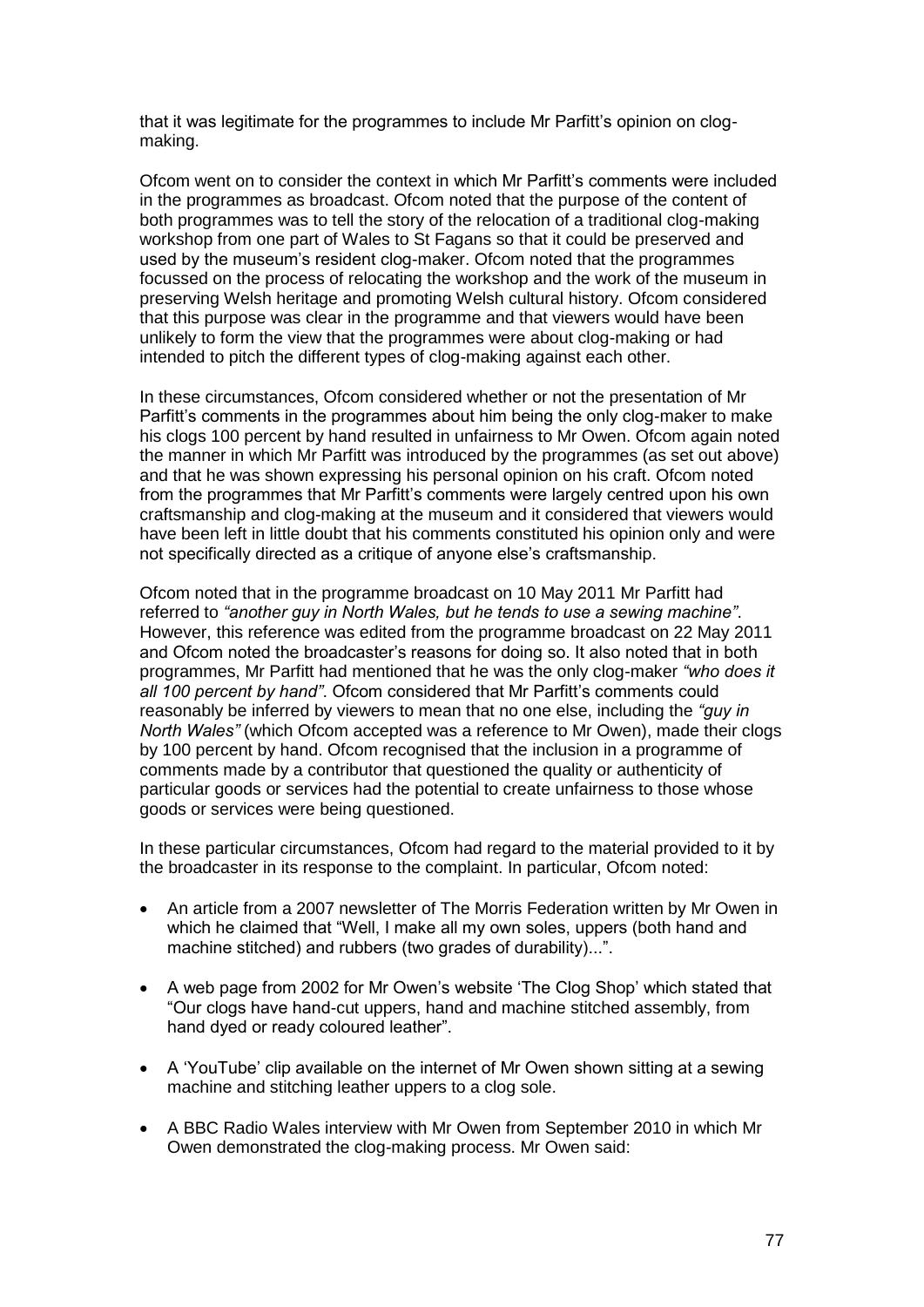that it was legitimate for the programmes to include Mr Parfitt's opinion on clog-making.

Ofcom went on to consider the context in which Mr Parfitt's comments were included in the programmes as broadcast. Ofcom noted that the purpose of the content of both programmes was to tell the story of the relocation of a traditional clog-making workshop from one part of Wales to St Fagans so that it could be preserved and used by the museum's resident clog-maker. Ofcom noted that the programmes focussed on the process of relocating the workshop and the work of the museum in preserving Welsh heritage and promoting Welsh cultural history. Ofcom considered that this purpose was clear in the programme and that viewers would have been unlikely to form the view that the programmes were about clog-making or had intended to pitch the different types of clog-making against each other.

In these circumstances, Ofcom considered whether or not the presentation of Mr Parfitt's comments in the programmes about him being the only clog-maker to make his clogs 100 percent by hand resulted in unfairness to Mr Owen. Ofcom again noted the manner in which Mr Parfitt was introduced by the programmes (as set out above) and that he was shown expressing his personal opinion on his craft. Ofcom noted from the programmes that Mr Parfitt's comments were largely centred upon his own craftsmanship and clog-making at the museum and it considered that viewers would have been left in little doubt that his comments constituted his opinion only and were not specifically directed as a critique of anyone else's craftsmanship.

Ofcom noted that in the programme broadcast on 10 May 2011 Mr Parfitt had referred to *"another guy in North Wales, but he tends to use a sewing machine"*. However, this reference was edited from the programme broadcast on 22 May 2011 and Ofcom noted the broadcaster's reasons for doing so. It also noted that in both programmes, Mr Parfitt had mentioned that he was the only clog-maker *"who does it all 100 percent by hand"*. Ofcom considered that Mr Parfitt's comments could reasonably be inferred by viewers to mean that no one else, including the *"guy in North Wales"* (which Ofcom accepted was a reference to Mr Owen), made their clogs by 100 percent by hand. Ofcom recognised that the inclusion in a programme of comments made by a contributor that questioned the quality or authenticity of particular goods or services had the potential to create unfairness to those whose goods or services were being questioned.

In these particular circumstances, Ofcom had regard to the material provided to it by the broadcaster in its response to the complaint. In particular, Ofcom noted:

- An article from a 2007 newsletter of The Morris Federation written by Mr Owen in which he claimed that "Well, I make all my own soles, uppers (both hand and machine stitched) and rubbers (two grades of durability)...".

- A web page from 2002 for Mr Owen's website 'The Clog Shop' which stated that "Our clogs have hand-cut uppers, hand and machine stitched assembly, from hand dyed or ready coloured leather".

- A 'YouTube' clip available on the internet of Mr Owen shown sitting at a sewing machine and stitching leather uppers to a clog sole.

- A BBC Radio Wales interview with Mr Owen from September 2010 in which Mr Owen demonstrated the clog-making process. Mr Owen said: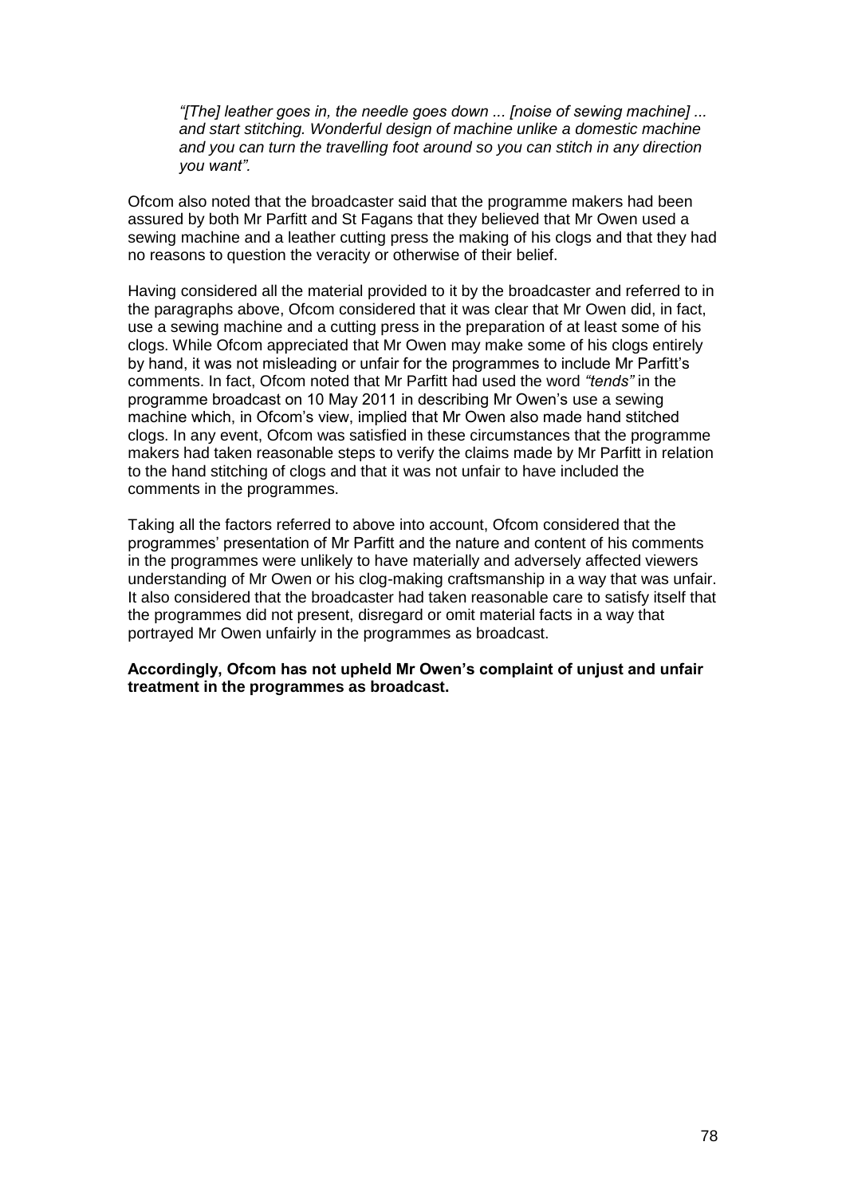> *"[The] leather goes in, the needle goes down ... [noise of sewing machine] ... and start stitching. Wonderful design of machine unlike a domestic machine and you can turn the travelling foot around so you can stitch in any direction you want".*

Ofcom also noted that the broadcaster said that the programme makers had been assured by both Mr Parfitt and St Fagans that they believed that Mr Owen used a sewing machine and a leather cutting press the making of his clogs and that they had no reasons to question the veracity or otherwise of their belief.

Having considered all the material provided to it by the broadcaster and referred to in the paragraphs above, Ofcom considered that it was clear that Mr Owen did, in fact, use a sewing machine and a cutting press in the preparation of at least some of his clogs. While Ofcom appreciated that Mr Owen may make some of his clogs entirely by hand, it was not misleading or unfair for the programmes to include Mr Parfitt's comments. In fact, Ofcom noted that Mr Parfitt had used the word *"tends"* in the programme broadcast on 10 May 2011 in describing Mr Owen's use a sewing machine which, in Ofcom's view, implied that Mr Owen also made hand stitched clogs. In any event, Ofcom was satisfied in these circumstances that the programme makers had taken reasonable steps to verify the claims made by Mr Parfitt in relation to the hand stitching of clogs and that it was not unfair to have included the comments in the programmes.

Taking all the factors referred to above into account, Ofcom considered that the programmes' presentation of Mr Parfitt and the nature and content of his comments in the programmes were unlikely to have materially and adversely affected viewers understanding of Mr Owen or his clog-making craftsmanship in a way that was unfair. It also considered that the broadcaster had taken reasonable care to satisfy itself that the programmes did not present, disregard or omit material facts in a way that portrayed Mr Owen unfairly in the programmes as broadcast.

**Accordingly, Ofcom has not upheld Mr Owen's complaint of unjust and unfair treatment in the programmes as broadcast.**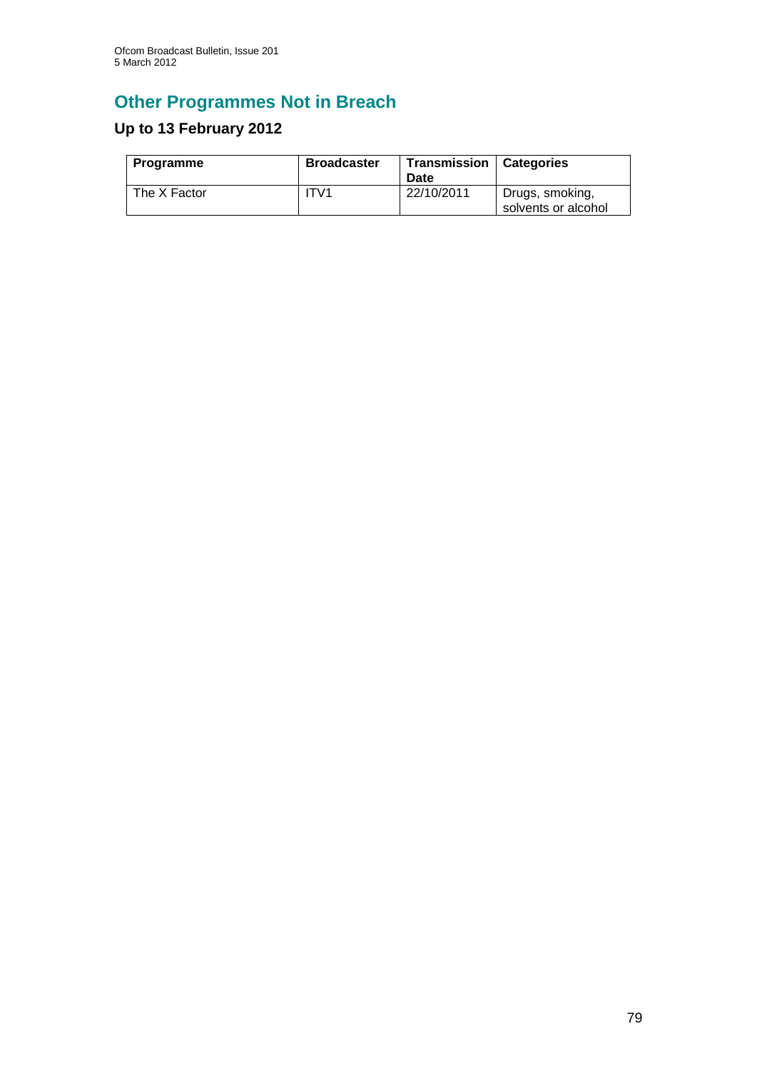# Other Programmes Not in Breach

## Up to 13 February 2012

| Programme | Broadcaster | Transmission Date | Categories |
|---|---|---|---|
| The X Factor | ITV1 | 22/10/2011 | Drugs, smoking, solvents or alcohol |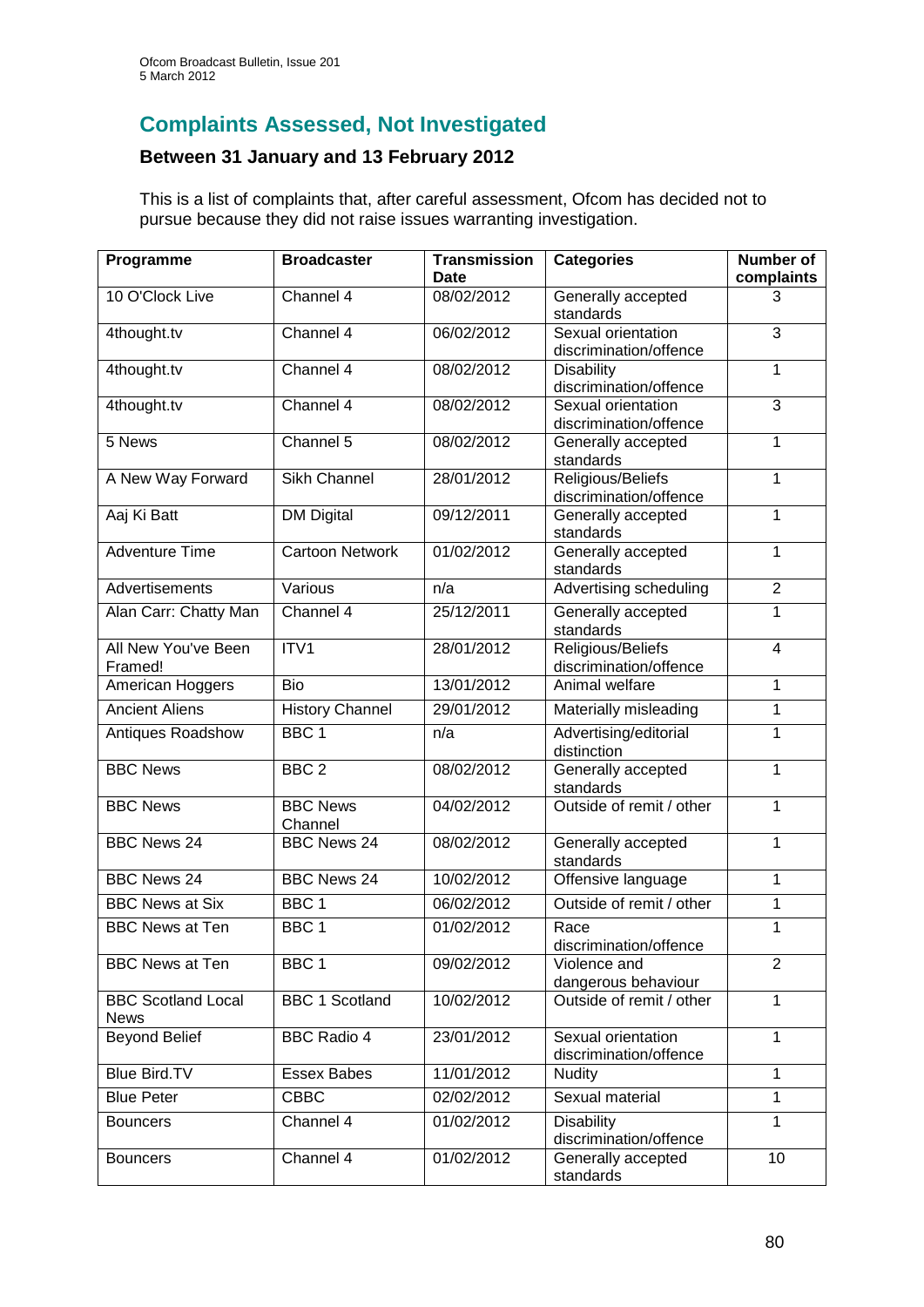## Complaints Assessed, Not Investigated

### Between 31 January and 13 February 2012

This is a list of complaints that, after careful assessment, Ofcom has decided not to pursue because they did not raise issues warranting investigation.

| Programme | Broadcaster | Transmission Date | Categories | Number of complaints |
|---|---|---|---|---|
| 10 O'Clock Live | Channel 4 | 08/02/2012 | Generally accepted standards | 3 |
| 4thought.tv | Channel 4 | 06/02/2012 | Sexual orientation discrimination/offence | 3 |
| 4thought.tv | Channel 4 | 08/02/2012 | Disability discrimination/offence | 1 |
| 4thought.tv | Channel 4 | 08/02/2012 | Sexual orientation discrimination/offence | 3 |
| 5 News | Channel 5 | 08/02/2012 | Generally accepted standards | 1 |
| A New Way Forward | Sikh Channel | 28/01/2012 | Religious/Beliefs discrimination/offence | 1 |
| Aaj Ki Batt | DM Digital | 09/12/2011 | Generally accepted standards | 1 |
| Adventure Time | Cartoon Network | 01/02/2012 | Generally accepted standards | 1 |
| Advertisements | Various | n/a | Advertising scheduling | 2 |
| Alan Carr: Chatty Man | Channel 4 | 25/12/2011 | Generally accepted standards | 1 |
| All New You've Been Framed! | ITV1 | 28/01/2012 | Religious/Beliefs discrimination/offence | 4 |
| American Hoggers | Bio | 13/01/2012 | Animal welfare | 1 |
| Ancient Aliens | History Channel | 29/01/2012 | Materially misleading | 1 |
| Antiques Roadshow | BBC 1 | n/a | Advertising/editorial distinction | 1 |
| BBC News | BBC 2 | 08/02/2012 | Generally accepted standards | 1 |
| BBC News | BBC News Channel | 04/02/2012 | Outside of remit / other | 1 |
| BBC News 24 | BBC News 24 | 08/02/2012 | Generally accepted standards | 1 |
| BBC News 24 | BBC News 24 | 10/02/2012 | Offensive language | 1 |
| BBC News at Six | BBC 1 | 06/02/2012 | Outside of remit / other | 1 |
| BBC News at Ten | BBC 1 | 01/02/2012 | Race discrimination/offence | 1 |
| BBC News at Ten | BBC 1 | 09/02/2012 | Violence and dangerous behaviour | 2 |
| BBC Scotland Local News | BBC 1 Scotland | 10/02/2012 | Outside of remit / other | 1 |
| Beyond Belief | BBC Radio 4 | 23/01/2012 | Sexual orientation discrimination/offence | 1 |
| Blue Bird.TV | Essex Babes | 11/01/2012 | Nudity | 1 |
| Blue Peter | CBBC | 02/02/2012 | Sexual material | 1 |
| Bouncers | Channel 4 | 01/02/2012 | Disability discrimination/offence | 1 |
| Bouncers | Channel 4 | 01/02/2012 | Generally accepted standards | 10 |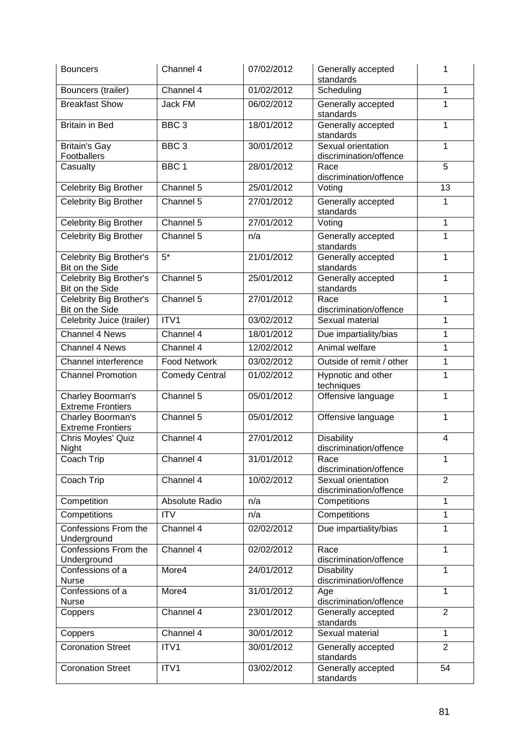| Bouncers | Channel 4 | 07/02/2012 | Generally accepted standards | 1 |
|---|---|---|---|---|
| Bouncers (trailer) | Channel 4 | 01/02/2012 | Scheduling | 1 |
| Breakfast Show | Jack FM | 06/02/2012 | Generally accepted standards | 1 |
| Britain in Bed | BBC 3 | 18/01/2012 | Generally accepted standards | 1 |
| Britain's Gay Footballers | BBC 3 | 30/01/2012 | Sexual orientation discrimination/offence | 1 |
| Casualty | BBC 1 | 28/01/2012 | Race discrimination/offence | 5 |
| Celebrity Big Brother | Channel 5 | 25/01/2012 | Voting | 13 |
| Celebrity Big Brother | Channel 5 | 27/01/2012 | Generally accepted standards | 1 |
| Celebrity Big Brother | Channel 5 | 27/01/2012 | Voting | 1 |
| Celebrity Big Brother | Channel 5 | n/a | Generally accepted standards | 1 |
| Celebrity Big Brother's Bit on the Side | 5* | 21/01/2012 | Generally accepted standards | 1 |
| Celebrity Big Brother's Bit on the Side | Channel 5 | 25/01/2012 | Generally accepted standards | 1 |
| Celebrity Big Brother's Bit on the Side | Channel 5 | 27/01/2012 | Race discrimination/offence | 1 |
| Celebrity Juice (trailer) | ITV1 | 03/02/2012 | Sexual material | 1 |
| Channel 4 News | Channel 4 | 18/01/2012 | Due impartiality/bias | 1 |
| Channel 4 News | Channel 4 | 12/02/2012 | Animal welfare | 1 |
| Channel interference | Food Network | 03/02/2012 | Outside of remit / other | 1 |
| Channel Promotion | Comedy Central | 01/02/2012 | Hypnotic and other techniques | 1 |
| Charley Boorman's Extreme Frontiers | Channel 5 | 05/01/2012 | Offensive language | 1 |
| Charley Boorman's Extreme Frontiers | Channel 5 | 05/01/2012 | Offensive language | 1 |
| Chris Moyles' Quiz Night | Channel 4 | 27/01/2012 | Disability discrimination/offence | 4 |
| Coach Trip | Channel 4 | 31/01/2012 | Race discrimination/offence | 1 |
| Coach Trip | Channel 4 | 10/02/2012 | Sexual orientation discrimination/offence | 2 |
| Competition | Absolute Radio | n/a | Competitions | 1 |
| Competitions | ITV | n/a | Competitions | 1 |
| Confessions From the Underground | Channel 4 | 02/02/2012 | Due impartiality/bias | 1 |
| Confessions From the Underground | Channel 4 | 02/02/2012 | Race discrimination/offence | 1 |
| Confessions of a Nurse | More4 | 24/01/2012 | Disability discrimination/offence | 1 |
| Confessions of a Nurse | More4 | 31/01/2012 | Age discrimination/offence | 1 |
| Coppers | Channel 4 | 23/01/2012 | Generally accepted standards | 2 |
| Coppers | Channel 4 | 30/01/2012 | Sexual material | 1 |
| Coronation Street | ITV1 | 30/01/2012 | Generally accepted standards | 2 |
| Coronation Street | ITV1 | 03/02/2012 | Generally accepted standards | 54 |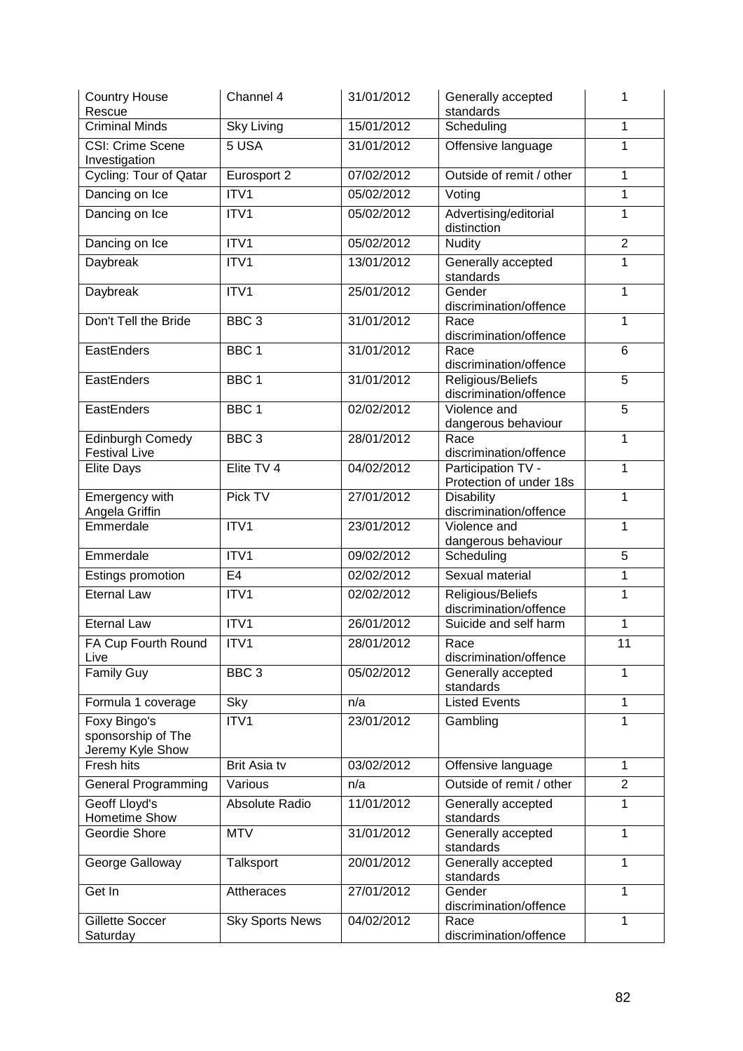| Country House Rescue | Channel 4 | 31/01/2012 | Generally accepted standards | 1 |
|---|---|---|---|---|
| Criminal Minds | Sky Living | 15/01/2012 | Scheduling | 1 |
| CSI: Crime Scene Investigation | 5 USA | 31/01/2012 | Offensive language | 1 |
| Cycling: Tour of Qatar | Eurosport 2 | 07/02/2012 | Outside of remit / other | 1 |
| Dancing on Ice | ITV1 | 05/02/2012 | Voting | 1 |
| Dancing on Ice | ITV1 | 05/02/2012 | Advertising/editorial distinction | 1 |
| Dancing on Ice | ITV1 | 05/02/2012 | Nudity | 2 |
| Daybreak | ITV1 | 13/01/2012 | Generally accepted standards | 1 |
| Daybreak | ITV1 | 25/01/2012 | Gender discrimination/offence | 1 |
| Don't Tell the Bride | BBC 3 | 31/01/2012 | Race discrimination/offence | 1 |
| EastEnders | BBC 1 | 31/01/2012 | Race discrimination/offence | 6 |
| EastEnders | BBC 1 | 31/01/2012 | Religious/Beliefs discrimination/offence | 5 |
| EastEnders | BBC 1 | 02/02/2012 | Violence and dangerous behaviour | 5 |
| Edinburgh Comedy Festival Live | BBC 3 | 28/01/2012 | Race discrimination/offence | 1 |
| Elite Days | Elite TV 4 | 04/02/2012 | Participation TV - Protection of under 18s | 1 |
| Emergency with Angela Griffin | Pick TV | 27/01/2012 | Disability discrimination/offence | 1 |
| Emmerdale | ITV1 | 23/01/2012 | Violence and dangerous behaviour | 1 |
| Emmerdale | ITV1 | 09/02/2012 | Scheduling | 5 |
| Estings promotion | E4 | 02/02/2012 | Sexual material | 1 |
| Eternal Law | ITV1 | 02/02/2012 | Religious/Beliefs discrimination/offence | 1 |
| Eternal Law | ITV1 | 26/01/2012 | Suicide and self harm | 1 |
| FA Cup Fourth Round Live | ITV1 | 28/01/2012 | Race discrimination/offence | 11 |
| Family Guy | BBC 3 | 05/02/2012 | Generally accepted standards | 1 |
| Formula 1 coverage | Sky | n/a | Listed Events | 1 |
| Foxy Bingo's sponsorship of The Jeremy Kyle Show | ITV1 | 23/01/2012 | Gambling | 1 |
| Fresh hits | Brit Asia tv | 03/02/2012 | Offensive language | 1 |
| General Programming | Various | n/a | Outside of remit / other | 2 |
| Geoff Lloyd's Hometime Show | Absolute Radio | 11/01/2012 | Generally accepted standards | 1 |
| Geordie Shore | MTV | 31/01/2012 | Generally accepted standards | 1 |
| George Galloway | Talksport | 20/01/2012 | Generally accepted standards | 1 |
| Get In | Attheraces | 27/01/2012 | Gender discrimination/offence | 1 |
| Gillette Soccer Saturday | Sky Sports News | 04/02/2012 | Race discrimination/offence | 1 |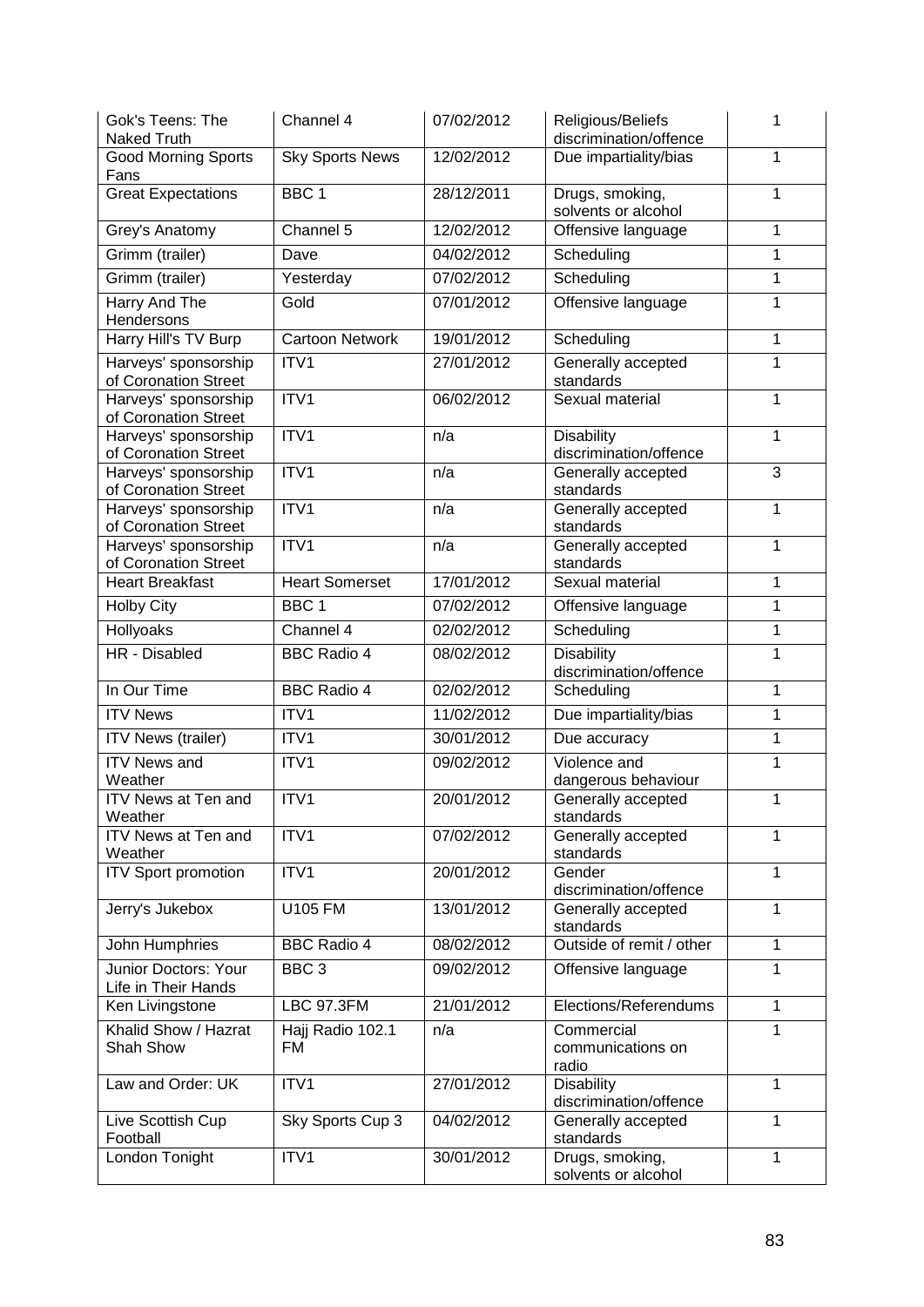| Gok's Teens: The Naked Truth | Channel 4 | 07/02/2012 | Religious/Beliefs discrimination/offence | 1 |
|---|---|---|---|---|
| Good Morning Sports Fans | Sky Sports News | 12/02/2012 | Due impartiality/bias | 1 |
| Great Expectations | BBC 1 | 28/12/2011 | Drugs, smoking, solvents or alcohol | 1 |
| Grey's Anatomy | Channel 5 | 12/02/2012 | Offensive language | 1 |
| Grimm (trailer) | Dave | 04/02/2012 | Scheduling | 1 |
| Grimm (trailer) | Yesterday | 07/02/2012 | Scheduling | 1 |
| Harry And The Hendersons | Gold | 07/01/2012 | Offensive language | 1 |
| Harry Hill's TV Burp | Cartoon Network | 19/01/2012 | Scheduling | 1 |
| Harveys' sponsorship of Coronation Street | ITV1 | 27/01/2012 | Generally accepted standards | 1 |
| Harveys' sponsorship of Coronation Street | ITV1 | 06/02/2012 | Sexual material | 1 |
| Harveys' sponsorship of Coronation Street | ITV1 | n/a | Disability discrimination/offence | 1 |
| Harveys' sponsorship of Coronation Street | ITV1 | n/a | Generally accepted standards | 3 |
| Harveys' sponsorship of Coronation Street | ITV1 | n/a | Generally accepted standards | 1 |
| Harveys' sponsorship of Coronation Street | ITV1 | n/a | Generally accepted standards | 1 |
| Heart Breakfast | Heart Somerset | 17/01/2012 | Sexual material | 1 |
| Holby City | BBC 1 | 07/02/2012 | Offensive language | 1 |
| Hollyoaks | Channel 4 | 02/02/2012 | Scheduling | 1 |
| HR - Disabled | BBC Radio 4 | 08/02/2012 | Disability discrimination/offence | 1 |
| In Our Time | BBC Radio 4 | 02/02/2012 | Scheduling | 1 |
| ITV News | ITV1 | 11/02/2012 | Due impartiality/bias | 1 |
| ITV News (trailer) | ITV1 | 30/01/2012 | Due accuracy | 1 |
| ITV News and Weather | ITV1 | 09/02/2012 | Violence and dangerous behaviour | 1 |
| ITV News at Ten and Weather | ITV1 | 20/01/2012 | Generally accepted standards | 1 |
| ITV News at Ten and Weather | ITV1 | 07/02/2012 | Generally accepted standards | 1 |
| ITV Sport promotion | ITV1 | 20/01/2012 | Gender discrimination/offence | 1 |
| Jerry's Jukebox | U105 FM | 13/01/2012 | Generally accepted standards | 1 |
| John Humphries | BBC Radio 4 | 08/02/2012 | Outside of remit / other | 1 |
| Junior Doctors: Your Life in Their Hands | BBC 3 | 09/02/2012 | Offensive language | 1 |
| Ken Livingstone | LBC 97.3FM | 21/01/2012 | Elections/Referendums | 1 |
| Khalid Show / Hazrat Shah Show | Hajj Radio 102.1 FM | n/a | Commercial communications on radio | 1 |
| Law and Order: UK | ITV1 | 27/01/2012 | Disability discrimination/offence | 1 |
| Live Scottish Cup Football | Sky Sports Cup 3 | 04/02/2012 | Generally accepted standards | 1 |
| London Tonight | ITV1 | 30/01/2012 | Drugs, smoking, solvents or alcohol | 1 |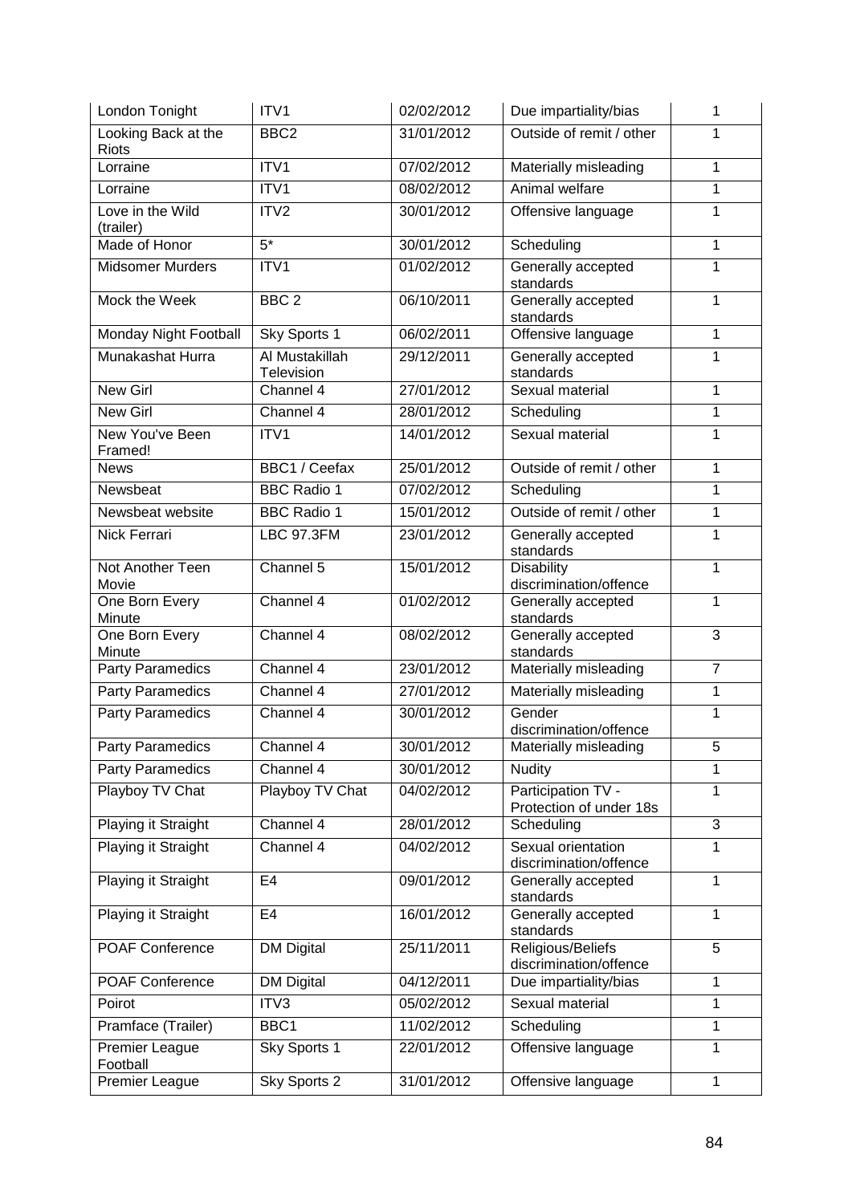| London Tonight | ITV1 | 02/02/2012 | Due impartiality/bias | 1 |
|---|---|---|---|---|
| Looking Back at the Riots | BBC2 | 31/01/2012 | Outside of remit / other | 1 |
| Lorraine | ITV1 | 07/02/2012 | Materially misleading | 1 |
| Lorraine | ITV1 | 08/02/2012 | Animal welfare | 1 |
| Love in the Wild (trailer) | ITV2 | 30/01/2012 | Offensive language | 1 |
| Made of Honor | 5* | 30/01/2012 | Scheduling | 1 |
| Midsomer Murders | ITV1 | 01/02/2012 | Generally accepted standards | 1 |
| Mock the Week | BBC 2 | 06/10/2011 | Generally accepted standards | 1 |
| Monday Night Football | Sky Sports 1 | 06/02/2011 | Offensive language | 1 |
| Munakashat Hurra | Al Mustakillah Television | 29/12/2011 | Generally accepted standards | 1 |
| New Girl | Channel 4 | 27/01/2012 | Sexual material | 1 |
| New Girl | Channel 4 | 28/01/2012 | Scheduling | 1 |
| New You've Been Framed! | ITV1 | 14/01/2012 | Sexual material | 1 |
| News | BBC1 / Ceefax | 25/01/2012 | Outside of remit / other | 1 |
| Newsbeat | BBC Radio 1 | 07/02/2012 | Scheduling | 1 |
| Newsbeat website | BBC Radio 1 | 15/01/2012 | Outside of remit / other | 1 |
| Nick Ferrari | LBC 97.3FM | 23/01/2012 | Generally accepted standards | 1 |
| Not Another Teen Movie | Channel 5 | 15/01/2012 | Disability discrimination/offence | 1 |
| One Born Every Minute | Channel 4 | 01/02/2012 | Generally accepted standards | 1 |
| One Born Every Minute | Channel 4 | 08/02/2012 | Generally accepted standards | 3 |
| Party Paramedics | Channel 4 | 23/01/2012 | Materially misleading | 7 |
| Party Paramedics | Channel 4 | 27/01/2012 | Materially misleading | 1 |
| Party Paramedics | Channel 4 | 30/01/2012 | Gender discrimination/offence | 1 |
| Party Paramedics | Channel 4 | 30/01/2012 | Materially misleading | 5 |
| Party Paramedics | Channel 4 | 30/01/2012 | Nudity | 1 |
| Playboy TV Chat | Playboy TV Chat | 04/02/2012 | Participation TV - Protection of under 18s | 1 |
| Playing it Straight | Channel 4 | 28/01/2012 | Scheduling | 3 |
| Playing it Straight | Channel 4 | 04/02/2012 | Sexual orientation discrimination/offence | 1 |
| Playing it Straight | E4 | 09/01/2012 | Generally accepted standards | 1 |
| Playing it Straight | E4 | 16/01/2012 | Generally accepted standards | 1 |
| POAF Conference | DM Digital | 25/11/2011 | Religious/Beliefs discrimination/offence | 5 |
| POAF Conference | DM Digital | 04/12/2011 | Due impartiality/bias | 1 |
| Poirot | ITV3 | 05/02/2012 | Sexual material | 1 |
| Pramface (Trailer) | BBC1 | 11/02/2012 | Scheduling | 1 |
| Premier League Football | Sky Sports 1 | 22/01/2012 | Offensive language | 1 |
| Premier League | Sky Sports 2 | 31/01/2012 | Offensive language | 1 |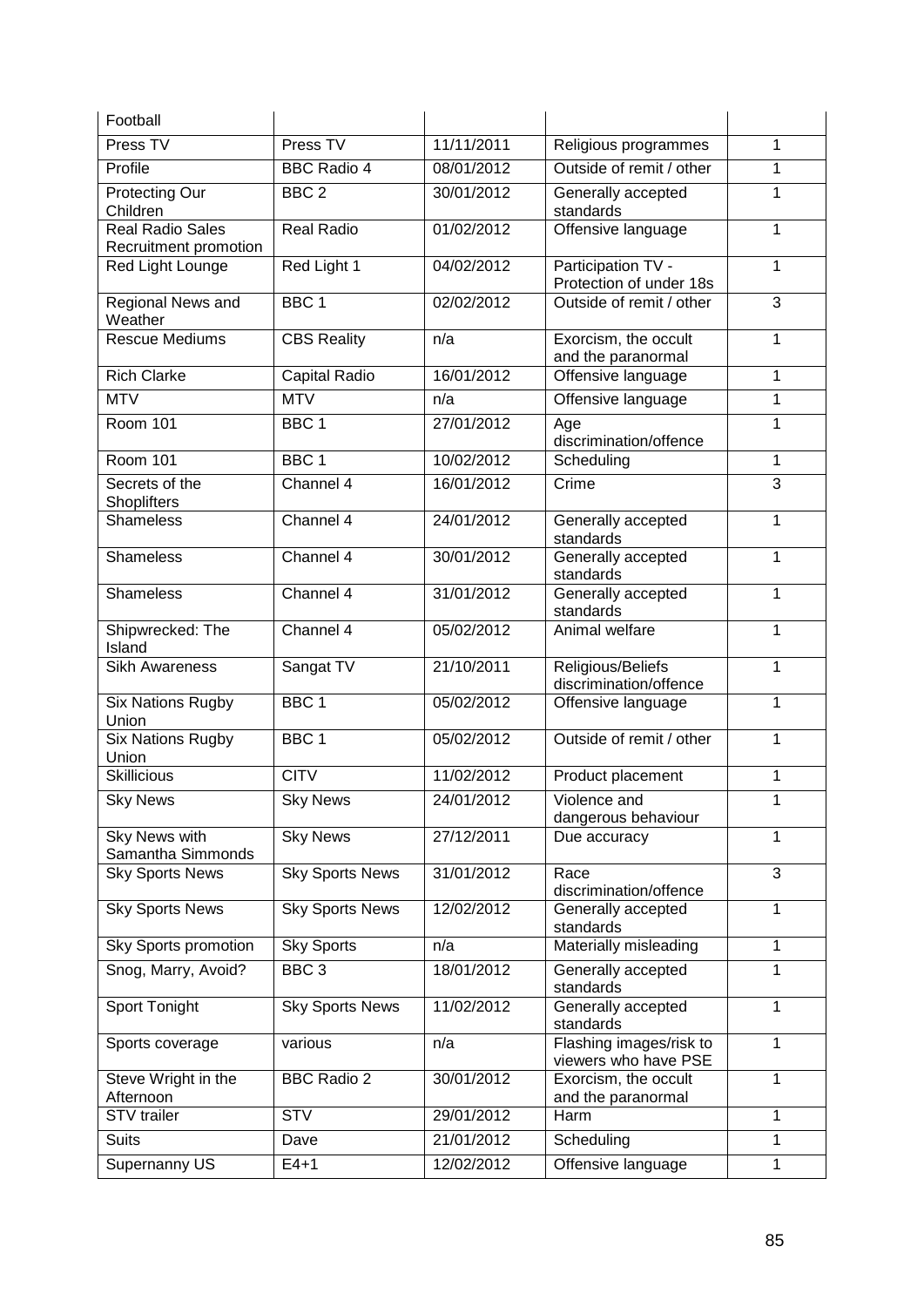| Football | | | | |
|---|---|---|---|---|
| Press TV | Press TV | 11/11/2011 | Religious programmes | 1 |
| Profile | BBC Radio 4 | 08/01/2012 | Outside of remit / other | 1 |
| Protecting Our Children | BBC 2 | 30/01/2012 | Generally accepted standards | 1 |
| Real Radio Sales Recruitment promotion | Real Radio | 01/02/2012 | Offensive language | 1 |
| Red Light Lounge | Red Light 1 | 04/02/2012 | Participation TV - Protection of under 18s | 1 |
| Regional News and Weather | BBC 1 | 02/02/2012 | Outside of remit / other | 3 |
| Rescue Mediums | CBS Reality | n/a | Exorcism, the occult and the paranormal | 1 |
| Rich Clarke | Capital Radio | 16/01/2012 | Offensive language | 1 |
| MTV | MTV | n/a | Offensive language | 1 |
| Room 101 | BBC 1 | 27/01/2012 | Age discrimination/offence | 1 |
| Room 101 | BBC 1 | 10/02/2012 | Scheduling | 1 |
| Secrets of the Shoplifters | Channel 4 | 16/01/2012 | Crime | 3 |
| Shameless | Channel 4 | 24/01/2012 | Generally accepted standards | 1 |
| Shameless | Channel 4 | 30/01/2012 | Generally accepted standards | 1 |
| Shameless | Channel 4 | 31/01/2012 | Generally accepted standards | 1 |
| Shipwrecked: The Island | Channel 4 | 05/02/2012 | Animal welfare | 1 |
| Sikh Awareness | Sangat TV | 21/10/2011 | Religious/Beliefs discrimination/offence | 1 |
| Six Nations Rugby Union | BBC 1 | 05/02/2012 | Offensive language | 1 |
| Six Nations Rugby Union | BBC 1 | 05/02/2012 | Outside of remit / other | 1 |
| Skillicious | CITV | 11/02/2012 | Product placement | 1 |
| Sky News | Sky News | 24/01/2012 | Violence and dangerous behaviour | 1 |
| Sky News with Samantha Simmonds | Sky News | 27/12/2011 | Due accuracy | 1 |
| Sky Sports News | Sky Sports News | 31/01/2012 | Race discrimination/offence | 3 |
| Sky Sports News | Sky Sports News | 12/02/2012 | Generally accepted standards | 1 |
| Sky Sports promotion | Sky Sports | n/a | Materially misleading | 1 |
| Snog, Marry, Avoid? | BBC 3 | 18/01/2012 | Generally accepted standards | 1 |
| Sport Tonight | Sky Sports News | 11/02/2012 | Generally accepted standards | 1 |
| Sports coverage | various | n/a | Flashing images/risk to viewers who have PSE | 1 |
| Steve Wright in the Afternoon | BBC Radio 2 | 30/01/2012 | Exorcism, the occult and the paranormal | 1 |
| STV trailer | STV | 29/01/2012 | Harm | 1 |
| Suits | Dave | 21/01/2012 | Scheduling | 1 |
| Supernanny US | E4+1 | 12/02/2012 | Offensive language | 1 |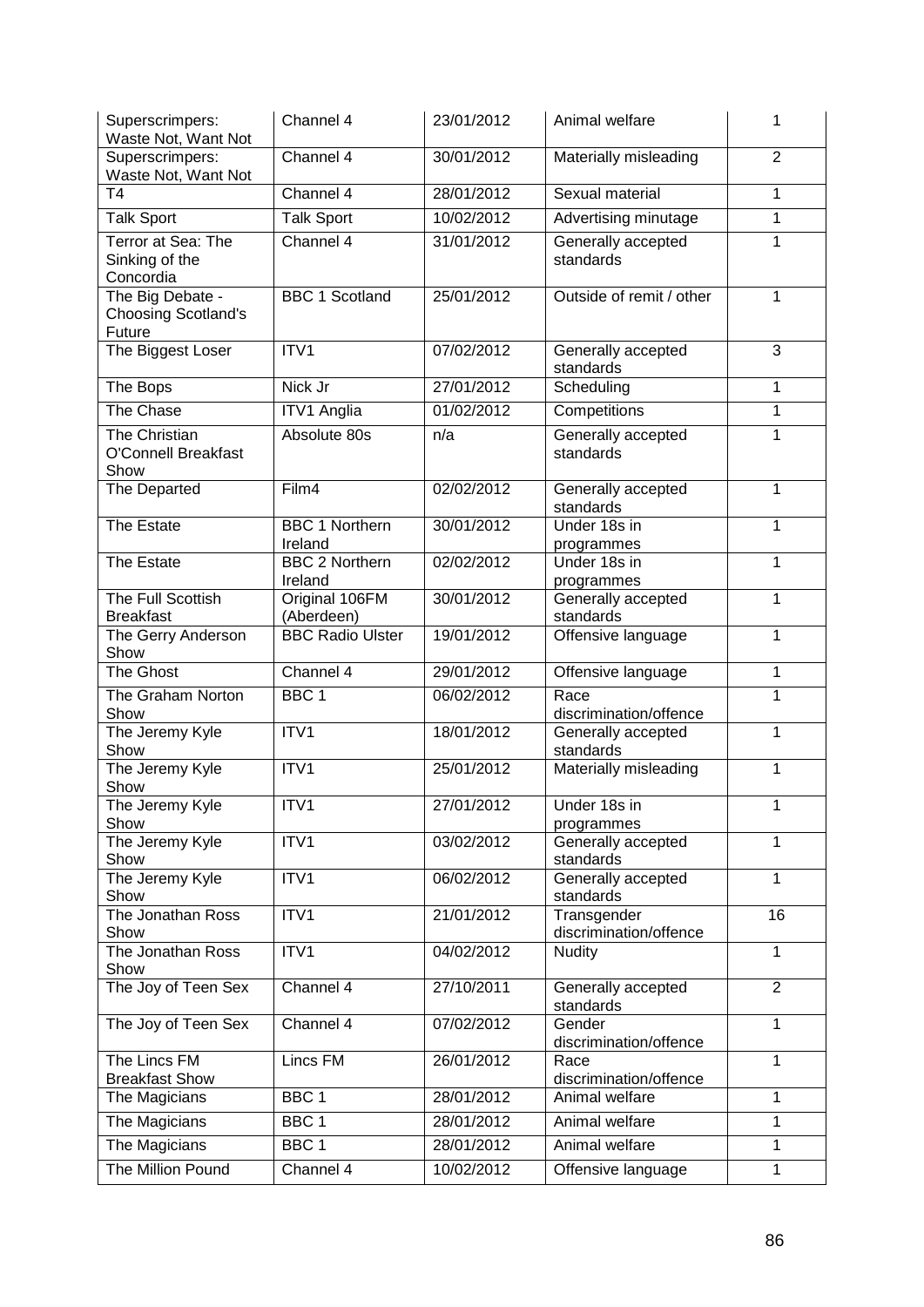| Superscrimpers: Waste Not, Want Not | Channel 4 | 23/01/2012 | Animal welfare | 1 |
|---|---|---|---|---|
| Superscrimpers: Waste Not, Want Not | Channel 4 | 30/01/2012 | Materially misleading | 2 |
| T4 | Channel 4 | 28/01/2012 | Sexual material | 1 |
| Talk Sport | Talk Sport | 10/02/2012 | Advertising minutage | 1 |
| Terror at Sea: The Sinking of the Concordia | Channel 4 | 31/01/2012 | Generally accepted standards | 1 |
| The Big Debate - Choosing Scotland's Future | BBC 1 Scotland | 25/01/2012 | Outside of remit / other | 1 |
| The Biggest Loser | ITV1 | 07/02/2012 | Generally accepted standards | 3 |
| The Bops | Nick Jr | 27/01/2012 | Scheduling | 1 |
| The Chase | ITV1 Anglia | 01/02/2012 | Competitions | 1 |
| The Christian O'Connell Breakfast Show | Absolute 80s | n/a | Generally accepted standards | 1 |
| The Departed | Film4 | 02/02/2012 | Generally accepted standards | 1 |
| The Estate | BBC 1 Northern Ireland | 30/01/2012 | Under 18s in programmes | 1 |
| The Estate | BBC 2 Northern Ireland | 02/02/2012 | Under 18s in programmes | 1 |
| The Full Scottish Breakfast | Original 106FM (Aberdeen) | 30/01/2012 | Generally accepted standards | 1 |
| The Gerry Anderson Show | BBC Radio Ulster | 19/01/2012 | Offensive language | 1 |
| The Ghost | Channel 4 | 29/01/2012 | Offensive language | 1 |
| The Graham Norton Show | BBC 1 | 06/02/2012 | Race discrimination/offence | 1 |
| The Jeremy Kyle Show | ITV1 | 18/01/2012 | Generally accepted standards | 1 |
| The Jeremy Kyle Show | ITV1 | 25/01/2012 | Materially misleading | 1 |
| The Jeremy Kyle Show | ITV1 | 27/01/2012 | Under 18s in programmes | 1 |
| The Jeremy Kyle Show | ITV1 | 03/02/2012 | Generally accepted standards | 1 |
| The Jeremy Kyle Show | ITV1 | 06/02/2012 | Generally accepted standards | 1 |
| The Jonathan Ross Show | ITV1 | 21/01/2012 | Transgender discrimination/offence | 16 |
| The Jonathan Ross Show | ITV1 | 04/02/2012 | Nudity | 1 |
| The Joy of Teen Sex | Channel 4 | 27/10/2011 | Generally accepted standards | 2 |
| The Joy of Teen Sex | Channel 4 | 07/02/2012 | Gender discrimination/offence | 1 |
| The Lincs FM Breakfast Show | Lincs FM | 26/01/2012 | Race discrimination/offence | 1 |
| The Magicians | BBC 1 | 28/01/2012 | Animal welfare | 1 |
| The Magicians | BBC 1 | 28/01/2012 | Animal welfare | 1 |
| The Magicians | BBC 1 | 28/01/2012 | Animal welfare | 1 |
| The Million Pound | Channel 4 | 10/02/2012 | Offensive language | 1 |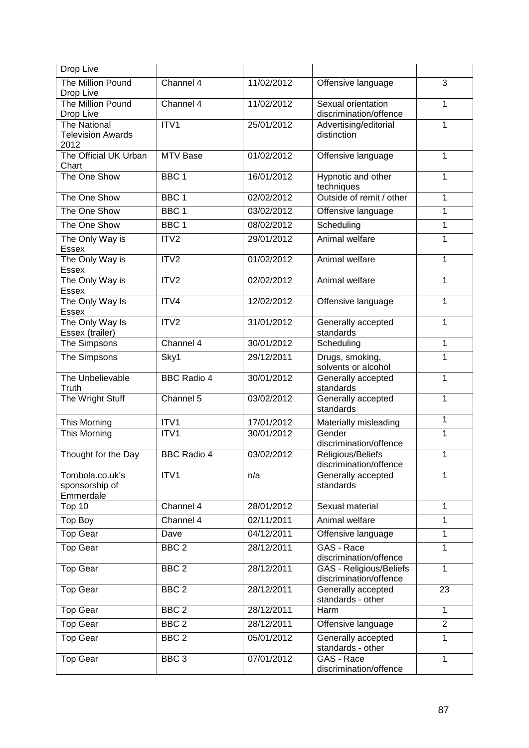| Drop Live | | | | |
|---|---|---|---|---|
| The Million Pound Drop Live | Channel 4 | 11/02/2012 | Offensive language | 3 |
| The Million Pound Drop Live | Channel 4 | 11/02/2012 | Sexual orientation discrimination/offence | 1 |
| The National Television Awards 2012 | ITV1 | 25/01/2012 | Advertising/editorial distinction | 1 |
| The Official UK Urban Chart | MTV Base | 01/02/2012 | Offensive language | 1 |
| The One Show | BBC 1 | 16/01/2012 | Hypnotic and other techniques | 1 |
| The One Show | BBC 1 | 02/02/2012 | Outside of remit / other | 1 |
| The One Show | BBC 1 | 03/02/2012 | Offensive language | 1 |
| The One Show | BBC 1 | 08/02/2012 | Scheduling | 1 |
| The Only Way is Essex | ITV2 | 29/01/2012 | Animal welfare | 1 |
| The Only Way is Essex | ITV2 | 01/02/2012 | Animal welfare | 1 |
| The Only Way is Essex | ITV2 | 02/02/2012 | Animal welfare | 1 |
| The Only Way Is Essex | ITV4 | 12/02/2012 | Offensive language | 1 |
| The Only Way Is Essex (trailer) | ITV2 | 31/01/2012 | Generally accepted standards | 1 |
| The Simpsons | Channel 4 | 30/01/2012 | Scheduling | 1 |
| The Simpsons | Sky1 | 29/12/2011 | Drugs, smoking, solvents or alcohol | 1 |
| The Unbelievable Truth | BBC Radio 4 | 30/01/2012 | Generally accepted standards | 1 |
| The Wright Stuff | Channel 5 | 03/02/2012 | Generally accepted standards | 1 |
| This Morning | ITV1 | 17/01/2012 | Materially misleading | 1 |
| This Morning | ITV1 | 30/01/2012 | Gender discrimination/offence | 1 |
| Thought for the Day | BBC Radio 4 | 03/02/2012 | Religious/Beliefs discrimination/offence | 1 |
| Tombola.co.uk's sponsorship of Emmerdale | ITV1 | n/a | Generally accepted standards | 1 |
| Top 10 | Channel 4 | 28/01/2012 | Sexual material | 1 |
| Top Boy | Channel 4 | 02/11/2011 | Animal welfare | 1 |
| Top Gear | Dave | 04/12/2011 | Offensive language | 1 |
| Top Gear | BBC 2 | 28/12/2011 | GAS - Race discrimination/offence | 1 |
| Top Gear | BBC 2 | 28/12/2011 | GAS - Religious/Beliefs discrimination/offence | 1 |
| Top Gear | BBC 2 | 28/12/2011 | Generally accepted standards - other | 23 |
| Top Gear | BBC 2 | 28/12/2011 | Harm | 1 |
| Top Gear | BBC 2 | 28/12/2011 | Offensive language | 2 |
| Top Gear | BBC 2 | 05/01/2012 | Generally accepted standards - other | 1 |
| Top Gear | BBC 3 | 07/01/2012 | GAS - Race discrimination/offence | 1 |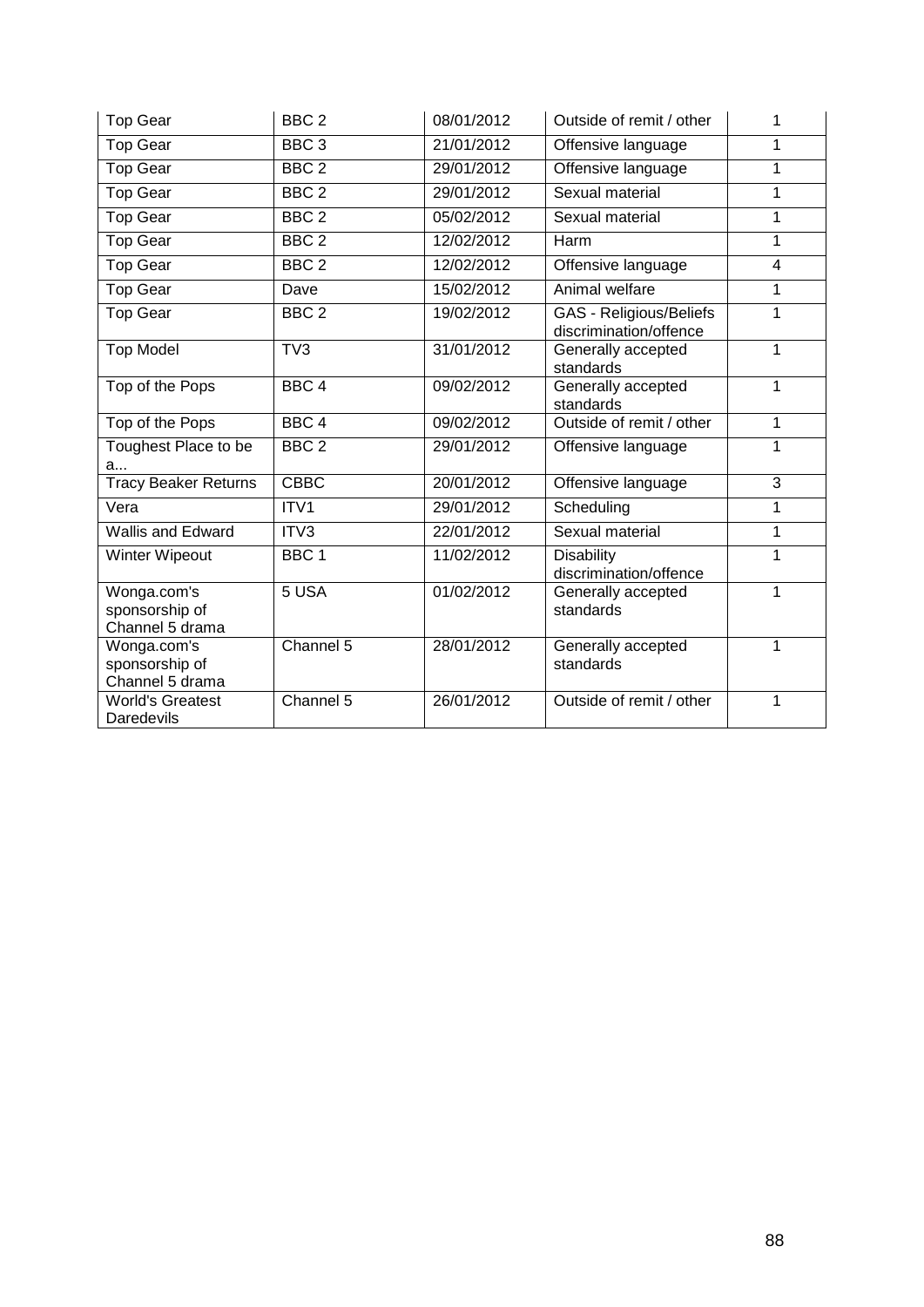| Top Gear | BBC 2 | 08/01/2012 | Outside of remit / other | 1 |
|---|---|---|---|---|
| Top Gear | BBC 3 | 21/01/2012 | Offensive language | 1 |
| Top Gear | BBC 2 | 29/01/2012 | Offensive language | 1 |
| Top Gear | BBC 2 | 29/01/2012 | Sexual material | 1 |
| Top Gear | BBC 2 | 05/02/2012 | Sexual material | 1 |
| Top Gear | BBC 2 | 12/02/2012 | Harm | 1 |
| Top Gear | BBC 2 | 12/02/2012 | Offensive language | 4 |
| Top Gear | Dave | 15/02/2012 | Animal welfare | 1 |
| Top Gear | BBC 2 | 19/02/2012 | GAS - Religious/Beliefs discrimination/offence | 1 |
| Top Model | TV3 | 31/01/2012 | Generally accepted standards | 1 |
| Top of the Pops | BBC 4 | 09/02/2012 | Generally accepted standards | 1 |
| Top of the Pops | BBC 4 | 09/02/2012 | Outside of remit / other | 1 |
| Toughest Place to be a... | BBC 2 | 29/01/2012 | Offensive language | 1 |
| Tracy Beaker Returns | CBBC | 20/01/2012 | Offensive language | 3 |
| Vera | ITV1 | 29/01/2012 | Scheduling | 1 |
| Wallis and Edward | ITV3 | 22/01/2012 | Sexual material | 1 |
| Winter Wipeout | BBC 1 | 11/02/2012 | Disability discrimination/offence | 1 |
| Wonga.com's sponsorship of Channel 5 drama | 5 USA | 01/02/2012 | Generally accepted standards | 1 |
| Wonga.com's sponsorship of Channel 5 drama | Channel 5 | 28/01/2012 | Generally accepted standards | 1 |
| World's Greatest Daredevils | Channel 5 | 26/01/2012 | Outside of remit / other | 1 |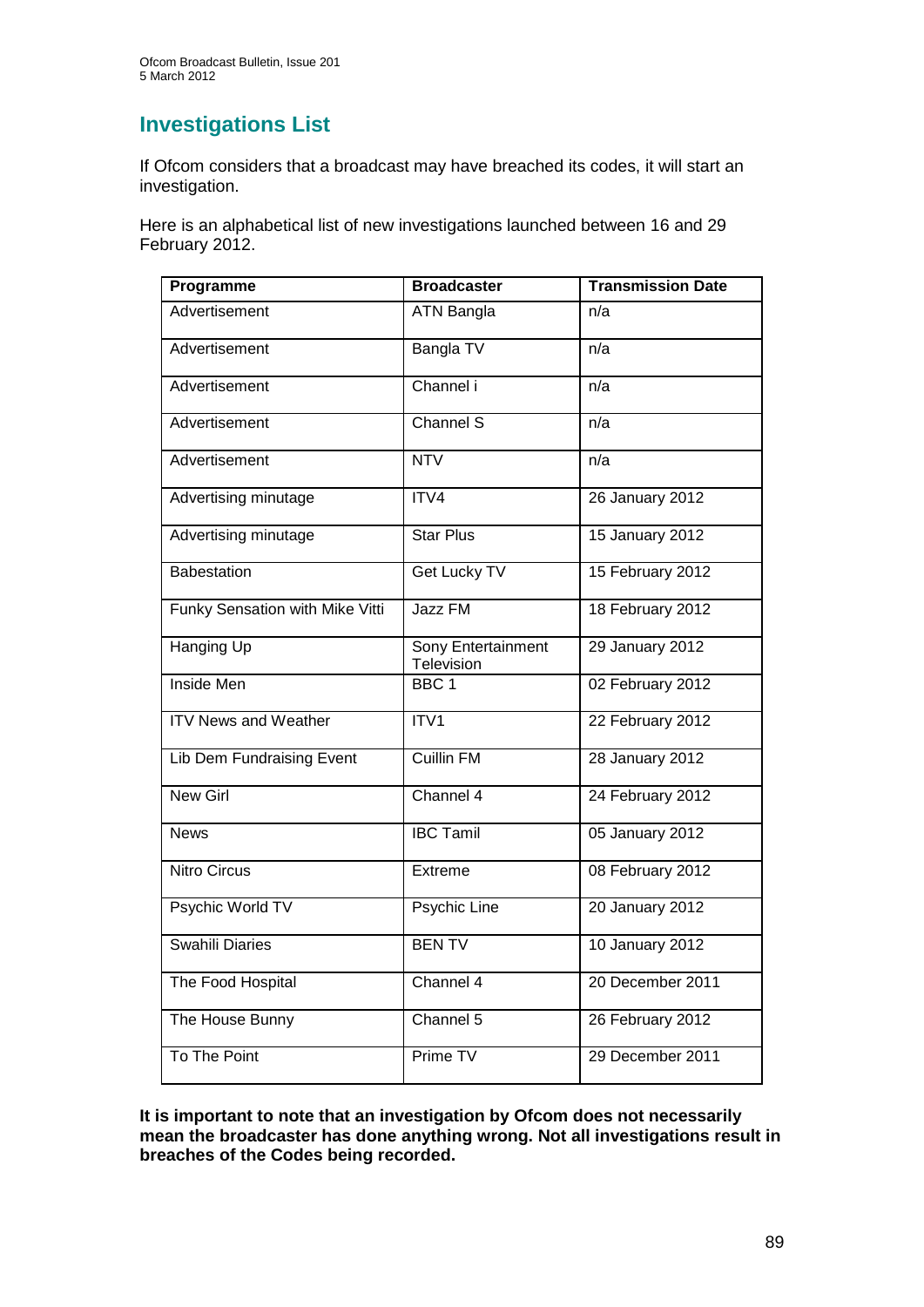## Investigations List

If Ofcom considers that a broadcast may have breached its codes, it will start an investigation.

Here is an alphabetical list of new investigations launched between 16 and 29 February 2012.

| Programme | Broadcaster | Transmission Date |
|---|---|---|
| Advertisement | ATN Bangla | n/a |
| Advertisement | Bangla TV | n/a |
| Advertisement | Channel i | n/a |
| Advertisement | Channel S | n/a |
| Advertisement | NTV | n/a |
| Advertising minutage | ITV4 | 26 January 2012 |
| Advertising minutage | Star Plus | 15 January 2012 |
| Babestation | Get Lucky TV | 15 February 2012 |
| Funky Sensation with Mike Vitti | Jazz FM | 18 February 2012 |
| Hanging Up | Sony Entertainment Television | 29 January 2012 |
| Inside Men | BBC 1 | 02 February 2012 |
| ITV News and Weather | ITV1 | 22 February 2012 |
| Lib Dem Fundraising Event | Cuillin FM | 28 January 2012 |
| New Girl | Channel 4 | 24 February 2012 |
| News | IBC Tamil | 05 January 2012 |
| Nitro Circus | Extreme | 08 February 2012 |
| Psychic World TV | Psychic Line | 20 January 2012 |
| Swahili Diaries | BEN TV | 10 January 2012 |
| The Food Hospital | Channel 4 | 20 December 2011 |
| The House Bunny | Channel 5 | 26 February 2012 |
| To The Point | Prime TV | 29 December 2011 |

**It is important to note that an investigation by Ofcom does not necessarily mean the broadcaster has done anything wrong. Not all investigations result in breaches of the Codes being recorded.**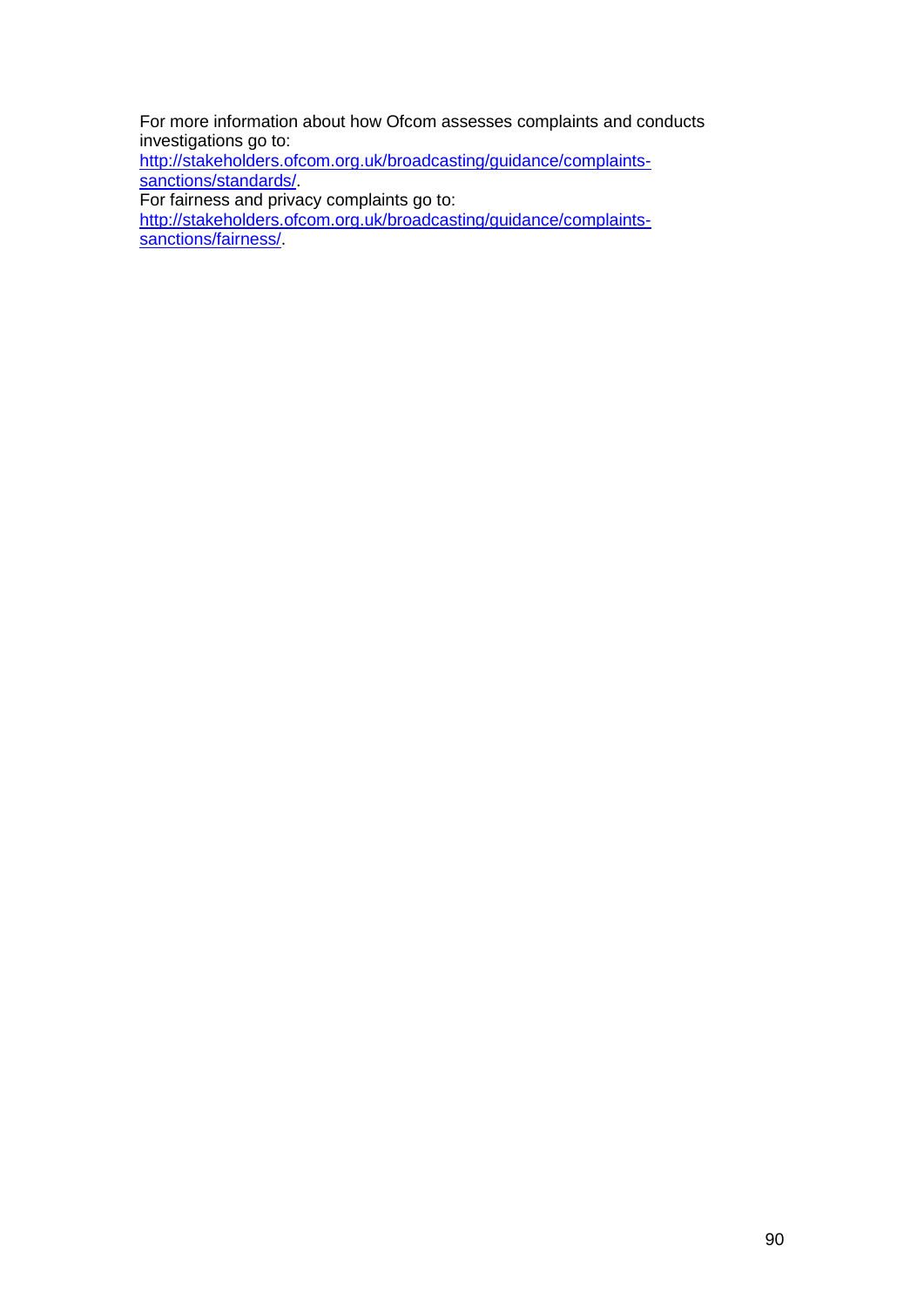For more information about how Ofcom assesses complaints and conducts investigations go to:
http://stakeholders.ofcom.org.uk/broadcasting/guidance/complaints-sanctions/standards/.
For fairness and privacy complaints go to:
http://stakeholders.ofcom.org.uk/broadcasting/guidance/complaints-sanctions/fairness/.